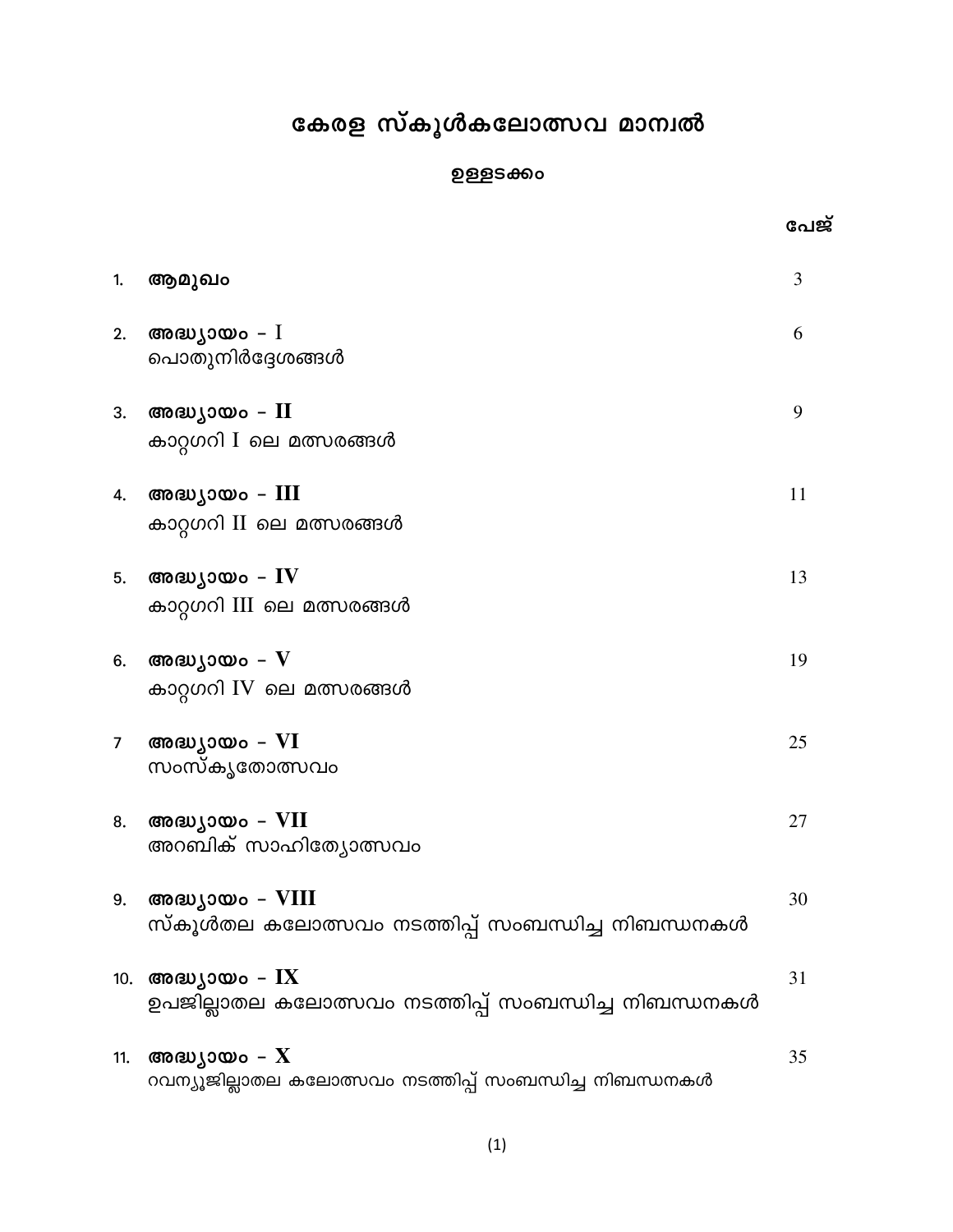# കേരള സ്കൂൾകലോത്സവ മാന്വൽ

## ഉള്ളടക്കം

| | | പേജ് |
|---|---|---|
| 1. | **ആമുഖം** | 3 |
| 2. | **അദ്ധ്യായം – I**<br>പൊതുനിർദ്ദേശങ്ങൾ | 6 |
| 3. | **അദ്ധ്യായം – II**<br>കാറ്റഗറി I ലെ മത്സരങ്ങൾ | 9 |
| 4. | **അദ്ധ്യായം – III**<br>കാറ്റഗറി II ലെ മത്സരങ്ങൾ | 11 |
| 5. | **അദ്ധ്യായം – IV**<br>കാറ്റഗറി III ലെ മത്സരങ്ങൾ | 13 |
| 6. | **അദ്ധ്യായം – V**<br>കാറ്റഗറി IV ലെ മത്സരങ്ങൾ | 19 |
| 7 | **അദ്ധ്യായം – VI**<br>സംസ്കൃതോത്സവം | 25 |
| 8. | **അദ്ധ്യായം – VII**<br>അറബിക് സാഹിത്യോത്സവം | 27 |
| 9. | **അദ്ധ്യായം – VIII**<br>സ്കൂൾതല കലോത്സവം നടത്തിപ്പ് സംബന്ധിച്ച നിബന്ധനകൾ | 30 |
| 10. | **അദ്ധ്യായം – IX**<br>ഉപജില്ലാതല കലോത്സവം നടത്തിപ്പ് സംബന്ധിച്ച നിബന്ധനകൾ | 31 |
| 11. | **അദ്ധ്യായം – X**<br>റവന്യൂജില്ലാതല കലോത്സവം നടത്തിപ്പ് സംബന്ധിച്ച നിബന്ധനകൾ | 35 |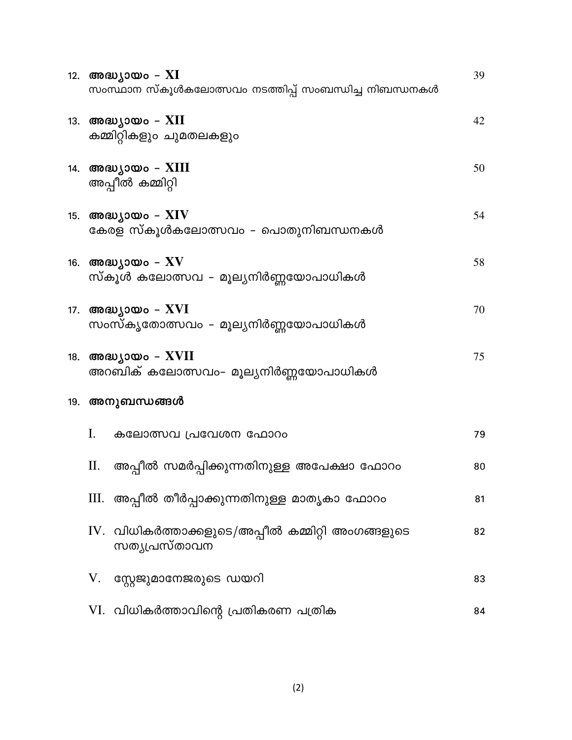| | | |
|---|---|---|
| 12. | **അദ്ധ്യായം – XI**<br>സംസ്ഥാന സ്കൂൾകലോത്സവം നടത്തിപ്പ് സംബന്ധിച്ച നിബന്ധനകൾ | 39 |
| 13. | **അദ്ധ്യായം – XII**<br>കമ്മിറ്റികളും ചുമതലകളും | 42 |
| 14. | **അദ്ധ്യായം – XIII**<br>അപ്പീൽ കമ്മിറ്റി | 50 |
| 15. | **അദ്ധ്യായം – XIV**<br>കേരള സ്കൂൾകലോത്സവം - പൊതുനിബന്ധനകൾ | 54 |
| 16. | **അദ്ധ്യായം – XV**<br>സ്കൂൾ കലോത്സവ - മൂല്യനിർണ്ണയോപാധികൾ | 58 |
| 17. | **അദ്ധ്യായം – XVI**<br>സംസ്കൃതോത്സവം - മൂല്യനിർണ്ണയോപാധികൾ | 70 |
| 18. | **അദ്ധ്യായം – XVII**<br>അറബിക് കലോത്സവം- മൂല്യനിർണ്ണയോപാധികൾ | 75 |
| 19. | **അനുബന്ധങ്ങൾ** | |
| | I. കലോത്സവ പ്രവേശന ഫോറം | 79 |
| | II. അപ്പീൽ സമർപ്പിക്കുന്നതിനുള്ള അപേക്ഷാ ഫോറം | 80 |
| | III. അപ്പീൽ തീർപ്പാക്കുന്നതിനുള്ള മാതൃകാ ഫോറം | 81 |
| | IV. വിധികർത്താക്കളുടെ/അപ്പീൽ കമ്മിറ്റി അംഗങ്ങളുടെ സത്യപ്രസ്താവന | 82 |
| | V. സ്റ്റേജുമാനേജരുടെ ഡയറി | 83 |
| | VI. വിധികർത്താവിന്റെ പ്രതികരണ പത്രിക | 84 |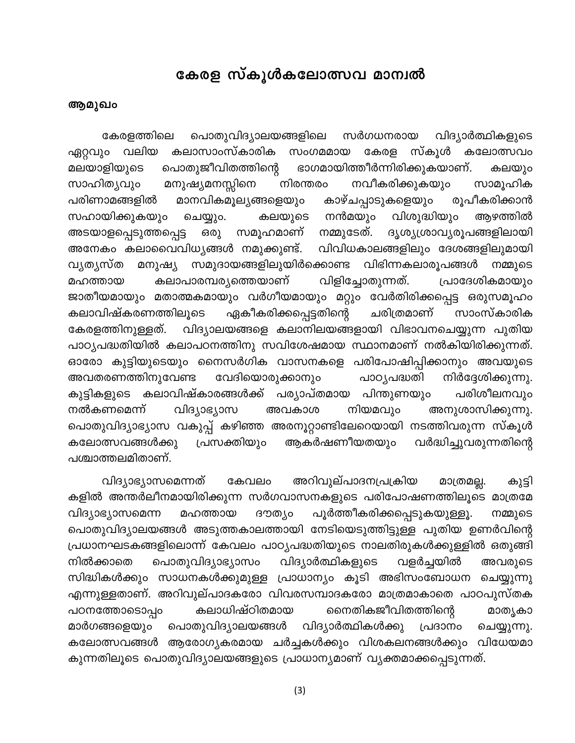# കേരള സ്കൂൾകലോത്സവ മാന്വൽ

## ആമുഖം

കേരളത്തിലെ പൊതുവിദ്യാലയങ്ങളിലെ സർഗധനരായ വിദ്യാർത്ഥികളുടെ ഏറ്റവും വലിയ കലാസാംസ്കാരിക സംഗമമായ കേരള സ്കൂൾ കലോത്സവം മലയാളിയുടെ പൊതുജീവിതത്തിന്റെ ഭാഗമായിത്തീർന്നിരിക്കുകയാണ്. കലയും സാഹിത്യവും മനുഷ്യമനസ്സിനെ നിരന്തരം നവീകരിക്കുകയും സാമൂഹിക പരിണാമങ്ങളിൽ മാനവികമൂല്യങ്ങളെയും കാഴ്ചപ്പാടുകളെയും രൂപീകരിക്കാൻ സഹായിക്കുകയും ചെയ്യും. കലയുടെ നൻമയും വിശുദ്ധിയും ആഴത്തിൽ അടയാളപ്പെടുത്തപ്പെട്ട ഒരു സമൂഹമാണ് നമ്മുടേത്. ദൃശ്യശ്രാവ്യരൂപങ്ങളിലായി അനേകം കലാവൈവിധ്യങ്ങൾ നമുക്കുണ്ട്. വിവിധകാലങ്ങളിലും ദേശങ്ങളിലുമായി വ്യത്യസ്ത മനുഷ്യ സമുദായങ്ങളിലുയിർക്കൊണ്ട വിഭിന്നകലാരൂപങ്ങൾ നമ്മുടെ മഹത്തായ കലാപാരമ്പര്യത്തെയാണ് വിളിച്ചോതുന്നത്. പ്രാദേശികമായും ജാതീയമായും മതാത്മകമായും വർഗീയമായും മറ്റും വേർതിരിക്കപ്പെട്ട ഒരുസമൂഹം കലാവിഷ്കരണത്തിലൂടെ ഏകീകരിക്കപ്പെട്ടതിന്റെ ചരിത്രമാണ് സാംസ്കാരിക കേരളത്തിനുള്ളത്. വിദ്യാലയങ്ങളെ കലാനിലയങ്ങളായി വിഭാവനചെയ്യുന്ന പുതിയ പാഠ്യപദ്ധതിയിൽ കലാപഠനത്തിനു സവിശേഷമായ സ്ഥാനമാണ് നൽകിയിരിക്കുന്നത്. ഓരോ കുട്ടിയുടെയും നൈസർഗിക വാസനകളെ പരിപോഷിപ്പിക്കാനും അവയുടെ അവതരണത്തിനുവേണ്ട വേദിയൊരുക്കാനും പാഠ്യപദ്ധതി നിർദ്ദേശിക്കുന്നു. കുട്ടികളുടെ കലാവിഷ്കാരങ്ങൾക്ക് പര്യാപ്തമായ പിന്തുണയും പരിശീലനവും നൽകണമെന്ന് വിദ്യാഭ്യാസ അവകാശ നിയമവും അനുശാസിക്കുന്നു. പൊതുവിദ്യാഭ്യാസ വകുപ്പ് കഴിഞ്ഞ അരനൂറ്റാണ്ടിലേറെയായി നടത്തിവരുന്ന സ്കൂൾ കലോത്സവങ്ങൾക്കു പ്രസക്തിയും ആകർഷണീയതയും വർദ്ധിച്ചുവരുന്നതിന്റെ പശ്ചാത്തലമിതാണ്.

വിദ്യാഭ്യാസമെന്നത് കേവലം അറിവുല്പാദനപ്രക്രിയ മാത്രമല്ല. കുട്ടികളിൽ അന്തർലീനമായിരിക്കുന്ന സർഗവാസനകളുടെ പരിപോഷണത്തിലൂടെ മാത്രമേ വിദ്യാഭ്യാസമെന്ന മഹത്തായ ദൗത്യം പൂർത്തീകരിക്കപ്പെടുകയുള്ളൂ. നമ്മുടെ പൊതുവിദ്യാലയങ്ങൾ അടുത്തകാലത്തായി നേടിയെടുത്തിട്ടുള്ള പുതിയ ഉണർവിന്റെ പ്രധാനഘടകങ്ങളിലൊന്ന് കേവലം പാഠ്യപദ്ധതിയുടെ നാലതിരുകൾക്കുള്ളിൽ ഒതുങ്ങി നിൽക്കാതെ പൊതുവിദ്യാഭ്യാസം വിദ്യാർത്ഥികളുടെ വളർച്ചയിൽ അവരുടെ സിദ്ധികൾക്കും സാധനകൾക്കുമുള്ള പ്രാധാന്യം കൂടി അഭിസംബോധന ചെയ്യുന്നു എന്നുള്ളതാണ്. അറിവുല്പാദകരോ വിവരസമ്പാദകരോ മാത്രമാകാതെ പാഠപുസ്തക പഠനത്തോടൊപ്പം കലാധിഷ്ഠിതമായ നൈതികജീവിതത്തിന്റെ മാതൃകാ മാർഗങ്ങളെയും പൊതുവിദ്യാലയങ്ങൾ വിദ്യാർത്ഥികൾക്കു പ്രദാനം ചെയ്യുന്നു. കലോത്സവങ്ങൾ ആരോഗ്യകരമായ ചർച്ചകൾക്കും വിശകലനങ്ങൾക്കും വിധേയമാകുന്നതിലൂടെ പൊതുവിദ്യാലയങ്ങളുടെ പ്രാധാന്യമാണ് വ്യക്തമാക്കപ്പെടുന്നത്.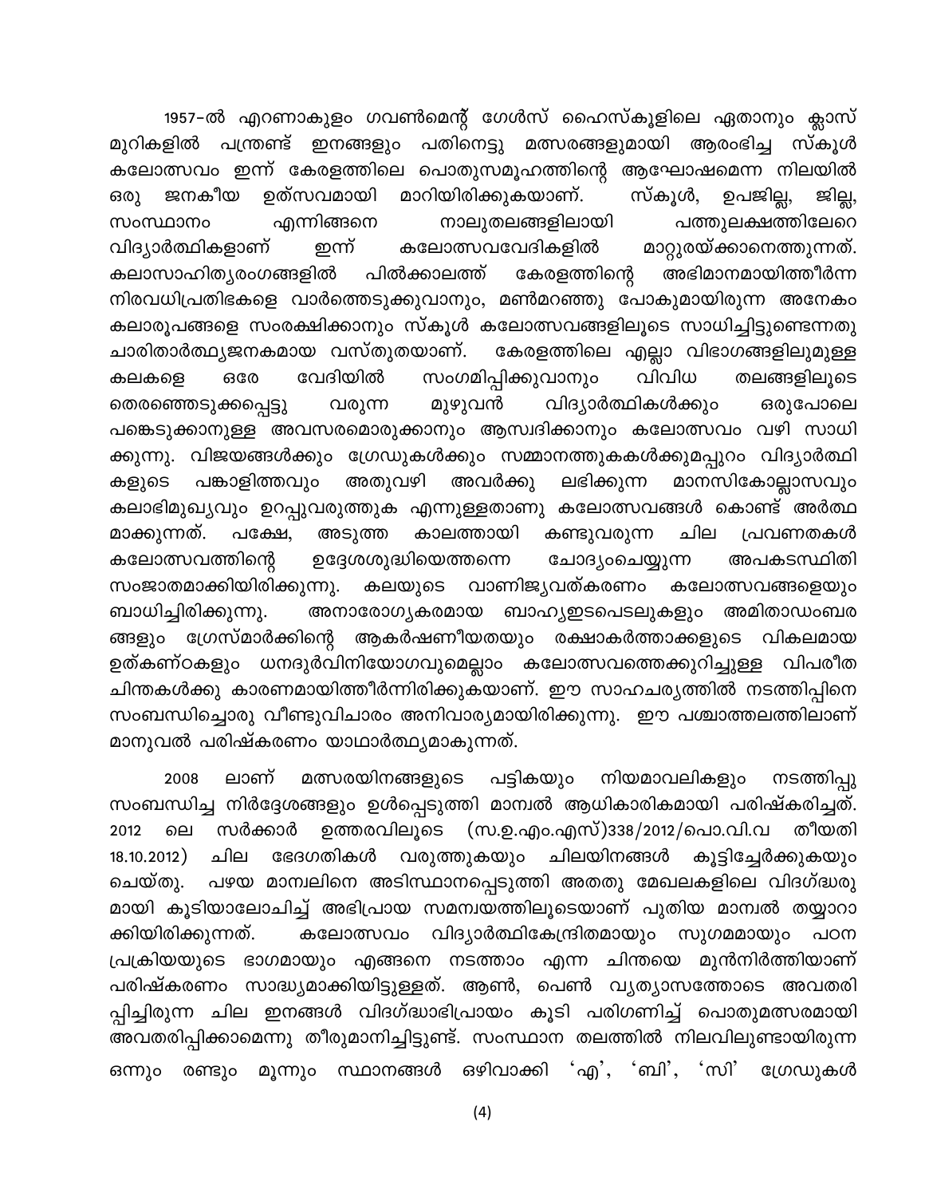1957-ൽ എറണാകുളം ഗവൺമെന്റ് ഗേൾസ് ഹൈസ്കൂളിലെ ഏതാനും ക്ലാസ് മുറികളിൽ പന്ത്രണ്ട് ഇനങ്ങളും പതിനെട്ടു മത്സരങ്ങളുമായി ആരംഭിച്ച സ്കൂൾ കലോത്സവം ഇന്ന് കേരളത്തിലെ പൊതുസമൂഹത്തിന്റെ ആഘോഷമെന്ന നിലയിൽ ഒരു ജനകീയ ഉത്സവമായി മാറിയിരിക്കുകയാണ്. സ്കൂൾ, ഉപജില്ല, ജില്ല, സംസ്ഥാനം എന്നിങ്ങനെ നാലുതലങ്ങളിലായി പത്തുലക്ഷത്തിലേറെ വിദ്യാർത്ഥികളാണ് ഇന്ന് കലോത്സവവേദികളിൽ മാറ്റുരയ്ക്കാനെത്തുന്നത്. കലാസാഹിത്യരംഗങ്ങളിൽ പിൽക്കാലത്ത് കേരളത്തിന്റെ അഭിമാനമായിത്തീർന്ന നിരവധിപ്രതിഭകളെ വാർത്തെടുക്കുവാനും, മൺമറഞ്ഞു പോകുമായിരുന്ന അനേകം കലാരൂപങ്ങളെ സംരക്ഷിക്കാനും സ്കൂൾ കലോത്സവങ്ങളിലൂടെ സാധിച്ചിട്ടുണ്ടെന്നതു ചാരിതാർത്ഥ്യജനകമായ വസ്തുതയാണ്. കേരളത്തിലെ എല്ലാ വിഭാഗങ്ങളിലുമുള്ള കലകളെ ഒരേ വേദിയിൽ സംഗമിപ്പിക്കുവാനും വിവിധ തലങ്ങളിലൂടെ തെരഞ്ഞെടുക്കപ്പെട്ടു വരുന്ന മുഴുവൻ വിദ്യാർത്ഥികൾക്കും ഒരുപോലെ പങ്കെടുക്കാനുള്ള അവസരമൊരുക്കാനും ആസ്വദിക്കാനും കലോത്സവം വഴി സാധിക്കുന്നു. വിജയങ്ങൾക്കും ഗ്രേഡുകൾക്കും സമ്മാനത്തുകകൾക്കുമപ്പുറം വിദ്യാർത്ഥികളുടെ പങ്കാളിത്തവും അതുവഴി അവർക്കു ലഭിക്കുന്ന മാനസികോല്ലാസവും കലാഭിമുഖ്യവും ഉറപ്പുവരുത്തുക എന്നുള്ളതാണു കലോത്സവങ്ങൾ കൊണ്ട് അർത്ഥമാക്കുന്നത്. പക്ഷേ, അടുത്ത കാലത്തായി കണ്ടുവരുന്ന ചില പ്രവണതകൾ കലോത്സവത്തിന്റെ ഉദ്ദേശശുദ്ധിയെത്തന്നെ ചോദ്യംചെയ്യുന്ന അപകടസ്ഥിതി സംജാതമാക്കിയിരിക്കുന്നു. കലയുടെ വാണിജ്യവത്കരണം കലോത്സവങ്ങളെയും ബാധിച്ചിരിക്കുന്നു. അനാരോഗ്യകരമായ ബാഹ്യഇടപെടലുകളും അമിതാഡംബരങ്ങളും ഗ്രേസ്മാർക്കിന്റെ ആകർഷണീയതയും രക്ഷാകർത്താക്കളുടെ വികലമായ ഉത്കണ്ഠകളും ധനദുർവിനിയോഗവുമെല്ലാം കലോത്സവത്തെക്കുറിച്ചുള്ള വിപരീത ചിന്തകൾക്കു കാരണമായിത്തീർന്നിരിക്കുകയാണ്. ഈ സാഹചര്യത്തിൽ നടത്തിപ്പിനെ സംബന്ധിച്ചൊരു വീണ്ടുവിചാരം അനിവാര്യമായിരിക്കുന്നു. ഈ പശ്ചാത്തലത്തിലാണ് മാനുവൽ പരിഷ്കരണം യാഥാർത്ഥ്യമാകുന്നത്.

2008 ലാണ് മത്സരയിനങ്ങളുടെ പട്ടികയും നിയമാവലികളും നടത്തിപ്പു സംബന്ധിച്ച നിർദ്ദേശങ്ങളും ഉൾപ്പെടുത്തി മാന്വൽ ആധികാരികമായി പരിഷ്കരിച്ചത്. 2012 ലെ സർക്കാർ ഉത്തരവിലൂടെ (സ.ഉ.എം.എസ്)338/2012/പൊ.വി.വ തീയതി 18.10.2012) ചില ഭേദഗതികൾ വരുത്തുകയും ചിലയിനങ്ങൾ കൂട്ടിച്ചേർക്കുകയും ചെയ്തു. പഴയ മാന്വലിനെ അടിസ്ഥാനപ്പെടുത്തി അതതു മേഖലകളിലെ വിദഗ്ദ്ധരുമായി കൂടിയാലോചിച്ച് അഭിപ്രായ സമന്വയത്തിലൂടെയാണ് പുതിയ മാന്വൽ തയ്യാറാക്കിയിരിക്കുന്നത്. കലോത്സവം വിദ്യാർത്ഥികേന്ദ്രിതമായും സുഗമമായും പഠന പ്രക്രിയയുടെ ഭാഗമായും എങ്ങനെ നടത്താം എന്ന ചിന്തയെ മുൻനിർത്തിയാണ് പരിഷ്കരണം സാദ്ധ്യമാക്കിയിട്ടുള്ളത്. ആൺ, പെൺ വ്യത്യാസത്തോടെ അവതരിപ്പിച്ചിരുന്ന ചില ഇനങ്ങൾ വിദഗ്ദ്ധാഭിപ്രായം കൂടി പരിഗണിച്ച് പൊതുമത്സരമായി അവതരിപ്പിക്കാമെന്നു തീരുമാനിച്ചിട്ടുണ്ട്. സംസ്ഥാന തലത്തിൽ നിലവിലുണ്ടായിരുന്ന ഒന്നും രണ്ടും മൂന്നും സ്ഥാനങ്ങൾ ഒഴിവാക്കി 'എ', 'ബി', 'സി' ഗ്രേഡുകൾ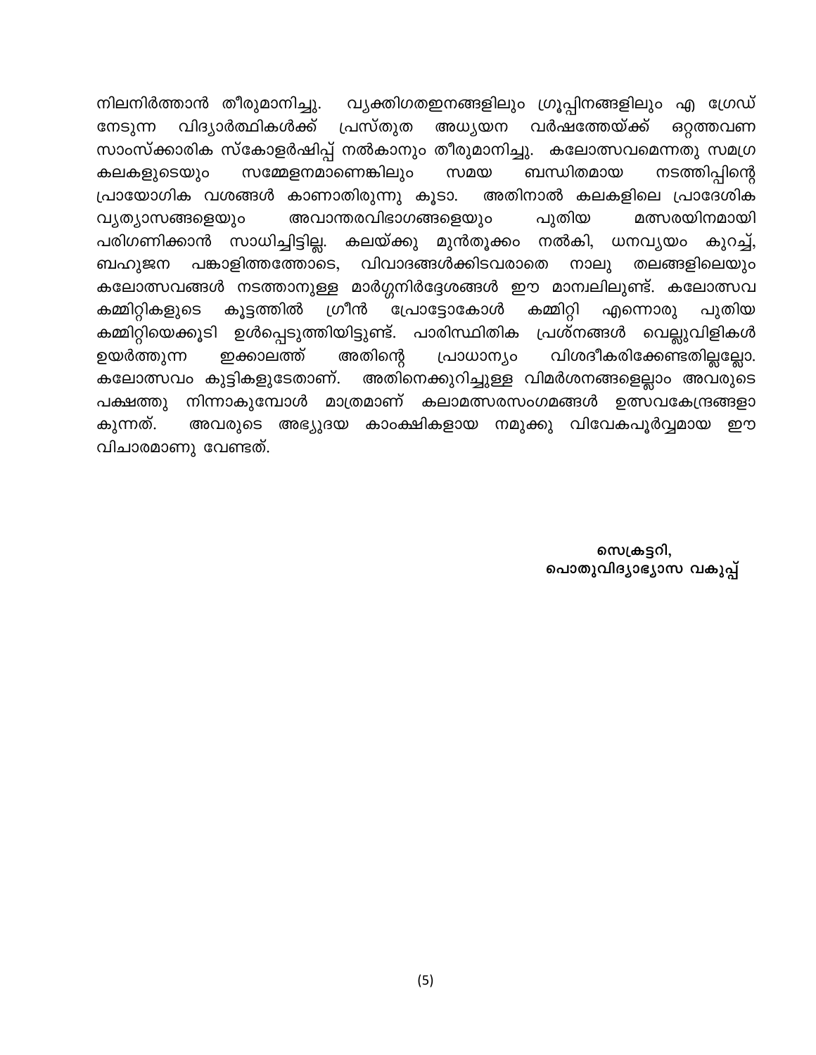നിലനിർത്താൻ തീരുമാനിച്ചു. വ്യക്തിഗതഇനങ്ങളിലും ഗ്രൂപ്പിനങ്ങളിലും എ ഗ്രേഡ് നേടുന്ന വിദ്യാർത്ഥികൾക്ക് പ്രസ്തുത അധ്യയന വർഷത്തേയ്ക്ക് ഒറ്റത്തവണ സാംസ്ക്കാരിക സ്കോളർഷിപ്പ് നൽകാനും തീരുമാനിച്ചു. കലോത്സവമെന്നതു സമഗ്ര കലകളുടെയും സമ്മേളനമാണെങ്കിലും സമയ ബന്ധിതമായ നടത്തിപ്പിന്റെ പ്രായോഗിക വശങ്ങൾ കാണാതിരുന്നു കൂടാ. അതിനാൽ കലകളിലെ പ്രാദേശിക വ്യത്യാസങ്ങളെയും അവാന്തരവിഭാഗങ്ങളെയും പുതിയ മത്സരയിനമായി പരിഗണിക്കാൻ സാധിച്ചിട്ടില്ല. കലയ്ക്കു മുൻതൂക്കം നൽകി, ധനവ്യയം കുറച്ച്, ബഹുജന പങ്കാളിത്തത്തോടെ, വിവാദങ്ങൾക്കിടവരാതെ നാലു തലങ്ങളിലെയും കലോത്സവങ്ങൾ നടത്താനുള്ള മാർഗ്ഗനിർദ്ദേശങ്ങൾ ഈ മാന്വലിലുണ്ട്. കലോത്സവ കമ്മിറ്റികളുടെ കൂട്ടത്തിൽ ഗ്രീൻ പ്രോട്ടോകോൾ കമ്മിറ്റി എന്നൊരു പുതിയ കമ്മിറ്റിയെക്കൂടി ഉൾപ്പെടുത്തിയിട്ടുണ്ട്. പാരിസ്ഥിതിക പ്രശ്നങ്ങൾ വെല്ലുവിളികൾ ഉയർത്തുന്ന ഇക്കാലത്ത് അതിന്റെ പ്രാധാന്യം വിശദീകരിക്കേണ്ടതില്ലല്ലോ. കലോത്സവം കുട്ടികളുടേതാണ്. അതിനെക്കുറിച്ചുള്ള വിമർശനങ്ങളെല്ലാം അവരുടെ പക്ഷത്തു നിന്നാകുമ്പോൾ മാത്രമാണ് കലാമത്സരസംഗമങ്ങൾ ഉത്സവകേന്ദ്രങ്ങളാകുന്നത്. അവരുടെ അഭ്യുദയ കാംക്ഷികളായ നമുക്കു വിവേകപൂർവ്വമായ ഈ വിചാരമാണു വേണ്ടത്.

**സെക്രട്ടറി,**
**പൊതുവിദ്യാഭ്യാസ വകുപ്പ്**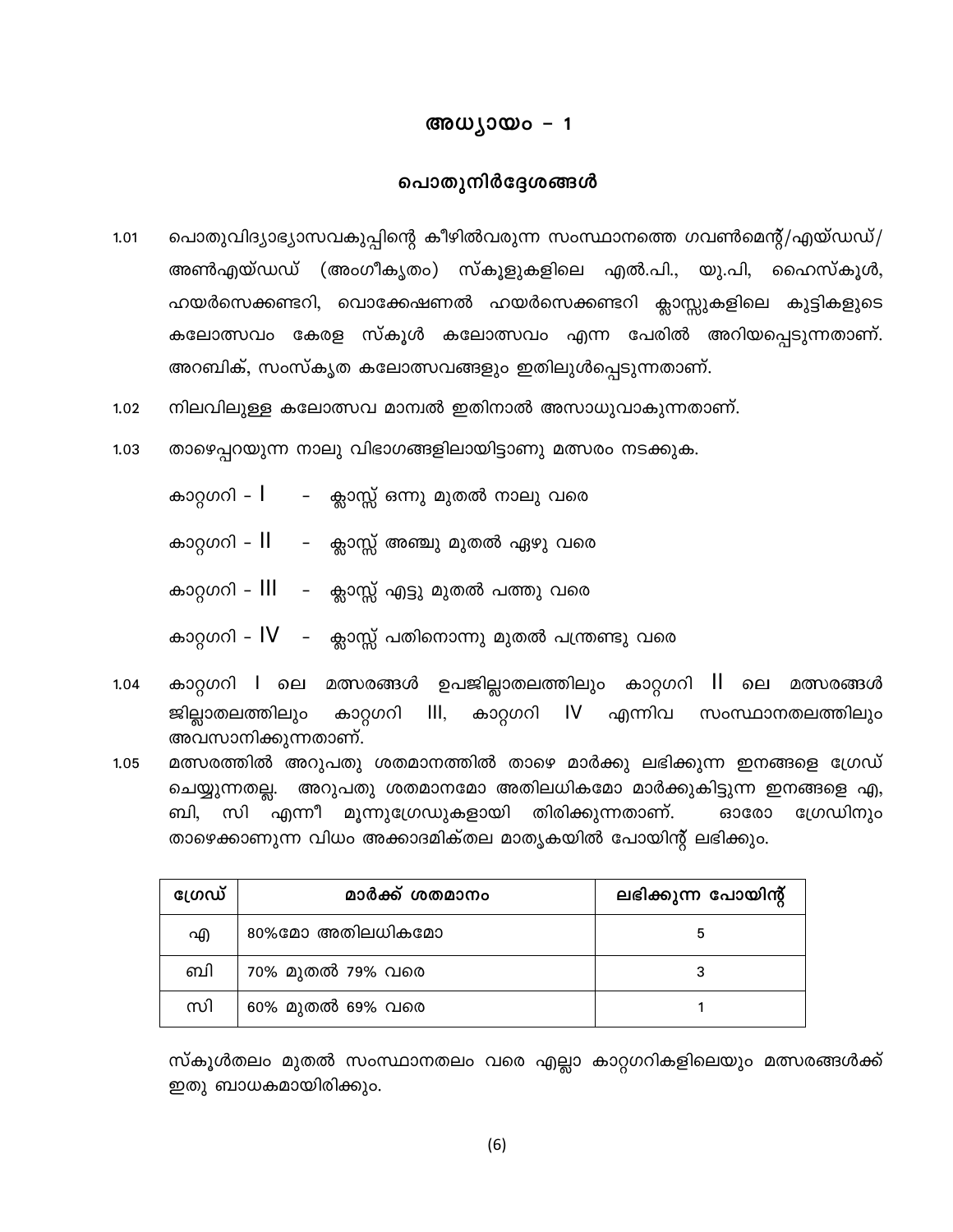# അധ്യായം – 1

## പൊതുനിർദ്ദേശങ്ങൾ

1.01 പൊതുവിദ്യാഭ്യാസവകുപ്പിന്റെ കീഴിൽവരുന്ന സംസ്ഥാനത്തെ ഗവൺമെന്റ്/എയ്ഡഡ്/ അൺഎയ്ഡഡ് (അംഗീകൃതം) സ്കൂളുകളിലെ എൽ.പി., യു.പി, ഹൈസ്കൂൾ, ഹയർസെക്കണ്ടറി, വൊക്കേഷണൽ ഹയർസെക്കണ്ടറി ക്ലാസ്സുകളിലെ കുട്ടികളുടെ കലോത്സവം കേരള സ്കൂൾ കലോത്സവം എന്ന പേരിൽ അറിയപ്പെടുന്നതാണ്. അറബിക്, സംസ്കൃത കലോത്സവങ്ങളും ഇതിലുൾപ്പെടുന്നതാണ്.

1.02 നിലവിലുള്ള കലോത്സവ മാന്വൽ ഇതിനാൽ അസാധുവാകുന്നതാണ്.

1.03 താഴെപ്പറയുന്ന നാലു വിഭാഗങ്ങളിലായിട്ടാണു മത്സരം നടക്കുക.

കാറ്റഗറി – I – ക്ലാസ്സ് ഒന്നു മുതൽ നാലു വരെ

കാറ്റഗറി – II – ക്ലാസ്സ് അഞ്ചു മുതൽ ഏഴു വരെ

കാറ്റഗറി – III – ക്ലാസ്സ് എട്ടു മുതൽ പത്തു വരെ

കാറ്റഗറി – IV – ക്ലാസ്സ് പതിനൊന്നു മുതൽ പന്ത്രണ്ടു വരെ

1.04 കാറ്റഗറി I ലെ മത്സരങ്ങൾ ഉപജില്ലാതലത്തിലും കാറ്റഗറി II ലെ മത്സരങ്ങൾ ജില്ലാതലത്തിലും കാറ്റഗറി III, കാറ്റഗറി IV എന്നിവ സംസ്ഥാനതലത്തിലും അവസാനിക്കുന്നതാണ്.

1.05 മത്സരത്തിൽ അറുപതു ശതമാനത്തിൽ താഴെ മാർക്കു ലഭിക്കുന്ന ഇനങ്ങളെ ഗ്രേഡ് ചെയ്യുന്നതല്ല. അറുപതു ശതമാനമോ അതിലധികമോ മാർക്കുകിട്ടുന്ന ഇനങ്ങളെ എ, ബി, സി എന്നീ മൂന്നുഗ്രേഡുകളായി തിരിക്കുന്നതാണ്. ഓരോ ഗ്രേഡിനും താഴെക്കാണുന്ന വിധം അക്കാദമിക്തല മാതൃകയിൽ പോയിന്റ് ലഭിക്കും.

| ഗ്രേഡ് | മാർക്ക് ശതമാനം | ലഭിക്കുന്ന പോയിന്റ് |
|---|---|---|
| എ | 80%മോ അതിലധികമോ | 5 |
| ബി | 70% മുതൽ 79% വരെ | 3 |
| സി | 60% മുതൽ 69% വരെ | 1 |

സ്കൂൾതലം മുതൽ സംസ്ഥാനതലം വരെ എല്ലാ കാറ്റഗറികളിലെയും മത്സരങ്ങൾക്ക് ഇതു ബാധകമായിരിക്കും.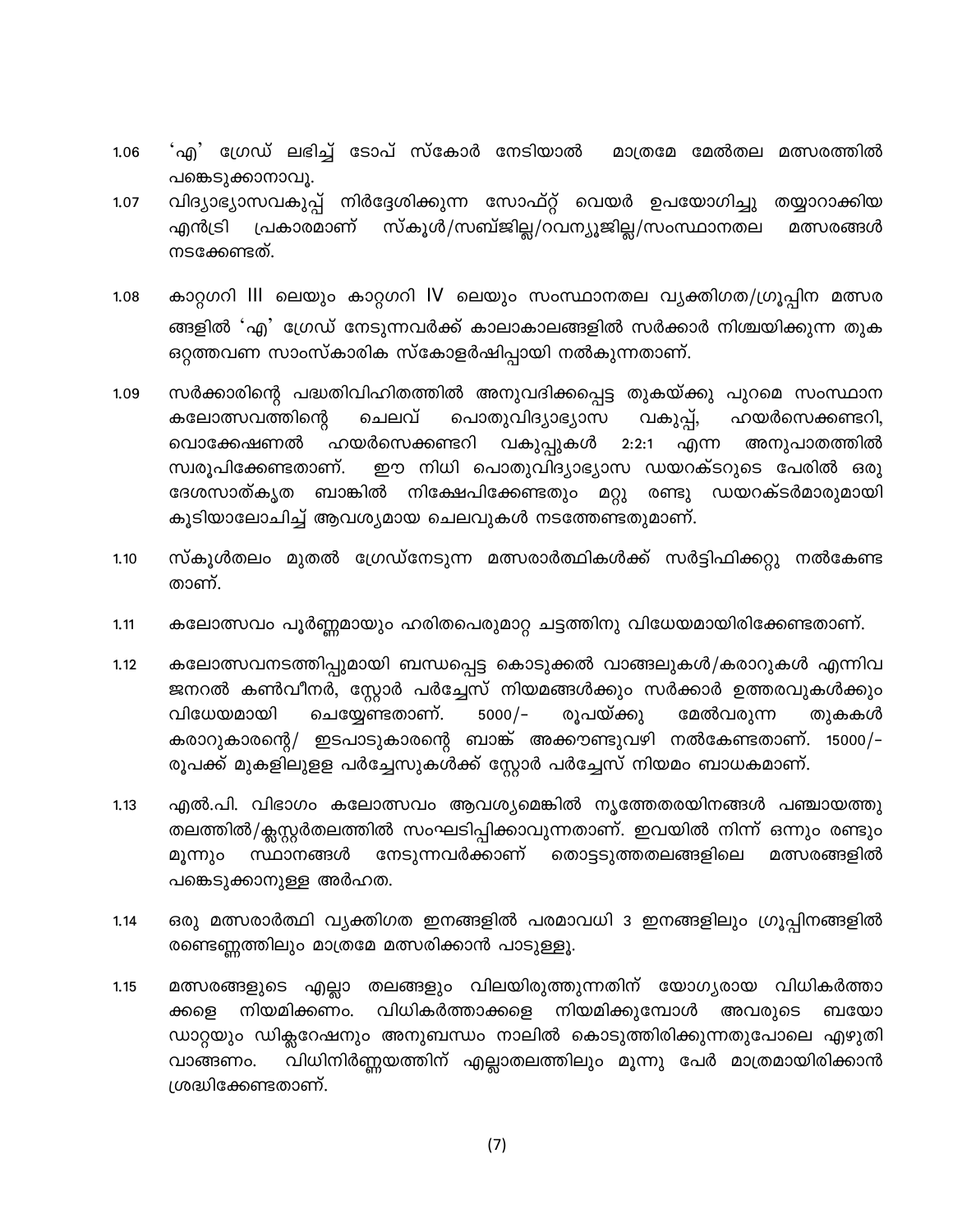1.06 'എ' ഗ്രേഡ് ലഭിച്ച് ടോപ് സ്കോർ നേടിയാൽ മാത്രമേ മേൽതല മത്സരത്തിൽ പങ്കെടുക്കാനാവൂ.

1.07 വിദ്യാഭ്യാസവകുപ്പ് നിർദ്ദേശിക്കുന്ന സോഫ്റ്റ് വെയർ ഉപയോഗിച്ചു തയ്യാറാക്കിയ എൻട്രി പ്രകാരമാണ് സ്കൂൾ/സബ്ജില്ല/റവന്യൂജില്ല/സംസ്ഥാനതല മത്സരങ്ങൾ നടക്കേണ്ടത്.

1.08 കാറ്റഗറി III ലെയും കാറ്റഗറി IV ലെയും സംസ്ഥാനതല വ്യക്തിഗത/ഗ്രൂപ്പിന മത്സരങ്ങളിൽ 'എ' ഗ്രേഡ് നേടുന്നവർക്ക് കാലാകാലങ്ങളിൽ സർക്കാർ നിശ്ചയിക്കുന്ന തുക ഒറ്റത്തവണ സാംസ്കാരിക സ്കോളർഷിപ്പായി നൽകുന്നതാണ്.

1.09 സർക്കാരിന്റെ പദ്ധതിവിഹിതത്തിൽ അനുവദിക്കപ്പെട്ട തുകയ്ക്കു പുറമെ സംസ്ഥാന കലോത്സവത്തിന്റെ ചെലവ് പൊതുവിദ്യാഭ്യാസ വകുപ്പ്, ഹയർസെക്കണ്ടറി, വൊക്കേഷണൽ ഹയർസെക്കണ്ടറി വകുപ്പുകൾ 2:2:1 എന്ന അനുപാതത്തിൽ സ്വരൂപിക്കേണ്ടതാണ്. ഈ നിധി പൊതുവിദ്യാഭ്യാസ ഡയറക്ടറുടെ പേരിൽ ഒരു ദേശസാത്കൃത ബാങ്കിൽ നിക്ഷേപിക്കേണ്ടതും മറ്റു രണ്ടു ഡയറക്ടർമാരുമായി കൂടിയാലോചിച്ച് ആവശ്യമായ ചെലവുകൾ നടത്തേണ്ടതുമാണ്.

1.10 സ്കൂൾതലം മുതൽ ഗ്രേഡ്നേടുന്ന മത്സരാർത്ഥികൾക്ക് സർട്ടിഫിക്കറ്റു നൽകേണ്ടതാണ്.

1.11 കലോത്സവം പൂർണ്ണമായും ഹരിതപെരുമാറ്റ ചട്ടത്തിനു വിധേയമായിരിക്കേണ്ടതാണ്.

1.12 കലോത്സവനടത്തിപ്പുമായി ബന്ധപ്പെട്ട കൊടുക്കൽ വാങ്ങലുകൾ/കരാറുകൾ എന്നിവ ജനറൽ കൺവീനർ, സ്റ്റോർ പർച്ചേസ് നിയമങ്ങൾക്കും സർക്കാർ ഉത്തരവുകൾക്കും വിധേയമായി ചെയ്യേണ്ടതാണ്. 5000/- രൂപയ്ക്കു മേൽവരുന്ന തുകകൾ കരാറുകാരന്റെ/ ഇടപാടുകാരന്റെ ബാങ്ക് അക്കൗണ്ടുവഴി നൽകേണ്ടതാണ്. 15000/- രൂപക്ക് മുകളിലുള്ള പർച്ചേസുകൾക്ക് സ്റ്റോർ പർച്ചേസ് നിയമം ബാധകമാണ്.

1.13 എൽ.പി. വിഭാഗം കലോത്സവം ആവശ്യമെങ്കിൽ നൃത്തേതരയിനങ്ങൾ പഞ്ചായത്തു തലത്തിൽ/ക്ലസ്റ്റർതലത്തിൽ സംഘടിപ്പിക്കാവുന്നതാണ്. ഇവയിൽ നിന്ന് ഒന്നും രണ്ടും മൂന്നും സ്ഥാനങ്ങൾ നേടുന്നവർക്കാണ് തൊട്ടടുത്തതലങ്ങളിലെ മത്സരങ്ങളിൽ പങ്കെടുക്കാനുള്ള അർഹത.

1.14 ഒരു മത്സരാർത്ഥി വ്യക്തിഗത ഇനങ്ങളിൽ പരമാവധി 3 ഇനങ്ങളിലും ഗ്രൂപ്പിനങ്ങളിൽ രണ്ടെണ്ണത്തിലും മാത്രമേ മത്സരിക്കാൻ പാടുള്ളൂ.

1.15 മത്സരങ്ങളുടെ എല്ലാ തലങ്ങളും വിലയിരുത്തുന്നതിന് യോഗ്യരായ വിധികർത്താക്കളെ നിയമിക്കണം. വിധികർത്താക്കളെ നിയമിക്കുമ്പോൾ അവരുടെ ബയോഡാറ്റയും ഡിക്ലറേഷനും അനുബന്ധം നാലിൽ കൊടുത്തിരിക്കുന്നതുപോലെ എഴുതി വാങ്ങണം. വിധിനിർണ്ണയത്തിന് എല്ലാതലത്തിലും മൂന്നു പേർ മാത്രമായിരിക്കാൻ ശ്രദ്ധിക്കേണ്ടതാണ്.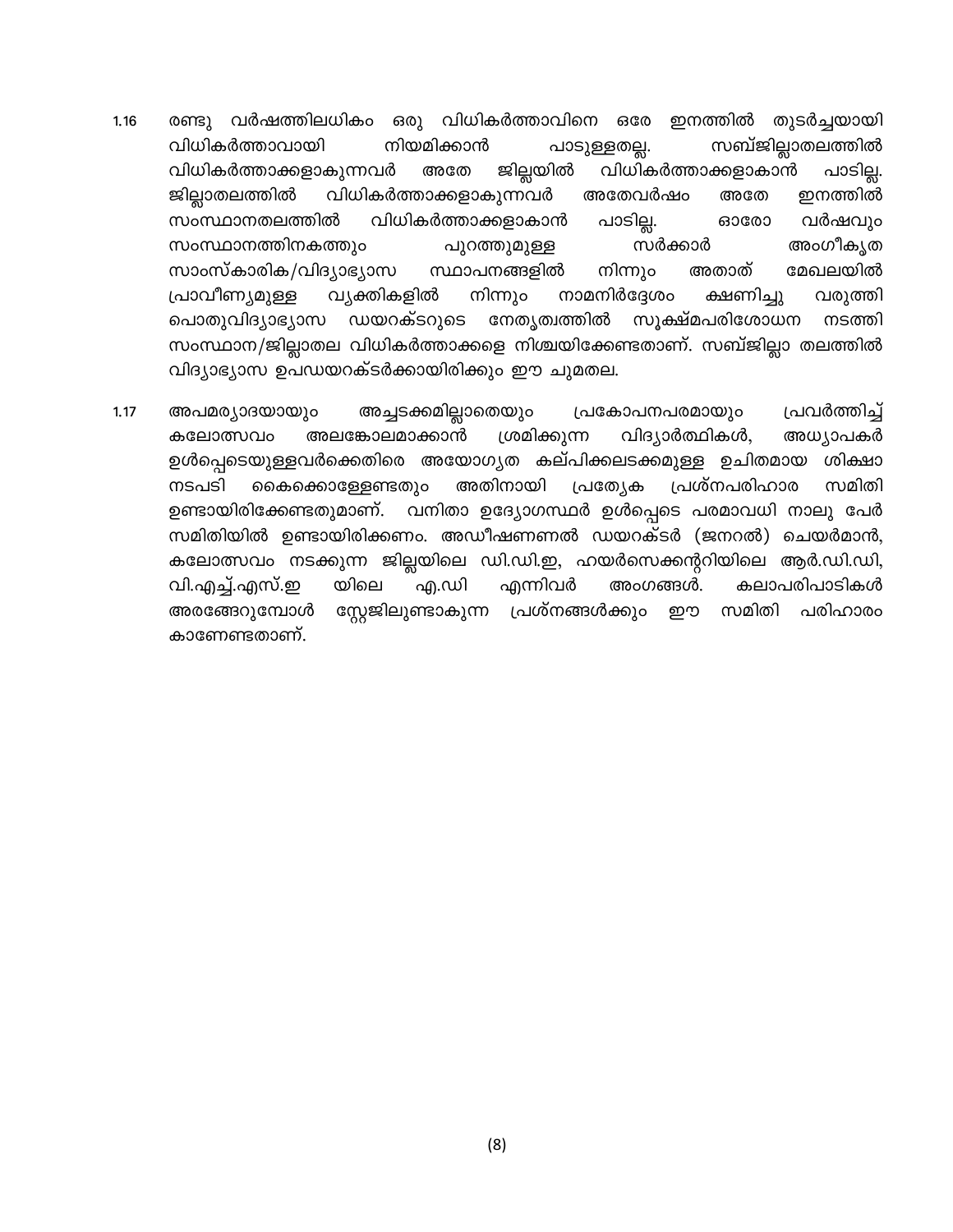1.16 രണ്ടു വർഷത്തിലധികം ഒരു വിധികർത്താവിനെ ഒരേ ഇനത്തിൽ തുടർച്ചയായി വിധികർത്താവായി നിയമിക്കാൻ പാടുള്ളതല്ല. സബ്ജില്ലാതലത്തിൽ വിധികർത്താക്കളാകുന്നവർ അതേ ജില്ലയിൽ വിധികർത്താക്കളാകാൻ പാടില്ല. ജില്ലാതലത്തിൽ വിധികർത്താക്കളാകുന്നവർ അതേവർഷം അതേ ഇനത്തിൽ സംസ്ഥാനതലത്തിൽ വിധികർത്താക്കളാകാൻ പാടില്ല. ഓരോ വർഷവും സംസ്ഥാനത്തിനകത്തും പുറത്തുമുള്ള സർക്കാർ അംഗീകൃത സാംസ്കാരിക/വിദ്യാഭ്യാസ സ്ഥാപനങ്ങളിൽ നിന്നും അതാത് മേഖലയിൽ പ്രാവീണ്യമുള്ള വ്യക്തികളിൽ നിന്നും നാമനിർദ്ദേശം ക്ഷണിച്ചു വരുത്തി പൊതുവിദ്യാഭ്യാസ ഡയറക്ടറുടെ നേതൃത്വത്തിൽ സൂക്ഷ്മപരിശോധന നടത്തി സംസ്ഥാന/ജില്ലാതല വിധികർത്താക്കളെ നിശ്ചയിക്കേണ്ടതാണ്. സബ്ജില്ലാ തലത്തിൽ വിദ്യാഭ്യാസ ഉപഡയറക്ടർക്കായിരിക്കും ഈ ചുമതല.

1.17 അപമര്യാദയായും അച്ചടക്കമില്ലാതെയും പ്രകോപനപരമായും പ്രവർത്തിച്ച് കലോത്സവം അലങ്കോലമാക്കാൻ ശ്രമിക്കുന്ന വിദ്യാർത്ഥികൾ, അധ്യാപകർ ഉൾപ്പെടെയുള്ളവർക്കെതിരെ അയോഗ്യത കല്പിക്കലടക്കമുള്ള ഉചിതമായ ശിക്ഷാ നടപടി കൈക്കൊള്ളേണ്ടതും അതിനായി പ്രത്യേക പ്രശ്നപരിഹാര സമിതി ഉണ്ടായിരിക്കേണ്ടതുമാണ്. വനിതാ ഉദ്യോഗസ്ഥർ ഉൾപ്പെടെ പരമാവധി നാലു പേർ സമിതിയിൽ ഉണ്ടായിരിക്കണം. അഡീഷണൽ ഡയറക്ടർ (ജനറൽ) ചെയർമാൻ, കലോത്സവം നടക്കുന്ന ജില്ലയിലെ ഡി.ഡി.ഇ, ഹയർസെക്കന്ററിയിലെ ആർ.ഡി.ഡി, വി.എച്ച്.എസ്.ഇ യിലെ എ.ഡി എന്നിവർ അംഗങ്ങൾ. കലാപരിപാടികൾ അരങ്ങേറുമ്പോൾ സ്റ്റേജിലുണ്ടാകുന്ന പ്രശ്നങ്ങൾക്കും ഈ സമിതി പരിഹാരം കാണേണ്ടതാണ്.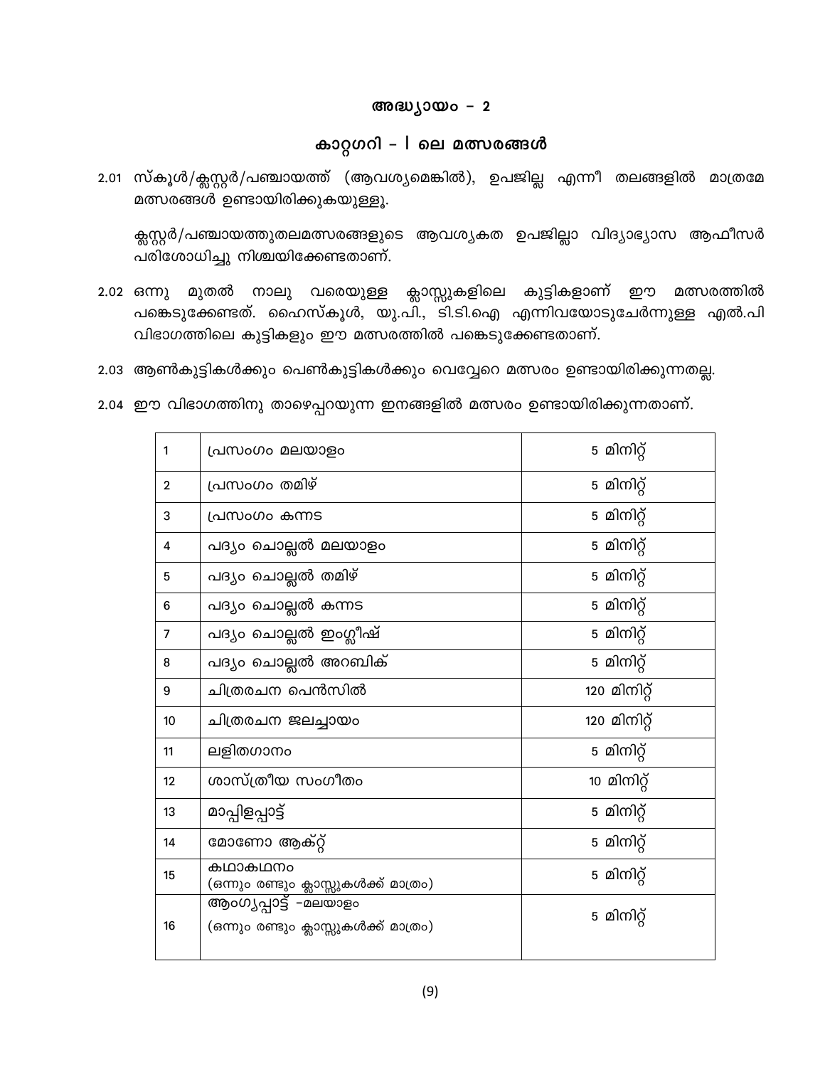## അദ്ധ്യായം – 2

## കാറ്റഗറി – I ലെ മത്സരങ്ങൾ

2.01 സ്കൂൾ/ക്ലസ്റ്റർ/പഞ്ചായത്ത് (ആവശ്യമെങ്കിൽ), ഉപജില്ല എന്നീ തലങ്ങളിൽ മാത്രമേ മത്സരങ്ങൾ ഉണ്ടായിരിക്കുകയുള്ളൂ.

ക്ലസ്റ്റർ/പഞ്ചായത്തുതലമത്സരങ്ങളുടെ ആവശ്യകത ഉപജില്ലാ വിദ്യാഭ്യാസ ആഫീസർ പരിശോധിച്ചു നിശ്ചയിക്കേണ്ടതാണ്.

2.02 ഒന്നു മുതൽ നാലു വരെയുള്ള ക്ലാസ്സുകളിലെ കുട്ടികളാണ് ഈ മത്സരത്തിൽ പങ്കെടുക്കേണ്ടത്. ഹൈസ്കൂൾ, യു.പി., ടി.ടി.ഐ എന്നിവയോടുചേർന്നുള്ള എൽ.പി വിഭാഗത്തിലെ കുട്ടികളും ഈ മത്സരത്തിൽ പങ്കെടുക്കേണ്ടതാണ്.

2.03 ആൺകുട്ടികൾക്കും പെൺകുട്ടികൾക്കും വെവ്വേറെ മത്സരം ഉണ്ടായിരിക്കുന്നതല്ല.

2.04 ഈ വിഭാഗത്തിനു താഴെപ്പറയുന്ന ഇനങ്ങളിൽ മത്സരം ഉണ്ടായിരിക്കുന്നതാണ്.

| | | |
|---|---|---|
| 1 | പ്രസംഗം മലയാളം | 5 മിനിറ്റ് |
| 2 | പ്രസംഗം തമിഴ് | 5 മിനിറ്റ് |
| 3 | പ്രസംഗം കന്നട | 5 മിനിറ്റ് |
| 4 | പദ്യം ചൊല്ലൽ മലയാളം | 5 മിനിറ്റ് |
| 5 | പദ്യം ചൊല്ലൽ തമിഴ് | 5 മിനിറ്റ് |
| 6 | പദ്യം ചൊല്ലൽ കന്നട | 5 മിനിറ്റ് |
| 7 | പദ്യം ചൊല്ലൽ ഇംഗ്ലീഷ് | 5 മിനിറ്റ് |
| 8 | പദ്യം ചൊല്ലൽ അറബിക് | 5 മിനിറ്റ് |
| 9 | ചിത്രരചന പെൻസിൽ | 120 മിനിറ്റ് |
| 10 | ചിത്രരചന ജലച്ഛായം | 120 മിനിറ്റ് |
| 11 | ലളിതഗാനം | 5 മിനിറ്റ് |
| 12 | ശാസ്ത്രീയ സംഗീതം | 10 മിനിറ്റ് |
| 13 | മാപ്പിളപ്പാട്ട് | 5 മിനിറ്റ് |
| 14 | മോണോ ആക്റ്റ് | 5 മിനിറ്റ് |
| 15 | കഥാകഥനം (ഒന്നും രണ്ടും ക്ലാസ്സുകൾക്ക് മാത്രം) | 5 മിനിറ്റ് |
| 16 | ആംഗ്യപ്പാട്ട് –മലയാളം (ഒന്നും രണ്ടും ക്ലാസ്സുകൾക്ക് മാത്രം) | 5 മിനിറ്റ് |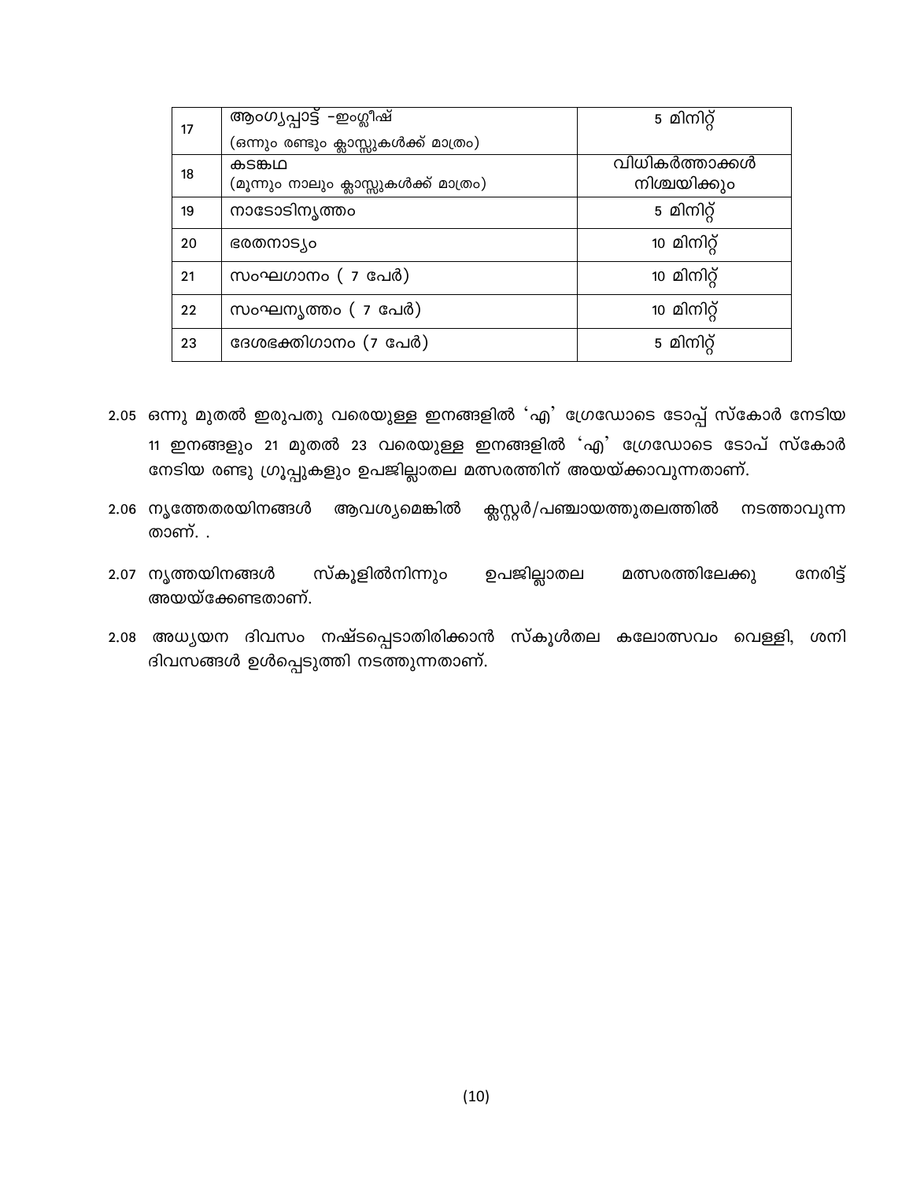| | | |
|---|---|---|
| 17 | ആംഗ്യപ്പാട്ട് -ഇംഗ്ലീഷ്<br>(ഒന്നും രണ്ടും ക്ലാസ്സുകൾക്ക് മാത്രം) | 5 മിനിറ്റ് |
| 18 | കടങ്കഥ<br>(മൂന്നും നാലും ക്ലാസ്സുകൾക്ക് മാത്രം) | വിധികർത്താക്കൾ നിശ്ചയിക്കും |
| 19 | നാടോടിനൃത്തം | 5 മിനിറ്റ് |
| 20 | ഭരതനാട്യം | 10 മിനിറ്റ് |
| 21 | സംഘഗാനം ( 7 പേർ) | 10 മിനിറ്റ് |
| 22 | സംഘനൃത്തം ( 7 പേർ) | 10 മിനിറ്റ് |
| 23 | ദേശഭക്തിഗാനം (7 പേർ) | 5 മിനിറ്റ് |

2.05 ഒന്നു മുതൽ ഇരുപതു വരെയുള്ള ഇനങ്ങളിൽ 'എ' ഗ്രേഡോടെ ടോപ്പ് സ്കോർ നേടിയ 11 ഇനങ്ങളും 21 മുതൽ 23 വരെയുള്ള ഇനങ്ങളിൽ 'എ' ഗ്രേഡോടെ ടോപ് സ്കോർ നേടിയ രണ്ടു ഗ്രൂപ്പുകളും ഉപജില്ലാതല മത്സരത്തിന് അയയ്ക്കാവുന്നതാണ്.

2.06 നൃത്തേതരയിനങ്ങൾ ആവശ്യമെങ്കിൽ ക്ലസ്റ്റർ/പഞ്ചായത്തുതലത്തിൽ നടത്താവുന്നതാണ്. .

2.07 നൃത്തയിനങ്ങൾ സ്കൂളിൽനിന്നും ഉപജില്ലാതല മത്സരത്തിലേക്കു നേരിട്ട് അയയ്ക്കേണ്ടതാണ്.

2.08 അധ്യയന ദിവസം നഷ്ടപ്പെടാതിരിക്കാൻ സ്കൂൾതല കലോത്സവം വെള്ളി, ശനി ദിവസങ്ങൾ ഉൾപ്പെടുത്തി നടത്തുന്നതാണ്.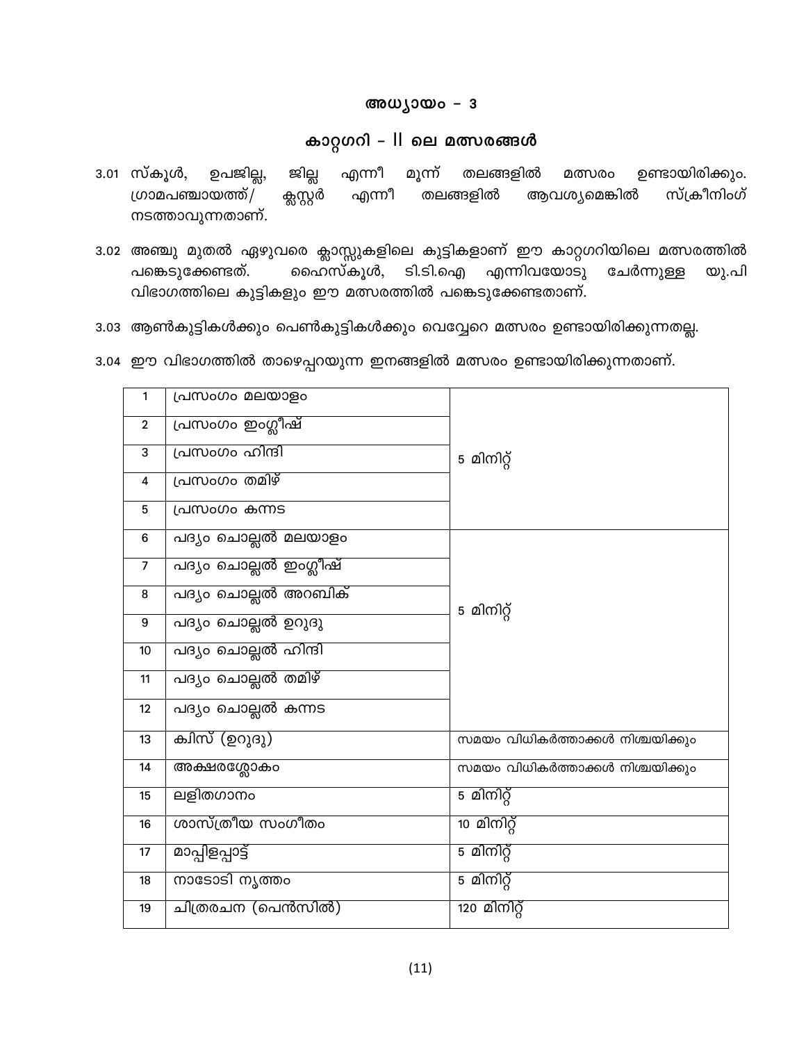## അധ്യായം – 3

## കാറ്റഗറി – II ലെ മത്സരങ്ങൾ

3.01 സ്കൂൾ, ഉപജില്ല, ജില്ല എന്നീ മൂന്ന് തലങ്ങളിൽ മത്സരം ഉണ്ടായിരിക്കും. ഗ്രാമപഞ്ചായത്ത്/ ക്ലസ്റ്റർ എന്നീ തലങ്ങളിൽ ആവശ്യമെങ്കിൽ സ്ക്രീനിംഗ് നടത്താവുന്നതാണ്.

3.02 അഞ്ചു മുതൽ ഏഴുവരെ ക്ലാസ്സുകളിലെ കുട്ടികളാണ് ഈ കാറ്റഗറിയിലെ മത്സരത്തിൽ പങ്കെടുക്കേണ്ടത്. ഹൈസ്കൂൾ, ടി.ടി.ഐ എന്നിവയോടു ചേർന്നുള്ള യു.പി വിഭാഗത്തിലെ കുട്ടികളും ഈ മത്സരത്തിൽ പങ്കെടുക്കേണ്ടതാണ്.

3.03 ആൺകുട്ടികൾക്കും പെൺകുട്ടികൾക്കും വെവ്വേറെ മത്സരം ഉണ്ടായിരിക്കുന്നതല്ല.

3.04 ഈ വിഭാഗത്തിൽ താഴെപ്പറയുന്ന ഇനങ്ങളിൽ മത്സരം ഉണ്ടായിരിക്കുന്നതാണ്.

| | | |
|---|---|---|
| 1 | പ്രസംഗം മലയാളം | 5 മിനിറ്റ് |
| 2 | പ്രസംഗം ഇംഗ്ലീഷ് | |
| 3 | പ്രസംഗം ഹിന്ദി | |
| 4 | പ്രസംഗം തമിഴ് | |
| 5 | പ്രസംഗം കന്നട | |
| 6 | പദ്യം ചൊല്ലൽ മലയാളം | 5 മിനിറ്റ് |
| 7 | പദ്യം ചൊല്ലൽ ഇംഗ്ലീഷ് | |
| 8 | പദ്യം ചൊല്ലൽ അറബിക് | |
| 9 | പദ്യം ചൊല്ലൽ ഉറുദു | |
| 10 | പദ്യം ചൊല്ലൽ ഹിന്ദി | |
| 11 | പദ്യം ചൊല്ലൽ തമിഴ് | |
| 12 | പദ്യം ചൊല്ലൽ കന്നട | |
| 13 | ക്വിസ് (ഉറുദു) | സമയം വിധികർത്താക്കൾ നിശ്ചയിക്കും |
| 14 | അക്ഷരശ്ലോകം | സമയം വിധികർത്താക്കൾ നിശ്ചയിക്കും |
| 15 | ലളിതഗാനം | 5 മിനിറ്റ് |
| 16 | ശാസ്ത്രീയ സംഗീതം | 10 മിനിറ്റ് |
| 17 | മാപ്പിളപ്പാട്ട് | 5 മിനിറ്റ് |
| 18 | നാടോടി നൃത്തം | 5 മിനിറ്റ് |
| 19 | ചിത്രരചന (പെൻസിൽ) | 120 മിനിറ്റ് |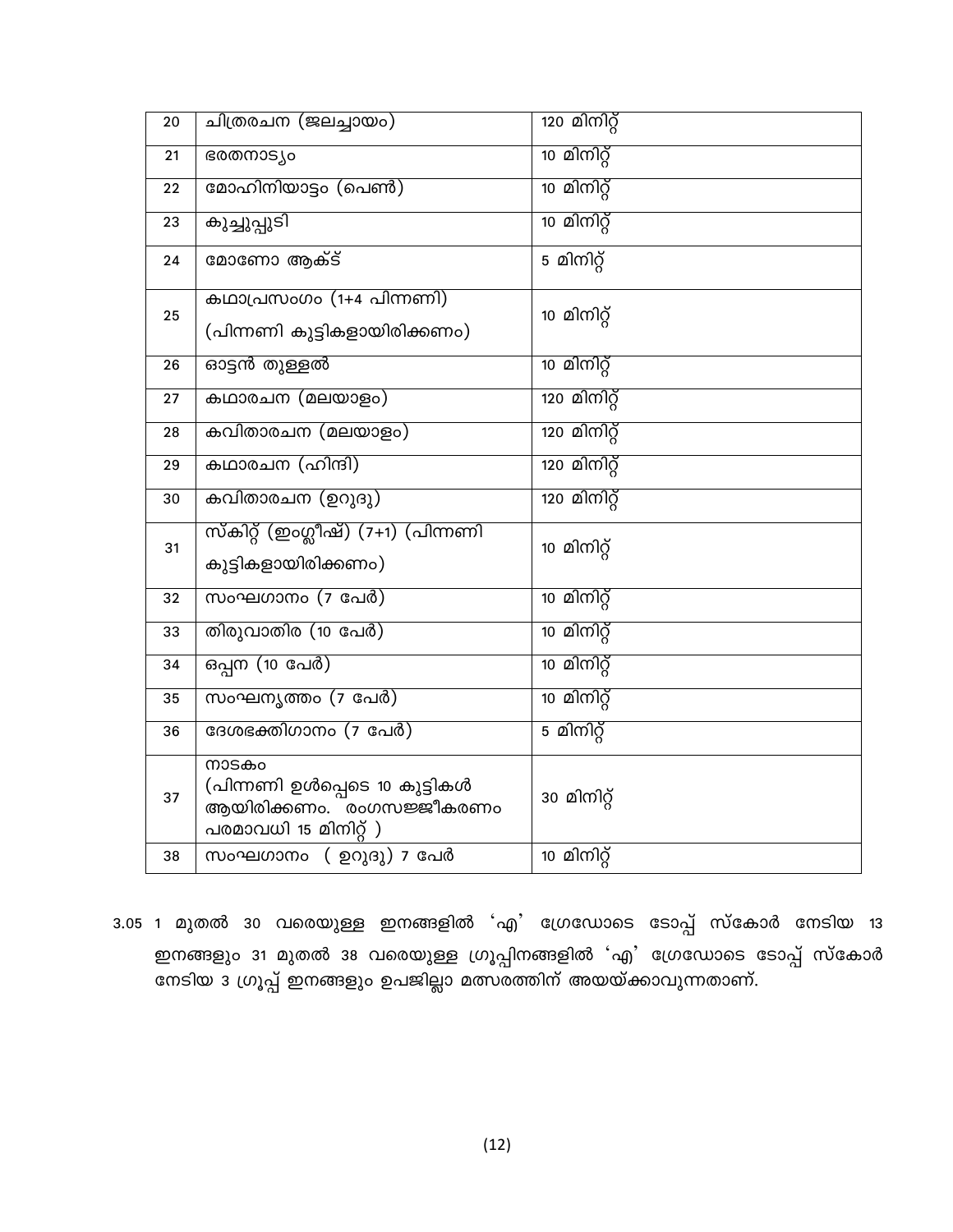| 20 | ചിത്രരചന (ജലച്ചായം) | 120 മിനിറ്റ് |
|---|---|---|
| 21 | ഭരതനാട്യം | 10 മിനിറ്റ് |
| 22 | മോഹിനിയാട്ടം (പെൺ) | 10 മിനിറ്റ് |
| 23 | കുച്ചുപ്പുടി | 10 മിനിറ്റ് |
| 24 | മോണോ ആക്ട് | 5 മിനിറ്റ് |
| 25 | കഥാപ്രസംഗം (1+4 പിന്നണി) (പിന്നണി കുട്ടികളായിരിക്കണം) | 10 മിനിറ്റ് |
| 26 | ഓട്ടൻ തുള്ളൽ | 10 മിനിറ്റ് |
| 27 | കഥാരചന (മലയാളം) | 120 മിനിറ്റ് |
| 28 | കവിതാരചന (മലയാളം) | 120 മിനിറ്റ് |
| 29 | കഥാരചന (ഹിന്ദി) | 120 മിനിറ്റ് |
| 30 | കവിതാരചന (ഉറുദു) | 120 മിനിറ്റ് |
| 31 | സ്കിറ്റ് (ഇംഗ്ലീഷ്) (7+1) (പിന്നണി കുട്ടികളായിരിക്കണം) | 10 മിനിറ്റ് |
| 32 | സംഘഗാനം (7 പേർ) | 10 മിനിറ്റ് |
| 33 | തിരുവാതിര (10 പേർ) | 10 മിനിറ്റ് |
| 34 | ഒപ്പന (10 പേർ) | 10 മിനിറ്റ് |
| 35 | സംഘനൃത്തം (7 പേർ) | 10 മിനിറ്റ് |
| 36 | ദേശഭക്തിഗാനം (7 പേർ) | 5 മിനിറ്റ് |
| 37 | നാടകം (പിന്നണി ഉൾപ്പെടെ 10 കുട്ടികൾ ആയിരിക്കണം. രംഗസജ്ജീകരണം പരമാവധി 15 മിനിറ്റ് ) | 30 മിനിറ്റ് |
| 38 | സംഘഗാനം ( ഉറുദു) 7 പേർ | 10 മിനിറ്റ് |

3.05 1 മുതൽ 30 വരെയുള്ള ഇനങ്ങളിൽ 'എ' ഗ്രേഡോടെ ടോപ്പ് സ്കോർ നേടിയ 13 ഇനങ്ങളും 31 മുതൽ 38 വരെയുള്ള ഗ്രൂപ്പിനങ്ങളിൽ 'എ' ഗ്രേഡോടെ ടോപ്പ് സ്കോർ നേടിയ 3 ഗ്രൂപ്പ് ഇനങ്ങളും ഉപജില്ലാ മത്സരത്തിന് അയയ്ക്കാവുന്നതാണ്.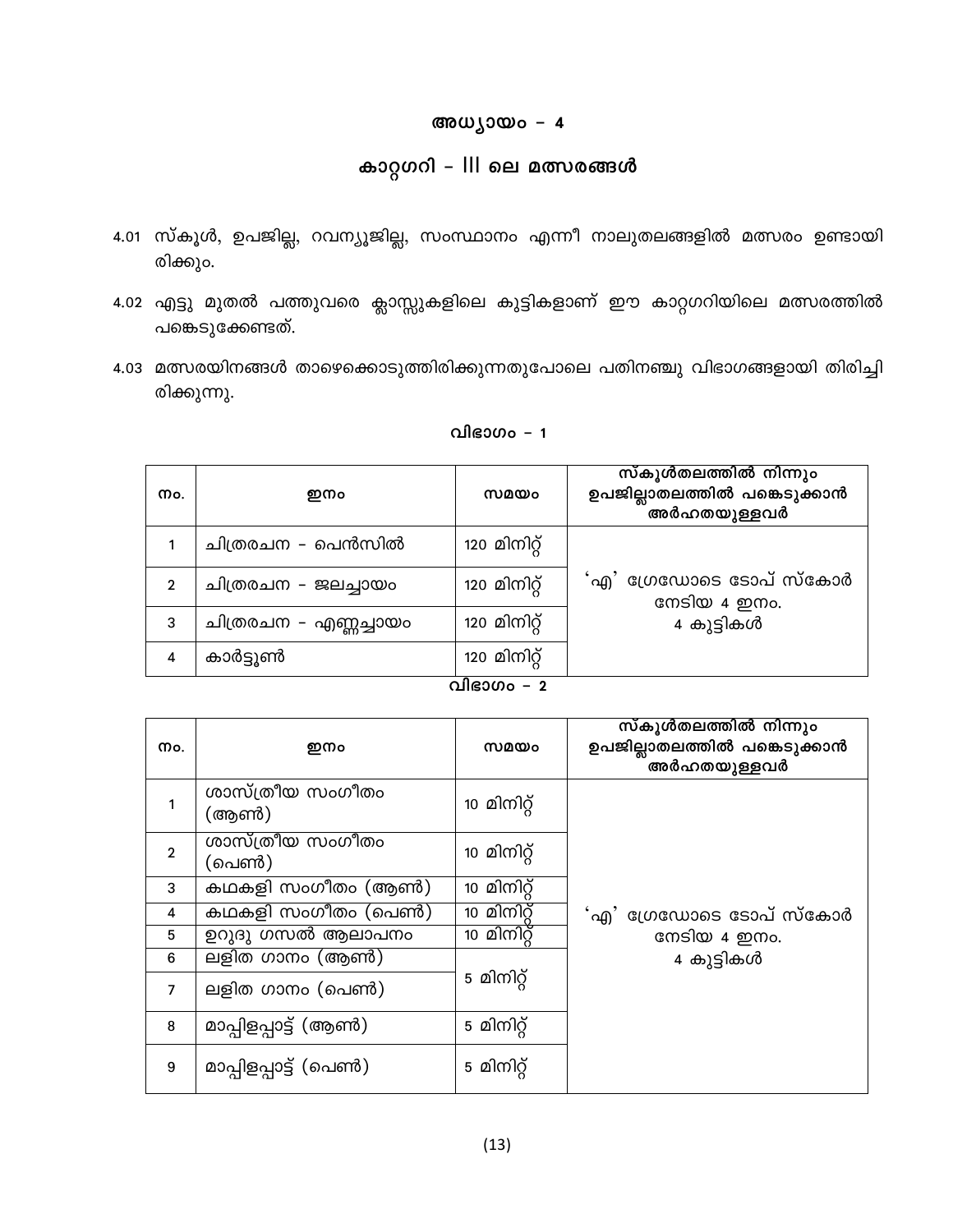# അധ്യായം – 4

## കാറ്റഗറി – III ലെ മത്സരങ്ങൾ

4.01 സ്കൂൾ, ഉപജില്ല, റവന്യൂജില്ല, സംസ്ഥാനം എന്നീ നാലുതലങ്ങളിൽ മത്സരം ഉണ്ടായിരിക്കും.

4.02 എട്ടു മുതൽ പത്തുവരെ ക്ലാസ്സുകളിലെ കുട്ടികളാണ് ഈ കാറ്റഗറിയിലെ മത്സരത്തിൽ പങ്കെടുക്കേണ്ടത്.

4.03 മത്സരയിനങ്ങൾ താഴെക്കൊടുത്തിരിക്കുന്നതുപോലെ പതിനഞ്ചു വിഭാഗങ്ങളായി തിരിച്ചിരിക്കുന്നു.

### വിഭാഗം – 1

| നം. | ഇനം | സമയം | സ്കൂൾതലത്തിൽ നിന്നും ഉപജില്ലാതലത്തിൽ പങ്കെടുക്കാൻ അർഹതയുള്ളവർ |
|---|---|---|---|
| 1 | ചിത്രരചന – പെൻസിൽ | 120 മിനിറ്റ് | 'എ' ഗ്രേഡോടെ ടോപ് സ്കോർ നേടിയ 4 ഇനം. 4 കുട്ടികൾ |
| 2 | ചിത്രരചന – ജലച്ഛായം | 120 മിനിറ്റ് | |
| 3 | ചിത്രരചന – എണ്ണച്ഛായം | 120 മിനിറ്റ് | |
| 4 | കാർട്ടൂൺ | 120 മിനിറ്റ് | |

### വിഭാഗം – 2

| നം. | ഇനം | സമയം | സ്കൂൾതലത്തിൽ നിന്നും ഉപജില്ലാതലത്തിൽ പങ്കെടുക്കാൻ അർഹതയുള്ളവർ |
|---|---|---|---|
| 1 | ശാസ്ത്രീയ സംഗീതം (ആൺ) | 10 മിനിറ്റ് | 'എ' ഗ്രേഡോടെ ടോപ് സ്കോർ നേടിയ 4 ഇനം. 4 കുട്ടികൾ |
| 2 | ശാസ്ത്രീയ സംഗീതം (പെൺ) | 10 മിനിറ്റ് | |
| 3 | കഥകളി സംഗീതം (ആൺ) | 10 മിനിറ്റ് | |
| 4 | കഥകളി സംഗീതം (പെൺ) | 10 മിനിറ്റ് | |
| 5 | ഉറുദു ഗസൽ ആലാപനം | 10 മിനിറ്റ് | |
| 6 | ലളിത ഗാനം (ആൺ) | 5 മിനിറ്റ് | |
| 7 | ലളിത ഗാനം (പെൺ) | | |
| 8 | മാപ്പിളപ്പാട്ട് (ആൺ) | 5 മിനിറ്റ് | |
| 9 | മാപ്പിളപ്പാട്ട് (പെൺ) | 5 മിനിറ്റ് | |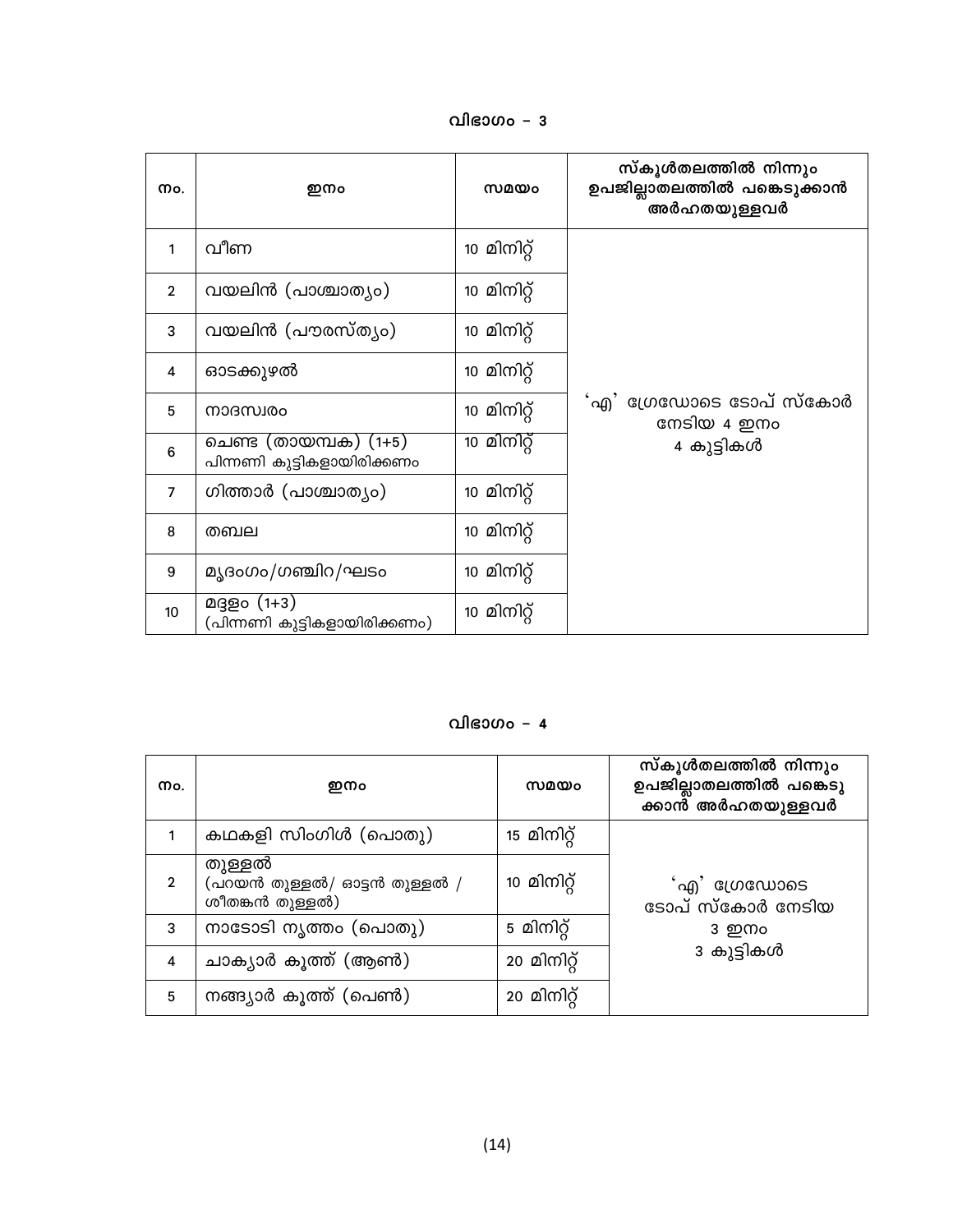## വിഭാഗം – 3

| നം. | ഇനം | സമയം | സ്കൂൾതലത്തിൽ നിന്നും ഉപജില്ലാതലത്തിൽ പങ്കെടുക്കാൻ അർഹതയുള്ളവർ |
|---|---|---|---|
| 1 | വീണ | 10 മിനിറ്റ് | 'എ' ഗ്രേഡോടെ ടോപ് സ്കോർ നേടിയ 4 ഇനം 4 കുട്ടികൾ |
| 2 | വയലിൻ (പാശ്ചാത്യം) | 10 മിനിറ്റ് | |
| 3 | വയലിൻ (പൗരസ്ത്യം) | 10 മിനിറ്റ് | |
| 4 | ഓടക്കുഴൽ | 10 മിനിറ്റ് | |
| 5 | നാദസ്വരം | 10 മിനിറ്റ് | |
| 6 | ചെണ്ട (തായമ്പക) (1+5) പിന്നണി കുട്ടികളായിരിക്കണം | 10 മിനിറ്റ് | |
| 7 | ഗിത്താർ (പാശ്ചാത്യം) | 10 മിനിറ്റ് | |
| 8 | തബല | 10 മിനിറ്റ് | |
| 9 | മൃദംഗം/ഗഞ്ചിറ/ഘടം | 10 മിനിറ്റ് | |
| 10 | മദ്ദളം (1+3) (പിന്നണി കുട്ടികളായിരിക്കണം) | 10 മിനിറ്റ് | |

## വിഭാഗം – 4

| നം. | ഇനം | സമയം | സ്കൂൾതലത്തിൽ നിന്നും ഉപജില്ലാതലത്തിൽ പങ്കെടുക്കാൻ അർഹതയുള്ളവർ |
|---|---|---|---|
| 1 | കഥകളി സിംഗിൾ (പൊതു) | 15 മിനിറ്റ് | 'എ' ഗ്രേഡോടെ ടോപ് സ്കോർ നേടിയ 3 ഇനം 3 കുട്ടികൾ |
| 2 | തുള്ളൽ (പറയൻ തുള്ളൽ/ ഓട്ടൻ തുള്ളൽ / ശീതങ്കൻ തുള്ളൽ) | 10 മിനിറ്റ് | |
| 3 | നാടോടി നൃത്തം (പൊതു) | 5 മിനിറ്റ് | |
| 4 | ചാക്യാർ കൂത്ത് (ആൺ) | 20 മിനിറ്റ് | |
| 5 | നങ്ങ്യാർ കൂത്ത് (പെൺ) | 20 മിനിറ്റ് | |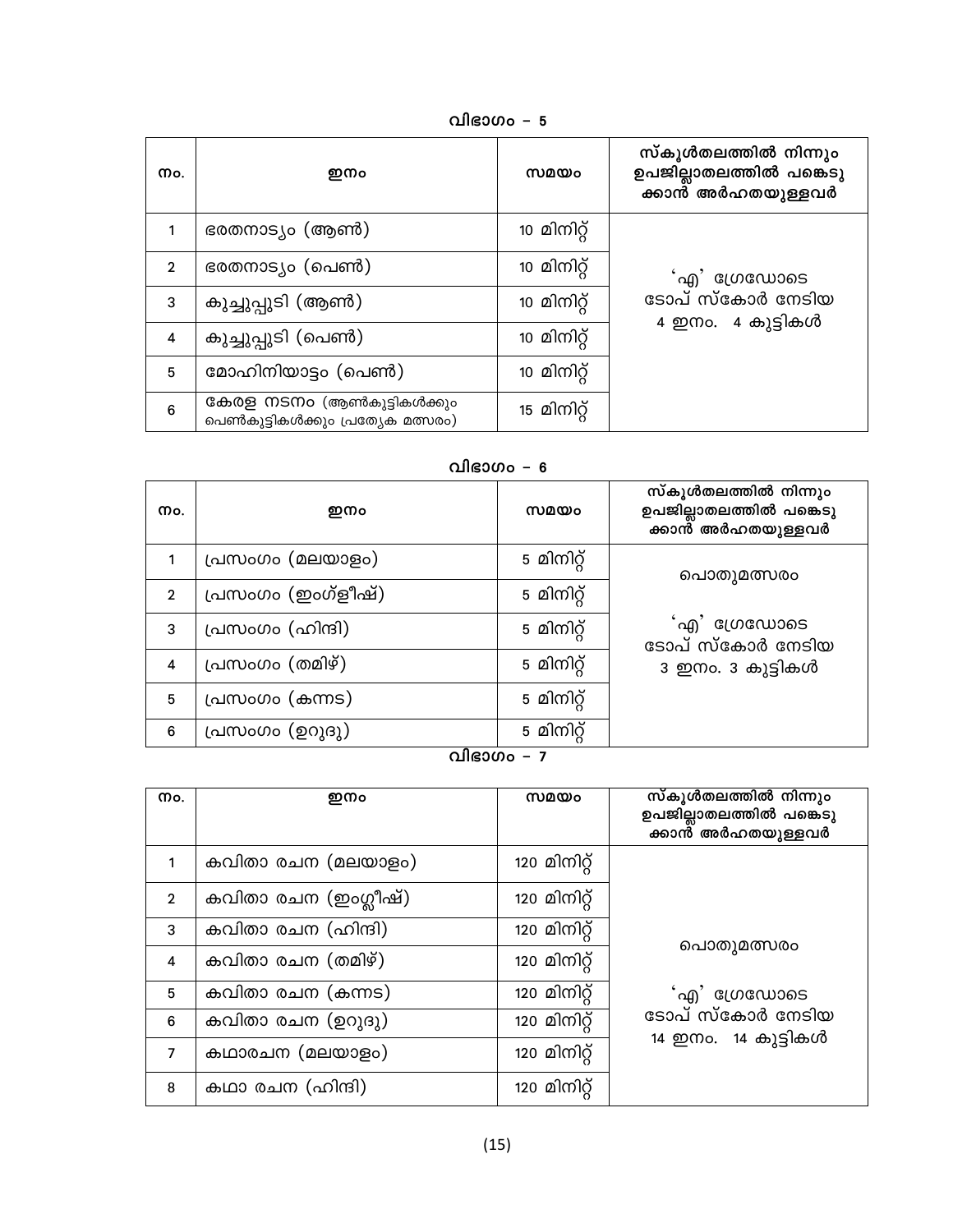### വിഭാഗം – 5

| നം. | ഇനം | സമയം | സ്കൂൾതലത്തിൽ നിന്നും ഉപജില്ലാതലത്തിൽ പങ്കെടുക്കാൻ അർഹതയുള്ളവർ |
|---|---|---|---|
| 1 | ഭരതനാട്യം (ആൺ) | 10 മിനിറ്റ് | 'എ' ഗ്രേഡോടെ ടോപ് സ്കോർ നേടിയ 4 ഇനം. 4 കുട്ടികൾ |
| 2 | ഭരതനാട്യം (പെൺ) | 10 മിനിറ്റ് | |
| 3 | കുച്ചുപ്പുടി (ആൺ) | 10 മിനിറ്റ് | |
| 4 | കുച്ചുപ്പുടി (പെൺ) | 10 മിനിറ്റ് | |
| 5 | മോഹിനിയാട്ടം (പെൺ) | 10 മിനിറ്റ് | |
| 6 | കേരള നടനം (ആൺകുട്ടികൾക്കും പെൺകുട്ടികൾക്കും പ്രത്യേക മത്സരം) | 15 മിനിറ്റ് | |

### വിഭാഗം – 6

| നം. | ഇനം | സമയം | സ്കൂൾതലത്തിൽ നിന്നും ഉപജില്ലാതലത്തിൽ പങ്കെടുക്കാൻ അർഹതയുള്ളവർ |
|---|---|---|---|
| 1 | പ്രസംഗം (മലയാളം) | 5 മിനിറ്റ് | പൊതുമത്സരം<br>'എ' ഗ്രേഡോടെ ടോപ് സ്കോർ നേടിയ 3 ഇനം. 3 കുട്ടികൾ |
| 2 | പ്രസംഗം (ഇംഗ്ലീഷ്) | 5 മിനിറ്റ് | |
| 3 | പ്രസംഗം (ഹിന്ദി) | 5 മിനിറ്റ് | |
| 4 | പ്രസംഗം (തമിഴ്) | 5 മിനിറ്റ് | |
| 5 | പ്രസംഗം (കന്നട) | 5 മിനിറ്റ് | |
| 6 | പ്രസംഗം (ഉറുദു) | 5 മിനിറ്റ് | |

### വിഭാഗം – 7

| നം. | ഇനം | സമയം | സ്കൂൾതലത്തിൽ നിന്നും ഉപജില്ലാതലത്തിൽ പങ്കെടുക്കാൻ അർഹതയുള്ളവർ |
|---|---|---|---|
| 1 | കവിതാ രചന (മലയാളം) | 120 മിനിറ്റ് | പൊതുമത്സരം<br>'എ' ഗ്രേഡോടെ ടോപ് സ്കോർ നേടിയ 14 ഇനം. 14 കുട്ടികൾ |
| 2 | കവിതാ രചന (ഇംഗ്ലീഷ്) | 120 മിനിറ്റ് | |
| 3 | കവിതാ രചന (ഹിന്ദി) | 120 മിനിറ്റ് | |
| 4 | കവിതാ രചന (തമിഴ്) | 120 മിനിറ്റ് | |
| 5 | കവിതാ രചന (കന്നട) | 120 മിനിറ്റ് | |
| 6 | കവിതാ രചന (ഉറുദു) | 120 മിനിറ്റ് | |
| 7 | കഥാരചന (മലയാളം) | 120 മിനിറ്റ് | |
| 8 | കഥാ രചന (ഹിന്ദി) | 120 മിനിറ്റ് | |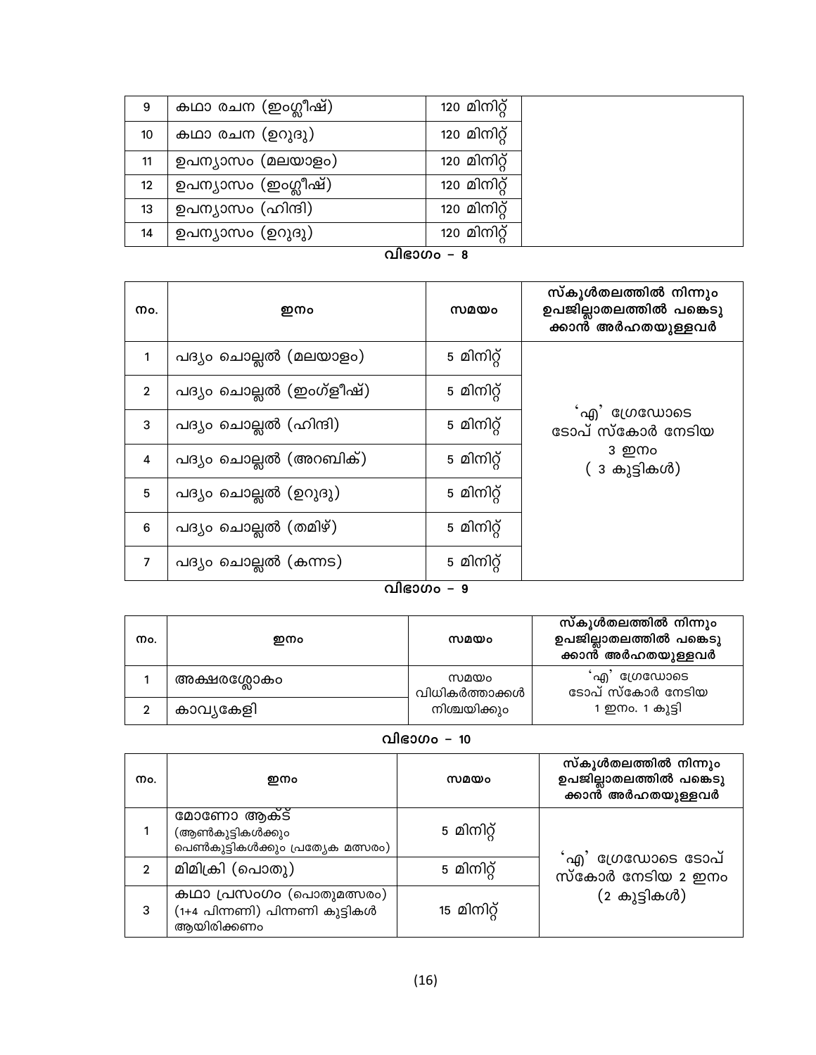| | | | |
|---|---|---|---|
| 9 | കഥാ രചന (ഇംഗ്ലീഷ്) | 120 മിനിറ്റ് | |
| 10 | കഥാ രചന (ഉറുദു) | 120 മിനിറ്റ് | |
| 11 | ഉപന്യാസം (മലയാളം) | 120 മിനിറ്റ് | |
| 12 | ഉപന്യാസം (ഇംഗ്ലീഷ്) | 120 മിനിറ്റ് | |
| 13 | ഉപന്യാസം (ഹിന്ദി) | 120 മിനിറ്റ് | |
| 14 | ഉപന്യാസം (ഉറുദു) | 120 മിനിറ്റ് | |

## വിഭാഗം – 8

| നം. | ഇനം | സമയം | സ്കൂൾതലത്തിൽ നിന്നും ഉപജില്ലാതലത്തിൽ പങ്കെടുക്കാൻ അർഹതയുള്ളവർ |
|---|---|---|---|
| 1 | പദ്യം ചൊല്ലൽ (മലയാളം) | 5 മിനിറ്റ് | 'എ' ഗ്രേഡോടെ ടോപ് സ്കോർ നേടിയ 3 ഇനം ( 3 കുട്ടികൾ) |
| 2 | പദ്യം ചൊല്ലൽ (ഇംഗ്ലീഷ്) | 5 മിനിറ്റ് | |
| 3 | പദ്യം ചൊല്ലൽ (ഹിന്ദി) | 5 മിനിറ്റ് | |
| 4 | പദ്യം ചൊല്ലൽ (അറബിക്) | 5 മിനിറ്റ് | |
| 5 | പദ്യം ചൊല്ലൽ (ഉറുദു) | 5 മിനിറ്റ് | |
| 6 | പദ്യം ചൊല്ലൽ (തമിഴ്) | 5 മിനിറ്റ് | |
| 7 | പദ്യം ചൊല്ലൽ (കന്നട) | 5 മിനിറ്റ് | |

## വിഭാഗം – 9

| നം. | ഇനം | സമയം | സ്കൂൾതലത്തിൽ നിന്നും ഉപജില്ലാതലത്തിൽ പങ്കെടുക്കാൻ അർഹതയുള്ളവർ |
|---|---|---|---|
| 1 | അക്ഷരശ്ലോകം | സമയം വിധികർത്താക്കൾ നിശ്ചയിക്കും | 'എ' ഗ്രേഡോടെ ടോപ് സ്കോർ നേടിയ 1 ഇനം. 1 കുട്ടി |
| 2 | കാവ്യകേളി | | |

## വിഭാഗം – 10

| നം. | ഇനം | സമയം | സ്കൂൾതലത്തിൽ നിന്നും ഉപജില്ലാതലത്തിൽ പങ്കെടുക്കാൻ അർഹതയുള്ളവർ |
|---|---|---|---|
| 1 | മോണോ ആക്ട് (ആൺകുട്ടികൾക്കും പെൺകുട്ടികൾക്കും പ്രത്യേക മത്സരം) | 5 മിനിറ്റ് | 'എ' ഗ്രേഡോടെ ടോപ് സ്കോർ നേടിയ 2 ഇനം (2 കുട്ടികൾ) |
| 2 | മിമിക്രി (പൊതു) | 5 മിനിറ്റ് | |
| 3 | കഥാ പ്രസംഗം (പൊതുമത്സരം) (1+4 പിന്നണി) പിന്നണി കുട്ടികൾ ആയിരിക്കണം | 15 മിനിറ്റ് | |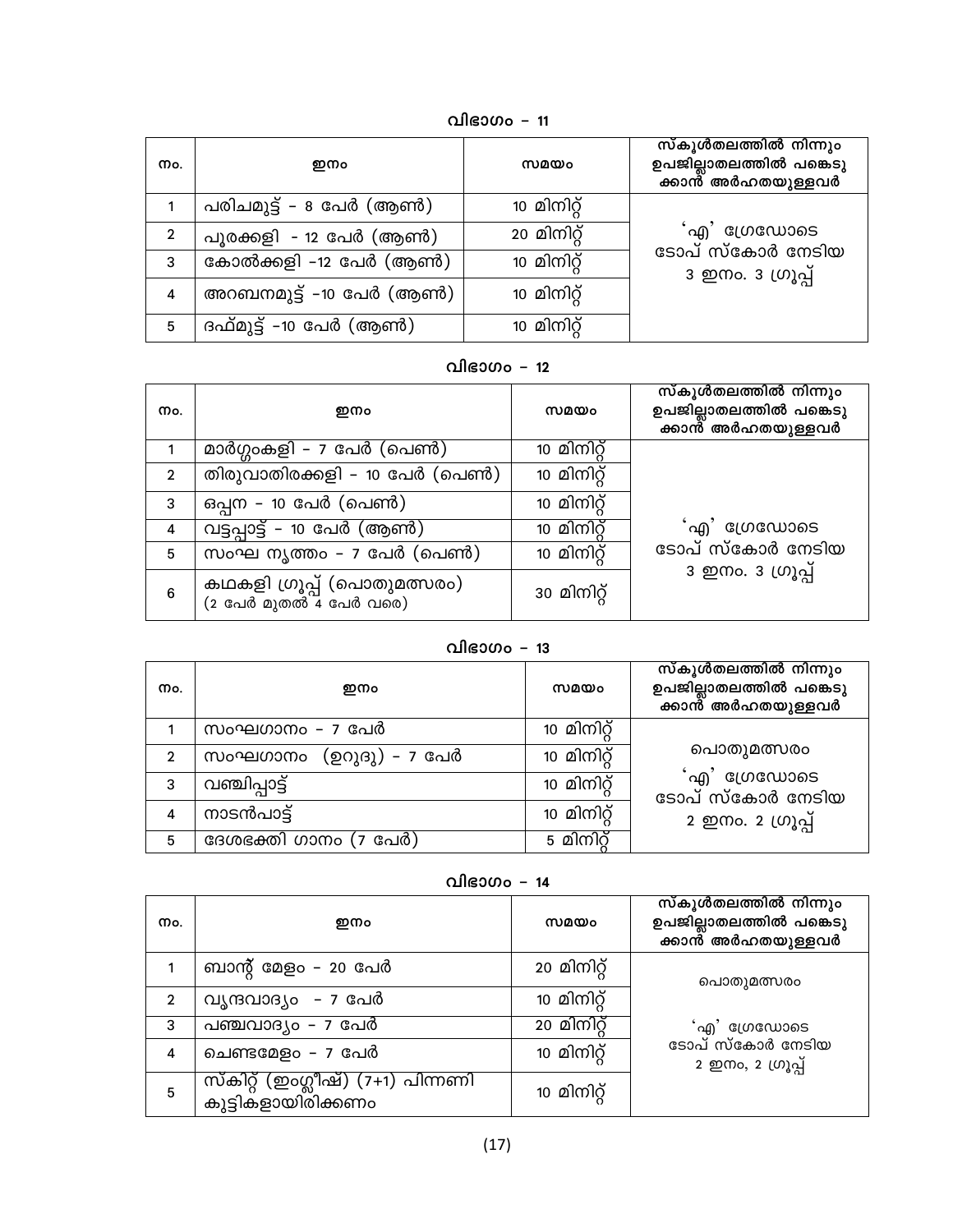## വിഭാഗം – 11

| നം. | ഇനം | സമയം | സ്കൂൾതലത്തിൽ നിന്നും ഉപജില്ലാതലത്തിൽ പങ്കെടുക്കാൻ അർഹതയുള്ളവർ |
|---|---|---|---|
| 1 | പരിചമുട്ട് – 8 പേർ (ആൺ) | 10 മിനിറ്റ് | 'എ' ഗ്രേഡോടെ ടോപ് സ്കോർ നേടിയ 3 ഇനം. 3 ഗ്രൂപ്പ് |
| 2 | പൂരക്കളി – 12 പേർ (ആൺ) | 20 മിനിറ്റ് | |
| 3 | കോൽക്കളി –12 പേർ (ആൺ) | 10 മിനിറ്റ് | |
| 4 | അറബനമുട്ട് –10 പേർ (ആൺ) | 10 മിനിറ്റ് | |
| 5 | ദഫ്മുട്ട് –10 പേർ (ആൺ) | 10 മിനിറ്റ് | |

## വിഭാഗം – 12

| നം. | ഇനം | സമയം | സ്കൂൾതലത്തിൽ നിന്നും ഉപജില്ലാതലത്തിൽ പങ്കെടുക്കാൻ അർഹതയുള്ളവർ |
|---|---|---|---|
| 1 | മാർഗ്ഗംകളി – 7 പേർ (പെൺ) | 10 മിനിറ്റ് | 'എ' ഗ്രേഡോടെ ടോപ് സ്കോർ നേടിയ 3 ഇനം. 3 ഗ്രൂപ്പ് |
| 2 | തിരുവാതിരക്കളി – 10 പേർ (പെൺ) | 10 മിനിറ്റ് | |
| 3 | ഒപ്പന – 10 പേർ (പെൺ) | 10 മിനിറ്റ് | |
| 4 | വട്ടപ്പാട്ട് – 10 പേർ (ആൺ) | 10 മിനിറ്റ് | |
| 5 | സംഘ നൃത്തം – 7 പേർ (പെൺ) | 10 മിനിറ്റ് | |
| 6 | കഥകളി ഗ്രൂപ്പ് (പൊതുമത്സരം) (2 പേർ മുതൽ 4 പേർ വരെ) | 30 മിനിറ്റ് | |

## വിഭാഗം – 13

| നം. | ഇനം | സമയം | സ്കൂൾതലത്തിൽ നിന്നും ഉപജില്ലാതലത്തിൽ പങ്കെടുക്കാൻ അർഹതയുള്ളവർ |
|---|---|---|---|
| 1 | സംഘഗാനം – 7 പേർ | 10 മിനിറ്റ് | പൊതുമത്സരം 'എ' ഗ്രേഡോടെ ടോപ് സ്കോർ നേടിയ 2 ഇനം. 2 ഗ്രൂപ്പ് |
| 2 | സംഘഗാനം (ഉറുദു) – 7 പേർ | 10 മിനിറ്റ് | |
| 3 | വഞ്ചിപ്പാട്ട് | 10 മിനിറ്റ് | |
| 4 | നാടൻപാട്ട് | 10 മിനിറ്റ് | |
| 5 | ദേശഭക്തി ഗാനം (7 പേർ) | 5 മിനിറ്റ് | |

## വിഭാഗം – 14

| നം. | ഇനം | സമയം | സ്കൂൾതലത്തിൽ നിന്നും ഉപജില്ലാതലത്തിൽ പങ്കെടുക്കാൻ അർഹതയുള്ളവർ |
|---|---|---|---|
| 1 | ബാന്റ് മേളം – 20 പേർ | 20 മിനിറ്റ് | പൊതുമത്സരം 'എ' ഗ്രേഡോടെ ടോപ് സ്കോർ നേടിയ 2 ഇനം, 2 ഗ്രൂപ്പ് |
| 2 | വൃന്ദവാദ്യം – 7 പേർ | 10 മിനിറ്റ് | |
| 3 | പഞ്ചവാദ്യം – 7 പേർ | 20 മിനിറ്റ് | |
| 4 | ചെണ്ടമേളം – 7 പേർ | 10 മിനിറ്റ് | |
| 5 | സ്കിറ്റ് (ഇംഗ്ലീഷ്) (7+1) പിന്നണി കുട്ടികളായിരിക്കണം | 10 മിനിറ്റ് | |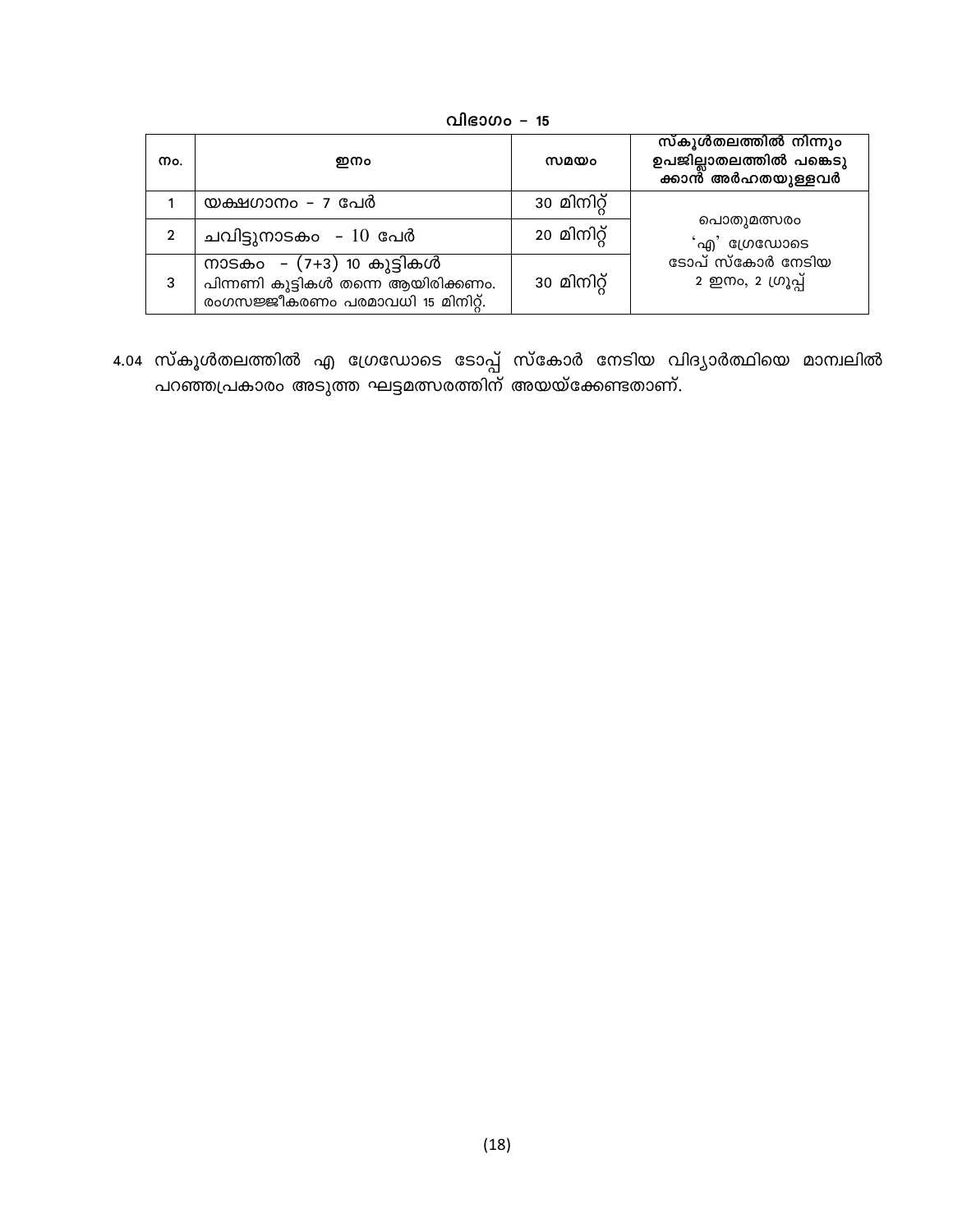### വിഭാഗം – 15

| നം. | ഇനം | സമയം | സ്കൂൾതലത്തിൽ നിന്നും ഉപജില്ലാതലത്തിൽ പങ്കെടുക്കാൻ അർഹതയുള്ളവർ |
|---|---|---|---|
| 1 | യക്ഷഗാനം – 7 പേർ | 30 മിനിറ്റ് | പൊതുമത്സരം 'എ' ഗ്രേഡോടെ ടോപ് സ്കോർ നേടിയ 2 ഇനം, 2 ഗ്രൂപ്പ് |
| 2 | ചവിട്ടുനാടകം – 10 പേർ | 20 മിനിറ്റ് | |
| 3 | നാടകം – (7+3) 10 കുട്ടികൾ പിന്നണി കുട്ടികൾ തന്നെ ആയിരിക്കണം. രംഗസജ്ജീകരണം പരമാവധി 15 മിനിറ്റ്. | 30 മിനിറ്റ് | |

4.04 സ്കൂൾതലത്തിൽ എ ഗ്രേഡോടെ ടോപ്പ് സ്കോർ നേടിയ വിദ്യാർത്ഥിയെ മാന്വലിൽ പറഞ്ഞപ്രകാരം അടുത്ത ഘട്ടമത്സരത്തിന് അയയ്ക്കേണ്ടതാണ്.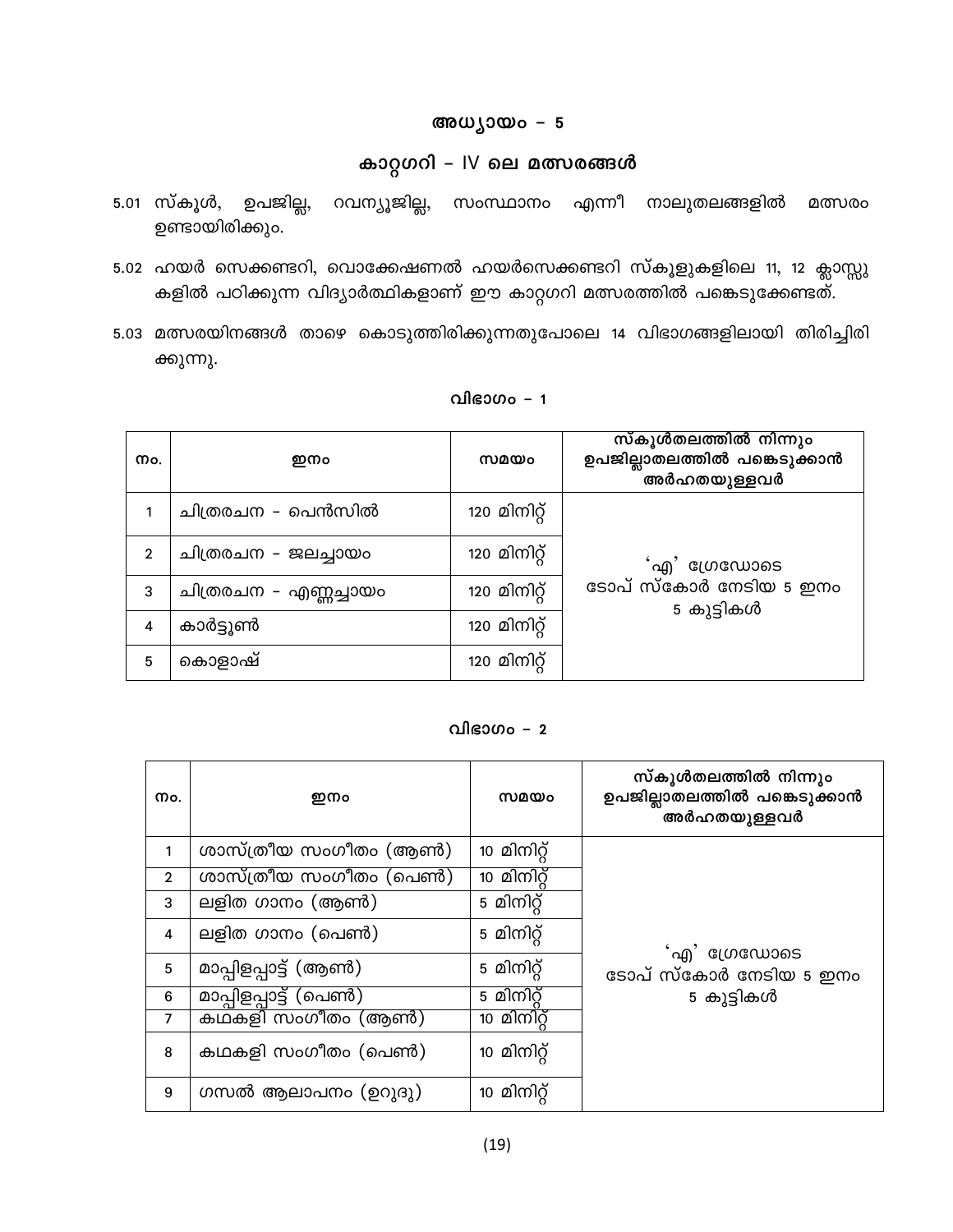# അധ്യായം – 5

## കാറ്റഗറി – IV ലെ മത്സരങ്ങൾ

5.01 സ്കൂൾ, ഉപജില്ല, റവന്യൂജില്ല, സംസ്ഥാനം എന്നീ നാലുതലങ്ങളിൽ മത്സരം ഉണ്ടായിരിക്കും.

5.02 ഹയർ സെക്കണ്ടറി, വൊക്കേഷണൽ ഹയർസെക്കണ്ടറി സ്കൂളുകളിലെ 11, 12 ക്ലാസ്സുകളിൽ പഠിക്കുന്ന വിദ്യാർത്ഥികളാണ് ഈ കാറ്റഗറി മത്സരത്തിൽ പങ്കെടുക്കേണ്ടത്.

5.03 മത്സരയിനങ്ങൾ താഴെ കൊടുത്തിരിക്കുന്നതുപോലെ 14 വിഭാഗങ്ങളിലായി തിരിച്ചിരിക്കുന്നു.

### വിഭാഗം – 1

| നം. | ഇനം | സമയം | സ്കൂൾതലത്തിൽ നിന്നും ഉപജില്ലാതലത്തിൽ പങ്കെടുക്കാൻ അർഹതയുള്ളവർ |
|---|---|---|---|
| 1 | ചിത്രരചന – പെൻസിൽ | 120 മിനിറ്റ് | 'എ' ഗ്രേഡോടെ ടോപ് സ്കോർ നേടിയ 5 ഇനം 5 കുട്ടികൾ |
| 2 | ചിത്രരചന – ജലച്ചായം | 120 മിനിറ്റ് | |
| 3 | ചിത്രരചന – എണ്ണച്ചായം | 120 മിനിറ്റ് | |
| 4 | കാർട്ടൂൺ | 120 മിനിറ്റ് | |
| 5 | കൊളാഷ് | 120 മിനിറ്റ് | |

### വിഭാഗം – 2

| നം. | ഇനം | സമയം | സ്കൂൾതലത്തിൽ നിന്നും ഉപജില്ലാതലത്തിൽ പങ്കെടുക്കാൻ അർഹതയുള്ളവർ |
|---|---|---|---|
| 1 | ശാസ്ത്രീയ സംഗീതം (ആൺ) | 10 മിനിറ്റ് | 'എ' ഗ്രേഡോടെ ടോപ് സ്കോർ നേടിയ 5 ഇനം 5 കുട്ടികൾ |
| 2 | ശാസ്ത്രീയ സംഗീതം (പെൺ) | 10 മിനിറ്റ് | |
| 3 | ലളിത ഗാനം (ആൺ) | 5 മിനിറ്റ് | |
| 4 | ലളിത ഗാനം (പെൺ) | 5 മിനിറ്റ് | |
| 5 | മാപ്പിളപ്പാട്ട് (ആൺ) | 5 മിനിറ്റ് | |
| 6 | മാപ്പിളപ്പാട്ട് (പെൺ) | 5 മിനിറ്റ് | |
| 7 | കഥകളി സംഗീതം (ആൺ) | 10 മിനിറ്റ് | |
| 8 | കഥകളി സംഗീതം (പെൺ) | 10 മിനിറ്റ് | |
| 9 | ഗസൽ ആലാപനം (ഉറുദു) | 10 മിനിറ്റ് | |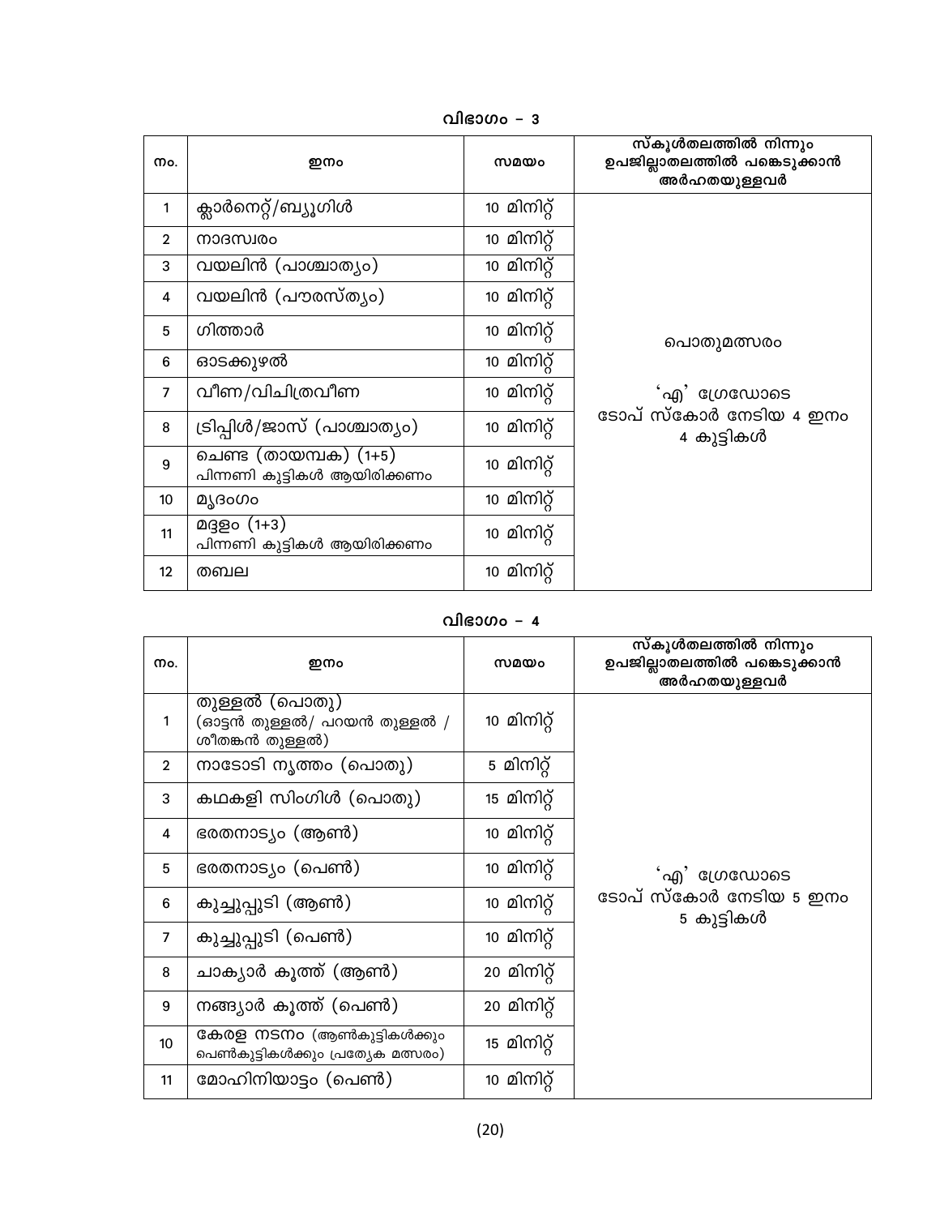## വിഭാഗം – 3

| നം. | ഇനം | സമയം | സ്കൂൾതലത്തിൽ നിന്നും ഉപജില്ലാതലത്തിൽ പങ്കെടുക്കാൻ അർഹതയുള്ളവർ |
|---|---|---|---|
| 1 | ക്ലാർനെറ്റ്/ബ്യൂഗിൾ | 10 മിനിറ്റ് | പൊതുമത്സരം<br><br>'എ' ഗ്രേഡോടെ ടോപ് സ്കോർ നേടിയ 4 ഇനം 4 കുട്ടികൾ |
| 2 | നാദസ്വരം | 10 മിനിറ്റ് | |
| 3 | വയലിൻ (പാശ്ചാത്യം) | 10 മിനിറ്റ് | |
| 4 | വയലിൻ (പൗരസ്ത്യം) | 10 മിനിറ്റ് | |
| 5 | ഗിത്താർ | 10 മിനിറ്റ് | |
| 6 | ഓടക്കുഴൽ | 10 മിനിറ്റ് | |
| 7 | വീണ/വിചിത്രവീണ | 10 മിനിറ്റ് | |
| 8 | ട്രിപ്പിൾ/ജാസ് (പാശ്ചാത്യം) | 10 മിനിറ്റ് | |
| 9 | ചെണ്ട (തായമ്പക) (1+5) പിന്നണി കുട്ടികൾ ആയിരിക്കണം | 10 മിനിറ്റ് | |
| 10 | മൃദംഗം | 10 മിനിറ്റ് | |
| 11 | മദ്ദളം (1+3) പിന്നണി കുട്ടികൾ ആയിരിക്കണം | 10 മിനിറ്റ് | |
| 12 | തബല | 10 മിനിറ്റ് | |

## വിഭാഗം – 4

| നം. | ഇനം | സമയം | സ്കൂൾതലത്തിൽ നിന്നും ഉപജില്ലാതലത്തിൽ പങ്കെടുക്കാൻ അർഹതയുള്ളവർ |
|---|---|---|---|
| 1 | തുള്ളൽ (പൊതു) (ഓട്ടൻ തുള്ളൽ/ പറയൻ തുള്ളൽ / ശീതങ്കൻ തുള്ളൽ) | 10 മിനിറ്റ് | 'എ' ഗ്രേഡോടെ ടോപ് സ്കോർ നേടിയ 5 ഇനം 5 കുട്ടികൾ |
| 2 | നാടോടി നൃത്തം (പൊതു) | 5 മിനിറ്റ് | |
| 3 | കഥകളി സിംഗിൾ (പൊതു) | 15 മിനിറ്റ് | |
| 4 | ഭരതനാട്യം (ആൺ) | 10 മിനിറ്റ് | |
| 5 | ഭരതനാട്യം (പെൺ) | 10 മിനിറ്റ് | |
| 6 | കുച്ചുപ്പുടി (ആൺ) | 10 മിനിറ്റ് | |
| 7 | കുച്ചുപ്പുടി (പെൺ) | 10 മിനിറ്റ് | |
| 8 | ചാക്യാർ കൂത്ത് (ആൺ) | 20 മിനിറ്റ് | |
| 9 | നങ്ങ്യാർ കൂത്ത് (പെൺ) | 20 മിനിറ്റ് | |
| 10 | കേരള നടനം (ആൺകുട്ടികൾക്കും പെൺകുട്ടികൾക്കും പ്രത്യേക മത്സരം) | 15 മിനിറ്റ് | |
| 11 | മോഹിനിയാട്ടം (പെൺ) | 10 മിനിറ്റ് | |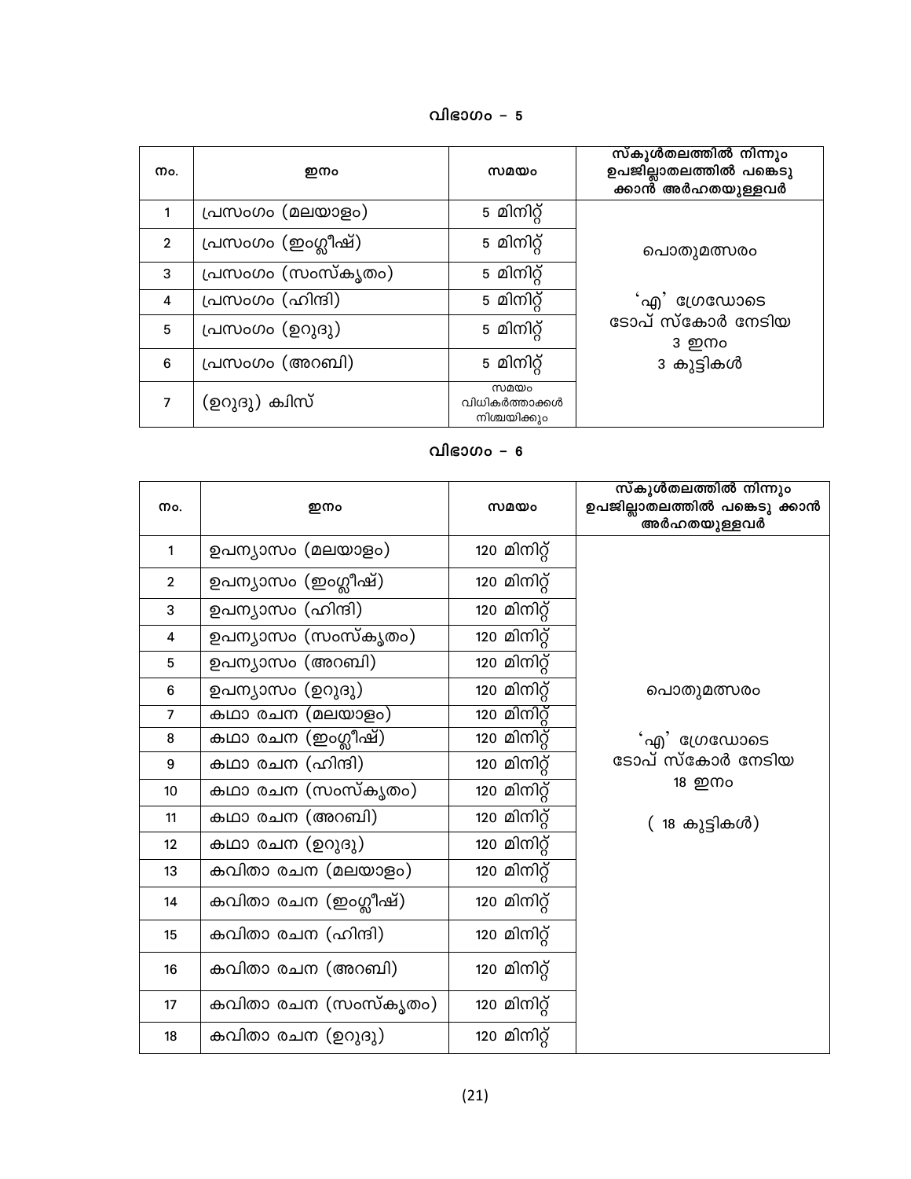## വിഭാഗം – 5

| നം. | ഇനം | സമയം | സ്കൂൾതലത്തിൽ നിന്നും ഉപജില്ലാതലത്തിൽ പങ്കെടുക്കാൻ അർഹതയുള്ളവർ |
|---|---|---|---|
| 1 | പ്രസംഗം (മലയാളം) | 5 മിനിറ്റ് | പൊതുമത്സരം<br><br>'എ' ഗ്രേഡോടെ ടോപ് സ്കോർ നേടിയ 3 ഇനം 3 കുട്ടികൾ |
| 2 | പ്രസംഗം (ഇംഗ്ലീഷ്) | 5 മിനിറ്റ് | |
| 3 | പ്രസംഗം (സംസ്കൃതം) | 5 മിനിറ്റ് | |
| 4 | പ്രസംഗം (ഹിന്ദി) | 5 മിനിറ്റ് | |
| 5 | പ്രസംഗം (ഉറുദു) | 5 മിനിറ്റ് | |
| 6 | പ്രസംഗം (അറബി) | 5 മിനിറ്റ് | |
| 7 | (ഉറുദു) ക്വിസ് | സമയം വിധികർത്താക്കൾ നിശ്ചയിക്കും | |

## വിഭാഗം – 6

| നം. | ഇനം | സമയം | സ്കൂൾതലത്തിൽ നിന്നും ഉപജില്ലാതലത്തിൽ പങ്കെടുക്കാൻ അർഹതയുള്ളവർ |
|---|---|---|---|
| 1 | ഉപന്യാസം (മലയാളം) | 120 മിനിറ്റ് | പൊതുമത്സരം<br><br>'എ' ഗ്രേഡോടെ ടോപ് സ്കോർ നേടിയ 18 ഇനം<br><br>( 18 കുട്ടികൾ) |
| 2 | ഉപന്യാസം (ഇംഗ്ലീഷ്) | 120 മിനിറ്റ് | |
| 3 | ഉപന്യാസം (ഹിന്ദി) | 120 മിനിറ്റ് | |
| 4 | ഉപന്യാസം (സംസ്കൃതം) | 120 മിനിറ്റ് | |
| 5 | ഉപന്യാസം (അറബി) | 120 മിനിറ്റ് | |
| 6 | ഉപന്യാസം (ഉറുദു) | 120 മിനിറ്റ് | |
| 7 | കഥാ രചന (മലയാളം) | 120 മിനിറ്റ് | |
| 8 | കഥാ രചന (ഇംഗ്ലീഷ്) | 120 മിനിറ്റ് | |
| 9 | കഥാ രചന (ഹിന്ദി) | 120 മിനിറ്റ് | |
| 10 | കഥാ രചന (സംസ്കൃതം) | 120 മിനിറ്റ് | |
| 11 | കഥാ രചന (അറബി) | 120 മിനിറ്റ് | |
| 12 | കഥാ രചന (ഉറുദു) | 120 മിനിറ്റ് | |
| 13 | കവിതാ രചന (മലയാളം) | 120 മിനിറ്റ് | |
| 14 | കവിതാ രചന (ഇംഗ്ലീഷ്) | 120 മിനിറ്റ് | |
| 15 | കവിതാ രചന (ഹിന്ദി) | 120 മിനിറ്റ് | |
| 16 | കവിതാ രചന (അറബി) | 120 മിനിറ്റ് | |
| 17 | കവിതാ രചന (സംസ്കൃതം) | 120 മിനിറ്റ് | |
| 18 | കവിതാ രചന (ഉറുദു) | 120 മിനിറ്റ് | |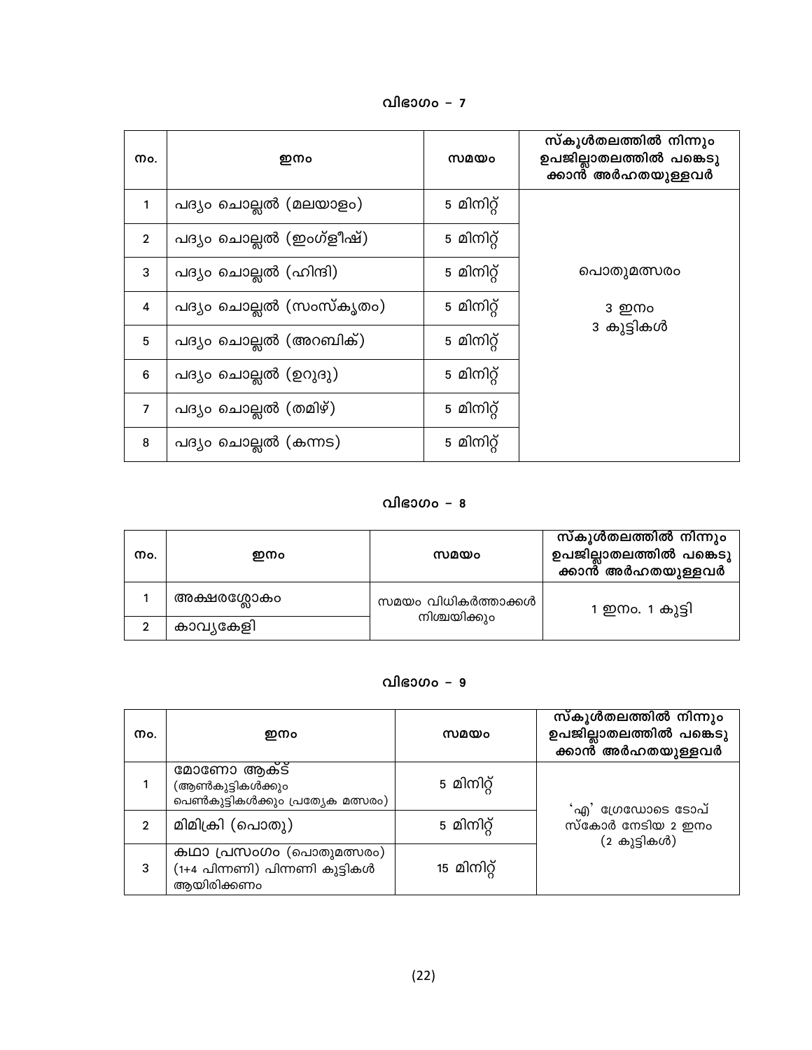## വിഭാഗം – 7

| നം. | ഇനം | സമയം | സ്കൂൾതലത്തിൽ നിന്നും ഉപജില്ലാതലത്തിൽ പങ്കെടുക്കാൻ അർഹതയുള്ളവർ |
|---|---|---|---|
| 1 | പദ്യം ചൊല്ലൽ (മലയാളം) | 5 മിനിറ്റ് | പൊതുമത്സരം<br>3 ഇനം<br>3 കുട്ടികൾ |
| 2 | പദ്യം ചൊല്ലൽ (ഇംഗ്ലീഷ്) | 5 മിനിറ്റ് | |
| 3 | പദ്യം ചൊല്ലൽ (ഹിന്ദി) | 5 മിനിറ്റ് | |
| 4 | പദ്യം ചൊല്ലൽ (സംസ്കൃതം) | 5 മിനിറ്റ് | |
| 5 | പദ്യം ചൊല്ലൽ (അറബിക്) | 5 മിനിറ്റ് | |
| 6 | പദ്യം ചൊല്ലൽ (ഉറുദു) | 5 മിനിറ്റ് | |
| 7 | പദ്യം ചൊല്ലൽ (തമിഴ്) | 5 മിനിറ്റ് | |
| 8 | പദ്യം ചൊല്ലൽ (കന്നട) | 5 മിനിറ്റ് | |

## വിഭാഗം – 8

| നം. | ഇനം | സമയം | സ്കൂൾതലത്തിൽ നിന്നും ഉപജില്ലാതലത്തിൽ പങ്കെടുക്കാൻ അർഹതയുള്ളവർ |
|---|---|---|---|
| 1 | അക്ഷരശ്ലോകം | സമയം വിധികർത്താക്കൾ നിശ്ചയിക്കും | 1 ഇനം. 1 കുട്ടി |
| 2 | കാവ്യകേളി | | |

## വിഭാഗം – 9

| നം. | ഇനം | സമയം | സ്കൂൾതലത്തിൽ നിന്നും ഉപജില്ലാതലത്തിൽ പങ്കെടുക്കാൻ അർഹതയുള്ളവർ |
|---|---|---|---|
| 1 | മോണോ ആക്ട് (ആൺകുട്ടികൾക്കും പെൺകുട്ടികൾക്കും പ്രത്യേക മത്സരം) | 5 മിനിറ്റ് | 'എ' ഗ്രേഡോടെ ടോപ് സ്കോർ നേടിയ 2 ഇനം (2 കുട്ടികൾ) |
| 2 | മിമിക്രി (പൊതു) | 5 മിനിറ്റ് | |
| 3 | കഥാ പ്രസംഗം (പൊതുമത്സരം) (1+4 പിന്നണി) പിന്നണി കുട്ടികൾ ആയിരിക്കണം | 15 മിനിറ്റ് | |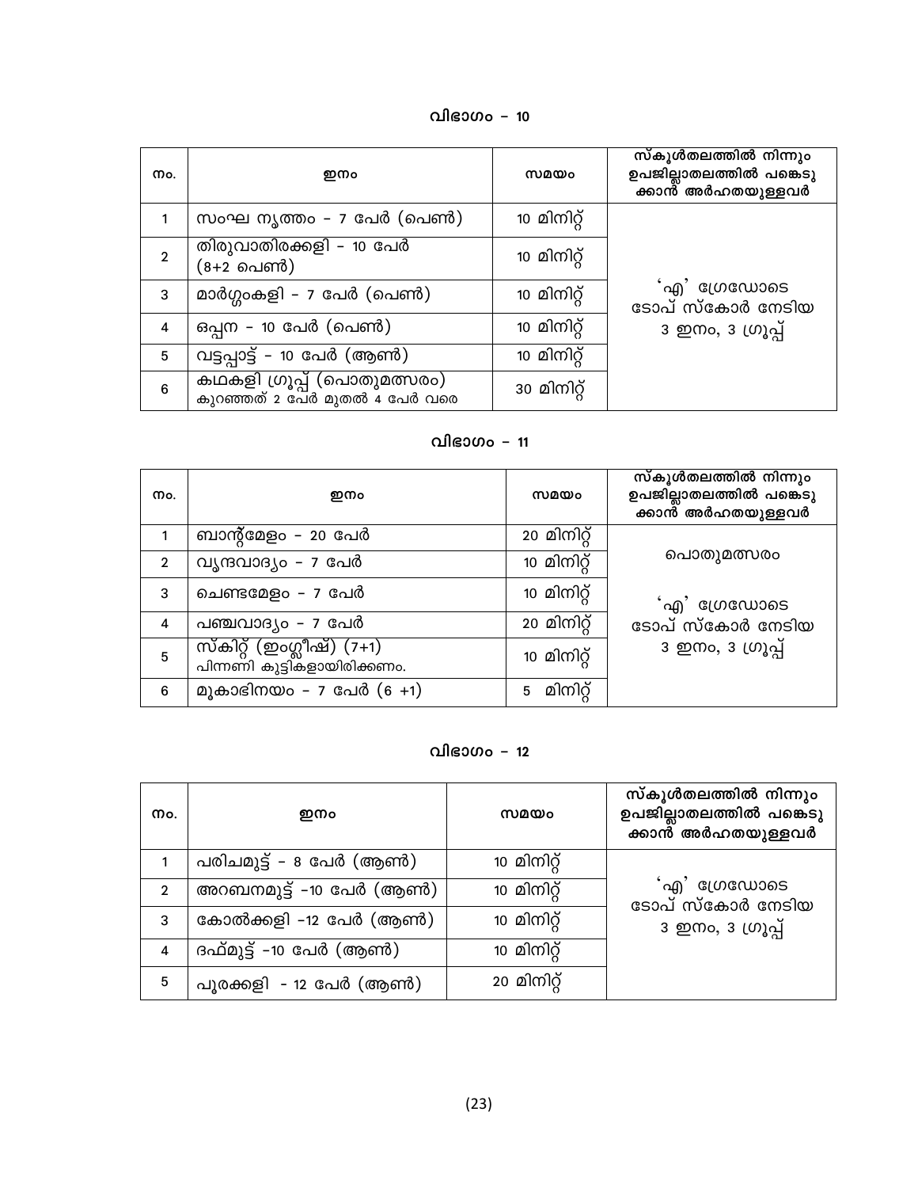## വിഭാഗം – 10

| നം. | ഇനം | സമയം | സ്കൂൾതലത്തിൽ നിന്നും ഉപജില്ലാതലത്തിൽ പങ്കെടുക്കാൻ അർഹതയുള്ളവർ |
|---|---|---|---|
| 1 | സംഘ നൃത്തം – 7 പേർ (പെൺ) | 10 മിനിറ്റ് | 'എ' ഗ്രേഡോടെ ടോപ് സ്കോർ നേടിയ 3 ഇനം, 3 ഗ്രൂപ്പ് |
| 2 | തിരുവാതിരക്കളി – 10 പേർ (8+2 പെൺ) | 10 മിനിറ്റ് | |
| 3 | മാർഗ്ഗംകളി – 7 പേർ (പെൺ) | 10 മിനിറ്റ് | |
| 4 | ഒപ്പന – 10 പേർ (പെൺ) | 10 മിനിറ്റ് | |
| 5 | വട്ടപ്പാട്ട് – 10 പേർ (ആൺ) | 10 മിനിറ്റ് | |
| 6 | കഥകളി ഗ്രൂപ്പ് (പൊതുമത്സരം) കുറഞ്ഞത് 2 പേർ മുതൽ 4 പേർ വരെ | 30 മിനിറ്റ് | |

## വിഭാഗം – 11

| നം. | ഇനം | സമയം | സ്കൂൾതലത്തിൽ നിന്നും ഉപജില്ലാതലത്തിൽ പങ്കെടുക്കാൻ അർഹതയുള്ളവർ |
|---|---|---|---|
| 1 | ബാന്റ്മേളം – 20 പേർ | 20 മിനിറ്റ് | പൊതുമത്സരം 'എ' ഗ്രേഡോടെ ടോപ് സ്കോർ നേടിയ 3 ഇനം, 3 ഗ്രൂപ്പ് |
| 2 | വൃന്ദവാദ്യം – 7 പേർ | 10 മിനിറ്റ് | |
| 3 | ചെണ്ടമേളം – 7 പേർ | 10 മിനിറ്റ് | |
| 4 | പഞ്ചവാദ്യം – 7 പേർ | 20 മിനിറ്റ് | |
| 5 | സ്കിറ്റ് (ഇംഗ്ലീഷ്) (7+1) പിന്നണി കുട്ടികളായിരിക്കണം. | 10 മിനിറ്റ് | |
| 6 | മൂകാഭിനയം – 7 പേർ (6 +1) | 5 മിനിറ്റ് | |

## വിഭാഗം – 12

| നം. | ഇനം | സമയം | സ്കൂൾതലത്തിൽ നിന്നും ഉപജില്ലാതലത്തിൽ പങ്കെടുക്കാൻ അർഹതയുള്ളവർ |
|---|---|---|---|
| 1 | പരിചമുട്ട് – 8 പേർ (ആൺ) | 10 മിനിറ്റ് | 'എ' ഗ്രേഡോടെ ടോപ് സ്കോർ നേടിയ 3 ഇനം, 3 ഗ്രൂപ്പ് |
| 2 | അറബനമുട്ട് –10 പേർ (ആൺ) | 10 മിനിറ്റ് | |
| 3 | കോൽക്കളി –12 പേർ (ആൺ) | 10 മിനിറ്റ് | |
| 4 | ദഫ്മുട്ട് –10 പേർ (ആൺ) | 10 മിനിറ്റ് | |
| 5 | പൂരക്കളി - 12 പേർ (ആൺ) | 20 മിനിറ്റ് | |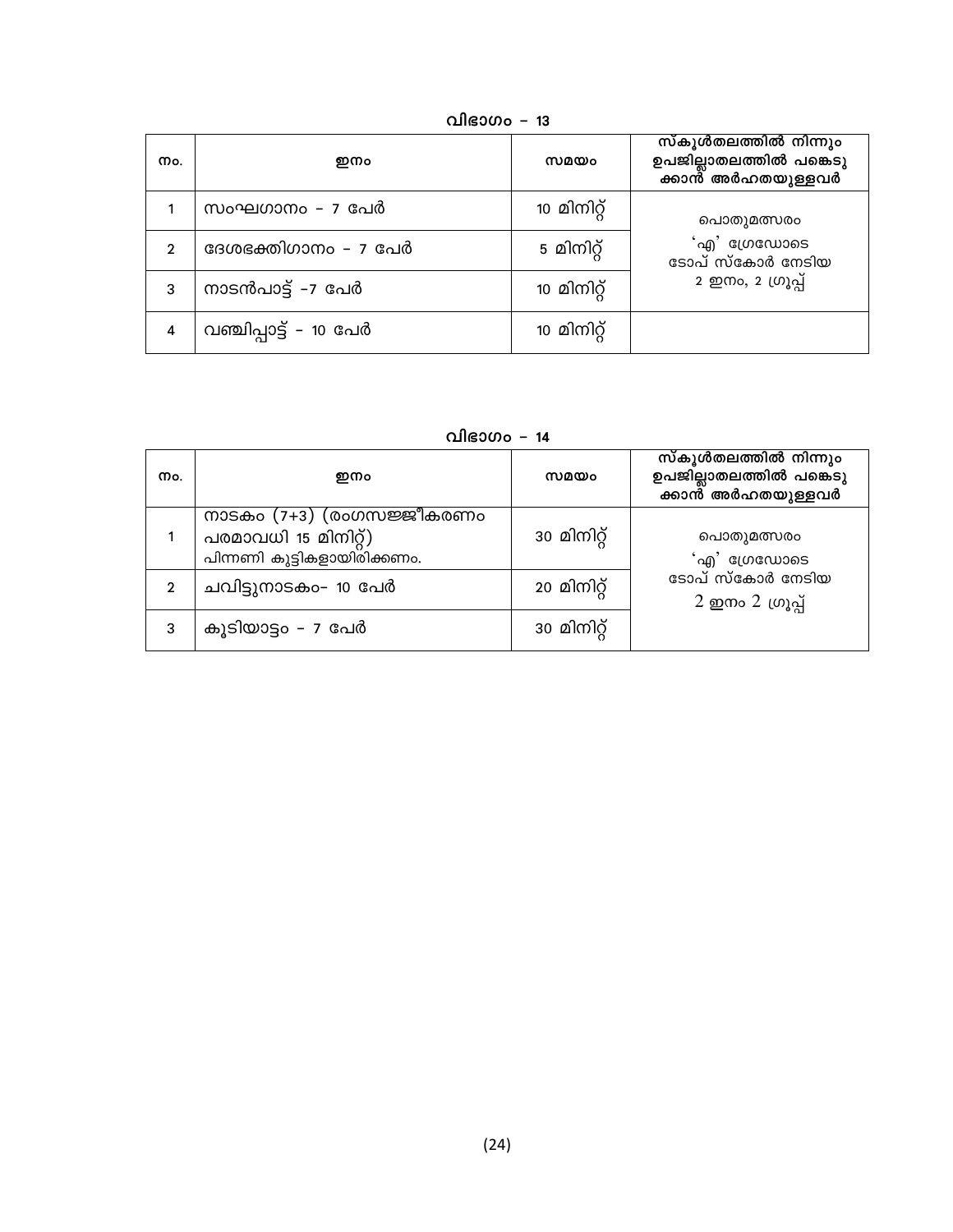### വിഭാഗം – 13

| നം. | ഇനം | സമയം | സ്കൂൾതലത്തിൽ നിന്നും ഉപജില്ലാതലത്തിൽ പങ്കെടുക്കാൻ അർഹതയുള്ളവർ |
|---|---|---|---|
| 1 | സംഘഗാനം – 7 പേർ | 10 മിനിറ്റ് | പൊതുമത്സരം 'എ' ഗ്രേഡോടെ ടോപ് സ്കോർ നേടിയ 2 ഇനം, 2 ഗ്രൂപ്പ് |
| 2 | ദേശഭക്തിഗാനം – 7 പേർ | 5 മിനിറ്റ് | |
| 3 | നാടൻപാട്ട് –7 പേർ | 10 മിനിറ്റ് | |
| 4 | വഞ്ചിപ്പാട്ട് – 10 പേർ | 10 മിനിറ്റ് | |

### വിഭാഗം – 14

| നം. | ഇനം | സമയം | സ്കൂൾതലത്തിൽ നിന്നും ഉപജില്ലാതലത്തിൽ പങ്കെടുക്കാൻ അർഹതയുള്ളവർ |
|---|---|---|---|
| 1 | നാടകം (7+3) (രംഗസജ്ജീകരണം പരമാവധി 15 മിനിറ്റ്) പിന്നണി കുട്ടികളായിരിക്കണം. | 30 മിനിറ്റ് | പൊതുമത്സരം 'എ' ഗ്രേഡോടെ ടോപ് സ്കോർ നേടിയ 2 ഇനം 2 ഗ്രൂപ്പ് |
| 2 | ചവിട്ടുനാടകം– 10 പേർ | 20 മിനിറ്റ് | |
| 3 | കൂടിയാട്ടം – 7 പേർ | 30 മിനിറ്റ് | |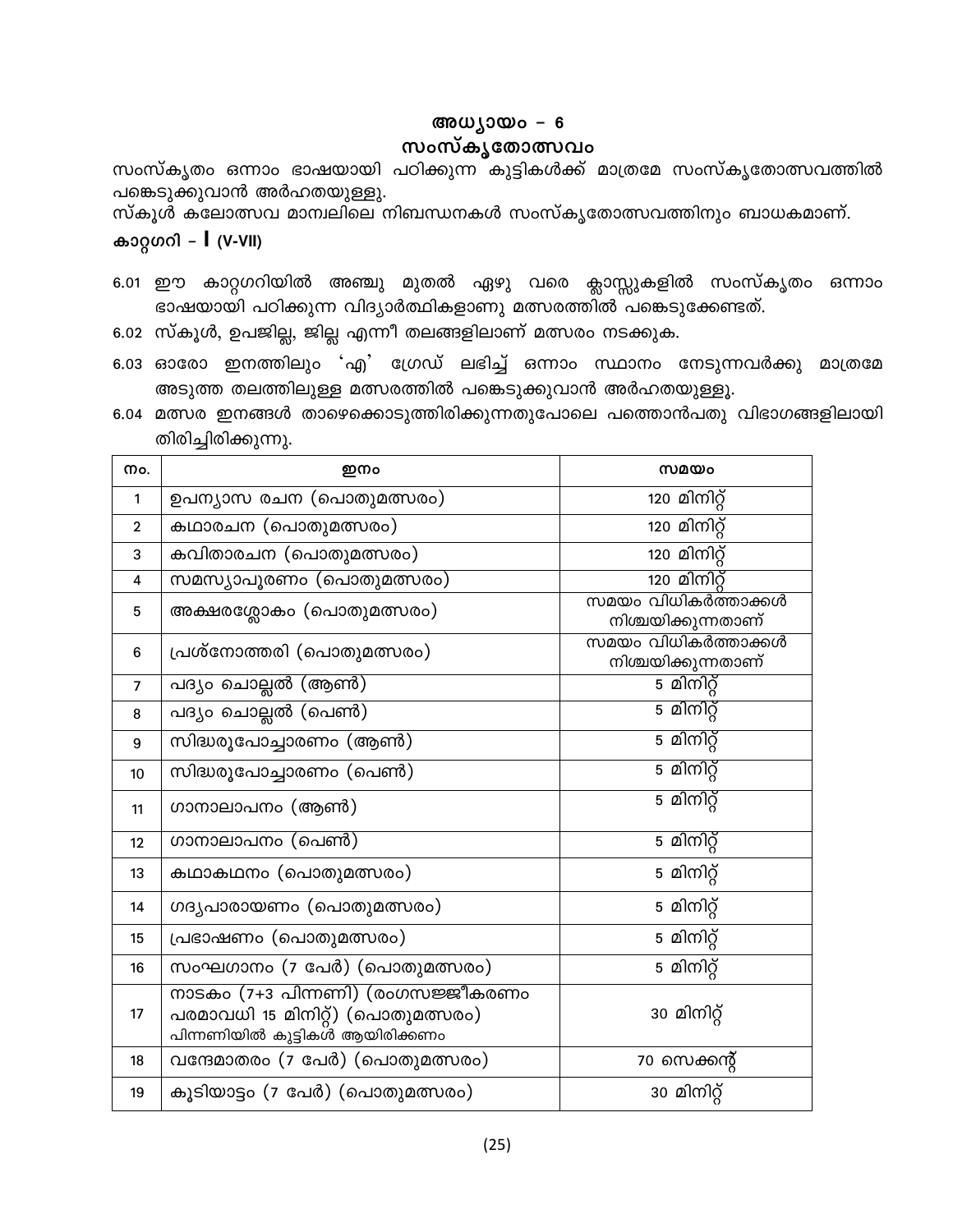# അധ്യായം – 6

## സംസ്കൃതോത്സവം

സംസ്കൃതം ഒന്നാം ഭാഷയായി പഠിക്കുന്ന കുട്ടികൾക്ക് മാത്രമേ സംസ്കൃതോത്സവത്തിൽ പങ്കെടുക്കുവാൻ അർഹതയുള്ളു.

സ്കൂൾ കലോത്സവ മാന്വലിലെ നിബന്ധനകൾ സംസ്കൃതോത്സവത്തിനും ബാധകമാണ്.

### കാറ്റഗറി – I (V-VII)

6.01 ഈ കാറ്റഗറിയിൽ അഞ്ചു മുതൽ ഏഴു വരെ ക്ലാസ്സുകളിൽ സംസ്കൃതം ഒന്നാം ഭാഷയായി പഠിക്കുന്ന വിദ്യാർത്ഥികളാണു മത്സരത്തിൽ പങ്കെടുക്കേണ്ടത്.

6.02 സ്കൂൾ, ഉപജില്ല, ജില്ല എന്നീ തലങ്ങളിലാണ് മത്സരം നടക്കുക.

6.03 ഓരോ ഇനത്തിലും 'എ' ഗ്രേഡ് ലഭിച്ച് ഒന്നാം സ്ഥാനം നേടുന്നവർക്കു മാത്രമേ അടുത്ത തലത്തിലുള്ള മത്സരത്തിൽ പങ്കെടുക്കുവാൻ അർഹതയുള്ളു.

6.04 മത്സര ഇനങ്ങൾ താഴെക്കൊടുത്തിരിക്കുന്നതുപോലെ പത്തൊൻപതു വിഭാഗങ്ങളിലായി തിരിച്ചിരിക്കുന്നു.

| നം. | ഇനം | സമയം |
|---|---|---|
| 1 | ഉപന്യാസ രചന (പൊതുമത്സരം) | 120 മിനിറ്റ് |
| 2 | കഥാരചന (പൊതുമത്സരം) | 120 മിനിറ്റ് |
| 3 | കവിതാരചന (പൊതുമത്സരം) | 120 മിനിറ്റ് |
| 4 | സമസ്യാപൂരണം (പൊതുമത്സരം) | 120 മിനിറ്റ് |
| 5 | അക്ഷരശ്ലോകം (പൊതുമത്സരം) | സമയം വിധികർത്താക്കൾ നിശ്ചയിക്കുന്നതാണ് |
| 6 | പ്രശ്നോത്തരി (പൊതുമത്സരം) | സമയം വിധികർത്താക്കൾ നിശ്ചയിക്കുന്നതാണ് |
| 7 | പദ്യം ചൊല്ലൽ (ആൺ) | 5 മിനിറ്റ് |
| 8 | പദ്യം ചൊല്ലൽ (പെൺ) | 5 മിനിറ്റ് |
| 9 | സിദ്ധരൂപോച്ചാരണം (ആൺ) | 5 മിനിറ്റ് |
| 10 | സിദ്ധരൂപോച്ചാരണം (പെൺ) | 5 മിനിറ്റ് |
| 11 | ഗാനാലാപനം (ആൺ) | 5 മിനിറ്റ് |
| 12 | ഗാനാലാപനം (പെൺ) | 5 മിനിറ്റ് |
| 13 | കഥാകഥനം (പൊതുമത്സരം) | 5 മിനിറ്റ് |
| 14 | ഗദ്യപാരായണം (പൊതുമത്സരം) | 5 മിനിറ്റ് |
| 15 | പ്രഭാഷണം (പൊതുമത്സരം) | 5 മിനിറ്റ് |
| 16 | സംഘഗാനം (7 പേർ) (പൊതുമത്സരം) | 5 മിനിറ്റ് |
| 17 | നാടകം (7+3 പിന്നണി) (രംഗസജ്ജീകരണം പരമാവധി 15 മിനിറ്റ്) (പൊതുമത്സരം) പിന്നണിയിൽ കുട്ടികൾ ആയിരിക്കണം | 30 മിനിറ്റ് |
| 18 | വന്ദേമാതരം (7 പേർ) (പൊതുമത്സരം) | 70 സെക്കന്റ് |
| 19 | കൂടിയാട്ടം (7 പേർ) (പൊതുമത്സരം) | 30 മിനിറ്റ് |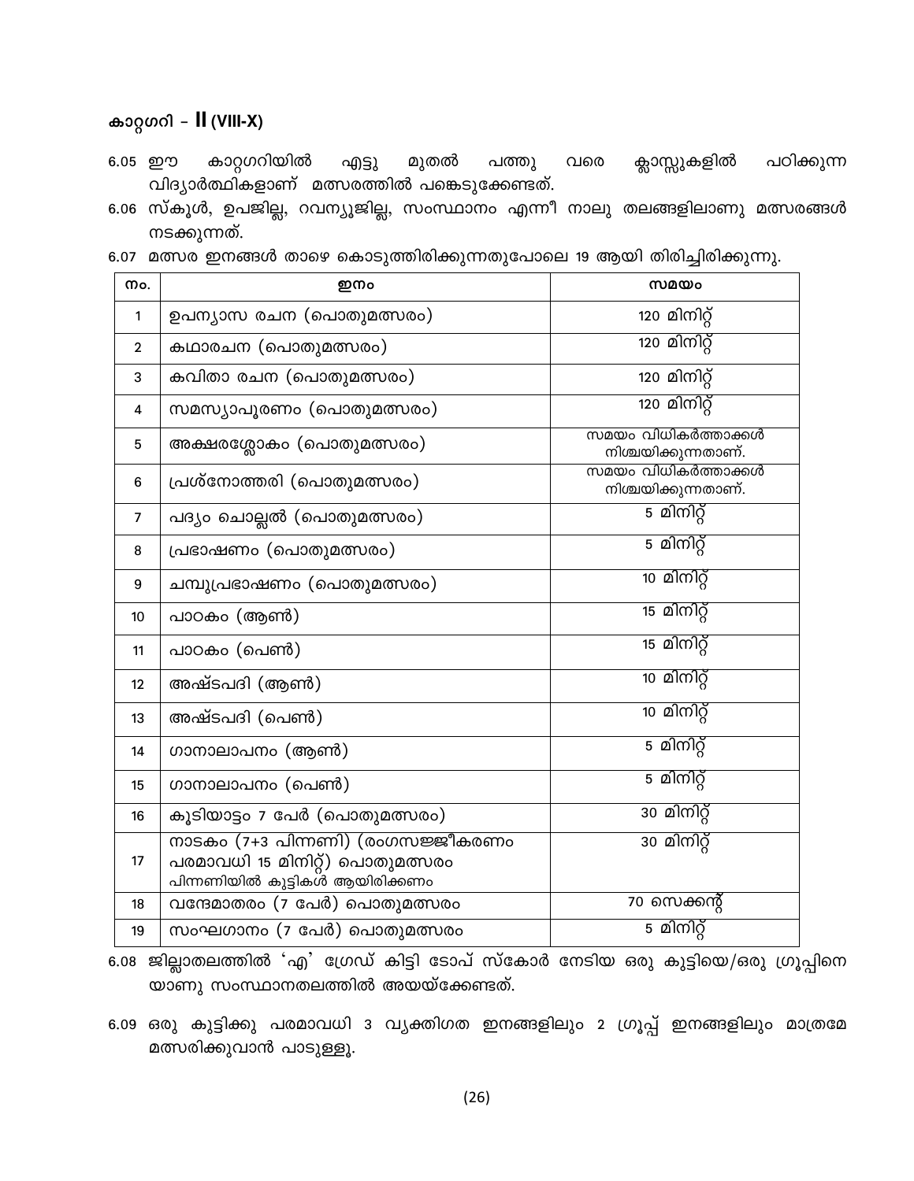### കാറ്റഗറി – II (VIII-X)

6.05 ഈ കാറ്റഗറിയിൽ എട്ടു മുതൽ പത്തു വരെ ക്ലാസ്സുകളിൽ പഠിക്കുന്ന വിദ്യാർത്ഥികളാണ് മത്സരത്തിൽ പങ്കെടുക്കേണ്ടത്.

6.06 സ്കൂൾ, ഉപജില്ല, റവന്യൂജില്ല, സംസ്ഥാനം എന്നീ നാലു തലങ്ങളിലാണു മത്സരങ്ങൾ നടക്കുന്നത്.

6.07 മത്സര ഇനങ്ങൾ താഴെ കൊടുത്തിരിക്കുന്നതുപോലെ 19 ആയി തിരിച്ചിരിക്കുന്നു.

| നം. | ഇനം | സമയം |
|---|---|---|
| 1 | ഉപന്യാസ രചന (പൊതുമത്സരം) | 120 മിനിറ്റ് |
| 2 | കഥാരചന (പൊതുമത്സരം) | 120 മിനിറ്റ് |
| 3 | കവിതാ രചന (പൊതുമത്സരം) | 120 മിനിറ്റ് |
| 4 | സമസ്യാപൂരണം (പൊതുമത്സരം) | 120 മിനിറ്റ് |
| 5 | അക്ഷരശ്ലോകം (പൊതുമത്സരം) | സമയം വിധികർത്താക്കൾ നിശ്ചയിക്കുന്നതാണ്. |
| 6 | പ്രശ്നോത്തരി (പൊതുമത്സരം) | സമയം വിധികർത്താക്കൾ നിശ്ചയിക്കുന്നതാണ്. |
| 7 | പദ്യം ചൊല്ലൽ (പൊതുമത്സരം) | 5 മിനിറ്റ് |
| 8 | പ്രഭാഷണം (പൊതുമത്സരം) | 5 മിനിറ്റ് |
| 9 | ചമ്പുപ്രഭാഷണം (പൊതുമത്സരം) | 10 മിനിറ്റ് |
| 10 | പാഠകം (ആൺ) | 15 മിനിറ്റ് |
| 11 | പാഠകം (പെൺ) | 15 മിനിറ്റ് |
| 12 | അഷ്ടപദി (ആൺ) | 10 മിനിറ്റ് |
| 13 | അഷ്ടപദി (പെൺ) | 10 മിനിറ്റ് |
| 14 | ഗാനാലാപനം (ആൺ) | 5 മിനിറ്റ് |
| 15 | ഗാനാലാപനം (പെൺ) | 5 മിനിറ്റ് |
| 16 | കൂടിയാട്ടം 7 പേർ (പൊതുമത്സരം) | 30 മിനിറ്റ് |
| 17 | നാടകം (7+3 പിന്നണി) (രംഗസജ്ജീകരണം പരമാവധി 15 മിനിറ്റ്) പൊതുമത്സരം പിന്നണിയിൽ കുട്ടികൾ ആയിരിക്കണം | 30 മിനിറ്റ് |
| 18 | വന്ദേമാതരം (7 പേർ) പൊതുമത്സരം | 70 സെക്കന്റ് |
| 19 | സംഘഗാനം (7 പേർ) പൊതുമത്സരം | 5 മിനിറ്റ് |

6.08 ജില്ലാതലത്തിൽ 'എ' ഗ്രേഡ് കിട്ടി ടോപ് സ്കോർ നേടിയ ഒരു കുട്ടിയെ/ഒരു ഗ്രൂപ്പിനെ യാണു സംസ്ഥാനതലത്തിൽ അയയ്ക്കേണ്ടത്.

6.09 ഒരു കുട്ടിക്കു പരമാവധി 3 വ്യക്തിഗത ഇനങ്ങളിലും 2 ഗ്രൂപ്പ് ഇനങ്ങളിലും മാത്രമേ മത്സരിക്കുവാൻ പാടുള്ളൂ.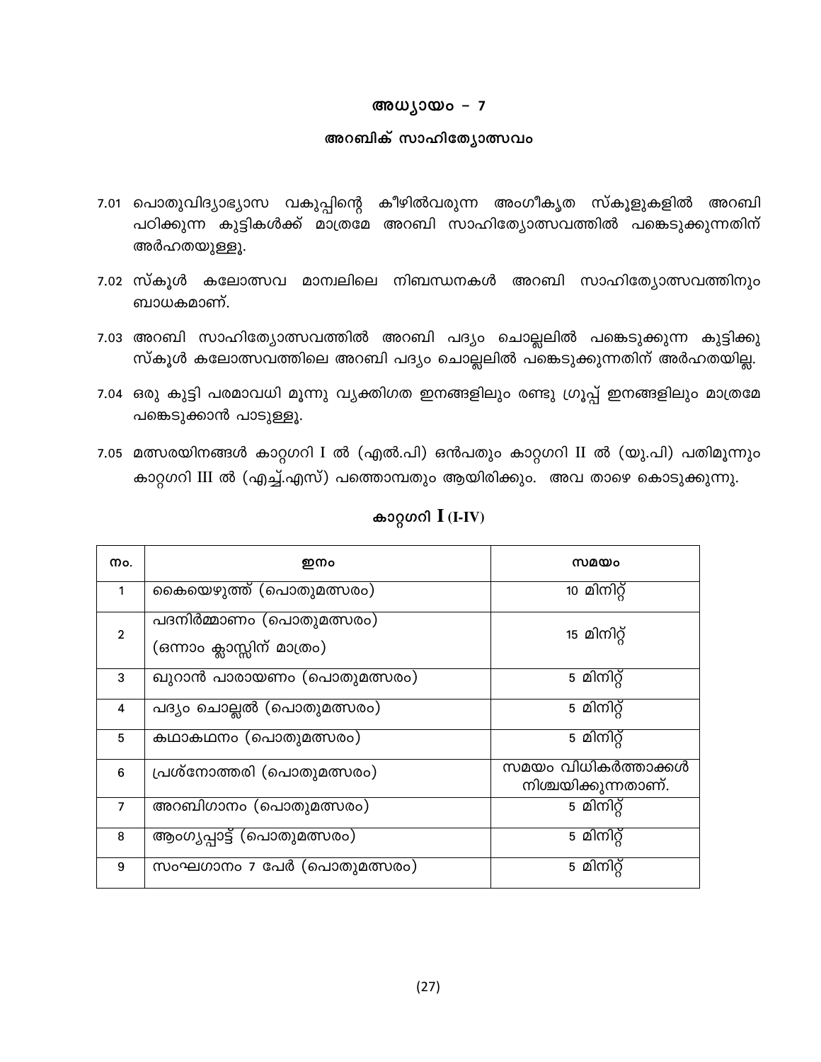## അധ്യായം – 7

## അറബിക് സാഹിത്യോത്സവം

7.01 പൊതുവിദ്യാഭ്യാസ വകുപ്പിന്റെ കീഴിൽവരുന്ന അംഗീകൃത സ്കൂളുകളിൽ അറബി പഠിക്കുന്ന കുട്ടികൾക്ക് മാത്രമേ അറബി സാഹിത്യോത്സവത്തിൽ പങ്കെടുക്കുന്നതിന് അർഹതയുള്ളൂ.

7.02 സ്കൂൾ കലോത്സവ മാന്വലിലെ നിബന്ധനകൾ അറബി സാഹിത്യോത്സവത്തിനും ബാധകമാണ്.

7.03 അറബി സാഹിത്യോത്സവത്തിൽ അറബി പദ്യം ചൊല്ലലിൽ പങ്കെടുക്കുന്ന കുട്ടിക്കു സ്കൂൾ കലോത്സവത്തിലെ അറബി പദ്യം ചൊല്ലലിൽ പങ്കെടുക്കുന്നതിന് അർഹതയില്ല.

7.04 ഒരു കുട്ടി പരമാവധി മൂന്നു വ്യക്തിഗത ഇനങ്ങളിലും രണ്ടു ഗ്രൂപ്പ് ഇനങ്ങളിലും മാത്രമേ പങ്കെടുക്കാൻ പാടുള്ളൂ.

7.05 മത്സരയിനങ്ങൾ കാറ്റഗറി I ൽ (എൽ.പി) ഒൻപതും കാറ്റഗറി II ൽ (യു.പി) പതിമൂന്നും കാറ്റഗറി III ൽ (എച്ച്.എസ്) പത്തൊമ്പതും ആയിരിക്കും. അവ താഴെ കൊടുക്കുന്നു.

### കാറ്റഗറി I (I-IV)

| നം. | ഇനം | സമയം |
|---|---|---|
| 1 | കൈയെഴുത്ത് (പൊതുമത്സരം) | 10 മിനിറ്റ് |
| 2 | പദനിർമ്മാണം (പൊതുമത്സരം) (ഒന്നാം ക്ലാസ്സിന് മാത്രം) | 15 മിനിറ്റ് |
| 3 | ഖുറാൻ പാരായണം (പൊതുമത്സരം) | 5 മിനിറ്റ് |
| 4 | പദ്യം ചൊല്ലൽ (പൊതുമത്സരം) | 5 മിനിറ്റ് |
| 5 | കഥാകഥനം (പൊതുമത്സരം) | 5 മിനിറ്റ് |
| 6 | പ്രശ്നോത്തരി (പൊതുമത്സരം) | സമയം വിധികർത്താക്കൾ നിശ്ചയിക്കുന്നതാണ്. |
| 7 | അറബിഗാനം (പൊതുമത്സരം) | 5 മിനിറ്റ് |
| 8 | ആംഗ്യപ്പാട്ട് (പൊതുമത്സരം) | 5 മിനിറ്റ് |
| 9 | സംഘഗാനം 7 പേർ (പൊതുമത്സരം) | 5 മിനിറ്റ് |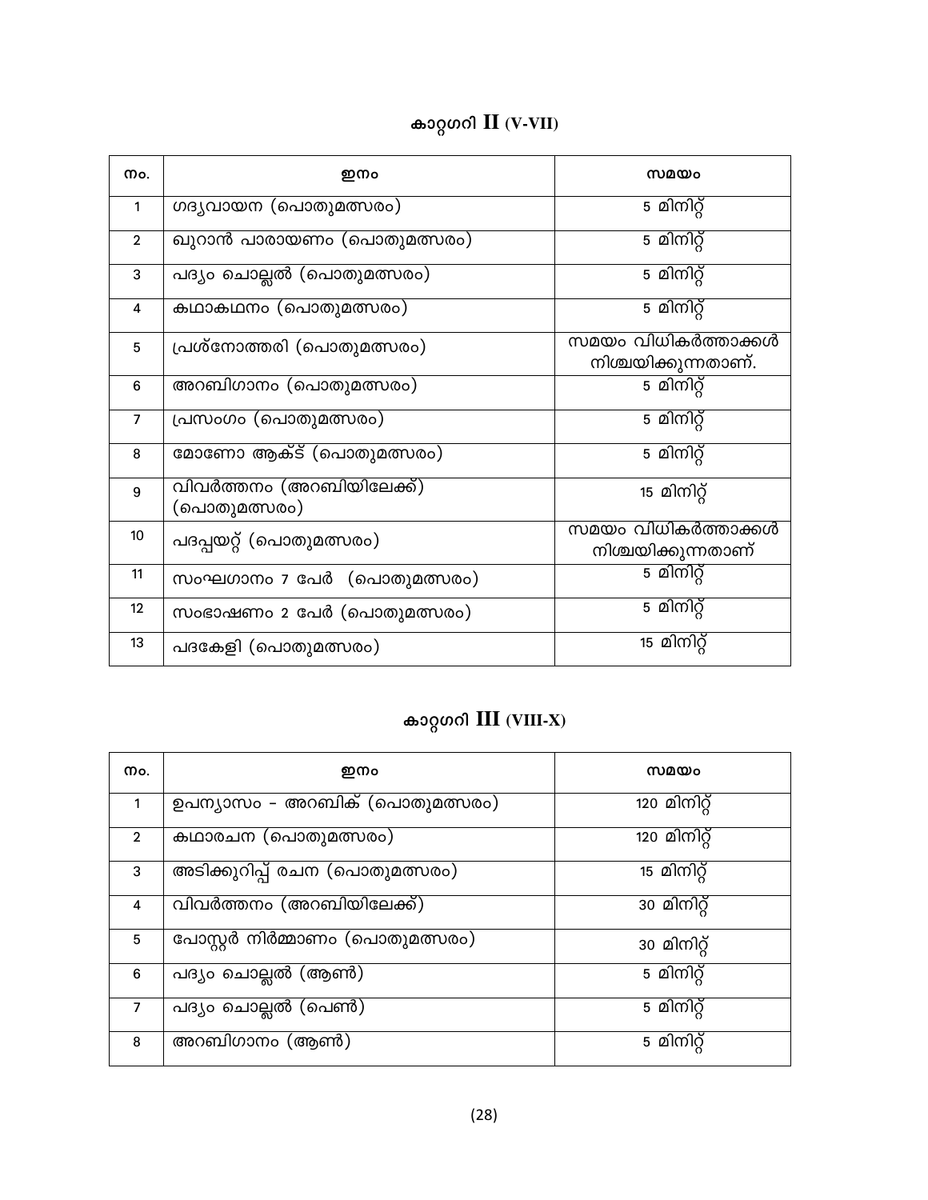## കാറ്റഗറി II (V-VII)

| നം. | ഇനം | സമയം |
|---|---|---|
| 1 | ഗദ്യവായന (പൊതുമത്സരം) | 5 മിനിറ്റ് |
| 2 | ഖുറാൻ പാരായണം (പൊതുമത്സരം) | 5 മിനിറ്റ് |
| 3 | പദ്യം ചൊല്ലൽ (പൊതുമത്സരം) | 5 മിനിറ്റ് |
| 4 | കഥാകഥനം (പൊതുമത്സരം) | 5 മിനിറ്റ് |
| 5 | പ്രശ്നോത്തരി (പൊതുമത്സരം) | സമയം വിധികർത്താക്കൾ നിശ്ചയിക്കുന്നതാണ്. |
| 6 | അറബിഗാനം (പൊതുമത്സരം) | 5 മിനിറ്റ് |
| 7 | പ്രസംഗം (പൊതുമത്സരം) | 5 മിനിറ്റ് |
| 8 | മോണോ ആക്ട് (പൊതുമത്സരം) | 5 മിനിറ്റ് |
| 9 | വിവർത്തനം (അറബിയിലേക്ക്) (പൊതുമത്സരം) | 15 മിനിറ്റ് |
| 10 | പദപ്പയറ്റ് (പൊതുമത്സരം) | സമയം വിധികർത്താക്കൾ നിശ്ചയിക്കുന്നതാണ് |
| 11 | സംഘഗാനം 7 പേർ (പൊതുമത്സരം) | 5 മിനിറ്റ് |
| 12 | സംഭാഷണം 2 പേർ (പൊതുമത്സരം) | 5 മിനിറ്റ് |
| 13 | പദകേളി (പൊതുമത്സരം) | 15 മിനിറ്റ് |

## കാറ്റഗറി III (VIII-X)

| നം. | ഇനം | സമയം |
|---|---|---|
| 1 | ഉപന്യാസം - അറബിക് (പൊതുമത്സരം) | 120 മിനിറ്റ് |
| 2 | കഥാരചന (പൊതുമത്സരം) | 120 മിനിറ്റ് |
| 3 | അടിക്കുറിപ്പ് രചന (പൊതുമത്സരം) | 15 മിനിറ്റ് |
| 4 | വിവർത്തനം (അറബിയിലേക്ക്) | 30 മിനിറ്റ് |
| 5 | പോസ്റ്റർ നിർമ്മാണം (പൊതുമത്സരം) | 30 മിനിറ്റ് |
| 6 | പദ്യം ചൊല്ലൽ (ആൺ) | 5 മിനിറ്റ് |
| 7 | പദ്യം ചൊല്ലൽ (പെൺ) | 5 മിനിറ്റ് |
| 8 | അറബിഗാനം (ആൺ) | 5 മിനിറ്റ് |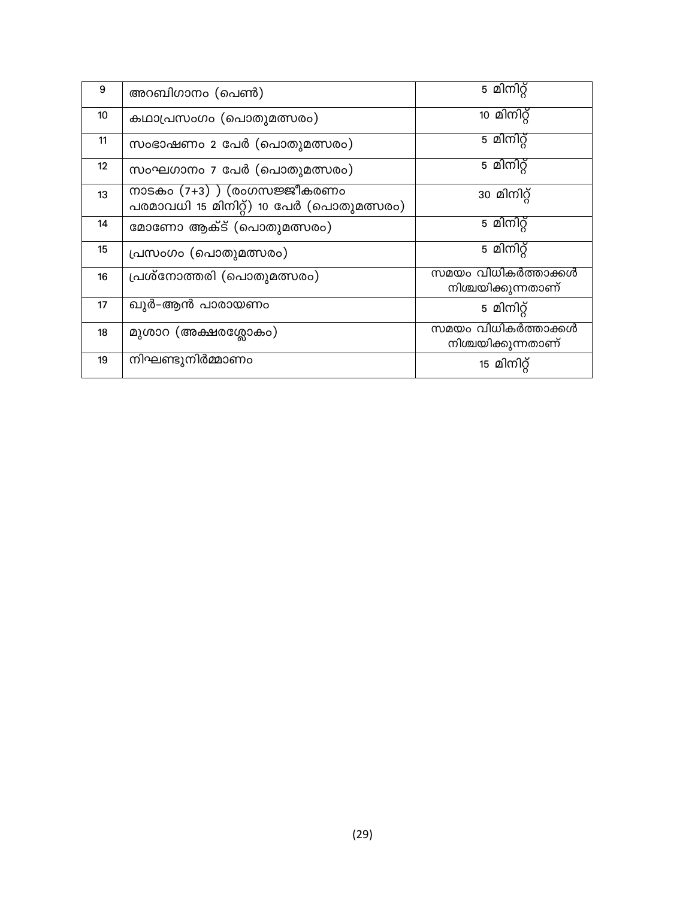| 9 | അറബിഗാനം (പെൺ) | 5 മിനിറ്റ് |
|---|---|---|
| 10 | കഥാപ്രസംഗം (പൊതുമത്സരം) | 10 മിനിറ്റ് |
| 11 | സംഭാഷണം 2 പേർ (പൊതുമത്സരം) | 5 മിനിറ്റ് |
| 12 | സംഘഗാനം 7 പേർ (പൊതുമത്സരം) | 5 മിനിറ്റ് |
| 13 | നാടകം (7+3) ) (രംഗസജ്ജീകരണം പരമാവധി 15 മിനിറ്റ്) 10 പേർ (പൊതുമത്സരം) | 30 മിനിറ്റ് |
| 14 | മോണോ ആക്ട് (പൊതുമത്സരം) | 5 മിനിറ്റ് |
| 15 | പ്രസംഗം (പൊതുമത്സരം) | 5 മിനിറ്റ് |
| 16 | പ്രശ്നോത്തരി (പൊതുമത്സരം) | സമയം വിധികർത്താക്കൾ നിശ്ചയിക്കുന്നതാണ് |
| 17 | ഖുർ-ആൻ പാരായണം | 5 മിനിറ്റ് |
| 18 | മുശാറ (അക്ഷരശ്ലോകം) | സമയം വിധികർത്താക്കൾ നിശ്ചയിക്കുന്നതാണ് |
| 19 | നിഘണ്ടുനിർമ്മാണം | 15 മിനിറ്റ് |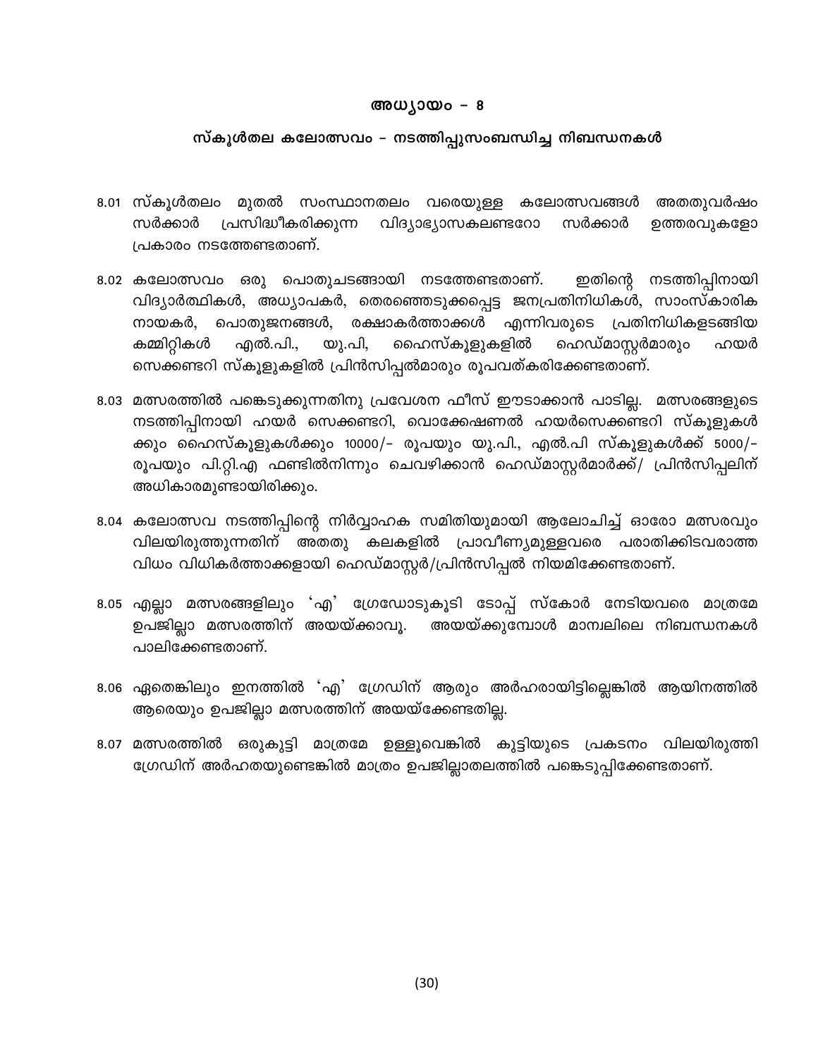# അധ്യായം – 8

## സ്കൂൾതല കലോത്സവം – നടത്തിപ്പുസംബന്ധിച്ച നിബന്ധനകൾ

8.01 സ്കൂൾതലം മുതൽ സംസ്ഥാനതലം വരെയുള്ള കലോത്സവങ്ങൾ അതതുവർഷം സർക്കാർ പ്രസിദ്ധീകരിക്കുന്ന വിദ്യാഭ്യാസകലണ്ടറോ സർക്കാർ ഉത്തരവുകളോ പ്രകാരം നടത്തേണ്ടതാണ്.

8.02 കലോത്സവം ഒരു പൊതുചടങ്ങായി നടത്തേണ്ടതാണ്. ഇതിന്റെ നടത്തിപ്പിനായി വിദ്യാർത്ഥികൾ, അധ്യാപകർ, തെരഞ്ഞെടുക്കപ്പെട്ട ജനപ്രതിനിധികൾ, സാംസ്കാരിക നായകർ, പൊതുജനങ്ങൾ, രക്ഷാകർത്താക്കൾ എന്നിവരുടെ പ്രതിനിധികളടങ്ങിയ കമ്മിറ്റികൾ എൽ.പി., യു.പി, ഹൈസ്കൂളുകളിൽ ഹെഡ്മാസ്റ്റർമാരും ഹയർ സെക്കണ്ടറി സ്കൂളുകളിൽ പ്രിൻസിപ്പൽമാരും രൂപവത്കരിക്കേണ്ടതാണ്.

8.03 മത്സരത്തിൽ പങ്കെടുക്കുന്നതിനു പ്രവേശന ഫീസ് ഈടാക്കാൻ പാടില്ല. മത്സരങ്ങളുടെ നടത്തിപ്പിനായി ഹയർ സെക്കണ്ടറി, വൊക്കേഷണൽ ഹയർസെക്കണ്ടറി സ്കൂളുകൾക്കും ഹൈസ്കൂളുകൾക്കും 10000/- രൂപയും യു.പി., എൽ.പി സ്കൂളുകൾക്ക് 5000/- രൂപയും പി.റ്റി.എ ഫണ്ടിൽനിന്നും ചെവഴിക്കാൻ ഹെഡ്മാസ്റ്റർമാർക്ക്/ പ്രിൻസിപ്പലിന് അധികാരമുണ്ടായിരിക്കും.

8.04 കലോത്സവ നടത്തിപ്പിന്റെ നിർവ്വാഹക സമിതിയുമായി ആലോചിച്ച് ഓരോ മത്സരവും വിലയിരുത്തുന്നതിന് അതതു കലകളിൽ പ്രാവീണ്യമുള്ളവരെ പരാതിക്കിടവരാത്ത വിധം വിധികർത്താക്കളായി ഹെഡ്മാസ്റ്റർ/പ്രിൻസിപ്പൽ നിയമിക്കേണ്ടതാണ്.

8.05 എല്ലാ മത്സരങ്ങളിലും 'എ' ഗ്രേഡോടുകൂടി ടോപ്പ് സ്കോർ നേടിയവരെ മാത്രമേ ഉപജില്ലാ മത്സരത്തിന് അയയ്ക്കാവൂ. അയയ്ക്കുമ്പോൾ മാന്വലിലെ നിബന്ധനകൾ പാലിക്കേണ്ടതാണ്.

8.06 ഏതെങ്കിലും ഇനത്തിൽ 'എ' ഗ്രേഡിന് ആരും അർഹരായിട്ടില്ലെങ്കിൽ ആയിനത്തിൽ ആരെയും ഉപജില്ലാ മത്സരത്തിന് അയയ്ക്കേണ്ടതില്ല.

8.07 മത്സരത്തിൽ ഒരുകുട്ടി മാത്രമേ ഉള്ളൂവെങ്കിൽ കുട്ടിയുടെ പ്രകടനം വിലയിരുത്തി ഗ്രേഡിന് അർഹതയുണ്ടെങ്കിൽ മാത്രം ഉപജില്ലാതലത്തിൽ പങ്കെടുപ്പിക്കേണ്ടതാണ്.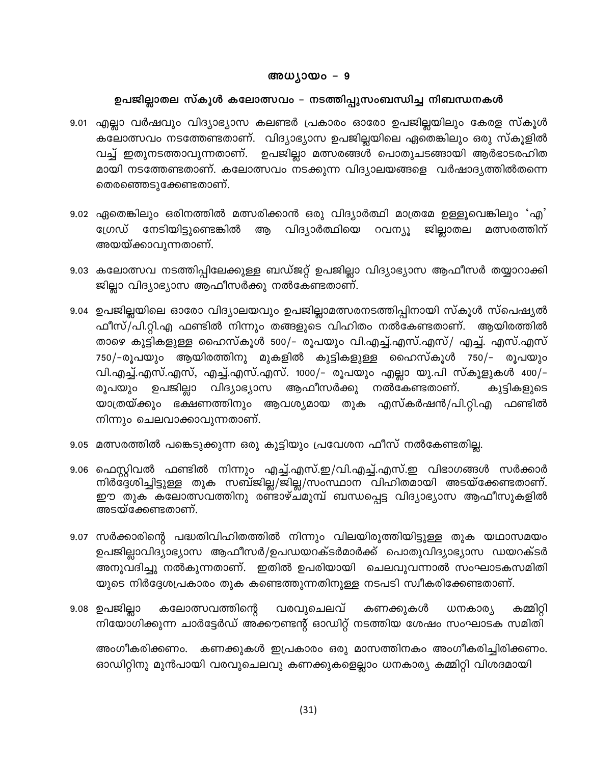## അധ്യായം – 9

### ഉപജില്ലാതല സ്കൂൾ കലോത്സവം – നടത്തിപ്പുസംബന്ധിച്ച നിബന്ധനകൾ

9.01 എല്ലാ വർഷവും വിദ്യാഭ്യാസ കലണ്ടർ പ്രകാരം ഓരോ ഉപജില്ലയിലും കേരള സ്കൂൾ കലോത്സവം നടത്തേണ്ടതാണ്. വിദ്യാഭ്യാസ ഉപജില്ലയിലെ ഏതെങ്കിലും ഒരു സ്കൂളിൽ വച്ച് ഇതുനടത്താവുന്നതാണ്. ഉപജില്ലാ മത്സരങ്ങൾ പൊതുചടങ്ങായി ആർഭാടരഹിതമായി നടത്തേണ്ടതാണ്. കലോത്സവം നടക്കുന്ന വിദ്യാലയങ്ങളെ വർഷാദ്യത്തിൽതന്നെ തെരഞ്ഞെടുക്കേണ്ടതാണ്.

9.02 ഏതെങ്കിലും ഒരിനത്തിൽ മത്സരിക്കാൻ ഒരു വിദ്യാർത്ഥി മാത്രമേ ഉള്ളൂവെങ്കിലും 'എ' ഗ്രേഡ് നേടിയിട്ടുണ്ടെങ്കിൽ ആ വിദ്യാർത്ഥിയെ റവന്യൂ ജില്ലാതല മത്സരത്തിന് അയയ്ക്കാവുന്നതാണ്.

9.03 കലോത്സവ നടത്തിപ്പിലേക്കുള്ള ബഡ്ജറ്റ് ഉപജില്ലാ വിദ്യാഭ്യാസ ആഫീസർ തയ്യാറാക്കി ജില്ലാ വിദ്യാഭ്യാസ ആഫീസർക്കു നൽകേണ്ടതാണ്.

9.04 ഉപജില്ലയിലെ ഓരോ വിദ്യാലയവും ഉപജില്ലാമത്സരനടത്തിപ്പിനായി സ്കൂൾ സ്പെഷ്യൽ ഫീസ്/പി.റ്റി.എ ഫണ്ടിൽ നിന്നും തങ്ങളുടെ വിഹിതം നൽകേണ്ടതാണ്. ആയിരത്തിൽ താഴെ കുട്ടികളുള്ള ഹൈസ്കൂൾ 500/- രൂപയും വി.എച്ച്.എസ്.എസ്/ എച്ച്. എസ്.എസ് 750/-രൂപയും ആയിരത്തിനു മുകളിൽ കുട്ടികളുള്ള ഹൈസ്കൂൾ 750/- രൂപയും വി.എച്ച്.എസ്.എസ്, എച്ച്.എസ്.എസ്. 1000/- രൂപയും എല്ലാ യു.പി സ്കൂളുകൾ 400/- രൂപയും ഉപജില്ലാ വിദ്യാഭ്യാസ ആഫീസർക്കു നൽകേണ്ടതാണ്. കുട്ടികളുടെ യാത്രയ്ക്കും ഭക്ഷണത്തിനും ആവശ്യമായ തുക എസ്കർഷൻ/പി.റ്റി.എ ഫണ്ടിൽ നിന്നും ചെലവാക്കാവുന്നതാണ്.

9.05 മത്സരത്തിൽ പങ്കെടുക്കുന്ന ഒരു കുട്ടിയും പ്രവേശന ഫീസ് നൽകേണ്ടതില്ല.

9.06 ഫെസ്റ്റിവൽ ഫണ്ടിൽ നിന്നും എച്ച്.എസ്.ഇ/വി.എച്ച്.എസ്.ഇ വിഭാഗങ്ങൾ സർക്കാർ നിർദ്ദേശിച്ചിട്ടുള്ള തുക സബ്ജില്ല/ജില്ല/സംസ്ഥാന വിഹിതമായി അടയ്ക്കേണ്ടതാണ്. ഈ തുക കലോത്സവത്തിനു രണ്ടാഴ്ചമുമ്പ് ബന്ധപ്പെട്ട വിദ്യാഭ്യാസ ആഫീസുകളിൽ അടയ്ക്കേണ്ടതാണ്.

9.07 സർക്കാരിന്റെ പദ്ധതിവിഹിതത്തിൽ നിന്നും വിലയിരുത്തിയിട്ടുള്ള തുക യഥാസമയം ഉപജില്ലാവിദ്യാഭ്യാസ ആഫീസർ/ഉപഡയറക്ടർമാർക്ക് പൊതുവിദ്യാഭ്യാസ ഡയറക്ടർ അനുവദിച്ചു നൽകുന്നതാണ്. ഇതിൽ ഉപരിയായി ചെലവുവന്നാൽ സംഘാടകസമിതിയുടെ നിർദ്ദേശപ്രകാരം തുക കണ്ടെത്തുന്നതിനുള്ള നടപടി സ്വീകരിക്കേണ്ടതാണ്.

9.08 ഉപജില്ലാ കലോത്സവത്തിന്റെ വരവുചെലവ് കണക്കുകൾ ധനകാര്യ കമ്മിറ്റി നിയോഗിക്കുന്ന ചാർട്ടേർഡ് അക്കൗണ്ടന്റ് ഓഡിറ്റ് നടത്തിയ ശേഷം സംഘാടക സമിതി അംഗീകരിക്കണം. കണക്കുകൾ ഇപ്രകാരം ഒരു മാസത്തിനകം അംഗീകരിച്ചിരിക്കണം. ഓഡിറ്റിനു മുൻപായി വരവുചെലവു കണക്കുകളെല്ലാം ധനകാര്യ കമ്മിറ്റി വിശദമായി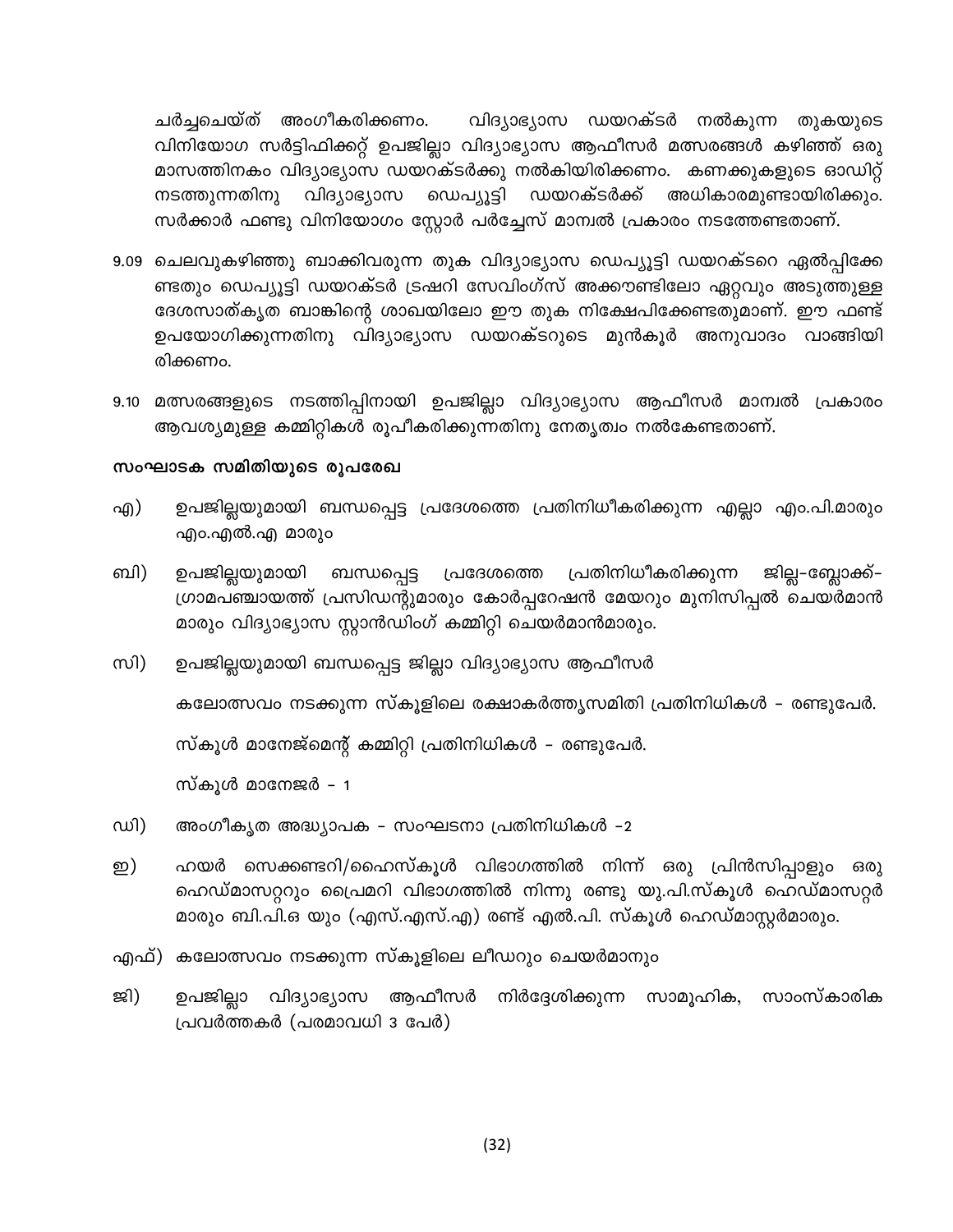ചർച്ചചെയ്ത് അംഗീകരിക്കണം. വിദ്യാഭ്യാസ ഡയറക്ടർ നൽകുന്ന തുകയുടെ വിനിയോഗ സർട്ടിഫിക്കറ്റ് ഉപജില്ലാ വിദ്യാഭ്യാസ ആഫീസർ മത്സരങ്ങൾ കഴിഞ്ഞ് ഒരു മാസത്തിനകം വിദ്യാഭ്യാസ ഡയറക്ടർക്കു നൽകിയിരിക്കണം. കണക്കുകളുടെ ഓഡിറ്റ് നടത്തുന്നതിനു വിദ്യാഭ്യാസ ഡെപ്യൂട്ടി ഡയറക്ടർക്ക് അധികാരമുണ്ടായിരിക്കും. സർക്കാർ ഫണ്ടു വിനിയോഗം സ്റ്റോർ പർച്ചേസ് മാന്വൽ പ്രകാരം നടത്തേണ്ടതാണ്.

9.09 ചെലവുകഴിഞ്ഞു ബാക്കിവരുന്ന തുക വിദ്യാഭ്യാസ ഡെപ്യൂട്ടി ഡയറക്ടറെ ഏൽപ്പിക്കേണ്ടതും ഡെപ്യൂട്ടി ഡയറക്ടർ ട്രഷറി സേവിംഗ്സ് അക്കൗണ്ടിലോ ഏറ്റവും അടുത്തുള്ള ദേശസാത്കൃത ബാങ്കിന്റെ ശാഖയിലോ ഈ തുക നിക്ഷേപിക്കേണ്ടതുമാണ്. ഈ ഫണ്ട് ഉപയോഗിക്കുന്നതിനു വിദ്യാഭ്യാസ ഡയറക്ടറുടെ മുൻകൂർ അനുവാദം വാങ്ങിയിരിക്കണം.

9.10 മത്സരങ്ങളുടെ നടത്തിപ്പിനായി ഉപജില്ലാ വിദ്യാഭ്യാസ ആഫീസർ മാന്വൽ പ്രകാരം ആവശ്യമുള്ള കമ്മിറ്റികൾ രൂപീകരിക്കുന്നതിനു നേതൃത്വം നൽകേണ്ടതാണ്.

### സംഘാടക സമിതിയുടെ രൂപരേഖ

എ) ഉപജില്ലയുമായി ബന്ധപ്പെട്ട പ്രദേശത്തെ പ്രതിനിധീകരിക്കുന്ന എല്ലാ എം.പി.മാരും എം.എൽ.എ മാരും

ബി) ഉപജില്ലയുമായി ബന്ധപ്പെട്ട പ്രദേശത്തെ പ്രതിനിധീകരിക്കുന്ന ജില്ല-ബ്ലോക്ക്-ഗ്രാമപഞ്ചായത്ത് പ്രസിഡന്റുമാരും കോർപ്പറേഷൻ മേയറും മുനിസിപ്പൽ ചെയർമാൻ മാരും വിദ്യാഭ്യാസ സ്റ്റാൻഡിംഗ് കമ്മിറ്റി ചെയർമാൻമാരും.

സി) ഉപജില്ലയുമായി ബന്ധപ്പെട്ട ജില്ലാ വിദ്യാഭ്യാസ ആഫീസർ

കലോത്സവം നടക്കുന്ന സ്കൂളിലെ രക്ഷാകർത്തൃസമിതി പ്രതിനിധികൾ - രണ്ടുപേർ.

സ്കൂൾ മാനേജ്മെന്റ് കമ്മിറ്റി പ്രതിനിധികൾ - രണ്ടുപേർ.

സ്കൂൾ മാനേജർ - 1

ഡി) അംഗീകൃത അദ്ധ്യാപക - സംഘടനാ പ്രതിനിധികൾ -2

ഇ) ഹയർ സെക്കണ്ടറി/ഹൈസ്കൂൾ വിഭാഗത്തിൽ നിന്ന് ഒരു പ്രിൻസിപ്പാളും ഒരു ഹെഡ്മാസ്റ്ററും പ്രൈമറി വിഭാഗത്തിൽ നിന്നു രണ്ടു യു.പി.സ്കൂൾ ഹെഡ്മാസ്റ്റർ മാരും ബി.പി.ഒ യും (എസ്.എസ്.എ) രണ്ട് എൽ.പി. സ്കൂൾ ഹെഡ്മാസ്റ്റർമാരും.

എഫ്) കലോത്സവം നടക്കുന്ന സ്കൂളിലെ ലീഡറും ചെയർമാനും

ജി) ഉപജില്ലാ വിദ്യാഭ്യാസ ആഫീസർ നിർദ്ദേശിക്കുന്ന സാമൂഹിക, സാംസ്കാരിക പ്രവർത്തകർ (പരമാവധി 3 പേർ)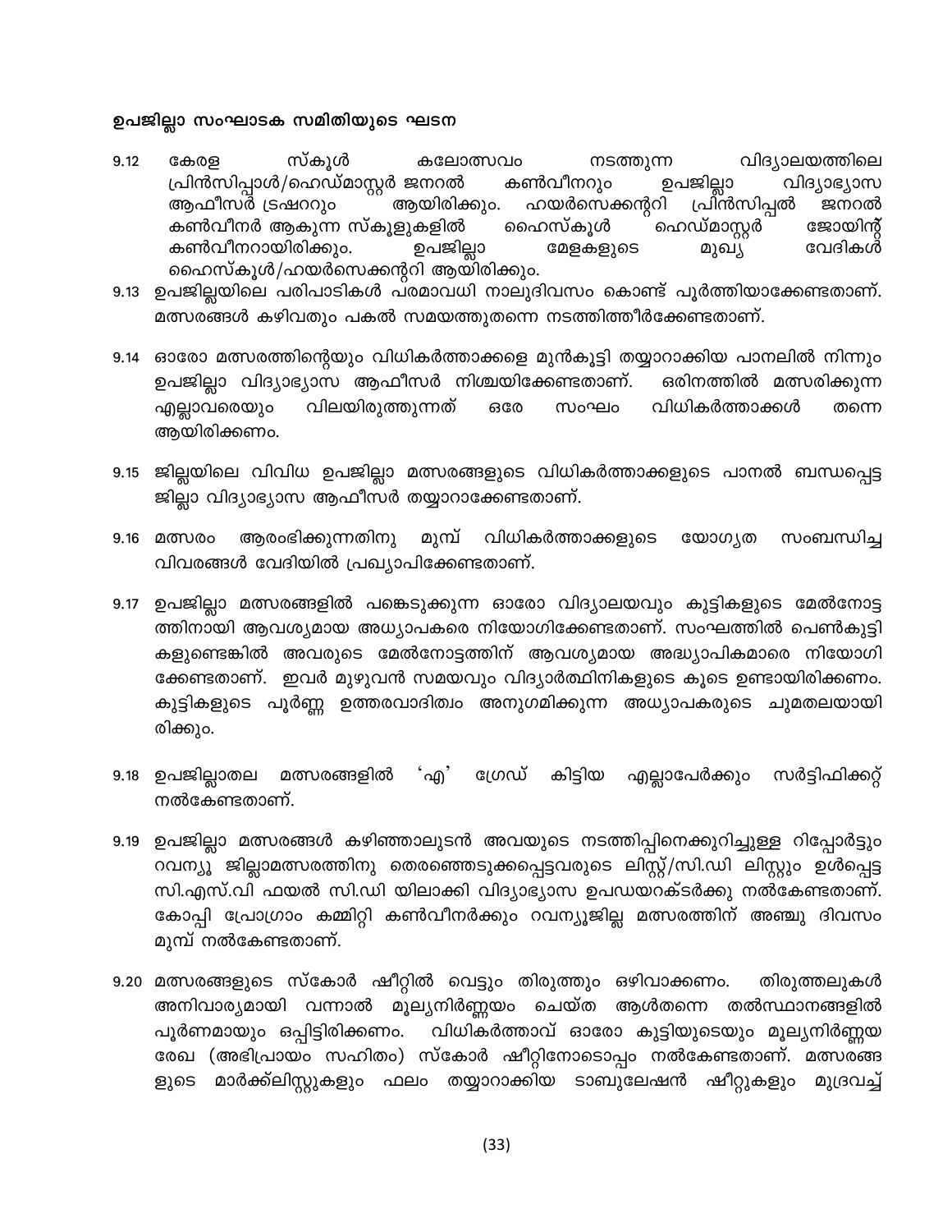**ഉപജില്ലാ സംഘാടക സമിതിയുടെ ഘടന**

9.12 കേരള സ്കൂൾ കലോത്സവം നടത്തുന്ന വിദ്യാലയത്തിലെ പ്രിൻസിപ്പാൾ/ഹെഡ്മാസ്റ്റർ ജനറൽ കൺവീനറും ഉപജില്ലാ വിദ്യാഭ്യാസ ആഫീസർ ട്രഷററും ആയിരിക്കും. ഹയർസെക്കന്ററി പ്രിൻസിപ്പൽ ജനറൽ കൺവീനർ ആകുന്ന സ്കൂളുകളിൽ ഹൈസ്കൂൾ ഹെഡ്മാസ്റ്റർ ജോയിന്റ് കൺവീനറായിരിക്കും. ഉപജില്ലാ മേളകളുടെ മുഖ്യ വേദികൾ ഹൈസ്കൂൾ/ഹയർസെക്കന്ററി ആയിരിക്കും.

9.13 ഉപജില്ലയിലെ പരിപാടികൾ പരമാവധി നാലുദിവസം കൊണ്ട് പൂർത്തിയാക്കേണ്ടതാണ്. മത്സരങ്ങൾ കഴിവതും പകൽ സമയത്തുതന്നെ നടത്തിത്തീർക്കേണ്ടതാണ്.

9.14 ഓരോ മത്സരത്തിന്റെയും വിധികർത്താക്കളെ മുൻകൂട്ടി തയ്യാറാക്കിയ പാനലിൽ നിന്നും ഉപജില്ലാ വിദ്യാഭ്യാസ ആഫീസർ നിശ്ചയിക്കേണ്ടതാണ്. ഒരിനത്തിൽ മത്സരിക്കുന്ന എല്ലാവരെയും വിലയിരുത്തുന്നത് ഒരേ സംഘം വിധികർത്താക്കൾ തന്നെ ആയിരിക്കണം.

9.15 ജില്ലയിലെ വിവിധ ഉപജില്ലാ മത്സരങ്ങളുടെ വിധികർത്താക്കളുടെ പാനൽ ബന്ധപ്പെട്ട ജില്ലാ വിദ്യാഭ്യാസ ആഫീസർ തയ്യാറാക്കേണ്ടതാണ്.

9.16 മത്സരം ആരംഭിക്കുന്നതിനു മുമ്പ് വിധികർത്താക്കളുടെ യോഗ്യത സംബന്ധിച്ച വിവരങ്ങൾ വേദിയിൽ പ്രഖ്യാപിക്കേണ്ടതാണ്.

9.17 ഉപജില്ലാ മത്സരങ്ങളിൽ പങ്കെടുക്കുന്ന ഓരോ വിദ്യാലയവും കുട്ടികളുടെ മേൽനോട്ടത്തിനായി ആവശ്യമായ അധ്യാപകരെ നിയോഗിക്കേണ്ടതാണ്. സംഘത്തിൽ പെൺകുട്ടികളുണ്ടെങ്കിൽ അവരുടെ മേൽനോട്ടത്തിന് ആവശ്യമായ അദ്ധ്യാപികമാരെ നിയോഗിക്കേണ്ടതാണ്. ഇവർ മുഴുവൻ സമയവും വിദ്യാർത്ഥിനികളുടെ കൂടെ ഉണ്ടായിരിക്കണം. കുട്ടികളുടെ പൂർണ്ണ ഉത്തരവാദിത്വം അനുഗമിക്കുന്ന അധ്യാപകരുടെ ചുമതലയായിരിക്കും.

9.18 ഉപജില്ലാതല മത്സരങ്ങളിൽ 'എ' ഗ്രേഡ് കിട്ടിയ എല്ലാപേർക്കും സർട്ടിഫിക്കറ്റ് നൽകേണ്ടതാണ്.

9.19 ഉപജില്ലാ മത്സരങ്ങൾ കഴിഞ്ഞാലുടൻ അവയുടെ നടത്തിപ്പിനെക്കുറിച്ചുള്ള റിപ്പോർട്ടും റവന്യൂ ജില്ലാമത്സരത്തിനു തെരഞ്ഞെടുക്കപ്പെട്ടവരുടെ ലിസ്റ്റ്/സി.ഡി ലിസ്റ്റും ഉൾപ്പെട്ട സി.എസ്.വി ഫയൽ സി.ഡി യിലാക്കി വിദ്യാഭ്യാസ ഉപഡയറക്ടർക്കു നൽകേണ്ടതാണ്. കോപ്പി പ്രോഗ്രാം കമ്മിറ്റി കൺവീനർക്കും റവന്യൂജില്ല മത്സരത്തിന് അഞ്ചു ദിവസം മുമ്പ് നൽകേണ്ടതാണ്.

9.20 മത്സരങ്ങളുടെ സ്കോർ ഷീറ്റിൽ വെട്ടും തിരുത്തും ഒഴിവാക്കണം. തിരുത്തലുകൾ അനിവാര്യമായി വന്നാൽ മൂല്യനിർണ്ണയം ചെയ്ത ആൾതന്നെ തൽസ്ഥാനങ്ങളിൽ പൂർണമായും ഒപ്പിട്ടിരിക്കണം. വിധികർത്താവ് ഓരോ കുട്ടിയുടെയും മൂല്യനിർണ്ണയ രേഖ (അഭിപ്രായം സഹിതം) സ്കോർ ഷീറ്റിനോടൊപ്പം നൽകേണ്ടതാണ്. മത്സരങ്ങളുടെ മാർക്ക്ലിസ്റ്റുകളും ഫലം തയ്യാറാക്കിയ ടാബുലേഷൻ ഷീറ്റുകളും മുദ്രവച്ച്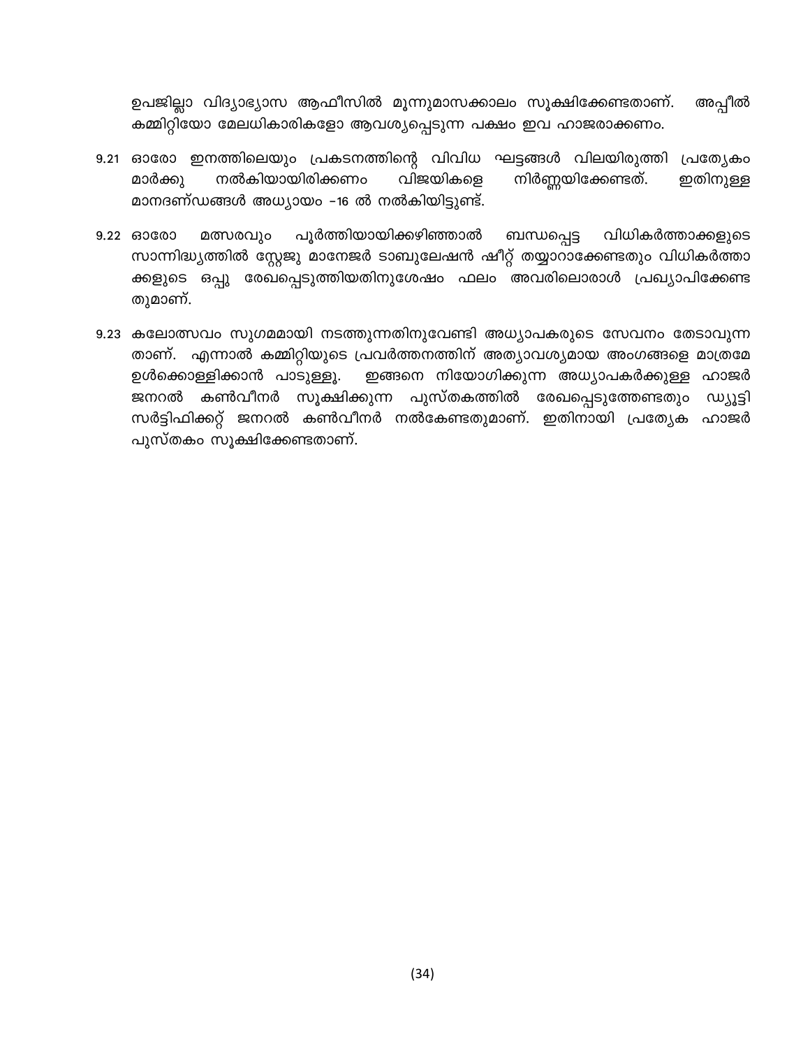ഉപജില്ലാ വിദ്യാഭ്യാസ ആഫീസിൽ മൂന്നുമാസക്കാലം സൂക്ഷിക്കേണ്ടതാണ്. അപ്പീൽ കമ്മിറ്റിയോ മേലധികാരികളോ ആവശ്യപ്പെടുന്ന പക്ഷം ഇവ ഹാജരാക്കണം.

9.21 ഓരോ ഇനത്തിലെയും പ്രകടനത്തിന്റെ വിവിധ ഘട്ടങ്ങൾ വിലയിരുത്തി പ്രത്യേകം മാർക്കു നൽകിയായിരിക്കണം വിജയികളെ നിർണ്ണയിക്കേണ്ടത്. ഇതിനുള്ള മാനദണ്ഡങ്ങൾ അധ്യായം -16 ൽ നൽകിയിട്ടുണ്ട്.

9.22 ഓരോ മത്സരവും പൂർത്തിയായിക്കഴിഞ്ഞാൽ ബന്ധപ്പെട്ട വിധികർത്താക്കളുടെ സാന്നിദ്ധ്യത്തിൽ സ്റ്റേജു മാനേജർ ടാബുലേഷൻ ഷീറ്റ് തയ്യാറാക്കേണ്ടതും വിധികർത്താക്കളുടെ ഒപ്പു രേഖപ്പെടുത്തിയതിനുശേഷം ഫലം അവരിലൊരാൾ പ്രഖ്യാപിക്കേണ്ടതുമാണ്.

9.23 കലോത്സവം സുഗമമായി നടത്തുന്നതിനുവേണ്ടി അധ്യാപകരുടെ സേവനം തേടാവുന്നതാണ്. എന്നാൽ കമ്മിറ്റിയുടെ പ്രവർത്തനത്തിന് അത്യാവശ്യമായ അംഗങ്ങളെ മാത്രമേ ഉൾക്കൊള്ളിക്കാൻ പാടുള്ളൂ. ഇങ്ങനെ നിയോഗിക്കുന്ന അധ്യാപകർക്കുള്ള ഹാജർ ജനറൽ കൺവീനർ സൂക്ഷിക്കുന്ന പുസ്തകത്തിൽ രേഖപ്പെടുത്തേണ്ടതും ഡ്യൂട്ടി സർട്ടിഫിക്കറ്റ് ജനറൽ കൺവീനർ നൽകേണ്ടതുമാണ്. ഇതിനായി പ്രത്യേക ഹാജർ പുസ്തകം സൂക്ഷിക്കേണ്ടതാണ്.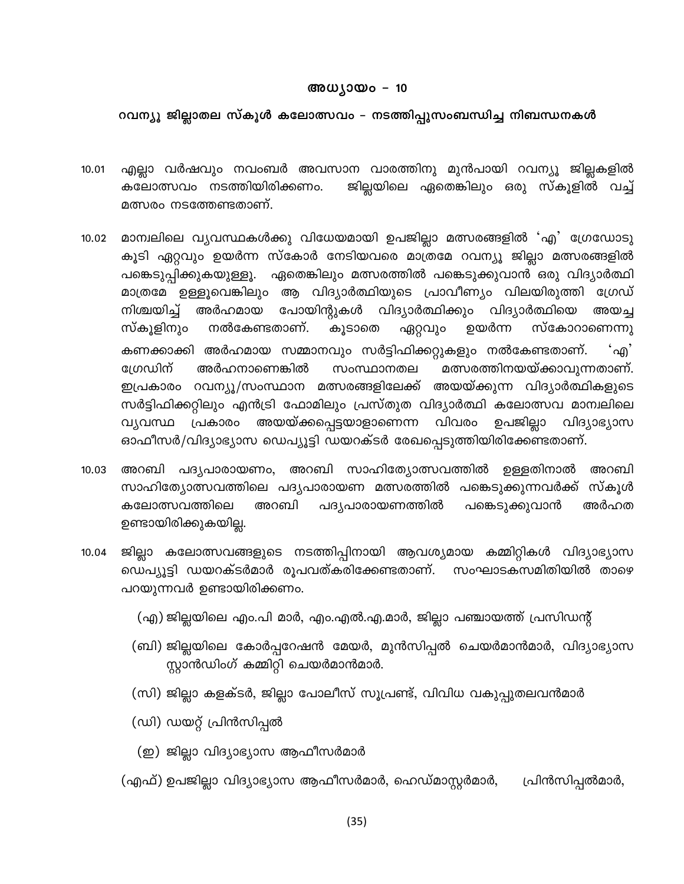## അധ്യായം – 10

### റവന്യൂ ജില്ലാതല സ്കൂൾ കലോത്സവം – നടത്തിപ്പുസംബന്ധിച്ച നിബന്ധനകൾ

10.01 എല്ലാ വർഷവും നവംബർ അവസാന വാരത്തിനു മുൻപായി റവന്യൂ ജില്ലകളിൽ കലോത്സവം നടത്തിയിരിക്കണം. ജില്ലയിലെ ഏതെങ്കിലും ഒരു സ്കൂളിൽ വച്ച് മത്സരം നടത്തേണ്ടതാണ്.

10.02 മാന്വലിലെ വ്യവസ്ഥകൾക്കു വിധേയമായി ഉപജില്ലാ മത്സരങ്ങളിൽ 'എ' ഗ്രേഡോടു കൂടി ഏറ്റവും ഉയർന്ന സ്കോർ നേടിയവരെ മാത്രമേ റവന്യൂ ജില്ലാ മത്സരങ്ങളിൽ പങ്കെടുപ്പിക്കുകയുള്ളൂ. ഏതെങ്കിലും മത്സരത്തിൽ പങ്കെടുക്കുവാൻ ഒരു വിദ്യാർത്ഥി മാത്രമേ ഉള്ളൂവെങ്കിലും ആ വിദ്യാർത്ഥിയുടെ പ്രാവീണ്യം വിലയിരുത്തി ഗ്രേഡ് നിശ്ചയിച്ച് അർഹമായ പോയിന്റുകൾ വിദ്യാർത്ഥിക്കും വിദ്യാർത്ഥിയെ അയച്ച സ്കൂളിനും നൽകേണ്ടതാണ്. കൂടാതെ ഏറ്റവും ഉയർന്ന സ്കോറാണെന്നു കണക്കാക്കി അർഹമായ സമ്മാനവും സർട്ടിഫിക്കറ്റുകളും നൽകേണ്ടതാണ്. 'എ' ഗ്രേഡിന് അർഹനാണെങ്കിൽ സംസ്ഥാനതല മത്സരത്തിനയയ്ക്കാവുന്നതാണ്. ഇപ്രകാരം റവന്യൂ/സംസ്ഥാന മത്സരങ്ങളിലേക്ക് അയയ്ക്കുന്ന വിദ്യാർത്ഥികളുടെ സർട്ടിഫിക്കറ്റിലും എൻട്രി ഫോമിലും പ്രസ്തുത വിദ്യാർത്ഥി കലോത്സവ മാന്വലിലെ വ്യവസ്ഥ പ്രകാരം അയയ്ക്കപ്പെട്ടയാളാണെന്ന വിവരം ഉപജില്ലാ വിദ്യാഭ്യാസ ഓഫീസർ/വിദ്യാഭ്യാസ ഡെപ്യൂട്ടി ഡയറക്ടർ രേഖപ്പെടുത്തിയിരിക്കേണ്ടതാണ്.

10.03 അറബി പദ്യപാരായണം, അറബി സാഹിത്യോത്സവത്തിൽ ഉള്ളതിനാൽ അറബി സാഹിത്യോത്സവത്തിലെ പദ്യപാരായണ മത്സരത്തിൽ പങ്കെടുക്കുന്നവർക്ക് സ്കൂൾ കലോത്സവത്തിലെ അറബി പദ്യപാരായണത്തിൽ പങ്കെടുക്കുവാൻ അർഹത ഉണ്ടായിരിക്കുകയില്ല.

10.04 ജില്ലാ കലോത്സവങ്ങളുടെ നടത്തിപ്പിനായി ആവശ്യമായ കമ്മിറ്റികൾ വിദ്യാഭ്യാസ ഡെപ്യൂട്ടി ഡയറക്ടർമാർ രൂപവത്കരിക്കേണ്ടതാണ്. സംഘാടകസമിതിയിൽ താഴെ പറയുന്നവർ ഉണ്ടായിരിക്കണം.

(എ) ജില്ലയിലെ എം.പി മാർ, എം.എൽ.എ.മാർ, ജില്ലാ പഞ്ചായത്ത് പ്രസിഡന്റ്

(ബി) ജില്ലയിലെ കോർപ്പറേഷൻ മേയർ, മുൻസിപ്പൽ ചെയർമാൻമാർ, വിദ്യാഭ്യാസ സ്റ്റാൻഡിംഗ് കമ്മിറ്റി ചെയർമാൻമാർ.

(സി) ജില്ലാ കളക്ടർ, ജില്ലാ പോലീസ് സൂപ്രണ്ട്, വിവിധ വകുപ്പുതലവൻമാർ

(ഡി) ഡയറ്റ് പ്രിൻസിപ്പൽ

(ഇ) ജില്ലാ വിദ്യാഭ്യാസ ആഫീസർമാർ

(എഫ്) ഉപജില്ലാ വിദ്യാഭ്യാസ ആഫീസർമാർ, ഹെഡ്മാസ്റ്റർമാർ, പ്രിൻസിപ്പൽമാർ,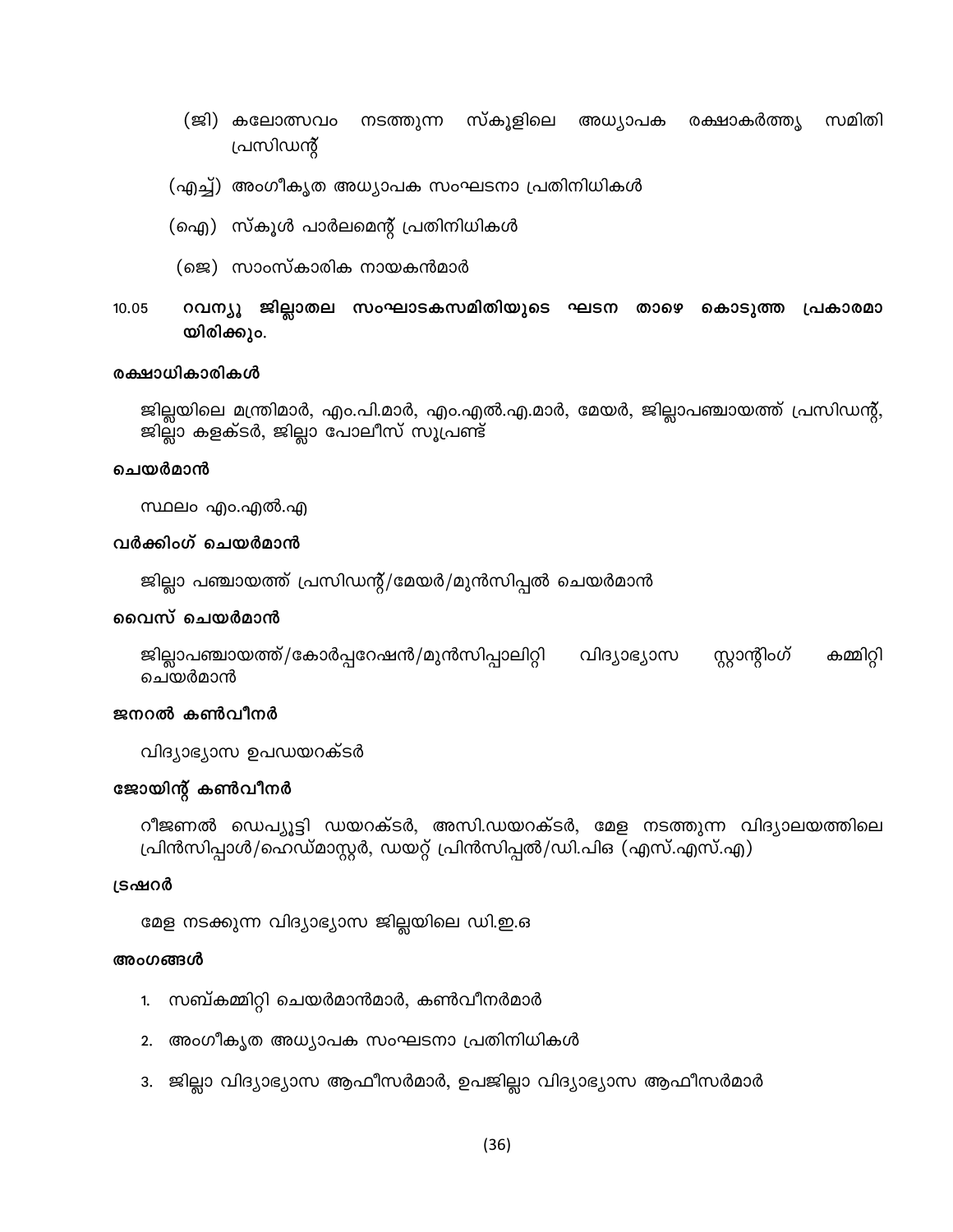(ജി) കലോത്സവം നടത്തുന്ന സ്കൂളിലെ അധ്യാപക രക്ഷാകർത്തൃ സമിതി പ്രസിഡന്റ്

(എച്ച്) അംഗീകൃത അധ്യാപക സംഘടനാ പ്രതിനിധികൾ

(ഐ) സ്കൂൾ പാർലമെന്റ് പ്രതിനിധികൾ

(ജെ) സാംസ്കാരിക നായകൻമാർ

10.05 **റവന്യൂ ജില്ലാതല സംഘാടകസമിതിയുടെ ഘടന താഴെ കൊടുത്ത പ്രകാരമായിരിക്കും.**

**രക്ഷാധികാരികൾ**

ജില്ലയിലെ മന്ത്രിമാർ, എം.പി.മാർ, എം.എൽ.എ.മാർ, മേയർ, ജില്ലാപഞ്ചായത്ത് പ്രസിഡന്റ്, ജില്ലാ കളക്ടർ, ജില്ലാ പോലീസ് സൂപ്രണ്ട്

**ചെയർമാൻ**

സ്ഥലം എം.എൽ.എ

**വർക്കിംഗ് ചെയർമാൻ**

ജില്ലാ പഞ്ചായത്ത് പ്രസിഡന്റ്/മേയർ/മുൻസിപ്പൽ ചെയർമാൻ

**വൈസ് ചെയർമാൻ**

ജില്ലാപഞ്ചായത്ത്/കോർപ്പറേഷൻ/മുൻസിപ്പാലിറ്റി വിദ്യാഭ്യാസ സ്റ്റാന്റിംഗ് കമ്മിറ്റി ചെയർമാൻ

**ജനറൽ കൺവീനർ**

വിദ്യാഭ്യാസ ഉപഡയറക്ടർ

**ജോയിന്റ് കൺവീനർ**

റീജണൽ ഡെപ്യൂട്ടി ഡയറക്ടർ, അസി.ഡയറക്ടർ, മേള നടത്തുന്ന വിദ്യാലയത്തിലെ പ്രിൻസിപ്പാൾ/ഹെഡ്മാസ്റ്റർ, ഡയറ്റ് പ്രിൻസിപ്പൽ/ഡി.പി.ഒ (എസ്.എസ്.എ)

**ട്രഷറർ**

മേള നടക്കുന്ന വിദ്യാഭ്യാസ ജില്ലയിലെ ഡി.ഇ.ഒ

**അംഗങ്ങൾ**

1. സബ്കമ്മിറ്റി ചെയർമാൻമാർ, കൺവീനർമാർ
2. അംഗീകൃത അധ്യാപക സംഘടനാ പ്രതിനിധികൾ
3. ജില്ലാ വിദ്യാഭ്യാസ ആഫീസർമാർ, ഉപജില്ലാ വിദ്യാഭ്യാസ ആഫീസർമാർ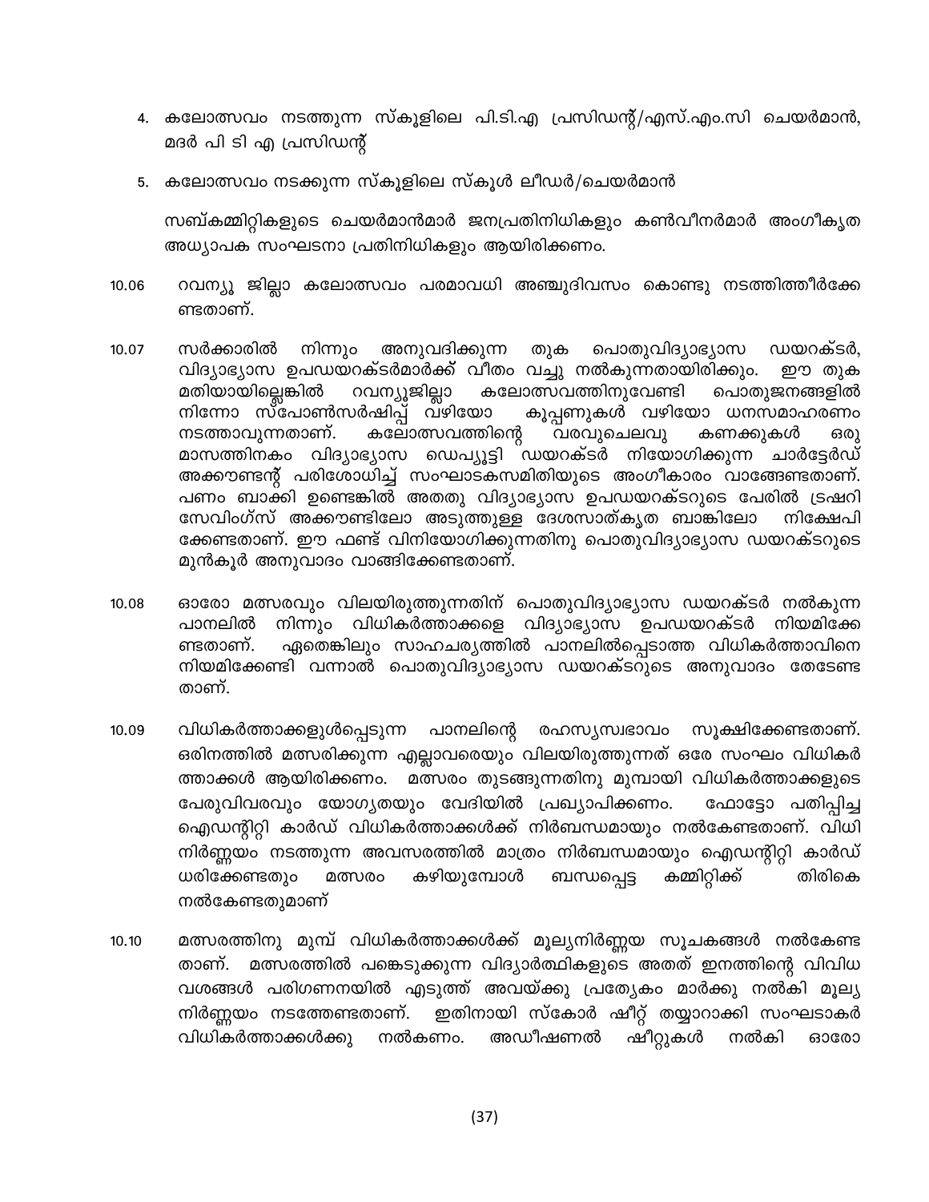4. കലോത്സവം നടത്തുന്ന സ്കൂളിലെ പി.ടി.എ പ്രസിഡന്റ്/എസ്.എം.സി ചെയർമാൻ, മദർ പി ടി എ പ്രസിഡന്റ്

5. കലോത്സവം നടക്കുന്ന സ്കൂളിലെ സ്കൂൾ ലീഡർ/ചെയർമാൻ

സബ്കമ്മിറ്റികളുടെ ചെയർമാൻമാർ ജനപ്രതിനിധികളും കൺവീനർമാർ അംഗീകൃത അധ്യാപക സംഘടനാ പ്രതിനിധികളും ആയിരിക്കണം.

10.06 റവന്യൂ ജില്ലാ കലോത്സവം പരമാവധി അഞ്ചുദിവസം കൊണ്ടു നടത്തിത്തീർക്കേണ്ടതാണ്.

10.07 സർക്കാരിൽ നിന്നും അനുവദിക്കുന്ന തുക പൊതുവിദ്യാഭ്യാസ ഡയറക്ടർ, വിദ്യാഭ്യാസ ഉപഡയറക്ടർമാർക്ക് വീതം വച്ചു നൽകുന്നതായിരിക്കും. ഈ തുക മതിയായില്ലെങ്കിൽ റവന്യൂജില്ലാ കലോത്സവത്തിനുവേണ്ടി പൊതുജനങ്ങളിൽ നിന്നോ സ്പോൺസർഷിപ്പ് വഴിയോ കൂപ്പണുകൾ വഴിയോ ധനസമാഹരണം നടത്താവുന്നതാണ്. കലോത്സവത്തിന്റെ വരവുചെലവു കണക്കുകൾ ഒരു മാസത്തിനകം വിദ്യാഭ്യാസ ഡെപ്യൂട്ടി ഡയറക്ടർ നിയോഗിക്കുന്ന ചാർട്ടേർഡ് അക്കൗണ്ടന്റ് പരിശോധിച്ച് സംഘാടകസമിതിയുടെ അംഗീകാരം വാങ്ങേണ്ടതാണ്. പണം ബാക്കി ഉണ്ടെങ്കിൽ അതതു വിദ്യാഭ്യാസ ഉപഡയറക്ടറുടെ പേരിൽ ട്രഷറി സേവിംഗ്സ് അക്കൗണ്ടിലോ അടുത്തുള്ള ദേശസാത്കൃത ബാങ്കിലോ നിക്ഷേപിക്കേണ്ടതാണ്. ഈ ഫണ്ട് വിനിയോഗിക്കുന്നതിനു പൊതുവിദ്യാഭ്യാസ ഡയറക്ടറുടെ മുൻകൂർ അനുവാദം വാങ്ങിക്കേണ്ടതാണ്.

10.08 ഓരോ മത്സരവും വിലയിരുത്തുന്നതിന് പൊതുവിദ്യാഭ്യാസ ഡയറക്ടർ നൽകുന്ന പാനലിൽ നിന്നും വിധികർത്താക്കളെ വിദ്യാഭ്യാസ ഉപഡയറക്ടർ നിയമിക്കേണ്ടതാണ്. ഏതെങ്കിലും സാഹചര്യത്തിൽ പാനലിൽപ്പെടാത്ത വിധികർത്താവിനെ നിയമിക്കേണ്ടി വന്നാൽ പൊതുവിദ്യാഭ്യാസ ഡയറക്ടറുടെ അനുവാദം തേടേണ്ടതാണ്.

10.09 വിധികർത്താക്കളുൾപ്പെടുന്ന പാനലിന്റെ രഹസ്യസ്വഭാവം സൂക്ഷിക്കേണ്ടതാണ്. ഒരിനത്തിൽ മത്സരിക്കുന്ന എല്ലാവരെയും വിലയിരുത്തുന്നത് ഒരേ സംഘം വിധികർത്താക്കൾ ആയിരിക്കണം. മത്സരം തുടങ്ങുന്നതിനു മുമ്പായി വിധികർത്താക്കളുടെ പേരുവിവരവും യോഗ്യതയും വേദിയിൽ പ്രഖ്യാപിക്കണം. ഫോട്ടോ പതിപ്പിച്ച ഐഡന്റിറ്റി കാർഡ് വിധികർത്താക്കൾക്ക് നിർബന്ധമായും നൽകേണ്ടതാണ്. വിധിനിർണ്ണയം നടത്തുന്ന അവസരത്തിൽ മാത്രം നിർബന്ധമായും ഐഡന്റിറ്റി കാർഡ് ധരിക്കേണ്ടതും മത്സരം കഴിയുമ്പോൾ ബന്ധപ്പെട്ട കമ്മിറ്റിക്ക് തിരികെ നൽകേണ്ടതുമാണ്

10.10 മത്സരത്തിനു മുമ്പ് വിധികർത്താക്കൾക്ക് മൂല്യനിർണ്ണയ സൂചകങ്ങൾ നൽകേണ്ടതാണ്. മത്സരത്തിൽ പങ്കെടുക്കുന്ന വിദ്യാർത്ഥികളുടെ അതത് ഇനത്തിന്റെ വിവിധ വശങ്ങൾ പരിഗണനയിൽ എടുത്ത് അവയ്ക്കു പ്രത്യേകം മാർക്കു നൽകി മൂല്യനിർണ്ണയം നടത്തേണ്ടതാണ്. ഇതിനായി സ്കോർ ഷീറ്റ് തയ്യാറാക്കി സംഘടാകർ വിധികർത്താക്കൾക്കു നൽകണം. അഡീഷണൽ ഷീറ്റുകൾ നൽകി ഓരോ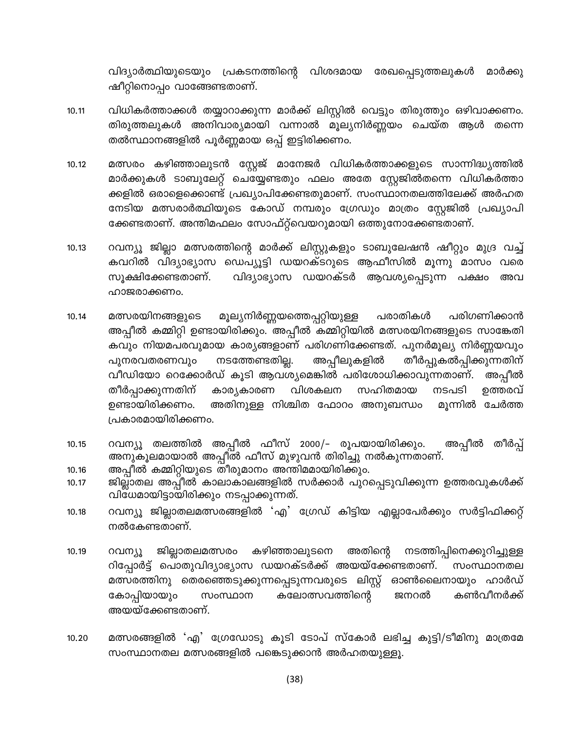വിദ്യാർത്ഥിയുടെയും പ്രകടനത്തിന്റെ വിശദമായ രേഖപ്പെടുത്തലുകൾ മാർക്കു ഷീറ്റിനൊപ്പം വാങ്ങേണ്ടതാണ്.

10.11 വിധികർത്താക്കൾ തയ്യാറാക്കുന്ന മാർക്ക് ലിസ്റ്റിൽ വെട്ടും തിരുത്തും ഒഴിവാക്കണം. തിരുത്തലുകൾ അനിവാര്യമായി വന്നാൽ മൂല്യനിർണ്ണയം ചെയ്ത ആൾ തന്നെ തൽസ്ഥാനങ്ങളിൽ പൂർണ്ണമായ ഒപ്പ് ഇട്ടിരിക്കണം.

10.12 മത്സരം കഴിഞ്ഞാലുടൻ സ്റ്റേജ് മാനേജർ വിധികർത്താക്കളുടെ സാന്നിദ്ധ്യത്തിൽ മാർക്കുകൾ ടാബുലേറ്റ് ചെയ്യേണ്ടതും ഫലം അതേ സ്റ്റേജിൽതന്നെ വിധികർത്താക്കളിൽ ഒരാളെക്കൊണ്ട് പ്രഖ്യാപിക്കേണ്ടതുമാണ്. സംസ്ഥാനതലത്തിലേക്ക് അർഹത നേടിയ മത്സരാർത്ഥിയുടെ കോഡ് നമ്പരും ഗ്രേഡും മാത്രം സ്റ്റേജിൽ പ്രഖ്യാപിക്കേണ്ടതാണ്. അന്തിമഫലം സോഫ്റ്റ്‌വെയറുമായി ഒത്തുനോക്കേണ്ടതാണ്.

10.13 റവന്യൂ ജില്ലാ മത്സരത്തിന്റെ മാർക്ക് ലിസ്റ്റുകളും ടാബുലേഷൻ ഷീറ്റും മുദ്ര വച്ച് കവറിൽ വിദ്യാഭ്യാസ ഡെപ്യൂട്ടി ഡയറക്ടറുടെ ആഫീസിൽ മൂന്നു മാസം വരെ സൂക്ഷിക്കേണ്ടതാണ്. വിദ്യാഭ്യാസ ഡയറക്ടർ ആവശ്യപ്പെടുന്ന പക്ഷം അവ ഹാജരാക്കണം.

10.14 മത്സരയിനങ്ങളുടെ മൂല്യനിർണ്ണയത്തെപ്പറ്റിയുള്ള പരാതികൾ പരിഗണിക്കാൻ അപ്പീൽ കമ്മിറ്റി ഉണ്ടായിരിക്കും. അപ്പീൽ കമ്മിറ്റിയിൽ മത്സരയിനങ്ങളുടെ സാങ്കേതികവും നിയമപരവുമായ കാര്യങ്ങളാണ് പരിഗണിക്കേണ്ടത്. പുനർമൂല്യ നിർണ്ണയവും പുനരവതരണവും നടത്തേണ്ടതില്ല. അപ്പീലുകളിൽ തീർപ്പുകൽപ്പിക്കുന്നതിന് വീഡിയോ റെക്കോർഡ് കൂടി ആവശ്യമെങ്കിൽ പരിശോധിക്കാവുന്നതാണ്. അപ്പീൽ തീർപ്പാക്കുന്നതിന് കാര്യകാരണ വിശകലന സഹിതമായ നടപടി ഉത്തരവ് ഉണ്ടായിരിക്കണം. അതിനുള്ള നിശ്ചിത ഫോറം അനുബന്ധം മൂന്നിൽ ചേർത്ത പ്രകാരമായിരിക്കണം.

10.15 റവന്യൂ തലത്തിൽ അപ്പീൽ ഫീസ് 2000/- രൂപയായിരിക്കും. അപ്പീൽ തീർപ്പ് അനുകൂലമായാൽ അപ്പീൽ ഫീസ് മുഴുവൻ തിരിച്ചു നൽകുന്നതാണ്.

10.16 അപ്പീൽ കമ്മിറ്റിയുടെ തീരുമാനം അന്തിമമായിരിക്കും.

10.17 ജില്ലാതല അപ്പീൽ കാലാകാലങ്ങളിൽ സർക്കാർ പുറപ്പെടുവിക്കുന്ന ഉത്തരവുകൾക്ക് വിധേയമായിട്ടായിരിക്കും നടപ്പാക്കുന്നത്.

10.18 റവന്യൂ ജില്ലാതലമത്സരങ്ങളിൽ 'എ' ഗ്രേഡ് കിട്ടിയ എല്ലാപേർക്കും സർട്ടിഫിക്കറ്റ് നൽകേണ്ടതാണ്.

10.19 റവന്യൂ ജില്ലാതലമത്സരം കഴിഞ്ഞാലുടനെ അതിന്റെ നടത്തിപ്പിനെക്കുറിച്ചുള്ള റിപ്പോർട്ട് പൊതുവിദ്യാഭ്യാസ ഡയറക്ടർക്ക് അയയ്ക്കേണ്ടതാണ്. സംസ്ഥാനതല മത്സരത്തിനു തെരഞ്ഞെടുക്കുന്നപ്പെടുന്നവരുടെ ലിസ്റ്റ് ഓൺലൈനായും ഹാർഡ് കോപ്പിയായും സംസ്ഥാന കലോത്സവത്തിന്റെ ജനറൽ കൺവീനർക്ക് അയയ്ക്കേണ്ടതാണ്.

10.20 മത്സരങ്ങളിൽ 'എ' ഗ്രേഡോടു കൂടി ടോപ് സ്കോർ ലഭിച്ച കുട്ടി/ടീമിനു മാത്രമേ സംസ്ഥാനതല മത്സരങ്ങളിൽ പങ്കെടുക്കാൻ അർഹതയുള്ളൂ.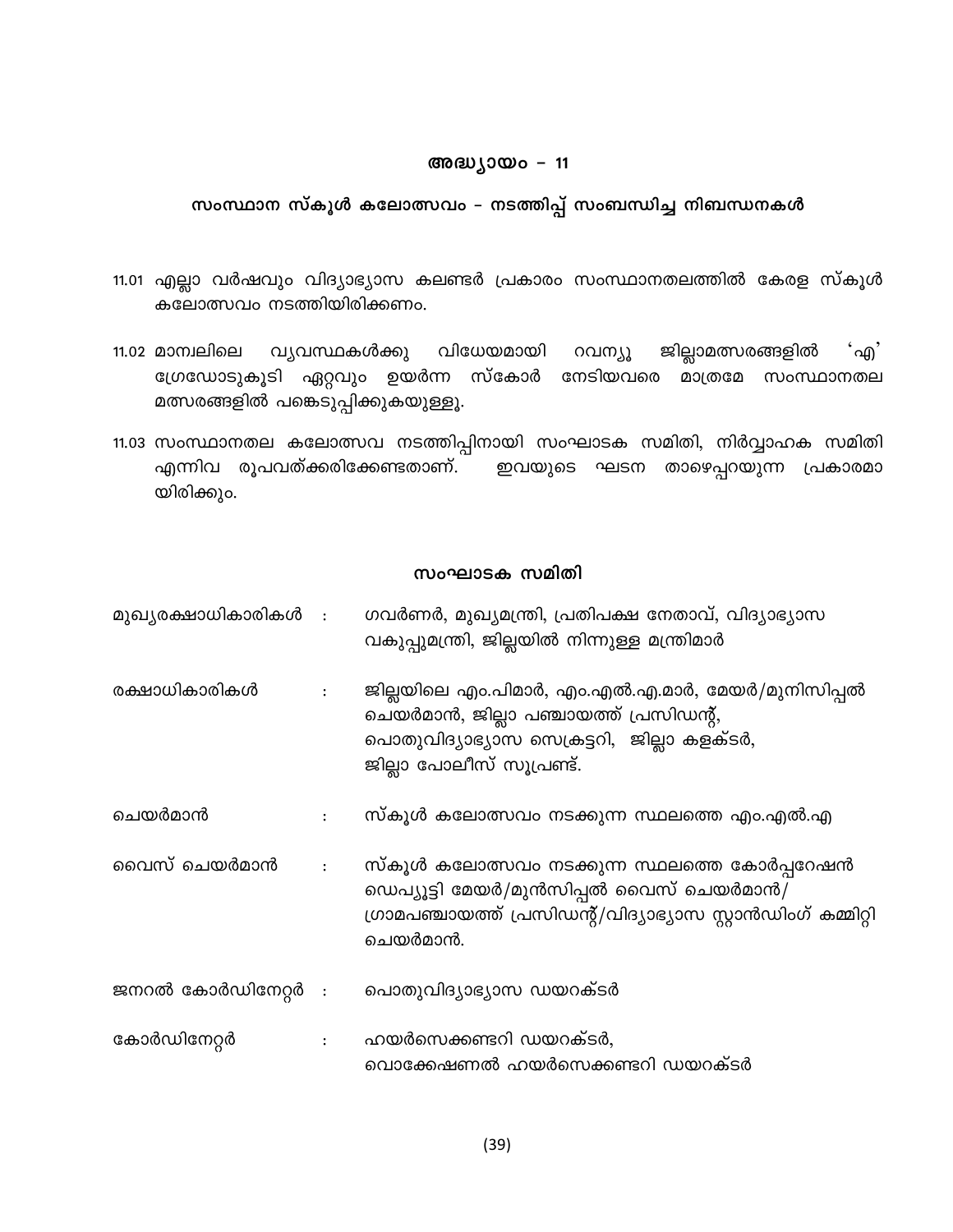## അദ്ധ്യായം – 11

## സംസ്ഥാന സ്കൂൾ കലോത്സവം – നടത്തിപ്പ് സംബന്ധിച്ച നിബന്ധനകൾ

11.01 എല്ലാ വർഷവും വിദ്യാഭ്യാസ കലണ്ടർ പ്രകാരം സംസ്ഥാനതലത്തിൽ കേരള സ്കൂൾ കലോത്സവം നടത്തിയിരിക്കണം.

11.02 മാന്വലിലെ വ്യവസ്ഥകൾക്കു വിധേയമായി റവന്യൂ ജില്ലാമത്സരങ്ങളിൽ 'എ' ഗ്രേഡോടുകൂടി ഏറ്റവും ഉയർന്ന സ്കോർ നേടിയവരെ മാത്രമേ സംസ്ഥാനതല മത്സരങ്ങളിൽ പങ്കെടുപ്പിക്കുകയുള്ളൂ.

11.03 സംസ്ഥാനതല കലോത്സവ നടത്തിപ്പിനായി സംഘാടക സമിതി, നിർവ്വാഹക സമിതി എന്നിവ രൂപവത്ക്കരിക്കേണ്ടതാണ്. ഇവയുടെ ഘടന താഴെപ്പറയുന്ന പ്രകാരമായിരിക്കും.

### സംഘാടക സമിതി

| | | |
|---|---|---|
| മുഖ്യരക്ഷാധികാരികൾ | : | ഗവർണർ, മുഖ്യമന്ത്രി, പ്രതിപക്ഷ നേതാവ്, വിദ്യാഭ്യാസ വകുപ്പുമന്ത്രി, ജില്ലയിൽ നിന്നുള്ള മന്ത്രിമാർ |
| രക്ഷാധികാരികൾ | : | ജില്ലയിലെ എം.പിമാർ, എം.എൽ.എ.മാർ, മേയർ/മുനിസിപ്പൽ ചെയർമാൻ, ജില്ലാ പഞ്ചായത്ത് പ്രസിഡന്റ്, പൊതുവിദ്യാഭ്യാസ സെക്രട്ടറി, ജില്ലാ കളക്ടർ, ജില്ലാ പോലീസ് സൂപ്രണ്ട്. |
| ചെയർമാൻ | : | സ്കൂൾ കലോത്സവം നടക്കുന്ന സ്ഥലത്തെ എം.എൽ.എ |
| വൈസ് ചെയർമാൻ | : | സ്കൂൾ കലോത്സവം നടക്കുന്ന സ്ഥലത്തെ കോർപ്പറേഷൻ ഡെപ്യൂട്ടി മേയർ/മുൻസിപ്പൽ വൈസ് ചെയർമാൻ/ ഗ്രാമപഞ്ചായത്ത് പ്രസിഡന്റ്/വിദ്യാഭ്യാസ സ്റ്റാൻഡിംഗ് കമ്മിറ്റി ചെയർമാൻ. |
| ജനറൽ കോർഡിനേറ്റർ | : | പൊതുവിദ്യാഭ്യാസ ഡയറക്ടർ |
| കോർഡിനേറ്റർ | : | ഹയർസെക്കണ്ടറി ഡയറക്ടർ, വൊക്കേഷണൽ ഹയർസെക്കണ്ടറി ഡയറക്ടർ |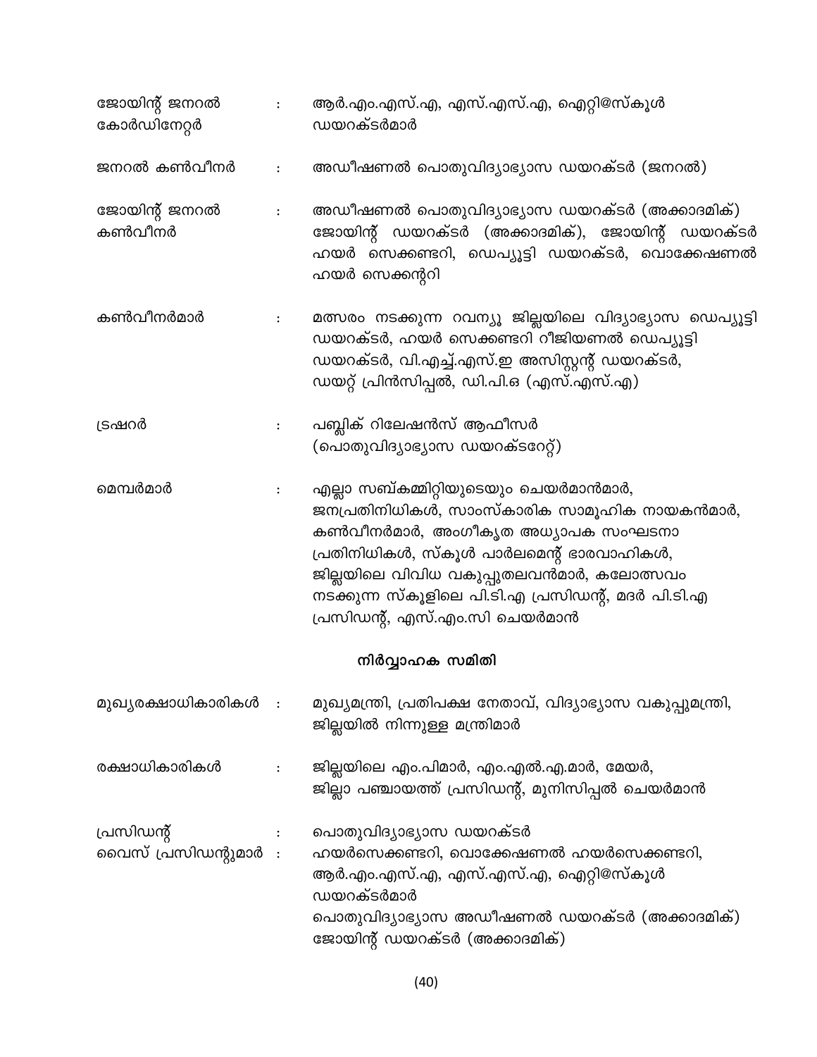| | | |
|---|---|---|
| ജോയിന്റ് ജനറൽ കോർഡിനേറ്റർ | : | ആർ.എം.എസ്.എ, എസ്.എസ്.എ, ഐറ്റി@സ്കൂൾ ഡയറക്ടർമാർ |
| ജനറൽ കൺവീനർ | : | അഡീഷണൽ പൊതുവിദ്യാഭ്യാസ ഡയറക്ടർ (ജനറൽ) |
| ജോയിന്റ് ജനറൽ കൺവീനർ | : | അഡീഷണൽ പൊതുവിദ്യാഭ്യാസ ഡയറക്ടർ (അക്കാദമിക്) ജോയിന്റ് ഡയറക്ടർ (അക്കാദമിക്), ജോയിന്റ് ഡയറക്ടർ ഹയർ സെക്കണ്ടറി, ഡെപ്യൂട്ടി ഡയറക്ടർ, വൊക്കേഷണൽ ഹയർ സെക്കന്ററി |
| കൺവീനർമാർ | : | മത്സരം നടക്കുന്ന റവന്യൂ ജില്ലയിലെ വിദ്യാഭ്യാസ ഡെപ്യൂട്ടി ഡയറക്ടർ, ഹയർ സെക്കണ്ടറി റീജിയണൽ ഡെപ്യൂട്ടി ഡയറക്ടർ, വി.എച്ച്.എസ്.ഇ അസിസ്റ്റന്റ് ഡയറക്ടർ, ഡയറ്റ് പ്രിൻസിപ്പൽ, ഡി.പി.ഒ (എസ്.എസ്.എ) |
| ട്രഷറർ | : | പബ്ലിക് റിലേഷൻസ് ആഫീസർ (പൊതുവിദ്യാഭ്യാസ ഡയറക്ടറേറ്റ്) |
| മെമ്പർമാർ | : | എല്ലാ സബ്കമ്മിറ്റിയുടെയും ചെയർമാൻമാർ, ജനപ്രതിനിധികൾ, സാംസ്കാരിക സാമൂഹിക നായകൻമാർ, കൺവീനർമാർ, അംഗീകൃത അധ്യാപക സംഘടനാ പ്രതിനിധികൾ, സ്കൂൾ പാർലമെന്റ് ഭാരവാഹികൾ, ജില്ലയിലെ വിവിധ വകുപ്പുതലവൻമാർ, കലോത്സവം നടക്കുന്ന സ്കൂളിലെ പി.ടി.എ പ്രസിഡന്റ്, മദർ പി.ടി.എ പ്രസിഡന്റ്, എസ്.എം.സി ചെയർമാൻ |

### നിർവ്വാഹക സമിതി

| | | |
|---|---|---|
| മുഖ്യരക്ഷാധികാരികൾ | : | മുഖ്യമന്ത്രി, പ്രതിപക്ഷ നേതാവ്, വിദ്യാഭ്യാസ വകുപ്പുമന്ത്രി, ജില്ലയിൽ നിന്നുള്ള മന്ത്രിമാർ |
| രക്ഷാധികാരികൾ | : | ജില്ലയിലെ എം.പിമാർ, എം.എൽ.എ.മാർ, മേയർ, ജില്ലാ പഞ്ചായത്ത് പ്രസിഡന്റ്, മുനിസിപ്പൽ ചെയർമാൻ |
| പ്രസിഡന്റ് | : | പൊതുവിദ്യാഭ്യാസ ഡയറക്ടർ |
| വൈസ് പ്രസിഡന്റുമാർ | : | ഹയർസെക്കണ്ടറി, വൊക്കേഷണൽ ഹയർസെക്കണ്ടറി, ആർ.എം.എസ്.എ, എസ്.എസ്.എ, ഐറ്റി@സ്കൂൾ ഡയറക്ടർമാർ<br>പൊതുവിദ്യാഭ്യാസ അഡീഷണൽ ഡയറക്ടർ (അക്കാദമിക്) ജോയിന്റ് ഡയറക്ടർ (അക്കാദമിക്) |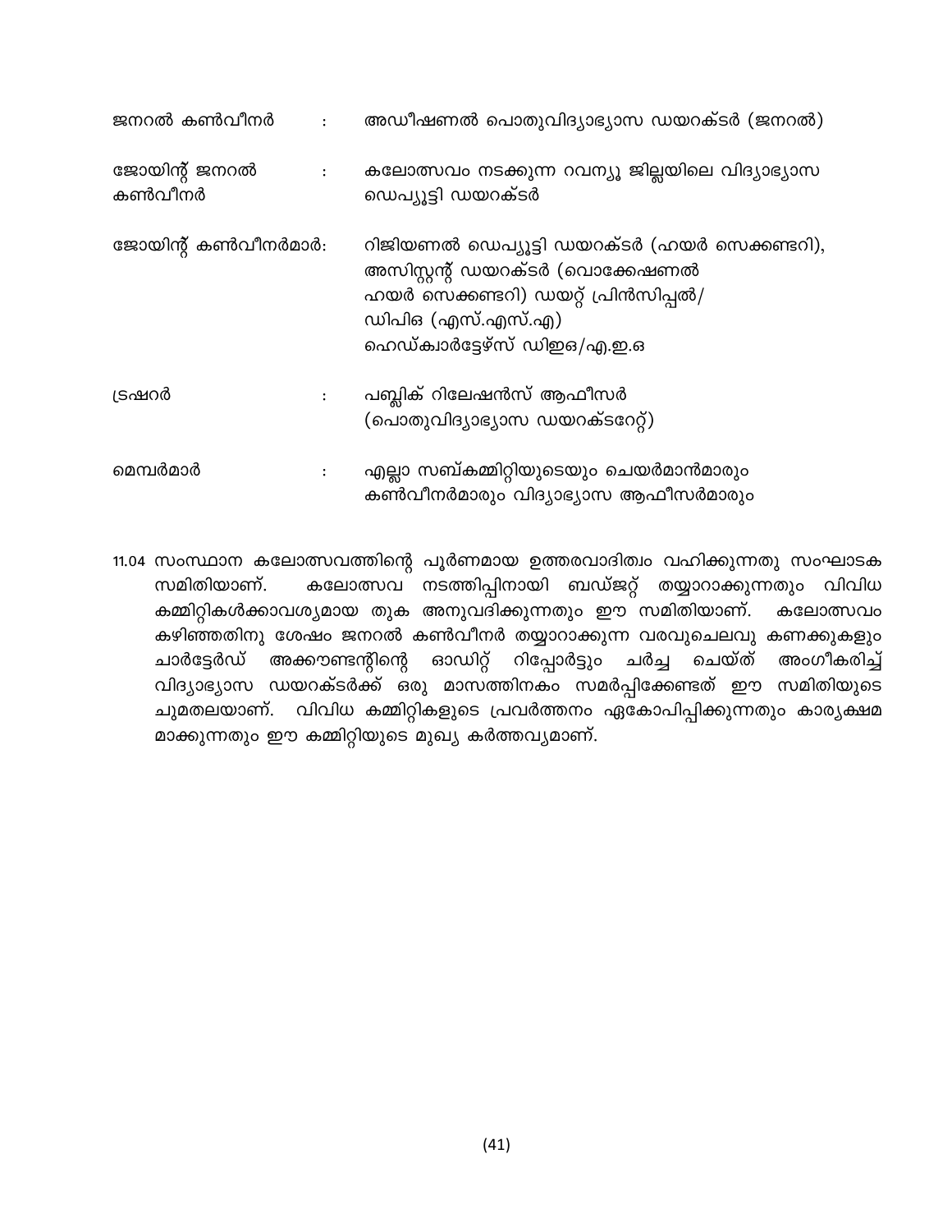ജനറൽ കൺവീനർ : അഡീഷണൽ പൊതുവിദ്യാഭ്യാസ ഡയറക്ടർ (ജനറൽ)

ജോയിന്റ് ജനറൽ കൺവീനർ : കലോത്സവം നടക്കുന്ന റവന്യൂ ജില്ലയിലെ വിദ്യാഭ്യാസ ഡെപ്യൂട്ടി ഡയറക്ടർ

ജോയിന്റ് കൺവീനർമാർ: റീജിയണൽ ഡെപ്യൂട്ടി ഡയറക്ടർ (ഹയർ സെക്കണ്ടറി), അസിസ്റ്റന്റ് ഡയറക്ടർ (വൊക്കേഷണൽ ഹയർ സെക്കണ്ടറി) ഡയറ്റ് പ്രിൻസിപ്പൽ/ ഡിപിഒ (എസ്.എസ്.എ) ഹെഡ്ക്വാർട്ടേഴ്സ് ഡിഇഒ/എ.ഇ.ഒ

ട്രഷറർ : പബ്ലിക് റിലേഷൻസ് ആഫീസർ (പൊതുവിദ്യാഭ്യാസ ഡയറക്ടറേറ്റ്)

മെമ്പർമാർ : എല്ലാ സബ്കമ്മിറ്റിയുടെയും ചെയർമാൻമാരും കൺവീനർമാരും വിദ്യാഭ്യാസ ആഫീസർമാരും

11.04 സംസ്ഥാന കലോത്സവത്തിന്റെ പൂർണമായ ഉത്തരവാദിത്വം വഹിക്കുന്നതു സംഘാടക സമിതിയാണ്. കലോത്സവ നടത്തിപ്പിനായി ബഡ്ജറ്റ് തയ്യാറാക്കുന്നതും വിവിധ കമ്മിറ്റികൾക്കാവശ്യമായ തുക അനുവദിക്കുന്നതും ഈ സമിതിയാണ്. കലോത്സവം കഴിഞ്ഞതിനു ശേഷം ജനറൽ കൺവീനർ തയ്യാറാക്കുന്ന വരവുചെലവു കണക്കുകളും ചാർട്ടേർഡ് അക്കൗണ്ടന്റിന്റെ ഓഡിറ്റ് റിപ്പോർട്ടും ചർച്ച ചെയ്ത് അംഗീകരിച്ച് വിദ്യാഭ്യാസ ഡയറക്ടർക്ക് ഒരു മാസത്തിനകം സമർപ്പിക്കേണ്ടത് ഈ സമിതിയുടെ ചുമതലയാണ്. വിവിധ കമ്മിറ്റികളുടെ പ്രവർത്തനം ഏകോപിപ്പിക്കുന്നതും കാര്യക്ഷമ മാക്കുന്നതും ഈ കമ്മിറ്റിയുടെ മുഖ്യ കർത്തവ്യമാണ്.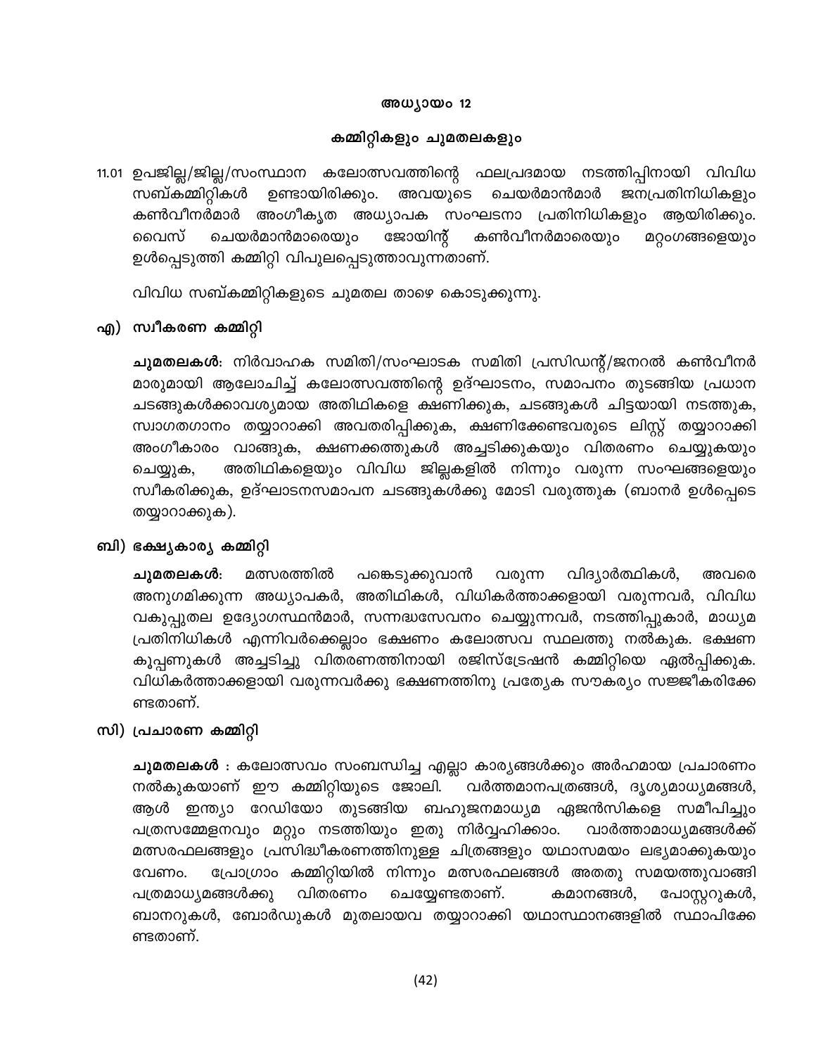## അധ്യായം 12

## കമ്മിറ്റികളും ചുമതലകളും

11.01 ഉപജില്ല/ജില്ല/സംസ്ഥാന കലോത്സവത്തിന്റെ ഫലപ്രദമായ നടത്തിപ്പിനായി വിവിധ സബ്കമ്മിറ്റികൾ ഉണ്ടായിരിക്കും. അവയുടെ ചെയർമാൻമാർ ജനപ്രതിനിധികളും കൺവീനർമാർ അംഗീകൃത അധ്യാപക സംഘടനാ പ്രതിനിധികളും ആയിരിക്കും. വൈസ് ചെയർമാൻമാരെയും ജോയിന്റ് കൺവീനർമാരെയും മറ്റംഗങ്ങളെയും ഉൾപ്പെടുത്തി കമ്മിറ്റി വിപുലപ്പെടുത്താവുന്നതാണ്.

വിവിധ സബ്കമ്മിറ്റികളുടെ ചുമതല താഴെ കൊടുക്കുന്നു.

### എ) സ്വീകരണ കമ്മിറ്റി

**ചുമതലകൾ**: നിർവാഹക സമിതി/സംഘാടക സമിതി പ്രസിഡന്റ്/ജനറൽ കൺവീനർ മാരുമായി ആലോചിച്ച് കലോത്സവത്തിന്റെ ഉദ്ഘാടനം, സമാപനം തുടങ്ങിയ പ്രധാന ചടങ്ങുകൾക്കാവശ്യമായ അതിഥികളെ ക്ഷണിക്കുക, ചടങ്ങുകൾ ചിട്ടയായി നടത്തുക, സ്വാഗതഗാനം തയ്യാറാക്കി അവതരിപ്പിക്കുക, ക്ഷണിക്കേണ്ടവരുടെ ലിസ്റ്റ് തയ്യാറാക്കി അംഗീകാരം വാങ്ങുക, ക്ഷണക്കത്തുകൾ അച്ചടിക്കുകയും വിതരണം ചെയ്യുകയും ചെയ്യുക, അതിഥികളെയും വിവിധ ജില്ലകളിൽ നിന്നും വരുന്ന സംഘങ്ങളെയും സ്വീകരിക്കുക, ഉദ്ഘാടനസമാപന ചടങ്ങുകൾക്കു മോടി വരുത്തുക (ബാനർ ഉൾപ്പെടെ തയ്യാറാക്കുക).

### ബി) ഭക്ഷ്യകാര്യ കമ്മിറ്റി

**ചുമതലകൾ**: മത്സരത്തിൽ പങ്കെടുക്കുവാൻ വരുന്ന വിദ്യാർത്ഥികൾ, അവരെ അനുഗമിക്കുന്ന അധ്യാപകർ, അതിഥികൾ, വിധികർത്താക്കളായി വരുന്നവർ, വിവിധ വകുപ്പുതല ഉദ്യോഗസ്ഥൻമാർ, സന്നദ്ധസേവനം ചെയ്യുന്നവർ, നടത്തിപ്പുകാർ, മാധ്യമ പ്രതിനിധികൾ എന്നിവർക്കെല്ലാം ഭക്ഷണം കലോത്സവ സ്ഥലത്തു നൽകുക. ഭക്ഷണ കൂപ്പണുകൾ അച്ചടിച്ചു വിതരണത്തിനായി രജിസ്ട്രേഷൻ കമ്മിറ്റിയെ ഏൽപ്പിക്കുക. വിധികർത്താക്കളായി വരുന്നവർക്കു ഭക്ഷണത്തിനു പ്രത്യേക സൗകര്യം സജ്ജീകരിക്കേണ്ടതാണ്.

### സി) പ്രചാരണ കമ്മിറ്റി

**ചുമതലകൾ** : കലോത്സവം സംബന്ധിച്ച എല്ലാ കാര്യങ്ങൾക്കും അർഹമായ പ്രചാരണം നൽകുകയാണ് ഈ കമ്മിറ്റിയുടെ ജോലി. വർത്തമാനപത്രങ്ങൾ, ദൃശ്യമാധ്യമങ്ങൾ, ആൾ ഇന്ത്യാ റേഡിയോ തുടങ്ങിയ ബഹുജനമാധ്യമ ഏജൻസികളെ സമീപിച്ചും പത്രസമ്മേളനവും മറ്റും നടത്തിയും ഇതു നിർവ്വഹിക്കാം. വാർത്താമാധ്യമങ്ങൾക്ക് മത്സരഫലങ്ങളും പ്രസിദ്ധീകരണത്തിനുള്ള ചിത്രങ്ങളും യഥാസമയം ലഭ്യമാക്കുകയും വേണം. പ്രോഗ്രാം കമ്മിറ്റിയിൽ നിന്നും മത്സരഫലങ്ങൾ അതതു സമയത്തുവാങ്ങി പത്രമാധ്യമങ്ങൾക്കു വിതരണം ചെയ്യേണ്ടതാണ്. കമാനങ്ങൾ, പോസ്റ്ററുകൾ, ബാനറുകൾ, ബോർഡുകൾ മുതലായവ തയ്യാറാക്കി യഥാസ്ഥാനങ്ങളിൽ സ്ഥാപിക്കേണ്ടതാണ്.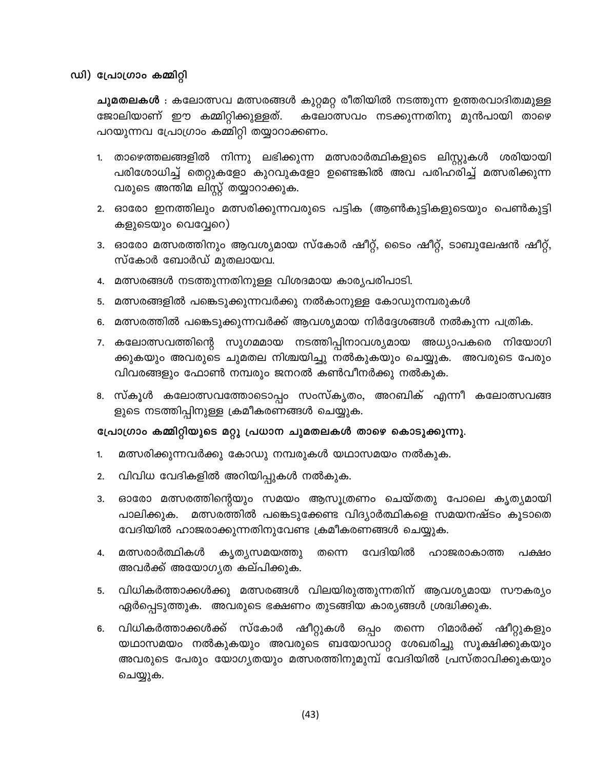## ഡി) പ്രോഗ്രാം കമ്മിറ്റി

**ചുമതലകൾ** : കലോത്സവ മത്സരങ്ങൾ കുറ്റമറ്റ രീതിയിൽ നടത്തുന്ന ഉത്തരവാദിത്വമുള്ള ജോലിയാണ് ഈ കമ്മിറ്റിക്കുള്ളത്. കലോത്സവം നടക്കുന്നതിനു മുൻപായി താഴെ പറയുന്നവ പ്രോഗ്രാം കമ്മിറ്റി തയ്യാറാക്കണം.

1. താഴെത്തലങ്ങളിൽ നിന്നു ലഭിക്കുന്ന മത്സരാർത്ഥികളുടെ ലിസ്റ്റുകൾ ശരിയായി പരിശോധിച്ച് തെറ്റുകളോ കുറവുകളോ ഉണ്ടെങ്കിൽ അവ പരിഹരിച്ച് മത്സരിക്കുന്ന വരുടെ അന്തിമ ലിസ്റ്റ് തയ്യാറാക്കുക.
2. ഓരോ ഇനത്തിലും മത്സരിക്കുന്നവരുടെ പട്ടിക (ആൺകുട്ടികളുടെയും പെൺകുട്ടി കളുടെയും വെവ്വേറെ)
3. ഓരോ മത്സരത്തിനും ആവശ്യമായ സ്കോർ ഷീറ്റ്, ടൈം ഷീറ്റ്, ടാബുലേഷൻ ഷീറ്റ്, സ്കോർ ബോർഡ് മുതലായവ.
4. മത്സരങ്ങൾ നടത്തുന്നതിനുള്ള വിശദമായ കാര്യപരിപാടി.
5. മത്സരങ്ങളിൽ പങ്കെടുക്കുന്നവർക്കു നൽകാനുള്ള കോഡുനമ്പരുകൾ
6. മത്സരത്തിൽ പങ്കെടുക്കുന്നവർക്ക് ആവശ്യമായ നിർദ്ദേശങ്ങൾ നൽകുന്ന പത്രിക.
7. കലോത്സവത്തിന്റെ സുഗമമായ നടത്തിപ്പിനാവശ്യമായ അധ്യാപകരെ നിയോഗി ക്കുകയും അവരുടെ ചുമതല നിശ്ചയിച്ചു നൽകുകയും ചെയ്യുക. അവരുടെ പേരും വിവരങ്ങളും ഫോൺ നമ്പരും ജനറൽ കൺവീനർക്കു നൽകുക.
8. സ്കൂൾ കലോത്സവത്തോടൊപ്പം സംസ്കൃതം, അറബിക് എന്നീ കലോത്സവങ്ങ ളുടെ നടത്തിപ്പിനുള്ള ക്രമീകരണങ്ങൾ ചെയ്യുക.

**പ്രോഗ്രാം കമ്മിറ്റിയുടെ മറ്റു പ്രധാന ചുമതലകൾ താഴെ കൊടുക്കുന്നു.**

1. മത്സരിക്കുന്നവർക്കു കോഡു നമ്പരുകൾ യഥാസമയം നൽകുക.
2. വിവിധ വേദികളിൽ അറിയിപ്പുകൾ നൽകുക.
3. ഓരോ മത്സരത്തിന്റെയും സമയം ആസൂത്രണം ചെയ്തതു പോലെ കൃത്യമായി പാലിക്കുക. മത്സരത്തിൽ പങ്കെടുക്കേണ്ട വിദ്യാർത്ഥികളെ സമയനഷ്ടം കൂടാതെ വേദിയിൽ ഹാജരാക്കുന്നതിനുവേണ്ട ക്രമീകരണങ്ങൾ ചെയ്യുക.
4. മത്സരാർത്ഥികൾ കൃത്യസമയത്തു തന്നെ വേദിയിൽ ഹാജരാകാത്ത പക്ഷം അവർക്ക് അയോഗ്യത കല്പിക്കുക.
5. വിധികർത്താക്കൾക്കു മത്സരങ്ങൾ വിലയിരുത്തുന്നതിന് ആവശ്യമായ സൗകര്യം ഏർപ്പെടുത്തുക. അവരുടെ ഭക്ഷണം തുടങ്ങിയ കാര്യങ്ങൾ ശ്രദ്ധിക്കുക.
6. വിധികർത്താക്കൾക്ക് സ്കോർ ഷീറ്റുകൾ ഒപ്പം തന്നെ റിമാർക്ക് ഷീറ്റുകളും യഥാസമയം നൽകുകയും അവരുടെ ബയോഡാറ്റ ശേഖരിച്ചു സൂക്ഷിക്കുകയും അവരുടെ പേരും യോഗ്യതയും മത്സരത്തിനുമുമ്പ് വേദിയിൽ പ്രസ്താവിക്കുകയും ചെയ്യുക.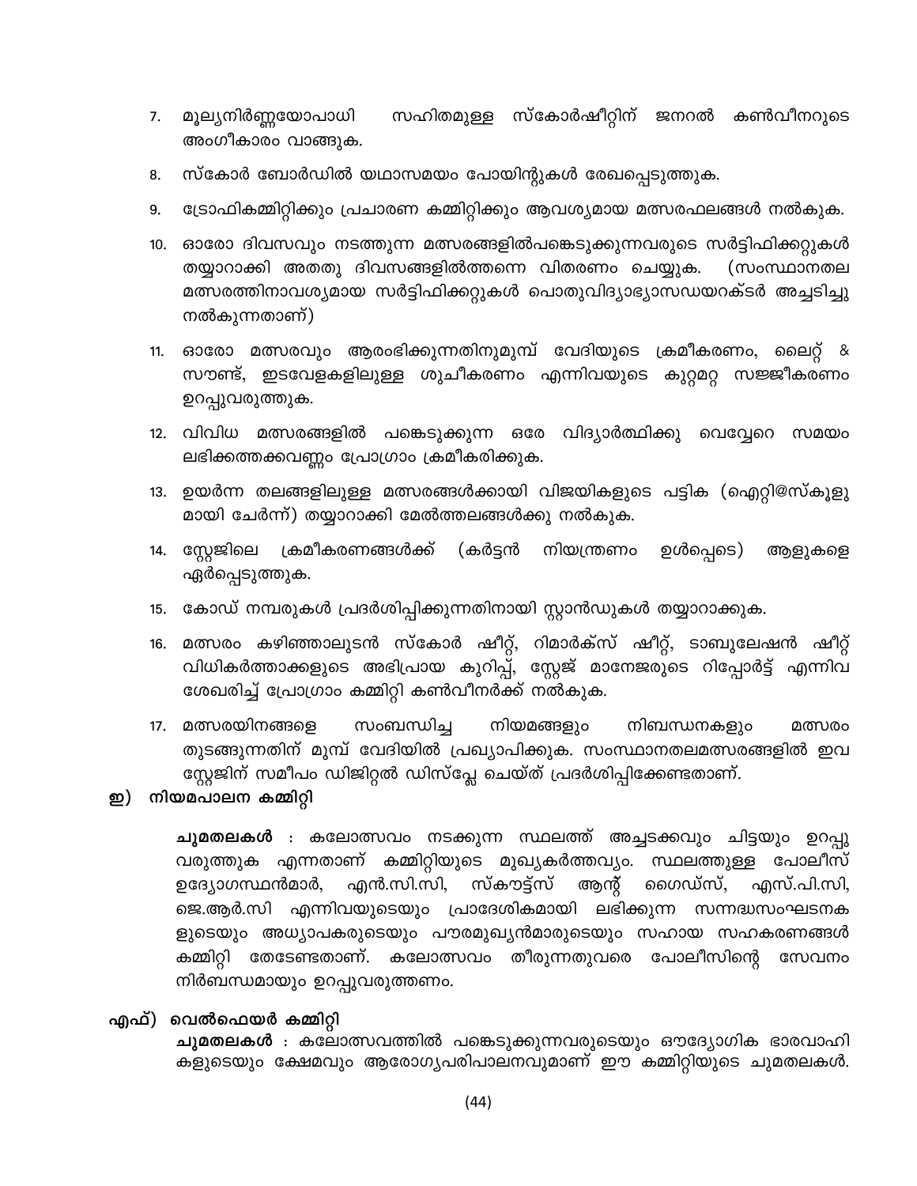7. മൂല്യനിർണ്ണയോപാധി സഹിതമുള്ള സ്കോർഷീറ്റിന് ജനറൽ കൺവീനറുടെ അംഗീകാരം വാങ്ങുക.
8. സ്കോർ ബോർഡിൽ യഥാസമയം പോയിന്റുകൾ രേഖപ്പെടുത്തുക.
9. ട്രോഫികമ്മിറ്റിക്കും പ്രചാരണ കമ്മിറ്റിക്കും ആവശ്യമായ മത്സരഫലങ്ങൾ നൽകുക.
10. ഓരോ ദിവസവും നടത്തുന്ന മത്സരങ്ങളിൽപങ്കെടുക്കുന്നവരുടെ സർട്ടിഫിക്കറ്റുകൾ തയ്യാറാക്കി അതതു ദിവസങ്ങളിൽത്തന്നെ വിതരണം ചെയ്യുക. (സംസ്ഥാനതല മത്സരത്തിനാവശ്യമായ സർട്ടിഫിക്കറ്റുകൾ പൊതുവിദ്യാഭ്യാസഡയറക്ടർ അച്ചടിച്ചു നൽകുന്നതാണ്)
11. ഓരോ മത്സരവും ആരംഭിക്കുന്നതിനുമുമ്പ് വേദിയുടെ ക്രമീകരണം, ലൈറ്റ് & സൗണ്ട്, ഇടവേളകളിലുള്ള ശുചീകരണം എന്നിവയുടെ കുറ്റമറ്റ സജ്ജീകരണം ഉറപ്പുവരുത്തുക.
12. വിവിധ മത്സരങ്ങളിൽ പങ്കെടുക്കുന്ന ഒരേ വിദ്യാർത്ഥിക്കു വെവ്വേറെ സമയം ലഭിക്കത്തക്കവണ്ണം പ്രോഗ്രാം ക്രമീകരിക്കുക.
13. ഉയർന്ന തലങ്ങളിലുള്ള മത്സരങ്ങൾക്കായി വിജയികളുടെ പട്ടിക (ഐറ്റി@സ്കൂളുമായി ചേർന്ന്) തയ്യാറാക്കി മേൽത്തലങ്ങൾക്കു നൽകുക.
14. സ്റ്റേജിലെ ക്രമീകരണങ്ങൾക്ക് (കർട്ടൻ നിയന്ത്രണം ഉൾപ്പെടെ) ആളുകളെ ഏർപ്പെടുത്തുക.
15. കോഡ് നമ്പറുകൾ പ്രദർശിപ്പിക്കുന്നതിനായി സ്റ്റാൻഡുകൾ തയ്യാറാക്കുക.
16. മത്സരം കഴിഞ്ഞാലുടൻ സ്കോർ ഷീറ്റ്, റിമാർക്സ് ഷീറ്റ്, ടാബുലേഷൻ ഷീറ്റ് വിധികർത്താക്കളുടെ അഭിപ്രായ കുറിപ്പ്, സ്റ്റേജ് മാനേജരുടെ റിപ്പോർട്ട് എന്നിവ ശേഖരിച്ച് പ്രോഗ്രാം കമ്മിറ്റി കൺവീനർക്ക് നൽകുക.
17. മത്സരയിനങ്ങളെ സംബന്ധിച്ച നിയമങ്ങളും നിബന്ധനകളും മത്സരം തുടങ്ങുന്നതിന് മുമ്പ് വേദിയിൽ പ്രഖ്യാപിക്കുക. സംസ്ഥാനതലമത്സരങ്ങളിൽ ഇവ സ്റ്റേജിന് സമീപം ഡിജിറ്റൽ ഡിസ്പ്ലേ ചെയ്ത് പ്രദർശിപ്പിക്കേണ്ടതാണ്.

### ഇ) നിയമപാലന കമ്മിറ്റി

**ചുമതലകൾ** : കലോത്സവം നടക്കുന്ന സ്ഥലത്ത് അച്ചടക്കവും ചിട്ടയും ഉറപ്പു വരുത്തുക എന്നതാണ് കമ്മിറ്റിയുടെ മുഖ്യകർത്തവ്യം. സ്ഥലത്തുള്ള പോലീസ് ഉദ്യോഗസ്ഥൻമാർ, എൻ.സി.സി, സ്കൗട്ട്സ് ആന്റ് ഗൈഡ്സ്, എസ്.പി.സി, ജെ.ആർ.സി എന്നിവയുടെയും പ്രാദേശികമായി ലഭിക്കുന്ന സന്നദ്ധസംഘടനകളുടെയും അധ്യാപകരുടെയും പൗരമുഖ്യൻമാരുടെയും സഹായ സഹകരണങ്ങൾ കമ്മിറ്റി തേടേണ്ടതാണ്. കലോത്സവം തീരുന്നതുവരെ പോലീസിന്റെ സേവനം നിർബന്ധമായും ഉറപ്പുവരുത്തണം.

### എഫ്) വെൽഫെയർ കമ്മിറ്റി

**ചുമതലകൾ** : കലോത്സവത്തിൽ പങ്കെടുക്കുന്നവരുടെയും ഔദ്യോഗിക ഭാരവാഹികളുടെയും ക്ഷേമവും ആരോഗ്യപരിപാലനവുമാണ് ഈ കമ്മിറ്റിയുടെ ചുമതലകൾ.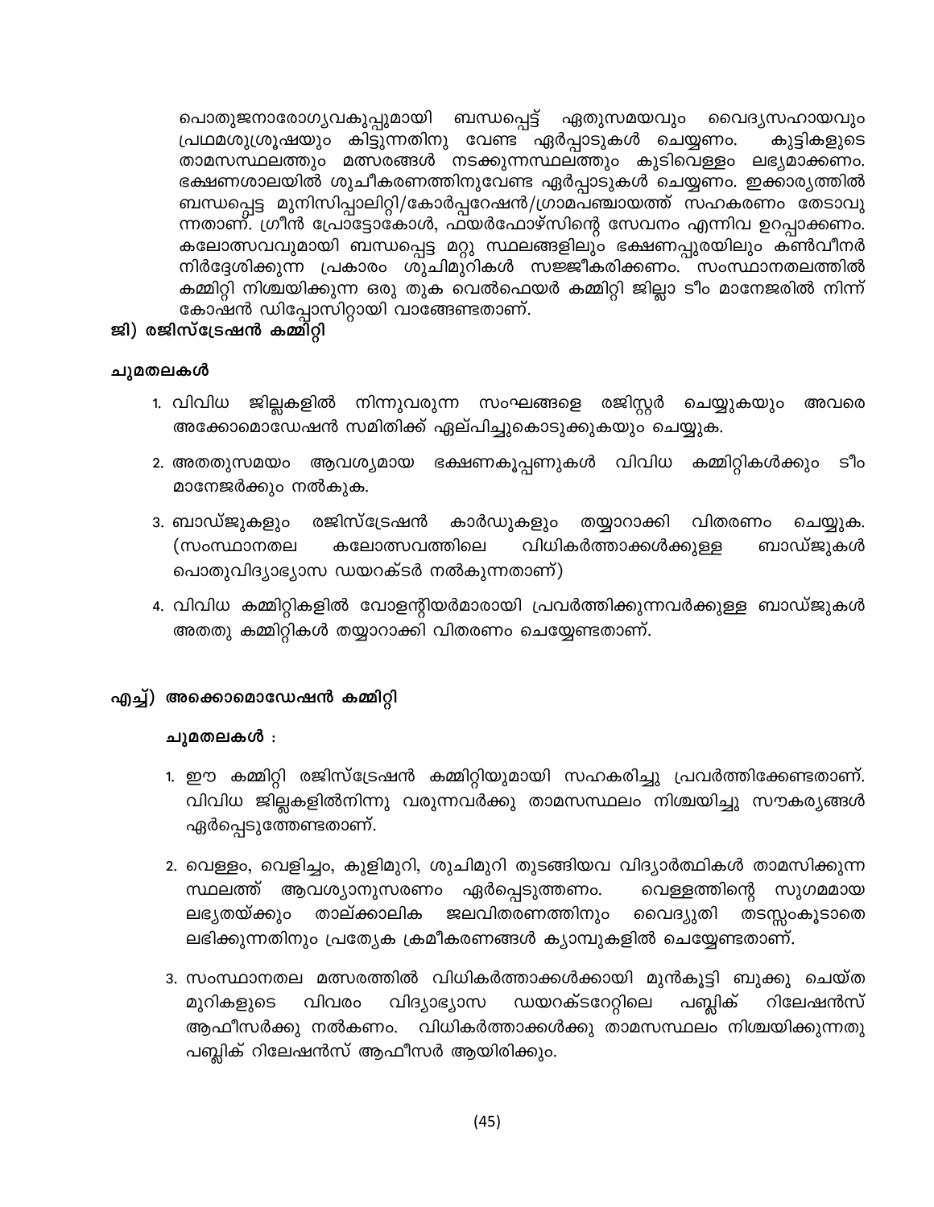പൊതുജനാരോഗ്യവകുപ്പുമായി ബന്ധപ്പെട്ട് ഏതുസമയവും വൈദ്യസഹായവും പ്രഥമശുശ്രൂഷയും കിട്ടുന്നതിനു വേണ്ട ഏർപ്പാടുകൾ ചെയ്യണം. കുട്ടികളുടെ താമസസ്ഥലത്തും മത്സരങ്ങൾ നടക്കുന്നസ്ഥലത്തും കുടിവെള്ളം ലഭ്യമാക്കണം. ഭക്ഷണശാലയിൽ ശുചീകരണത്തിനുവേണ്ട ഏർപ്പാടുകൾ ചെയ്യണം. ഇക്കാര്യത്തിൽ ബന്ധപ്പെട്ട മുനിസിപ്പാലിറ്റി/കോർപ്പറേഷൻ/ഗ്രാമപഞ്ചായത്ത് സഹകരണം തേടാവുന്നതാണ്. ഗ്രീൻ പ്രോട്ടോകോൾ, ഫയർഫോഴ്സിന്റെ സേവനം എന്നിവ ഉറപ്പാക്കണം. കലോത്സവവുമായി ബന്ധപ്പെട്ട മറ്റു സ്ഥലങ്ങളിലും ഭക്ഷണപ്പുരയിലും കൺവീനർ നിർദ്ദേശിക്കുന്ന പ്രകാരം ശുചിമുറികൾ സജ്ജീകരിക്കണം. സംസ്ഥാനതലത്തിൽ കമ്മിറ്റി നിശ്ചയിക്കുന്ന ഒരു തുക വെൽഫെയർ കമ്മിറ്റി ജില്ലാ ടീം മാനേജരിൽ നിന്ന് കോഷൻ ഡിപ്പോസിറ്റായി വാങ്ങേണ്ടതാണ്.

**ജി) രജിസ്ട്രേഷൻ കമ്മിറ്റി**

**ചുമതലകൾ**

1. വിവിധ ജില്ലകളിൽ നിന്നുവരുന്ന സംഘങ്ങളെ രജിസ്റ്റർ ചെയ്യുകയും അവരെ അക്കോമൊഡേഷൻ സമിതിക്ക് ഏല്പിച്ചുകൊടുക്കുകയും ചെയ്യുക.
2. അതതുസമയം ആവശ്യമായ ഭക്ഷണകൂപ്പണുകൾ വിവിധ കമ്മിറ്റികൾക്കും ടീം മാനേജർക്കും നൽകുക.
3. ബാഡ്ജുകളും രജിസ്ട്രേഷൻ കാർഡുകളും തയ്യാറാക്കി വിതരണം ചെയ്യുക. (സംസ്ഥാനതല കലോത്സവത്തിലെ വിധികർത്താക്കൾക്കുള്ള ബാഡ്ജുകൾ പൊതുവിദ്യാഭ്യാസ ഡയറക്ടർ നൽകുന്നതാണ്)
4. വിവിധ കമ്മിറ്റികളിൽ വോളന്റിയർമാരായി പ്രവർത്തിക്കുന്നവർക്കുള്ള ബാഡ്ജുകൾ അതതു കമ്മിറ്റികൾ തയ്യാറാക്കി വിതരണം ചെയ്യേണ്ടതാണ്.

**എച്ച്) അക്കൊമൊഡേഷൻ കമ്മിറ്റി**

**ചുമതലകൾ :**

1. ഈ കമ്മിറ്റി രജിസ്ട്രേഷൻ കമ്മിറ്റിയുമായി സഹകരിച്ചു പ്രവർത്തിക്കേണ്ടതാണ്. വിവിധ ജില്ലകളിൽനിന്നു വരുന്നവർക്കു താമസസ്ഥലം നിശ്ചയിച്ചു സൗകര്യങ്ങൾ ഏർപ്പെടുത്തേണ്ടതാണ്.
2. വെള്ളം, വെളിച്ചം, കുളിമുറി, ശുചിമുറി തുടങ്ങിയവ വിദ്യാർത്ഥികൾ താമസിക്കുന്ന സ്ഥലത്ത് ആവശ്യാനുസരണം ഏർപ്പെടുത്തണം. വെള്ളത്തിന്റെ സുഗമമായ ലഭ്യതയ്ക്കും താല്ക്കാലിക ജലവിതരണത്തിനും വൈദ്യുതി തടസ്സംകൂടാതെ ലഭിക്കുന്നതിനും പ്രത്യേക ക്രമീകരണങ്ങൾ ക്യാമ്പുകളിൽ ചെയ്യേണ്ടതാണ്.
3. സംസ്ഥാനതല മത്സരത്തിൽ വിധികർത്താക്കൾക്കായി മുൻകൂട്ടി ബുക്കു ചെയ്ത മുറികളുടെ വിവരം വിദ്യാഭ്യാസ ഡയറക്ടറേറ്റിലെ പബ്ലിക് റിലേഷൻസ് ആഫീസർക്കു നൽകണം. വിധികർത്താക്കൾക്കു താമസസ്ഥലം നിശ്ചയിക്കുന്നതു പബ്ലിക് റിലേഷൻസ് ആഫീസർ ആയിരിക്കും.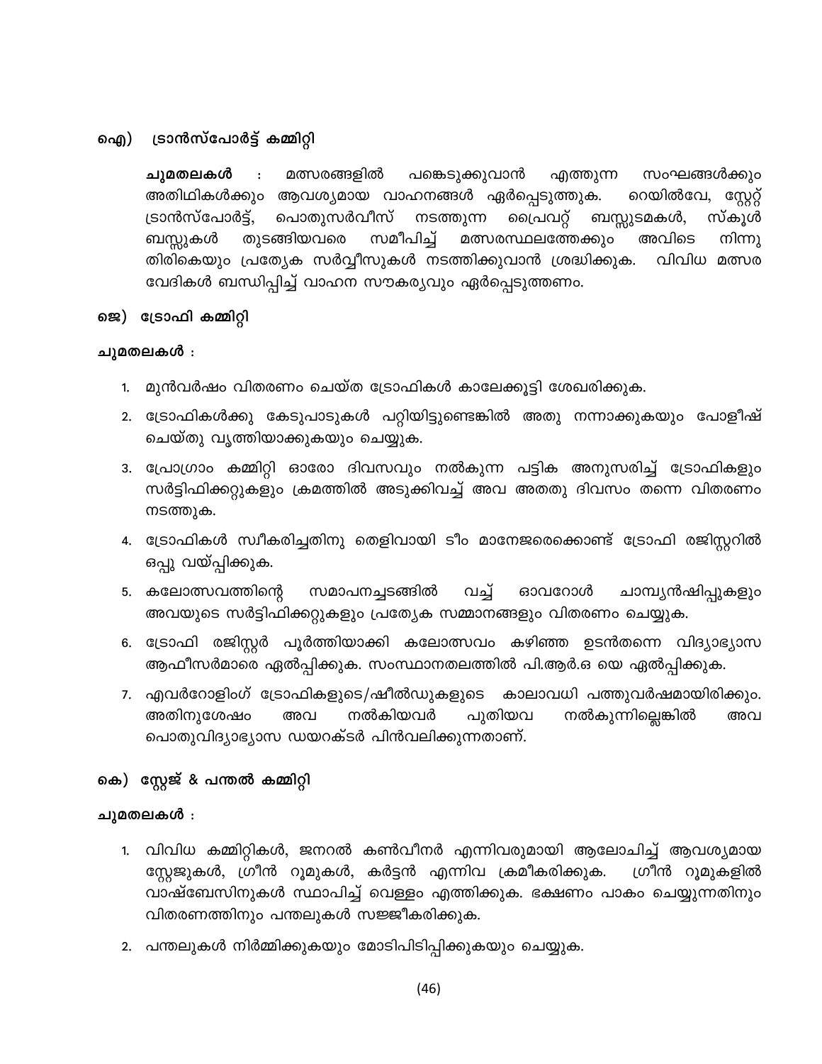## ഐ) ട്രാൻസ്പോർട്ട് കമ്മിറ്റി

**ചുമതലകൾ** : മത്സരങ്ങളിൽ പങ്കെടുക്കുവാൻ എത്തുന്ന സംഘങ്ങൾക്കും അതിഥികൾക്കും ആവശ്യമായ വാഹനങ്ങൾ ഏർപ്പെടുത്തുക. റെയിൽവേ, സ്റ്റേറ്റ് ട്രാൻസ്പോർട്ട്, പൊതുസർവീസ് നടത്തുന്ന പ്രൈവറ്റ് ബസ്സുടമകൾ, സ്കൂൾ ബസ്സുകൾ തുടങ്ങിയവരെ സമീപിച്ച് മത്സരസ്ഥലത്തേക്കും അവിടെ നിന്നു തിരികെയും പ്രത്യേക സർവ്വീസുകൾ നടത്തിക്കുവാൻ ശ്രദ്ധിക്കുക. വിവിധ മത്സര വേദികൾ ബന്ധിപ്പിച്ച് വാഹന സൗകര്യവും ഏർപ്പെടുത്തണം.

## ജെ) ട്രോഫി കമ്മിറ്റി

**ചുമതലകൾ :**

1. മുൻവർഷം വിതരണം ചെയ്ത ട്രോഫികൾ കാലേക്കൂട്ടി ശേഖരിക്കുക.
2. ട്രോഫികൾക്കു കേടുപാടുകൾ പറ്റിയിട്ടുണ്ടെങ്കിൽ അതു നന്നാക്കുകയും പോളീഷ് ചെയ്തു വൃത്തിയാക്കുകയും ചെയ്യുക.
3. പ്രോഗ്രാം കമ്മിറ്റി ഓരോ ദിവസവും നൽകുന്ന പട്ടിക അനുസരിച്ച് ട്രോഫികളും സർട്ടിഫിക്കറ്റുകളും ക്രമത്തിൽ അടുക്കിവച്ച് അവ അതതു ദിവസം തന്നെ വിതരണം നടത്തുക.
4. ട്രോഫികൾ സ്വീകരിച്ചതിനു തെളിവായി ടീം മാനേജരെക്കൊണ്ട് ട്രോഫി രജിസ്റ്ററിൽ ഒപ്പു വയ്പ്പിക്കുക.
5. കലോത്സവത്തിന്റെ സമാപനച്ചടങ്ങിൽ വച്ച് ഓവറോൾ ചാമ്പ്യൻഷിപ്പുകളും അവയുടെ സർട്ടിഫിക്കറ്റുകളും പ്രത്യേക സമ്മാനങ്ങളും വിതരണം ചെയ്യുക.
6. ട്രോഫി രജിസ്റ്റർ പൂർത്തിയാക്കി കലോത്സവം കഴിഞ്ഞ ഉടൻതന്നെ വിദ്യാഭ്യാസ ആഫീസർമാരെ ഏൽപ്പിക്കുക. സംസ്ഥാനതലത്തിൽ പി.ആർ.ഒ യെ ഏൽപ്പിക്കുക.
7. എവർറോളിംഗ് ട്രോഫികളുടെ/ഷീൽഡുകളുടെ കാലാവധി പത്തുവർഷമായിരിക്കും. അതിനുശേഷം അവ നൽകിയവർ പുതിയവ നൽകുന്നില്ലെങ്കിൽ അവ പൊതുവിദ്യാഭ്യാസ ഡയറക്ടർ പിൻവലിക്കുന്നതാണ്.

## കെ) സ്റ്റേജ് & പന്തൽ കമ്മിറ്റി

**ചുമതലകൾ :**

1. വിവിധ കമ്മിറ്റികൾ, ജനറൽ കൺവീനർ എന്നിവരുമായി ആലോചിച്ച് ആവശ്യമായ സ്റ്റേജുകൾ, ഗ്രീൻ റൂമുകൾ, കർട്ടൻ എന്നിവ ക്രമീകരിക്കുക. ഗ്രീൻ റൂമുകളിൽ വാഷ്ബേസിനുകൾ സ്ഥാപിച്ച് വെള്ളം എത്തിക്കുക. ഭക്ഷണം പാകം ചെയ്യുന്നതിനും വിതരണത്തിനും പന്തലുകൾ സജ്ജീകരിക്കുക.
2. പന്തലുകൾ നിർമ്മിക്കുകയും മോടിപിടിപ്പിക്കുകയും ചെയ്യുക.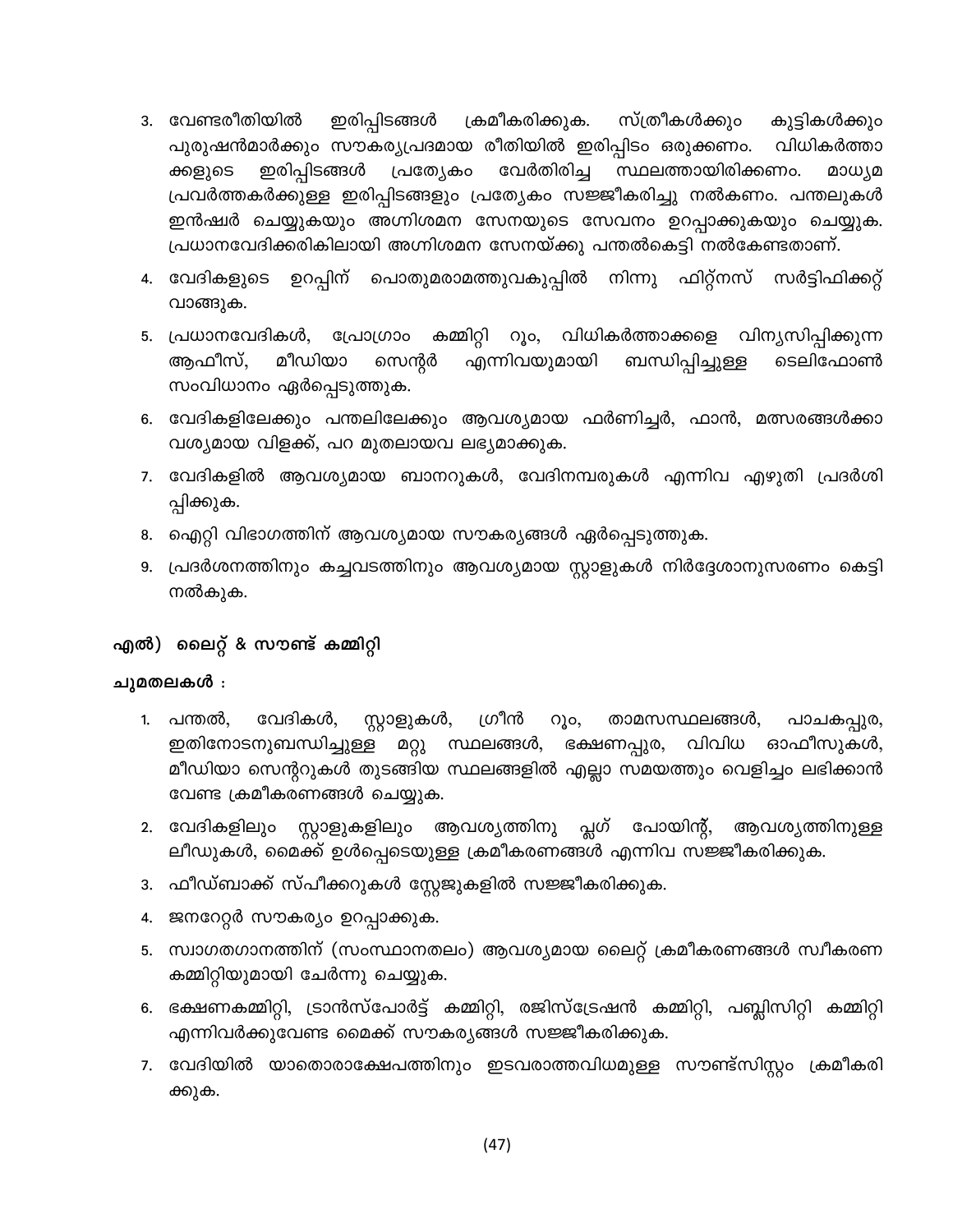3. വേണ്ടരീതിയിൽ ഇരിപ്പിടങ്ങൾ ക്രമീകരിക്കുക. സ്ത്രീകൾക്കും കുട്ടികൾക്കും പുരുഷൻമാർക്കും സൗകര്യപ്രദമായ രീതിയിൽ ഇരിപ്പിടം ഒരുക്കണം. വിധികർത്താക്കളുടെ ഇരിപ്പിടങ്ങൾ പ്രത്യേകം വേർതിരിച്ച സ്ഥലത്തായിരിക്കണം. മാധ്യമ പ്രവർത്തകർക്കുള്ള ഇരിപ്പിടങ്ങളും പ്രത്യേകം സജ്ജീകരിച്ചു നൽകണം. പന്തലുകൾ ഇൻഷ്വർ ചെയ്യുകയും അഗ്നിശമന സേനയുടെ സേവനം ഉറപ്പാക്കുകയും ചെയ്യുക. പ്രധാനവേദിക്കരികിലായി അഗ്നിശമന സേനയ്ക്കു പന്തൽകെട്ടി നൽകേണ്ടതാണ്.
4. വേദികളുടെ ഉറപ്പിന് പൊതുമരാമത്തുവകുപ്പിൽ നിന്നു ഫിറ്റ്നസ് സർട്ടിഫിക്കറ്റ് വാങ്ങുക.
5. പ്രധാനവേദികൾ, പ്രോഗ്രാം കമ്മിറ്റി റൂം, വിധികർത്താക്കളെ വിന്യസിപ്പിക്കുന്ന ആഫീസ്, മീഡിയാ സെന്റർ എന്നിവയുമായി ബന്ധിപ്പിച്ചുള്ള ടെലിഫോൺ സംവിധാനം ഏർപ്പെടുത്തുക.
6. വേദികളിലേക്കും പന്തലിലേക്കും ആവശ്യമായ ഫർണിച്ചർ, ഫാൻ, മത്സരങ്ങൾക്കാവശ്യമായ വിളക്ക്, പറ മുതലായവ ലഭ്യമാക്കുക.
7. വേദികളിൽ ആവശ്യമായ ബാനറുകൾ, വേദിനമ്പരുകൾ എന്നിവ എഴുതി പ്രദർശിപ്പിക്കുക.
8. ഐറ്റി വിഭാഗത്തിന് ആവശ്യമായ സൗകര്യങ്ങൾ ഏർപ്പെടുത്തുക.
9. പ്രദർശനത്തിനും കച്ചവടത്തിനും ആവശ്യമായ സ്റ്റാളുകൾ നിർദ്ദേശാനുസരണം കെട്ടി നൽകുക.

## എൽ) ലൈറ്റ് & സൗണ്ട് കമ്മിറ്റി

**ചുമതലകൾ :**

1. പന്തൽ, വേദികൾ, സ്റ്റാളുകൾ, ഗ്രീൻ റൂം, താമസസ്ഥലങ്ങൾ, പാചകപ്പുര, ഇതിനോടനുബന്ധിച്ചുള്ള മറ്റു സ്ഥലങ്ങൾ, ഭക്ഷണപ്പുര, വിവിധ ഓഫീസുകൾ, മീഡിയാ സെന്ററുകൾ തുടങ്ങിയ സ്ഥലങ്ങളിൽ എല്ലാ സമയത്തും വെളിച്ചം ലഭിക്കാൻ വേണ്ട ക്രമീകരണങ്ങൾ ചെയ്യുക.
2. വേദികളിലും സ്റ്റാളുകളിലും ആവശ്യത്തിനു പ്ലഗ് പോയിന്റ്, ആവശ്യത്തിനുള്ള ലീഡുകൾ, മൈക്ക് ഉൾപ്പെടെയുള്ള ക്രമീകരണങ്ങൾ എന്നിവ സജ്ജീകരിക്കുക.
3. ഫീഡ്ബാക്ക് സ്പീക്കറുകൾ സ്റ്റേജുകളിൽ സജ്ജീകരിക്കുക.
4. ജനറേറ്റർ സൗകര്യം ഉറപ്പാക്കുക.
5. സ്വാഗതഗാനത്തിന് (സംസ്ഥാനതലം) ആവശ്യമായ ലൈറ്റ് ക്രമീകരണങ്ങൾ സ്വീകരണ കമ്മിറ്റിയുമായി ചേർന്നു ചെയ്യുക.
6. ഭക്ഷണകമ്മിറ്റി, ട്രാൻസ്പോർട്ട് കമ്മിറ്റി, രജിസ്ട്രേഷൻ കമ്മിറ്റി, പബ്ലിസിറ്റി കമ്മിറ്റി എന്നിവർക്കുവേണ്ട മൈക്ക് സൗകര്യങ്ങൾ സജ്ജീകരിക്കുക.
7. വേദിയിൽ യാതൊരാക്ഷേപത്തിനും ഇടവരാത്തവിധമുള്ള സൗണ്ട്സിസ്റ്റം ക്രമീകരിക്കുക.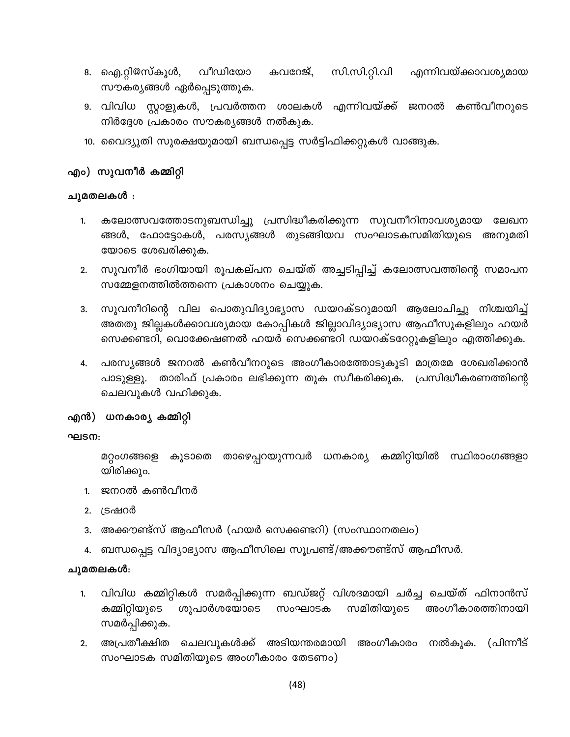8. ഐ.റ്റി@സ്കൂൾ, വീഡിയോ കവറേജ്, സി.സി.റ്റി.വി എന്നിവയ്ക്കാവശ്യമായ സൗകര്യങ്ങൾ ഏർപ്പെടുത്തുക.
9. വിവിധ സ്റ്റാളുകൾ, പ്രവർത്തന ശാലകൾ എന്നിവയ്ക്ക് ജനറൽ കൺവീനറുടെ നിർദ്ദേശ പ്രകാരം സൗകര്യങ്ങൾ നൽകുക.
10. വൈദ്യുതി സുരക്ഷയുമായി ബന്ധപ്പെട്ട സർട്ടിഫിക്കറ്റുകൾ വാങ്ങുക.

## എം) സുവനീർ കമ്മിറ്റി

**ചുമതലകൾ :**

1. കലോത്സവത്തോടനുബന്ധിച്ചു പ്രസിദ്ധീകരിക്കുന്ന സുവനീറിനാവശ്യമായ ലേഖന ങ്ങൾ, ഫോട്ടോകൾ, പരസ്യങ്ങൾ തുടങ്ങിയവ സംഘാടകസമിതിയുടെ അനുമതി യോടെ ശേഖരിക്കുക.
2. സുവനീർ ഭംഗിയായി രൂപകല്പന ചെയ്ത് അച്ചടിപ്പിച്ച് കലോത്സവത്തിന്റെ സമാപന സമ്മേളനത്തിൽത്തന്നെ പ്രകാശനം ചെയ്യുക.
3. സുവനീറിന്റെ വില പൊതുവിദ്യാഭ്യാസ ഡയറക്ടറുമായി ആലോചിച്ചു നിശ്ചയിച്ച് അതതു ജില്ലകൾക്കാവശ്യമായ കോപ്പികൾ ജില്ലാവിദ്യാഭ്യാസ ആഫീസുകളിലും ഹയർ സെക്കണ്ടറി, വൊക്കേഷണൽ ഹയർ സെക്കണ്ടറി ഡയറക്ടറേറ്റുകളിലും എത്തിക്കുക.
4. പരസ്യങ്ങൾ ജനറൽ കൺവീനറുടെ അംഗീകാരത്തോടുകൂടി മാത്രമേ ശേഖരിക്കാൻ പാടുള്ളൂ. താരിഫ് പ്രകാരം ലഭിക്കുന്ന തുക സ്വീകരിക്കുക. പ്രസിദ്ധീകരണത്തിന്റെ ചെലവുകൾ വഹിക്കുക.

## എൻ) ധനകാര്യ കമ്മിറ്റി

**ഘടന:**

മറ്റംഗങ്ങളെ കൂടാതെ താഴെപ്പറയുന്നവർ ധനകാര്യ കമ്മിറ്റിയിൽ സ്ഥിരാംഗങ്ങളാ യിരിക്കും.

1. ജനറൽ കൺവീനർ
2. ട്രഷറർ
3. അക്കൗണ്ട്സ് ആഫീസർ (ഹയർ സെക്കണ്ടറി) (സംസ്ഥാനതലം)
4. ബന്ധപ്പെട്ട വിദ്യാഭ്യാസ ആഫീസിലെ സൂപ്രണ്ട്/അക്കൗണ്ട്സ് ആഫീസർ.

**ചുമതലകൾ:**

1. വിവിധ കമ്മിറ്റികൾ സമർപ്പിക്കുന്ന ബഡ്ജറ്റ് വിശദമായി ചർച്ച ചെയ്ത് ഫിനാൻസ് കമ്മിറ്റിയുടെ ശുപാർശയോടെ സംഘാടക സമിതിയുടെ അംഗീകാരത്തിനായി സമർപ്പിക്കുക.
2. അപ്രതീക്ഷിത ചെലവുകൾക്ക് അടിയന്തരമായി അംഗീകാരം നൽകുക. (പിന്നീട് സംഘാടക സമിതിയുടെ അംഗീകാരം തേടണം)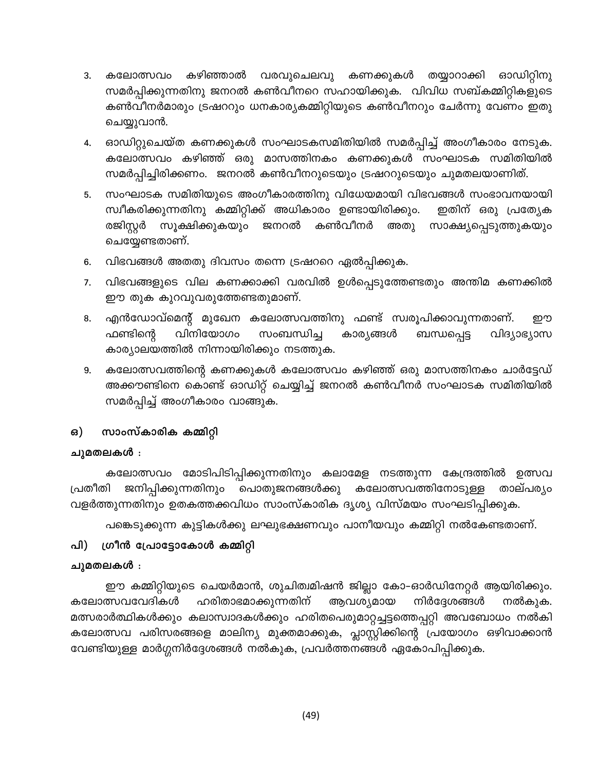3. കലോത്സവം കഴിഞ്ഞാൽ വരവുചെലവു കണക്കുകൾ തയ്യാറാക്കി ഓഡിറ്റിനു സമർപ്പിക്കുന്നതിനു ജനറൽ കൺവീനറെ സഹായിക്കുക. വിവിധ സബ്കമ്മിറ്റികളുടെ കൺവീനർമാരും ട്രഷററും ധനകാര്യകമ്മിറ്റിയുടെ കൺവീനറും ചേർന്നു വേണം ഇതു ചെയ്യുവാൻ.

4. ഓഡിറ്റുചെയ്ത കണക്കുകൾ സംഘാടകസമിതിയിൽ സമർപ്പിച്ച് അംഗീകാരം നേടുക. കലോത്സവം കഴിഞ്ഞ് ഒരു മാസത്തിനകം കണക്കുകൾ സംഘാടക സമിതിയിൽ സമർപ്പിച്ചിരിക്കണം. ജനറൽ കൺവീനറുടെയും ട്രഷററുടെയും ചുമതലയാണിത്.

5. സംഘാടക സമിതിയുടെ അംഗീകാരത്തിനു വിധേയമായി വിഭവങ്ങൾ സംഭാവനയായി സ്വീകരിക്കുന്നതിനു കമ്മിറ്റിക്ക് അധികാരം ഉണ്ടായിരിക്കും. ഇതിന് ഒരു പ്രത്യേക രജിസ്റ്റർ സൂക്ഷിക്കുകയും ജനറൽ കൺവീനർ അതു സാക്ഷ്യപ്പെടുത്തുകയും ചെയ്യേണ്ടതാണ്.

6. വിഭവങ്ങൾ അതതു ദിവസം തന്നെ ട്രഷററെ ഏൽപ്പിക്കുക.

7. വിഭവങ്ങളുടെ വില കണക്കാക്കി വരവിൽ ഉൾപ്പെടുത്തേണ്ടതും അന്തിമ കണക്കിൽ ഈ തുക കുറവുവരുത്തേണ്ടതുമാണ്.

8. എൻഡോവ്മെന്റ് മുഖേന കലോത്സവത്തിനു ഫണ്ട് സ്വരൂപിക്കാവുന്നതാണ്. ഈ ഫണ്ടിന്റെ വിനിയോഗം സംബന്ധിച്ച കാര്യങ്ങൾ ബന്ധപ്പെട്ട വിദ്യാഭ്യാസ കാര്യാലയത്തിൽ നിന്നായിരിക്കും നടത്തുക.

9. കലോത്സവത്തിന്റെ കണക്കുകൾ കലോത്സവം കഴിഞ്ഞ് ഒരു മാസത്തിനകം ചാർട്ടേഡ് അക്കൗണ്ടിനെ കൊണ്ട് ഓഡിറ്റ് ചെയ്യിച്ച് ജനറൽ കൺവീനർ സംഘാടക സമിതിയിൽ സമർപ്പിച്ച് അംഗീകാരം വാങ്ങുക.

### ഒ) സാംസ്കാരിക കമ്മിറ്റി

**ചുമതലകൾ :**

കലോത്സവം മോടിപിടിപ്പിക്കുന്നതിനും കലാമേള നടത്തുന്ന കേന്ദ്രത്തിൽ ഉത്സവ പ്രതീതി ജനിപ്പിക്കുന്നതിനും പൊതുജനങ്ങൾക്കു കലോത്സവത്തിനോടുള്ള താല്പര്യം വളർത്തുന്നതിനും ഉതകത്തക്കവിധം സാംസ്കാരിക ദൃശ്യ വിസ്മയം സംഘടിപ്പിക്കുക.

പങ്കെടുക്കുന്ന കുട്ടികൾക്കു ലഘുഭക്ഷണവും പാനീയവും കമ്മിറ്റി നൽകേണ്ടതാണ്.

### പി) ഗ്രീൻ പ്രോട്ടോകോൾ കമ്മിറ്റി

**ചുമതലകൾ :**

ഈ കമ്മിറ്റിയുടെ ചെയർമാൻ, ശുചിത്വമിഷൻ ജില്ലാ കോ-ഓർഡിനേറ്റർ ആയിരിക്കും. കലോത്സവവേദികൾ ഹരിതാഭമാക്കുന്നതിന് ആവശ്യമായ നിർദ്ദേശങ്ങൾ നൽകുക. മത്സരാർത്ഥികൾക്കും കലാസ്വാദകൾക്കും ഹരിതപെരുമാറ്റച്ചട്ടത്തെപ്പറ്റി അവബോധം നൽകി കലോത്സവ പരിസരങ്ങളെ മാലിന്യ മുക്തമാക്കുക, പ്ലാസ്റ്റിക്കിന്റെ പ്രയോഗം ഒഴിവാക്കാൻ വേണ്ടിയുള്ള മാർഗ്ഗനിർദ്ദേശങ്ങൾ നൽകുക, പ്രവർത്തനങ്ങൾ ഏകോപിപ്പിക്കുക.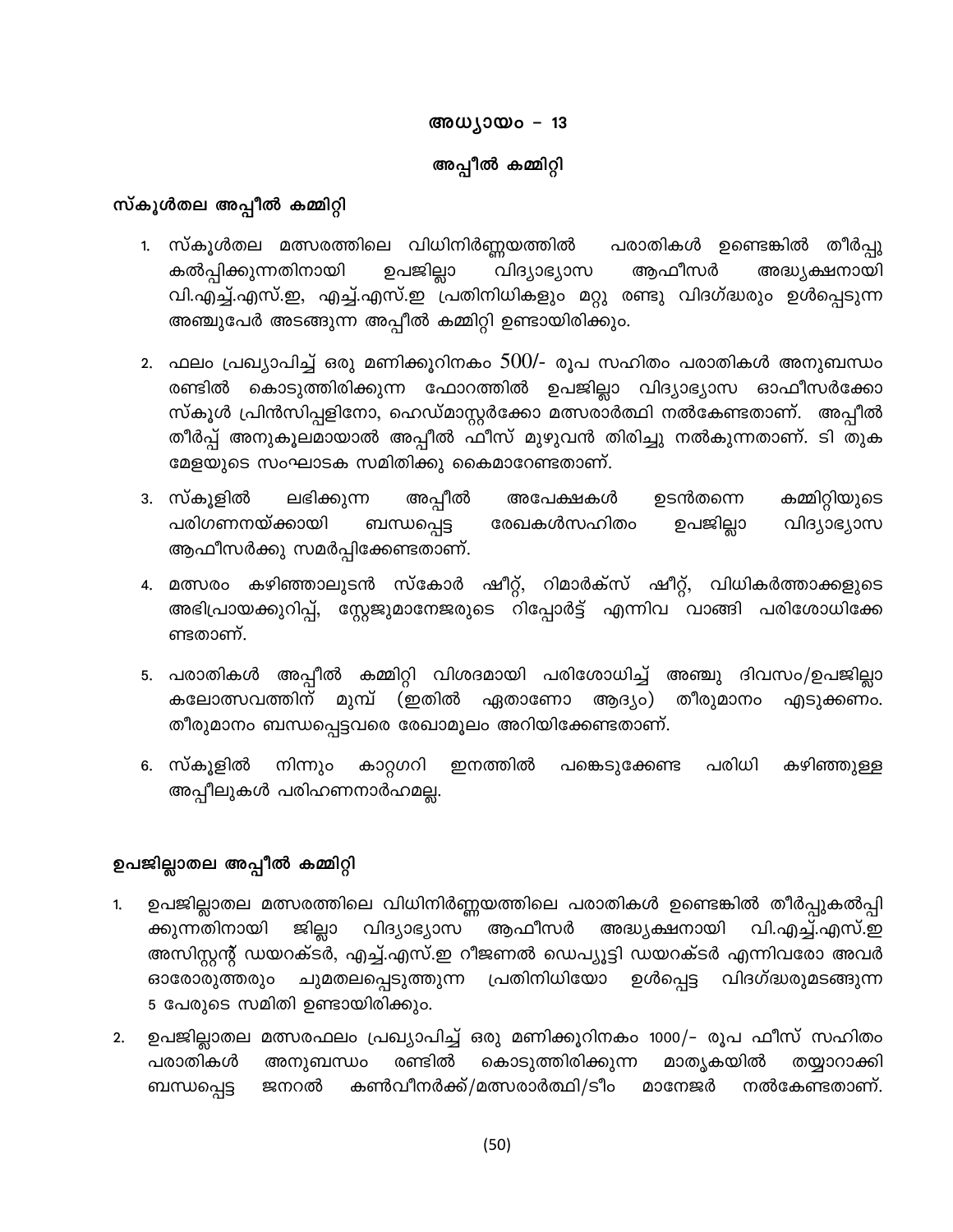## അധ്യായം – 13

## അപ്പീൽ കമ്മിറ്റി

### സ്കൂൾതല അപ്പീൽ കമ്മിറ്റി

1. സ്കൂൾതല മത്സരത്തിലെ വിധിനിർണ്ണയത്തിൽ പരാതികൾ ഉണ്ടെങ്കിൽ തീർപ്പു കൽപ്പിക്കുന്നതിനായി ഉപജില്ലാ വിദ്യാഭ്യാസ ആഫീസർ അദ്ധ്യക്ഷനായി വി.എച്ച്.എസ്.ഇ, എച്ച്.എസ്.ഇ പ്രതിനിധികളും മറ്റു രണ്ടു വിദഗ്ദ്ധരും ഉൾപ്പെടുന്ന അഞ്ചുപേർ അടങ്ങുന്ന അപ്പീൽ കമ്മിറ്റി ഉണ്ടായിരിക്കും.

2. ഫലം പ്രഖ്യാപിച്ച് ഒരു മണിക്കൂറിനകം 500/- രൂപ സഹിതം പരാതികൾ അനുബന്ധം രണ്ടിൽ കൊടുത്തിരിക്കുന്ന ഫോറത്തിൽ ഉപജില്ലാ വിദ്യാഭ്യാസ ഓഫീസർക്കോ സ്കൂൾ പ്രിൻസിപ്പളിനോ, ഹെഡ്മാസ്റ്റർക്കോ മത്സരാർത്ഥി നൽകേണ്ടതാണ്. അപ്പീൽ തീർപ്പ് അനുകൂലമായാൽ അപ്പീൽ ഫീസ് മുഴുവൻ തിരിച്ചു നൽകുന്നതാണ്. ടി തുക മേളയുടെ സംഘാടക സമിതിക്കു കൈമാറേണ്ടതാണ്.

3. സ്കൂളിൽ ലഭിക്കുന്ന അപ്പീൽ അപേക്ഷകൾ ഉടൻതന്നെ കമ്മിറ്റിയുടെ പരിഗണനയ്ക്കായി ബന്ധപ്പെട്ട രേഖകൾസഹിതം ഉപജില്ലാ വിദ്യാഭ്യാസ ആഫീസർക്കു സമർപ്പിക്കേണ്ടതാണ്.

4. മത്സരം കഴിഞ്ഞാലുടൻ സ്കോർ ഷീറ്റ്, റിമാർക്സ് ഷീറ്റ്, വിധികർത്താക്കളുടെ അഭിപ്രായക്കുറിപ്പ്, സ്റ്റേജുമാനേജരുടെ റിപ്പോർട്ട് എന്നിവ വാങ്ങി പരിശോധിക്കേണ്ടതാണ്.

5. പരാതികൾ അപ്പീൽ കമ്മിറ്റി വിശദമായി പരിശോധിച്ച് അഞ്ചു ദിവസം/ഉപജില്ലാ കലോത്സവത്തിന് മുമ്പ് (ഇതിൽ ഏതാണോ ആദ്യം) തീരുമാനം എടുക്കണം. തീരുമാനം ബന്ധപ്പെട്ടവരെ രേഖാമൂലം അറിയിക്കേണ്ടതാണ്.

6. സ്കൂളിൽ നിന്നും കാറ്റഗറി ഇനത്തിൽ പങ്കെടുക്കേണ്ട പരിധി കഴിഞ്ഞുള്ള അപ്പീലുകൾ പരിഗണനാർഹമല്ല.

### ഉപജില്ലാതല അപ്പീൽ കമ്മിറ്റി

1. ഉപജില്ലാതല മത്സരത്തിലെ വിധിനിർണ്ണയത്തിലെ പരാതികൾ ഉണ്ടെങ്കിൽ തീർപ്പുകൽപ്പിക്കുന്നതിനായി ജില്ലാ വിദ്യാഭ്യാസ ആഫീസർ അദ്ധ്യക്ഷനായി വി.എച്ച്.എസ്.ഇ അസിസ്റ്റന്റ് ഡയറക്ടർ, എച്ച്.എസ്.ഇ റീജണൽ ഡെപ്യൂട്ടി ഡയറക്ടർ എന്നിവരോ അവർ ഓരോരുത്തരും ചുമതലപ്പെടുത്തുന്ന പ്രതിനിധിയോ ഉൾപ്പെട്ട വിദഗ്ദ്ധരുമടങ്ങുന്ന 5 പേരുടെ സമിതി ഉണ്ടായിരിക്കും.

2. ഉപജില്ലാതല മത്സരഫലം പ്രഖ്യാപിച്ച് ഒരു മണിക്കൂറിനകം 1000/- രൂപ ഫീസ് സഹിതം പരാതികൾ അനുബന്ധം രണ്ടിൽ കൊടുത്തിരിക്കുന്ന മാതൃകയിൽ തയ്യാറാക്കി ബന്ധപ്പെട്ട ജനറൽ കൺവീനർക്ക്/മത്സരാർത്ഥി/ടീം മാനേജർ നൽകേണ്ടതാണ്.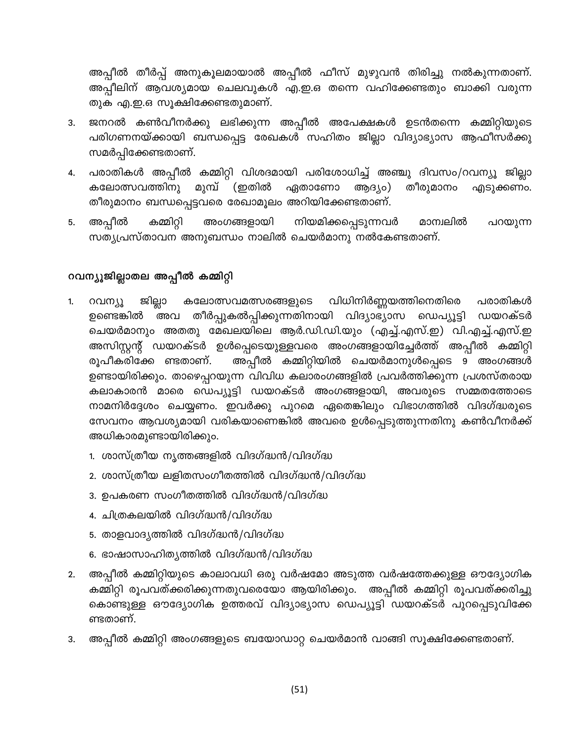അപ്പീൽ തീർപ്പ് അനുകൂലമായാൽ അപ്പീൽ ഫീസ് മുഴുവൻ തിരിച്ചു നൽകുന്നതാണ്. അപ്പീലിന് ആവശ്യമായ ചെലവുകൾ എ.ഇ.ഒ തന്നെ വഹിക്കേണ്ടതും ബാക്കി വരുന്ന തുക എ.ഇ.ഒ സൂക്ഷിക്കേണ്ടതുമാണ്.

3. ജനറൽ കൺവീനർക്കു ലഭിക്കുന്ന അപ്പീൽ അപേക്ഷകൾ ഉടൻതന്നെ കമ്മിറ്റിയുടെ പരിഗണനയ്ക്കായി ബന്ധപ്പെട്ട രേഖകൾ സഹിതം ജില്ലാ വിദ്യാഭ്യാസ ആഫീസർക്കു സമർപ്പിക്കേണ്ടതാണ്.
4. പരാതികൾ അപ്പീൽ കമ്മിറ്റി വിശദമായി പരിശോധിച്ച് അഞ്ചു ദിവസം/റവന്യൂ ജില്ലാ കലോത്സവത്തിനു മുമ്പ് (ഇതിൽ ഏതാണോ ആദ്യം) തീരുമാനം എടുക്കണം. തീരുമാനം ബന്ധപ്പെട്ടവരെ രേഖാമൂലം അറിയിക്കേണ്ടതാണ്.
5. അപ്പീൽ കമ്മിറ്റി അംഗങ്ങളായി നിയമിക്കപ്പെടുന്നവർ മാന്വലിൽ പറയുന്ന സത്യപ്രസ്താവന അനുബന്ധം നാലിൽ ചെയർമാനു നൽകേണ്ടതാണ്.

## റവന്യൂജില്ലാതല അപ്പീൽ കമ്മിറ്റി

1. റവന്യൂ ജില്ലാ കലോത്സവമത്സരങ്ങളുടെ വിധിനിർണ്ണയത്തിനെതിരെ പരാതികൾ ഉണ്ടെങ്കിൽ അവ തീർപ്പുകൽപ്പിക്കുന്നതിനായി വിദ്യാഭ്യാസ ഡെപ്യൂട്ടി ഡയറക്ടർ ചെയർമാനും അതതു മേഖലയിലെ ആർ.ഡി.ഡി.യും (എച്ച്.എസ്.ഇ) വി.എച്ച്.എസ്.ഇ അസിസ്റ്റന്റ് ഡയറക്ടർ ഉൾപ്പെടെയുള്ളവരെ അംഗങ്ങളായിച്ചേർത്ത് അപ്പീൽ കമ്മിറ്റി രൂപീകരിക്കേ ണ്ടതാണ്. അപ്പീൽ കമ്മിറ്റിയിൽ ചെയർമാനുൾപ്പെടെ 9 അംഗങ്ങൾ ഉണ്ടായിരിക്കും. താഴെപ്പറയുന്ന വിവിധ കലാരംഗങ്ങളിൽ പ്രവർത്തിക്കുന്ന പ്രശസ്തരായ കലാകാരൻ മാരെ ഡെപ്യൂട്ടി ഡയറക്ടർ അംഗങ്ങളായി, അവരുടെ സമ്മതത്തോടെ നാമനിർദ്ദേശം ചെയ്യണം. ഇവർക്കു പുറമെ ഏതെങ്കിലും വിഭാഗത്തിൽ വിദഗ്ദ്ധരുടെ സേവനം ആവശ്യമായി വരികയാണെങ്കിൽ അവരെ ഉൾപ്പെടുത്തുന്നതിനു കൺവീനർക്ക് അധികാരമുണ്ടായിരിക്കും.
   1. ശാസ്ത്രീയ നൃത്തങ്ങളിൽ വിദഗ്ദ്ധൻ/വിദഗ്ദ്ധ
   2. ശാസ്ത്രീയ ലളിതസംഗീതത്തിൽ വിദഗ്ദ്ധൻ/വിദഗ്ദ്ധ
   3. ഉപകരണ സംഗീതത്തിൽ വിദഗ്ദ്ധൻ/വിദഗ്ദ്ധ
   4. ചിത്രകലയിൽ വിദഗ്ദ്ധൻ/വിദഗ്ദ്ധ
   5. താളവാദ്യത്തിൽ വിദഗ്ദ്ധൻ/വിദഗ്ദ്ധ
   6. ഭാഷാസാഹിത്യത്തിൽ വിദഗ്ദ്ധൻ/വിദഗ്ദ്ധ
2. അപ്പീൽ കമ്മിറ്റിയുടെ കാലാവധി ഒരു വർഷമോ അടുത്ത വർഷത്തേക്കുള്ള ഔദ്യോഗിക കമ്മിറ്റി രൂപവത്ക്കരിക്കുന്നതുവരെയോ ആയിരിക്കും. അപ്പീൽ കമ്മിറ്റി രൂപവത്ക്കരിച്ചു കൊണ്ടുള്ള ഔദ്യോഗിക ഉത്തരവ് വിദ്യാഭ്യാസ ഡെപ്യൂട്ടി ഡയറക്ടർ പുറപ്പെടുവിക്കേ ണ്ടതാണ്.
3. അപ്പീൽ കമ്മിറ്റി അംഗങ്ങളുടെ ബയോഡാറ്റ ചെയർമാൻ വാങ്ങി സൂക്ഷിക്കേണ്ടതാണ്.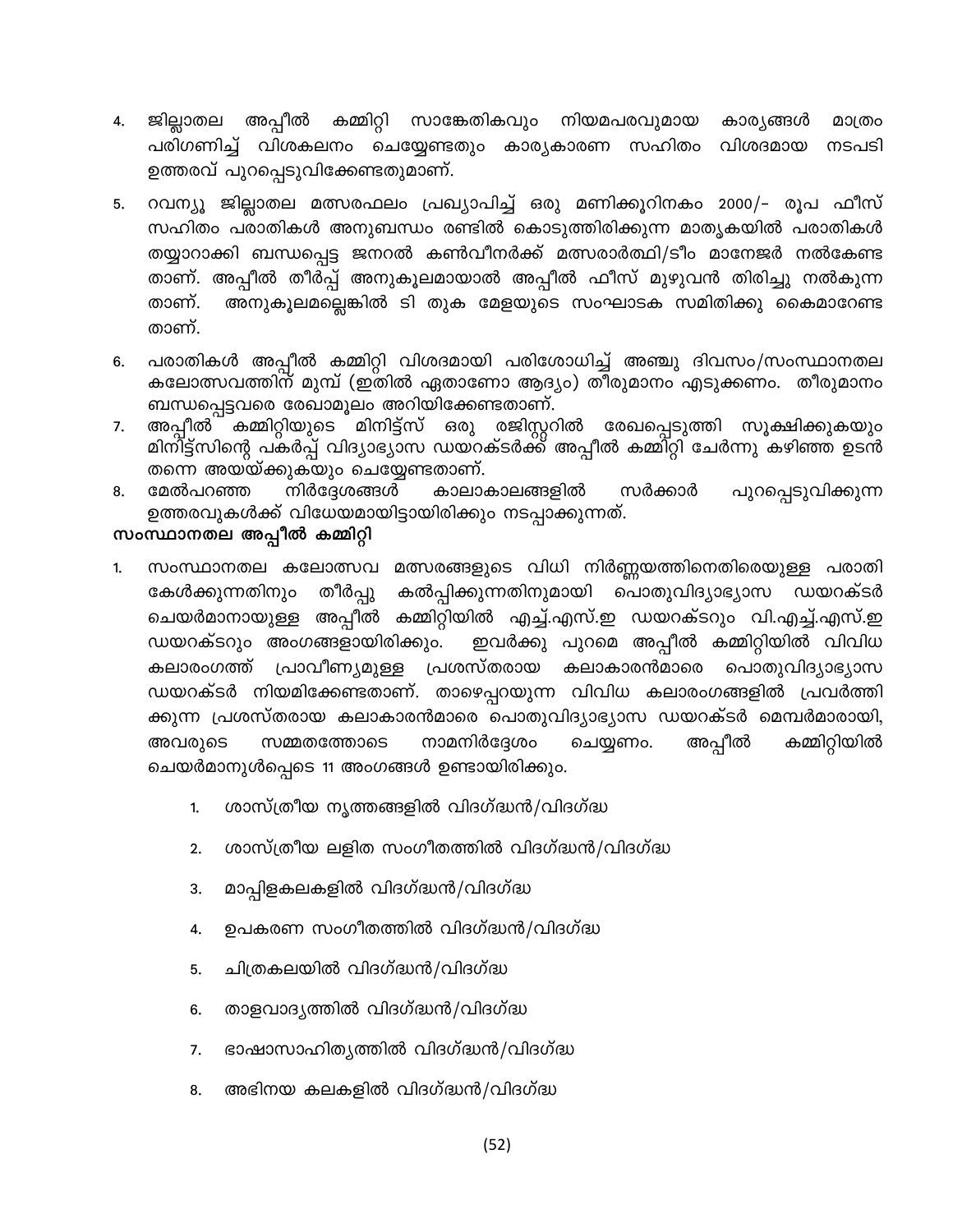4. ജില്ലാതല അപ്പീൽ കമ്മിറ്റി സാങ്കേതികവും നിയമപരവുമായ കാര്യങ്ങൾ മാത്രം പരിഗണിച്ച് വിശകലനം ചെയ്യേണ്ടതും കാര്യകാരണ സഹിതം വിശദമായ നടപടി ഉത്തരവ് പുറപ്പെടുവിക്കേണ്ടതുമാണ്.
5. റവന്യൂ ജില്ലാതല മത്സരഫലം പ്രഖ്യാപിച്ച് ഒരു മണിക്കൂറിനകം 2000/- രൂപ ഫീസ് സഹിതം പരാതികൾ അനുബന്ധം രണ്ടിൽ കൊടുത്തിരിക്കുന്ന മാതൃകയിൽ പരാതികൾ തയ്യാറാക്കി ബന്ധപ്പെട്ട ജനറൽ കൺവീനർക്ക് മത്സരാർത്ഥി/ടീം മാനേജർ നൽകേണ്ടതാണ്. അപ്പീൽ തീർപ്പ് അനുകൂലമായാൽ അപ്പീൽ ഫീസ് മുഴുവൻ തിരിച്ചു നൽകുന്നതാണ്. അനുകൂലമല്ലെങ്കിൽ ടി തുക മേളയുടെ സംഘാടക സമിതിക്കു കൈമാറേണ്ടതാണ്.
6. പരാതികൾ അപ്പീൽ കമ്മിറ്റി വിശദമായി പരിശോധിച്ച് അഞ്ചു ദിവസം/സംസ്ഥാനതല കലോത്സവത്തിന് മുമ്പ് (ഇതിൽ ഏതാണോ ആദ്യം) തീരുമാനം എടുക്കണം. തീരുമാനം ബന്ധപ്പെട്ടവരെ രേഖാമൂലം അറിയിക്കേണ്ടതാണ്.
7. അപ്പീൽ കമ്മിറ്റിയുടെ മിനിട്ട്സ് ഒരു രജിസ്റ്ററിൽ രേഖപ്പെടുത്തി സൂക്ഷിക്കുകയും മിനിട്ട്സിന്റെ പകർപ്പ് വിദ്യാഭ്യാസ ഡയറക്ടർക്ക് അപ്പീൽ കമ്മിറ്റി ചേർന്നു കഴിഞ്ഞ ഉടൻ തന്നെ അയയ്ക്കുകയും ചെയ്യേണ്ടതാണ്.
8. മേൽപറഞ്ഞ നിർദ്ദേശങ്ങൾ കാലാകാലങ്ങളിൽ സർക്കാർ പുറപ്പെടുവിക്കുന്ന ഉത്തരവുകൾക്ക് വിധേയമായിട്ടായിരിക്കും നടപ്പാക്കുന്നത്.

**സംസ്ഥാനതല അപ്പീൽ കമ്മിറ്റി**

1. സംസ്ഥാനതല കലോത്സവ മത്സരങ്ങളുടെ വിധി നിർണ്ണയത്തിനെതിരെയുള്ള പരാതി കേൾക്കുന്നതിനും തീർപ്പു കൽപ്പിക്കുന്നതിനുമായി പൊതുവിദ്യാഭ്യാസ ഡയറക്ടർ ചെയർമാനായുള്ള അപ്പീൽ കമ്മിറ്റിയിൽ എച്ച്.എസ്.ഇ ഡയറക്ടറും വി.എച്ച്.എസ്.ഇ ഡയറക്ടറും അംഗങ്ങളായിരിക്കും. ഇവർക്കു പുറമെ അപ്പീൽ കമ്മിറ്റിയിൽ വിവിധ കലാരംഗത്ത് പ്രാവീണ്യമുള്ള പ്രശസ്തരായ കലാകാരൻമാരെ പൊതുവിദ്യാഭ്യാസ ഡയറക്ടർ നിയമിക്കേണ്ടതാണ്. താഴെപ്പറയുന്ന വിവിധ കലാരംഗങ്ങളിൽ പ്രവർത്തിക്കുന്ന പ്രശസ്തരായ കലാകാരൻമാരെ പൊതുവിദ്യാഭ്യാസ ഡയറക്ടർ മെമ്പർമാരായി, അവരുടെ സമ്മതത്തോടെ നാമനിർദ്ദേശം ചെയ്യണം. അപ്പീൽ കമ്മിറ്റിയിൽ ചെയർമാനുൾപ്പെടെ 11 അംഗങ്ങൾ ഉണ്ടായിരിക്കും.

    1. ശാസ്ത്രീയ നൃത്തങ്ങളിൽ വിദഗ്ദ്ധൻ/വിദഗ്ദ്ധ
    2. ശാസ്ത്രീയ ലളിത സംഗീതത്തിൽ വിദഗ്ദ്ധൻ/വിദഗ്ദ്ധ
    3. മാപ്പിളകലകളിൽ വിദഗ്ദ്ധൻ/വിദഗ്ദ്ധ
    4. ഉപകരണ സംഗീതത്തിൽ വിദഗ്ദ്ധൻ/വിദഗ്ദ്ധ
    5. ചിത്രകലയിൽ വിദഗ്ദ്ധൻ/വിദഗ്ദ്ധ
    6. താളവാദ്യത്തിൽ വിദഗ്ദ്ധൻ/വിദഗ്ദ്ധ
    7. ഭാഷാസാഹിത്യത്തിൽ വിദഗ്ദ്ധൻ/വിദഗ്ദ്ധ
    8. അഭിനയ കലകളിൽ വിദഗ്ദ്ധൻ/വിദഗ്ദ്ധ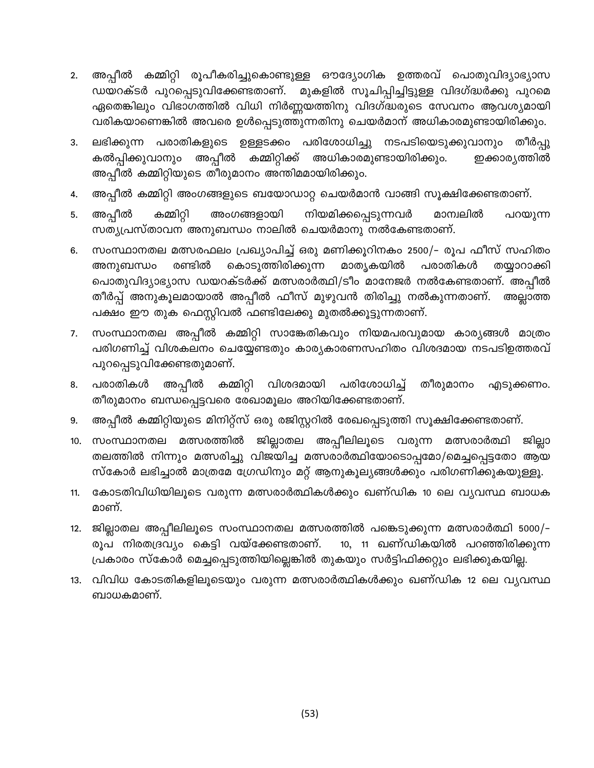2. അപ്പീൽ കമ്മിറ്റി രൂപീകരിച്ചുകൊണ്ടുള്ള ഔദ്യോഗിക ഉത്തരവ് പൊതുവിദ്യാഭ്യാസ ഡയറക്ടർ പുറപ്പെടുവിക്കേണ്ടതാണ്. മുകളിൽ സൂചിപ്പിച്ചിട്ടുള്ള വിദഗ്ദ്ധർക്കു പുറമെ ഏതെങ്കിലും വിഭാഗത്തിൽ വിധി നിർണ്ണയത്തിനു വിദഗ്ദ്ധരുടെ സേവനം ആവശ്യമായി വരികയാണെങ്കിൽ അവരെ ഉൾപ്പെടുത്തുന്നതിനു ചെയർമാന് അധികാരമുണ്ടായിരിക്കും.
3. ലഭിക്കുന്ന പരാതികളുടെ ഉള്ളടക്കം പരിശോധിച്ചു നടപടിയെടുക്കുവാനും തീർപ്പു കൽപ്പിക്കുവാനും അപ്പീൽ കമ്മിറ്റിക്ക് അധികാരമുണ്ടായിരിക്കും. ഇക്കാര്യത്തിൽ അപ്പീൽ കമ്മിറ്റിയുടെ തീരുമാനം അന്തിമമായിരിക്കും.
4. അപ്പീൽ കമ്മിറ്റി അംഗങ്ങളുടെ ബയോഡാറ്റ ചെയർമാൻ വാങ്ങി സൂക്ഷിക്കേണ്ടതാണ്.
5. അപ്പീൽ കമ്മിറ്റി അംഗങ്ങളായി നിയമിക്കപ്പെടുന്നവർ മാന്വലിൽ പറയുന്ന സത്യപ്രസ്താവന അനുബന്ധം നാലിൽ ചെയർമാനു നൽകേണ്ടതാണ്.
6. സംസ്ഥാനതല മത്സരഫലം പ്രഖ്യാപിച്ച് ഒരു മണിക്കൂറിനകം 2500/- രൂപ ഫീസ് സഹിതം അനുബന്ധം രണ്ടിൽ കൊടുത്തിരിക്കുന്ന മാതൃകയിൽ പരാതികൾ തയ്യാറാക്കി പൊതുവിദ്യാഭ്യാസ ഡയറക്ടർക്ക് മത്സരാർത്ഥി/ടീം മാനേജർ നൽകേണ്ടതാണ്. അപ്പീൽ തീർപ്പ് അനുകൂലമായാൽ അപ്പീൽ ഫീസ് മുഴുവൻ തിരിച്ചു നൽകുന്നതാണ്. അല്ലാത്ത പക്ഷം ഈ തുക ഫെസ്റ്റിവൽ ഫണ്ടിലേക്കു മുതൽക്കൂട്ടുന്നതാണ്.
7. സംസ്ഥാനതല അപ്പീൽ കമ്മിറ്റി സാങ്കേതികവും നിയമപരവുമായ കാര്യങ്ങൾ മാത്രം പരിഗണിച്ച് വിശകലനം ചെയ്യേണ്ടതും കാര്യകാരണസഹിതം വിശദമായ നടപടിഉത്തരവ് പുറപ്പെടുവിക്കേണ്ടതുമാണ്.
8. പരാതികൾ അപ്പീൽ കമ്മിറ്റി വിശദമായി പരിശോധിച്ച് തീരുമാനം എടുക്കണം. തീരുമാനം ബന്ധപ്പെട്ടവരെ രേഖാമൂലം അറിയിക്കേണ്ടതാണ്.
9. അപ്പീൽ കമ്മിറ്റിയുടെ മിനിറ്റ്സ് ഒരു രജിസ്റ്ററിൽ രേഖപ്പെടുത്തി സൂക്ഷിക്കേണ്ടതാണ്.
10. സംസ്ഥാനതല മത്സരത്തിൽ ജില്ലാതല അപ്പീലിലൂടെ വരുന്ന മത്സരാർത്ഥി ജില്ലാ തലത്തിൽ നിന്നും മത്സരിച്ചു വിജയിച്ച മത്സരാർത്ഥിയോടൊപ്പമോ/മെച്ചപ്പെട്ടതോ ആയ സ്കോർ ലഭിച്ചാൽ മാത്രമേ ഗ്രേഡിനും മറ്റ് ആനുകൂല്യങ്ങൾക്കും പരിഗണിക്കുകയുള്ളൂ.
11. കോടതിവിധിയിലൂടെ വരുന്ന മത്സരാർത്ഥികൾക്കും ഖണ്ഡിക 10 ലെ വ്യവസ്ഥ ബാധക മാണ്.
12. ജില്ലാതല അപ്പീലിലൂടെ സംസ്ഥാനതല മത്സരത്തിൽ പങ്കെടുക്കുന്ന മത്സരാർത്ഥി 5000/- രൂപ നിരതദ്രവ്യം കെട്ടി വയ്ക്കേണ്ടതാണ്. 10, 11 ഖണ്ഡികയിൽ പറഞ്ഞിരിക്കുന്ന പ്രകാരം സ്കോർ മെച്ചപ്പെടുത്തിയില്ലെങ്കിൽ തുകയും സർട്ടിഫിക്കറ്റും ലഭിക്കുകയില്ല.
13. വിവിധ കോടതികളിലൂടെയും വരുന്ന മത്സരാർത്ഥികൾക്കും ഖണ്ഡിക 12 ലെ വ്യവസ്ഥ ബാധകമാണ്.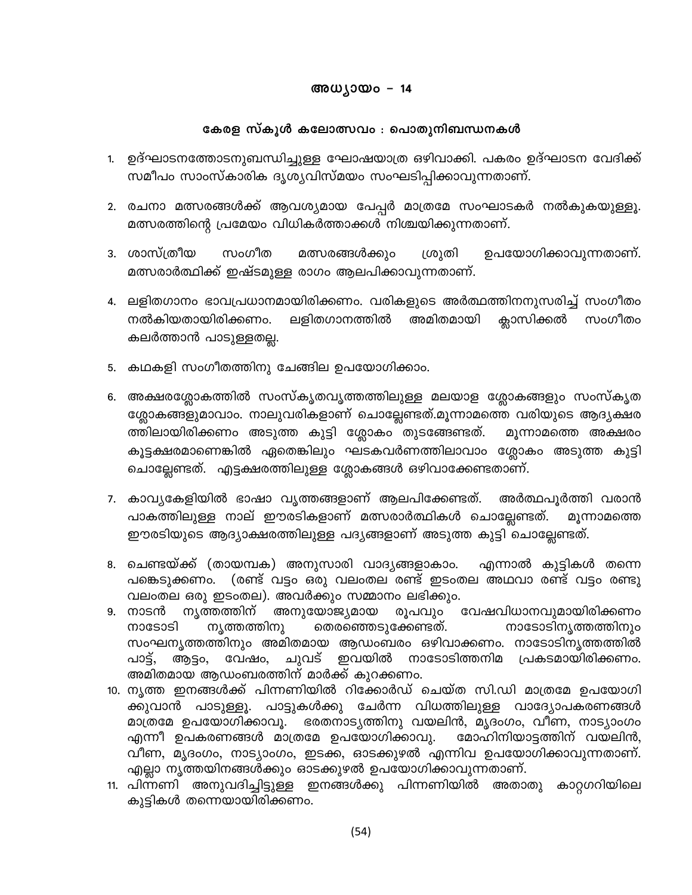# അധ്യായം – 14

## കേരള സ്കൂൾ കലോത്സവം : പൊതുനിബന്ധനകൾ

1. ഉദ്ഘാടനത്തോടനുബന്ധിച്ചുള്ള ഘോഷയാത്ര ഒഴിവാക്കി. പകരം ഉദ്ഘാടന വേദിക്ക് സമീപം സാംസ്കാരിക ദൃശ്യവിസ്മയം സംഘടിപ്പിക്കാവുന്നതാണ്.
2. രചനാ മത്സരങ്ങൾക്ക് ആവശ്യമായ പേപ്പർ മാത്രമേ സംഘാടകർ നൽകുകയുള്ളൂ. മത്സരത്തിന്റെ പ്രമേയം വിധികർത്താക്കൾ നിശ്ചയിക്കുന്നതാണ്.
3. ശാസ്ത്രീയ സംഗീത മത്സരങ്ങൾക്കും ശ്രുതി ഉപയോഗിക്കാവുന്നതാണ്. മത്സരാർത്ഥിക്ക് ഇഷ്ടമുള്ള രാഗം ആലപിക്കാവുന്നതാണ്.
4. ലളിതഗാനം ഭാവപ്രധാനമായിരിക്കണം. വരികളുടെ അർത്ഥത്തിനനുസരിച്ച് സംഗീതം നൽകിയതായിരിക്കണം. ലളിതഗാനത്തിൽ അമിതമായി ക്ലാസിക്കൽ സംഗീതം കലർത്താൻ പാടുള്ളതല്ല.
5. കഥകളി സംഗീതത്തിനു ചേങ്ങില ഉപയോഗിക്കാം.
6. അക്ഷരശ്ലോകത്തിൽ സംസ്കൃതവൃത്തത്തിലുള്ള മലയാള ശ്ലോകങ്ങളും സംസ്കൃത ശ്ലോകങ്ങളുമാവാം. നാലുവരികളാണ് ചൊല്ലേണ്ടത്.മൂന്നാമത്തെ വരിയുടെ ആദ്യക്ഷര ത്തിലായിരിക്കണം അടുത്ത കുട്ടി ശ്ലോകം തുടങ്ങേണ്ടത്. മൂന്നാമത്തെ അക്ഷരം കൂട്ടക്ഷരമാണെങ്കിൽ ഏതെങ്കിലും ഘടകവർണത്തിലാവാം ശ്ലോകം അടുത്ത കുട്ടി ചൊല്ലേണ്ടത്. എട്ടക്ഷരത്തിലുള്ള ശ്ലോകങ്ങൾ ഒഴിവാക്കേണ്ടതാണ്.
7. കാവ്യകേളിയിൽ ഭാഷാ വൃത്തങ്ങളാണ് ആലപിക്കേണ്ടത്. അർത്ഥപൂർത്തി വരാൻ പാകത്തിലുള്ള നാല് ഈരടികളാണ് മത്സരാർത്ഥികൾ ചൊല്ലേണ്ടത്. മൂന്നാമത്തെ ഈരടിയുടെ ആദ്യാക്ഷരത്തിലുള്ള പദ്യങ്ങളാണ് അടുത്ത കുട്ടി ചൊല്ലേണ്ടത്.
8. ചെണ്ടയ്ക്ക് (തായമ്പക) അനുസാരി വാദ്യങ്ങളാകാം. എന്നാൽ കുട്ടികൾ തന്നെ പങ്കെടുക്കണം. (രണ്ട് വട്ടം ഒരു വലംതല രണ്ട് ഇടംതല അഥവാ രണ്ട് വട്ടം രണ്ടു വലംതല ഒരു ഇടംതല). അവർക്കും സമ്മാനം ലഭിക്കും.
9. നാടൻ നൃത്തത്തിന് അനുയോജ്യമായ രൂപവും വേഷവിധാനവുമായിരിക്കണം നാടോടി നൃത്തത്തിനു തെരഞ്ഞെടുക്കേണ്ടത്. നാടോടിനൃത്തത്തിനും സംഘനൃത്തത്തിനും അമിതമായ ആഡംബരം ഒഴിവാക്കണം. നാടോടിനൃത്തത്തിൽ പാട്ട്, ആട്ടം, വേഷം, ചുവട് ഇവയിൽ നാടോടിത്തനിമ പ്രകടമായിരിക്കണം. അമിതമായ ആഡംബരത്തിന് മാർക്ക് കുറക്കണം.
10. നൃത്ത ഇനങ്ങൾക്ക് പിന്നണിയിൽ റിക്കോർഡ് ചെയ്ത സി.ഡി മാത്രമേ ഉപയോഗി ക്കുവാൻ പാടുള്ളൂ. പാട്ടുകൾക്കു ചേർന്ന വിധത്തിലുള്ള വാദ്യോപകരണങ്ങൾ മാത്രമേ ഉപയോഗിക്കാവൂ. ഭരതനാട്യത്തിനു വയലിൻ, മൃദംഗം, വീണ, നാട്യാംഗം എന്നീ ഉപകരണങ്ങൾ മാത്രമേ ഉപയോഗിക്കാവൂ. മോഹിനിയാട്ടത്തിന് വയലിൻ, വീണ, മൃദംഗം, നാട്യാംഗം, ഇടക്ക, ഓടക്കുഴൽ എന്നിവ ഉപയോഗിക്കാവുന്നതാണ്. എല്ലാ നൃത്തയിനങ്ങൾക്കും ഓടക്കുഴൽ ഉപയോഗിക്കാവുന്നതാണ്.
11. പിന്നണി അനുവദിച്ചിട്ടുള്ള ഇനങ്ങൾക്കു പിന്നണിയിൽ അതാതു കാറ്റഗറിയിലെ കുട്ടികൾ തന്നെയായിരിക്കണം.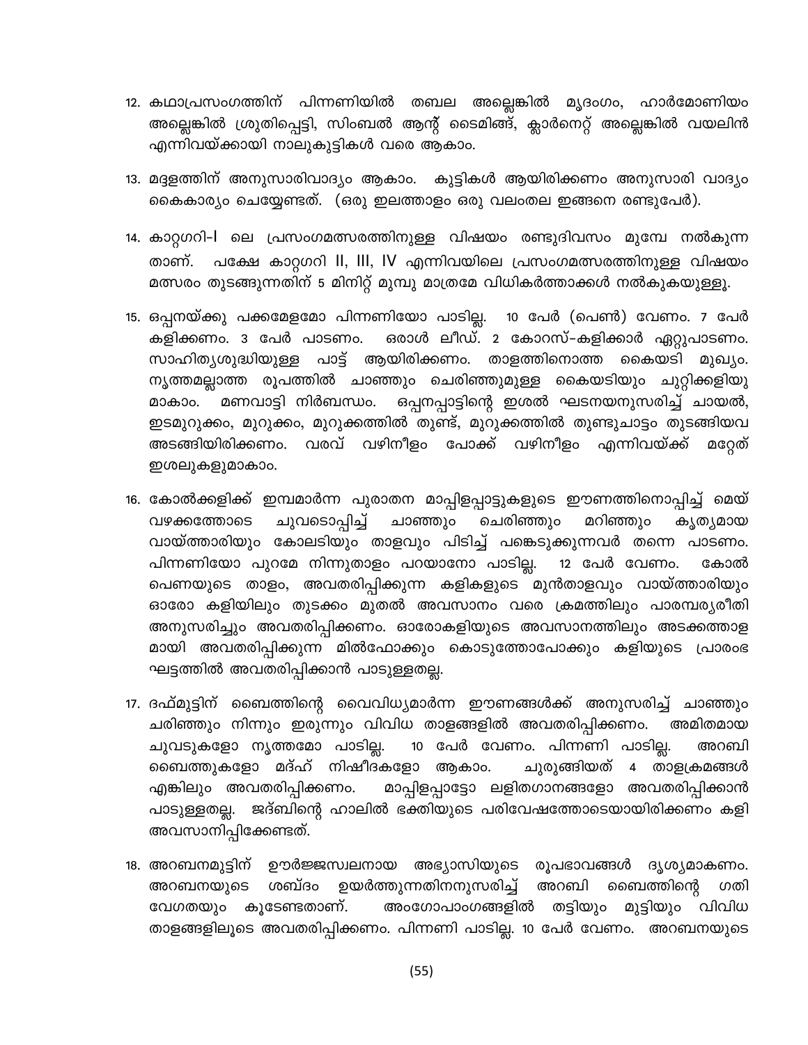12. കഥാപ്രസംഗത്തിന് പിന്നണിയിൽ തബല അല്ലെങ്കിൽ മൃദംഗം, ഹാർമോണിയം അല്ലെങ്കിൽ ശ്രുതിപ്പെട്ടി, സിംബൽ ആന്റ് ടൈമിങ്ങ്, ക്ലാർനെറ്റ് അല്ലെങ്കിൽ വയലിൻ എന്നിവയ്ക്കായി നാലുകുട്ടികൾ വരെ ആകാം.

13. മദ്ദളത്തിന് അനുസാരിവാദ്യം ആകാം. കുട്ടികൾ ആയിരിക്കണം അനുസാരി വാദ്യം കൈകാര്യം ചെയ്യേണ്ടത്. (ഒരു ഇലത്താളം ഒരു വലംതല ഇങ്ങനെ രണ്ടുപേർ).

14. കാറ്റഗറി-I ലെ പ്രസംഗമത്സരത്തിനുള്ള വിഷയം രണ്ടുദിവസം മുമ്പേ നൽകുന്നതാണ്. പക്ഷേ കാറ്റഗറി II, III, IV എന്നിവയിലെ പ്രസംഗമത്സരത്തിനുള്ള വിഷയം മത്സരം തുടങ്ങുന്നതിന് 5 മിനിറ്റ് മുമ്പു മാത്രമേ വിധികർത്താക്കൾ നൽകുകയുള്ളൂ.

15. ഒപ്പനയ്ക്കു പക്കമേളമോ പിന്നണിയോ പാടില്ല. 10 പേർ (പെൺ) വേണം. 7 പേർ കളിക്കണം. 3 പേർ പാടണം. ഒരാൾ ലീഡ്. 2 കോറസ്-കളിക്കാർ ഏറ്റുപാടണം. സാഹിത്യശുദ്ധിയുള്ള പാട്ട് ആയിരിക്കണം. താളത്തിനൊത്ത കൈയടി മുഖ്യം. നൃത്തമല്ലാത്ത രൂപത്തിൽ ചാഞ്ഞും ചെരിഞ്ഞുമുള്ള കൈയടിയും ചുറ്റിക്കളിയുമാകാം. മണവാട്ടി നിർബന്ധം. ഒപ്പനപ്പാട്ടിന്റെ ഇശൽ ഘടനയനുസരിച്ച് ചായൽ, ഇടമുറുക്കം, മുറുക്കം, മുറുക്കത്തിൽ തുണ്ട്, മുറുക്കത്തിൽ തുണ്ടുചാട്ടം തുടങ്ങിയവ അടങ്ങിയിരിക്കണം. വരവ് വഴിനീളം പോക്ക് വഴിനീളം എന്നിവയ്ക്ക് മറ്റേത് ഇശലുകളുമാകാം.

16. കോൽക്കളിക്ക് ഇമ്പമാർന്ന പുരാതന മാപ്പിളപ്പാട്ടുകളുടെ ഈണത്തിനൊപ്പിച്ച് മെയ് വഴക്കത്തോടെ ചുവടൊപ്പിച്ച് ചാഞ്ഞും ചെരിഞ്ഞും മറിഞ്ഞും കൃത്യമായ വായ്ത്താരിയും കോലടിയും താളവും പിടിച്ച് പങ്കെടുക്കുന്നവർ തന്നെ പാടണം. പിന്നണിയോ പുറമേ നിന്നുതാളം പറയാനോ പാടില്ല. 12 പേർ വേണം. കോൽ പെണയുടെ താളം, അവതരിപ്പിക്കുന്ന കളികളുടെ മുൻതാളവും വായ്ത്താരിയും ഓരോ കളിയിലും തുടക്കം മുതൽ അവസാനം വരെ ക്രമത്തിലും പാരമ്പര്യരീതി അനുസരിച്ചും അവതരിപ്പിക്കണം. ഓരോകളിയുടെ അവസാനത്തിലും അടക്കത്താള മായി അവതരിപ്പിക്കുന്ന മിൽഫോക്കും കൊടുത്തോപോക്കും കളിയുടെ പ്രാരംഭ ഘട്ടത്തിൽ അവതരിപ്പിക്കാൻ പാടുള്ളതല്ല.

17. ദഫ്മുട്ടിന് ബൈത്തിന്റെ വൈവിധ്യമാർന്ന ഈണങ്ങൾക്ക് അനുസരിച്ച് ചാഞ്ഞും ചരിഞ്ഞും നിന്നും ഇരുന്നും വിവിധ താളങ്ങളിൽ അവതരിപ്പിക്കണം. അമിതമായ ചുവടുകളോ നൃത്തമോ പാടില്ല. 10 പേർ വേണം. പിന്നണി പാടില്ല. അറബി ബൈത്തുകളോ മദ്ഹ് നിഷീദകളോ ആകാം. ചുരുങ്ങിയത് 4 താളക്രമങ്ങൾ എങ്കിലും അവതരിപ്പിക്കണം. മാപ്പിളപ്പാട്ടോ ലളിതഗാനങ്ങളോ അവതരിപ്പിക്കാൻ പാടുള്ളതല്ല. ജദ്ബിന്റെ ഹാലിൽ ഭക്തിയുടെ പരിവേഷത്തോടെയായിരിക്കണം കളി അവസാനിപ്പിക്കേണ്ടത്.

18. അറബനമുട്ടിന് ഊർജ്ജസ്വലനായ അഭ്യാസിയുടെ രൂപഭാവങ്ങൾ ദൃശ്യമാകണം. അറബനയുടെ ശബ്ദം ഉയർത്തുന്നതിനനുസരിച്ച് അറബി ബൈത്തിന്റെ ഗതിവേഗതയും കൂടേണ്ടതാണ്. അംഗോപാംഗങ്ങളിൽ തട്ടിയും മുട്ടിയും വിവിധ താളങ്ങളിലൂടെ അവതരിപ്പിക്കണം. പിന്നണി പാടില്ല. 10 പേർ വേണം. അറബനയുടെ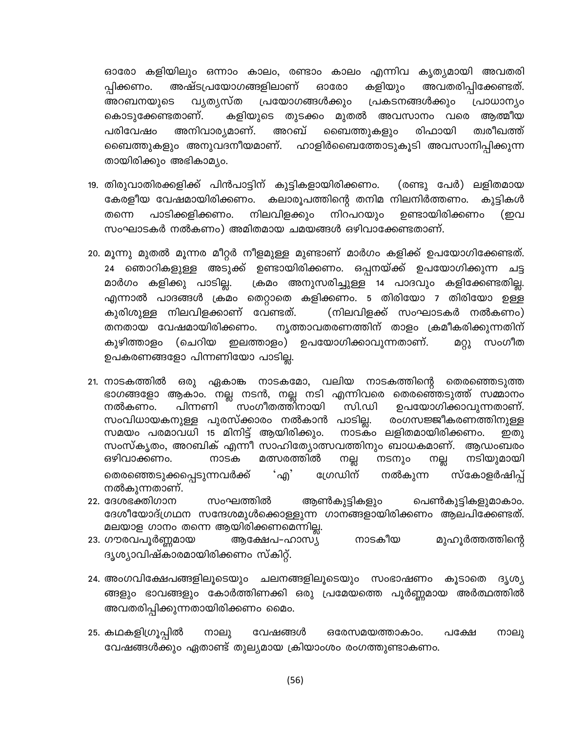ഓരോ കളിയിലും ഒന്നാം കാലം, രണ്ടാം കാലം എന്നിവ കൃത്യമായി അവതരിപ്പിക്കണം. അഷ്ടപ്രയോഗങ്ങളിലാണ് ഓരോ കളിയും അവതരിപ്പിക്കേണ്ടത്. അറബനയുടെ വ്യത്യസ്ത പ്രയോഗങ്ങൾക്കും പ്രകടനങ്ങൾക്കും പ്രാധാന്യം കൊടുക്കേണ്ടതാണ്. കളിയുടെ തുടക്കം മുതൽ അവസാനം വരെ ആത്മീയ പരിവേഷം അനിവാര്യമാണ്. അറബ് ബൈത്തുകളും രിഫായി ത്വരീഖത്ത് ബൈത്തുകളും അനുവദനീയമാണ്. ഹാളിർബൈത്തോടുകൂടി അവസാനിപ്പിക്കുന്നതായിരിക്കും അഭികാമ്യം.

19. തിരുവാതിരക്കളിക്ക് പിൻപാട്ടിന് കുട്ടികളായിരിക്കണം. (രണ്ടു പേർ) ലളിതമായ കേരളീയ വേഷമായിരിക്കണം. കലാരൂപത്തിന്റെ തനിമ നിലനിർത്തണം. കുട്ടികൾ തന്നെ പാടിക്കളിക്കണം. നിലവിളക്കും നിറപറയും ഉണ്ടായിരിക്കണം (ഇവ സംഘാടകർ നൽകണം) അമിതമായ ചമയങ്ങൾ ഒഴിവാക്കേണ്ടതാണ്.

20. മൂന്നു മുതൽ മൂന്നര മീറ്റർ നീളമുള്ള മുണ്ടാണ് മാർഗം കളിക്ക് ഉപയോഗിക്കേണ്ടത്. 24 ഞൊറികളുള്ള അടുക്ക് ഉണ്ടായിരിക്കണം. ഒപ്പനയ്ക്ക് ഉപയോഗിക്കുന്ന ചട്ട മാർഗം കളിക്കു പാടില്ല. ക്രമം അനുസരിച്ചുള്ള 14 പാദവും കളിക്കേണ്ടതില്ല. എന്നാൽ പാദങ്ങൾ ക്രമം തെറ്റാതെ കളിക്കണം. 5 തിരിയോ 7 തിരിയോ ഉള്ള കുരിശുള്ള നിലവിളക്കാണ് വേണ്ടത്. (നിലവിളക്ക് സംഘാടകർ നൽകണം) തനതായ വേഷമായിരിക്കണം. നൃത്താവതരണത്തിന് താളം ക്രമീകരിക്കുന്നതിന് കുഴിത്താളം (ചെറിയ ഇലത്താളം) ഉപയോഗിക്കാവുന്നതാണ്. മറ്റു സംഗീത ഉപകരണങ്ങളോ പിന്നണിയോ പാടില്ല.

21. നാടകത്തിൽ ഒരു ഏകാങ്ക നാടകമോ, വലിയ നാടകത്തിന്റെ തെരഞ്ഞെടുത്ത ഭാഗങ്ങളോ ആകാം. നല്ല നടൻ, നല്ല നടി എന്നിവരെ തെരഞ്ഞെടുത്ത് സമ്മാനം നൽകണം. പിന്നണി സംഗീതത്തിനായി സി.ഡി ഉപയോഗിക്കാവുന്നതാണ്. സംവിധായകനുള്ള പുരസ്ക്കാരം നൽകാൻ പാടില്ല. രംഗസജ്ജീകരണത്തിനുള്ള സമയം പരമാവധി 15 മിനിട്ട് ആയിരിക്കും. നാടകം ലളിതമായിരിക്കണം. ഇതു സംസ്കൃതം, അറബിക് എന്നീ സാഹിത്യോത്സവത്തിനും ബാധകമാണ്. ആഡംബരം ഒഴിവാക്കണം. നാടക മത്സരത്തിൽ നല്ല നടനും നല്ല നടിയുമായി തെരഞ്ഞെടുക്കപ്പെടുന്നവർക്ക് 'എ' ഗ്രേഡിന് നൽകുന്ന സ്കോളർഷിപ്പ് നൽകുന്നതാണ്.

22. ദേശഭക്തിഗാന സംഘത്തിൽ ആൺകുട്ടികളും പെൺകുട്ടികളുമാകാം. ദേശീയോദ്ഗ്രഥന സന്ദേശമുൾക്കൊള്ളുന്ന ഗാനങ്ങളായിരിക്കണം ആലപിക്കേണ്ടത്. മലയാള ഗാനം തന്നെ ആയിരിക്കണമെന്നില്ല.

23. ഗൗരവപൂർണ്ണമായ ആക്ഷേപ–ഹാസ്യ നാടകീയ മുഹൂർത്തത്തിന്റെ ദൃശ്യാവിഷ്കാരമായിരിക്കണം സ്കിറ്റ്.

24. അംഗവിക്ഷേപങ്ങളിലൂടെയും ചലനങ്ങളിലൂടെയും സംഭാഷണം കൂടാതെ ദൃശ്യങ്ങളും ഭാവങ്ങളും കോർത്തിണക്കി ഒരു പ്രമേയത്തെ പൂർണ്ണമായ അർത്ഥത്തിൽ അവതരിപ്പിക്കുന്നതായിരിക്കണം മൈം.

25. കഥകളിഗ്രൂപ്പിൽ നാലു വേഷങ്ങൾ ഒരേസമയത്താകാം. പക്ഷേ നാലു വേഷങ്ങൾക്കും ഏതാണ്ട് തുല്യമായ ക്രിയാംശം രംഗത്തുണ്ടാകണം.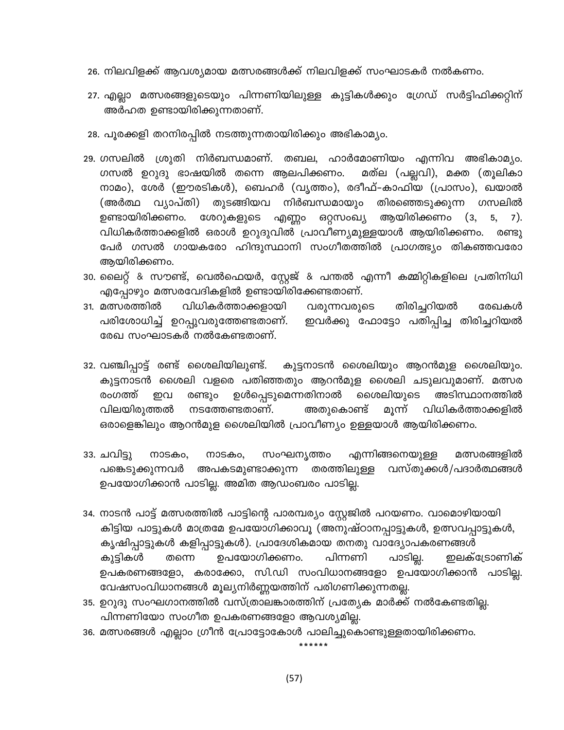26. നിലവിളക്ക് ആവശ്യമായ മത്സരങ്ങൾക്ക് നിലവിളക്ക് സംഘാടകർ നൽകണം.

27. എല്ലാ മത്സരങ്ങളുടെയും പിന്നണിയിലുള്ള കുട്ടികൾക്കും ഗ്രേഡ് സർട്ടിഫിക്കറ്റിന് അർഹത ഉണ്ടായിരിക്കുന്നതാണ്.

28. പൂരക്കളി തറനിരപ്പിൽ നടത്തുന്നതായിരിക്കും അഭികാമ്യം.

29. ഗസലിൽ ശ്രുതി നിർബന്ധമാണ്. തബല, ഹാർമോണിയം എന്നിവ അഭികാമ്യം. ഗസൽ ഉറുദു ഭാഷയിൽ തന്നെ ആലപിക്കണം. മത്‌ല (പല്ലവി), മക്ത (തൂലികാ നാമം), ശേർ (ഈരടികൾ), ബെഹർ (വൃത്തം), രദീഫ്-കാഫിയ (പ്രാസം), ഖയാൽ (അർത്ഥ വ്യാപ്തി) തുടങ്ങിയവ നിർബന്ധമായും തിരഞ്ഞെടുക്കുന്ന ഗസലിൽ ഉണ്ടായിരിക്കണം. ശേറുകളുടെ എണ്ണം ഒറ്റസംഖ്യ ആയിരിക്കണം (3, 5, 7). വിധികർത്താക്കളിൽ ഒരാൾ ഉറുദുവിൽ പ്രാവീണ്യമുള്ളയാൾ ആയിരിക്കണം. രണ്ടു പേർ ഗസൽ ഗായകരോ ഹിന്ദുസ്ഥാനി സംഗീതത്തിൽ പ്രാഗത്ഭ്യം തികഞ്ഞവരോ ആയിരിക്കണം.

30. ലൈറ്റ് & സൗണ്ട്, വെൽഫെയർ, സ്റ്റേജ് & പന്തൽ എന്നീ കമ്മിറ്റികളിലെ പ്രതിനിധി എപ്പോഴും മത്സരവേദികളിൽ ഉണ്ടായിരിക്കേണ്ടതാണ്.

31. മത്സരത്തിൽ വിധികർത്താക്കളായി വരുന്നവരുടെ തിരിച്ചറിയൽ രേഖകൾ പരിശോധിച്ച് ഉറപ്പുവരുത്തേണ്ടതാണ്. ഇവർക്കു ഫോട്ടോ പതിപ്പിച്ച തിരിച്ചറിയൽ രേഖ സംഘാടകർ നൽകേണ്ടതാണ്.

32. വഞ്ചിപ്പാട്ട് രണ്ട് ശൈലിയിലുണ്ട്. കുട്ടനാടൻ ശൈലിയും ആറൻമുള ശൈലിയും. കുട്ടനാടൻ ശൈലി വളരെ പതിഞ്ഞതും ആറൻമുള ശൈലി ചടുലവുമാണ്. മത്സര രംഗത്ത് ഇവ രണ്ടും ഉൾപ്പെടുമെന്നതിനാൽ ശൈലിയുടെ അടിസ്ഥാനത്തിൽ വിലയിരുത്തൽ നടത്തേണ്ടതാണ്. അതുകൊണ്ട് മൂന്ന് വിധികർത്താക്കളിൽ ഒരാളെങ്കിലും ആറൻമുള ശൈലിയിൽ പ്രാവീണ്യം ഉള്ളയാൾ ആയിരിക്കണം.

33. ചവിട്ടു നാടകം, നാടകം, സംഘനൃത്തം എന്നിങ്ങനെയുള്ള മത്സരങ്ങളിൽ പങ്കെടുക്കുന്നവർ അപകടമുണ്ടാക്കുന്ന തരത്തിലുള്ള വസ്തുക്കൾ/പദാർത്ഥങ്ങൾ ഉപയോഗിക്കാൻ പാടില്ല. അമിത ആഡംബരം പാടില്ല.

34. നാടൻ പാട്ട് മത്സരത്തിൽ പാട്ടിന്റെ പാരമ്പര്യം സ്റ്റേജിൽ പറയണം. വാമൊഴിയായി കിട്ടിയ പാട്ടുകൾ മാത്രമേ ഉപയോഗിക്കാവൂ (അനുഷ്ഠാനപ്പാട്ടുകൾ, ഉത്സവപ്പാട്ടുകൾ, കൃഷിപ്പാട്ടുകൾ കളിപ്പാട്ടുകൾ). പ്രാദേശികമായ തനതു വാദ്യോപകരണങ്ങൾ കുട്ടികൾ തന്നെ ഉപയോഗിക്കണം. പിന്നണി പാടില്ല. ഇലക്ട്രോണിക് ഉപകരണങ്ങളോ, കരാക്കോ, സി.ഡി സംവിധാനങ്ങളോ ഉപയോഗിക്കാൻ പാടില്ല. വേഷസംവിധാനങ്ങൾ മൂല്യനിർണ്ണയത്തിന് പരിഗണിക്കുന്നതല്ല.

35. ഉറുദു സംഘഗാനത്തിൽ വസ്ത്രാലങ്കാരത്തിന് പ്രത്യേക മാർക്ക് നൽകേണ്ടതില്ല. പിന്നണിയോ സംഗീത ഉപകരണങ്ങളോ ആവശ്യമില്ല.

36. മത്സരങ്ങൾ എല്ലാം ഗ്രീൻ പ്രോട്ടോകോൾ പാലിച്ചുകൊണ്ടുള്ളതായിരിക്കണം.

******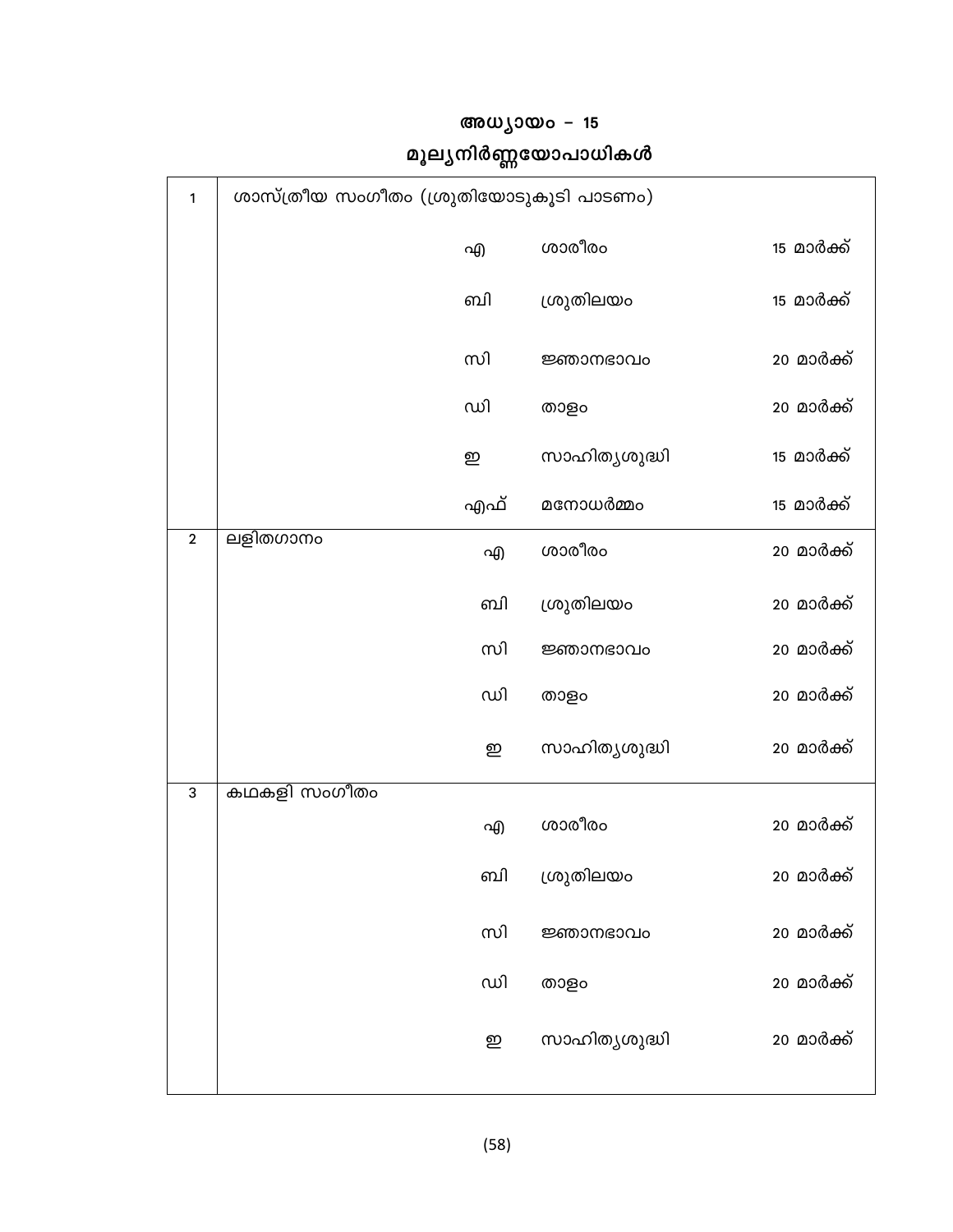## അധ്യായം – 15

## മൂല്യനിർണ്ണയോപാധികൾ

| | | | | |
|---|---|---|---|---|
| 1 | ശാസ്ത്രീയ സംഗീതം (ശ്രുതിയോടുകൂടി പാടണം) | | | |
| | | എ | ശാരീരം | 15 മാർക്ക് |
| | | ബി | ശ്രുതിലയം | 15 മാർക്ക് |
| | | സി | ജ്ഞാനഭാവം | 20 മാർക്ക് |
| | | ഡി | താളം | 20 മാർക്ക് |
| | | ഇ | സാഹിത്യശുദ്ധി | 15 മാർക്ക് |
| | | എഫ് | മനോധർമ്മം | 15 മാർക്ക് |
| 2 | ലളിതഗാനം | എ | ശാരീരം | 20 മാർക്ക് |
| | | ബി | ശ്രുതിലയം | 20 മാർക്ക് |
| | | സി | ജ്ഞാനഭാവം | 20 മാർക്ക് |
| | | ഡി | താളം | 20 മാർക്ക് |
| | | ഇ | സാഹിത്യശുദ്ധി | 20 മാർക്ക് |
| 3 | കഥകളി സംഗീതം | | | |
| | | എ | ശാരീരം | 20 മാർക്ക് |
| | | ബി | ശ്രുതിലയം | 20 മാർക്ക് |
| | | സി | ജ്ഞാനഭാവം | 20 മാർക്ക് |
| | | ഡി | താളം | 20 മാർക്ക് |
| | | ഇ | സാഹിത്യശുദ്ധി | 20 മാർക്ക് |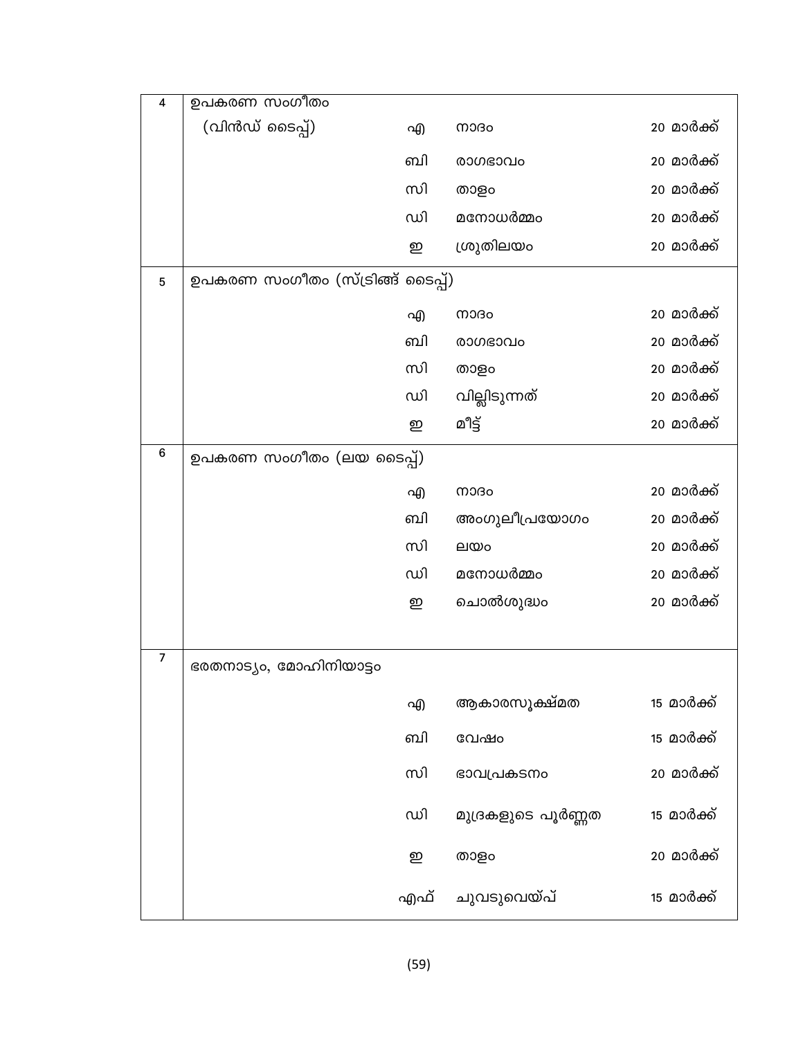| | | | | |
|---|---|---|---|---|
| 4 | ഉപകരണ സംഗീതം (വിൻഡ് ടൈപ്പ്) | എ | നാദം | 20 മാർക്ക് |
| | | ബി | രാഗഭാവം | 20 മാർക്ക് |
| | | സി | താളം | 20 മാർക്ക് |
| | | ഡി | മനോധർമ്മം | 20 മാർക്ക് |
| | | ഇ | ശ്രുതിലയം | 20 മാർക്ക് |
| 5 | ഉപകരണ സംഗീതം (സ്ട്രിങ്ങ് ടൈപ്പ്) | | | |
| | | എ | നാദം | 20 മാർക്ക് |
| | | ബി | രാഗഭാവം | 20 മാർക്ക് |
| | | സി | താളം | 20 മാർക്ക് |
| | | ഡി | വില്ലിടുന്നത് | 20 മാർക്ക് |
| | | ഇ | മീട്ട് | 20 മാർക്ക് |
| 6 | ഉപകരണ സംഗീതം (ലയ ടൈപ്പ്) | | | |
| | | എ | നാദം | 20 മാർക്ക് |
| | | ബി | അംഗുലീപ്രയോഗം | 20 മാർക്ക് |
| | | സി | ലയം | 20 മാർക്ക് |
| | | ഡി | മനോധർമ്മം | 20 മാർക്ക് |
| | | ഇ | ചൊൽശുദ്ധം | 20 മാർക്ക് |
| 7 | ഭരതനാട്യം, മോഹിനിയാട്ടം | | | |
| | | എ | ആകാരസൂക്ഷ്മത | 15 മാർക്ക് |
| | | ബി | വേഷം | 15 മാർക്ക് |
| | | സി | ഭാവപ്രകടനം | 20 മാർക്ക് |
| | | ഡി | മുദ്രകളുടെ പൂർണ്ണത | 15 മാർക്ക് |
| | | ഇ | താളം | 20 മാർക്ക് |
| | | എഫ് | ചുവടുവെയ്പ് | 15 മാർക്ക് |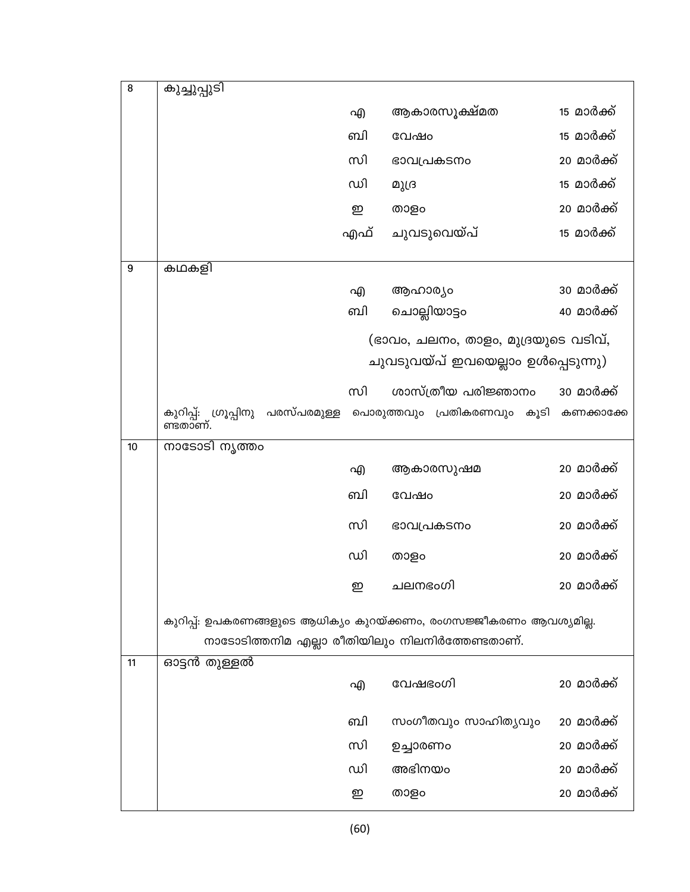| | | | | |
|---|---|---|---|---|
| 8 | കുച്ചുപ്പുടി | | | |
| | | എ | ആകാരസൂക്ഷ്മത | 15 മാർക്ക് |
| | | ബി | വേഷം | 15 മാർക്ക് |
| | | സി | ഭാവപ്രകടനം | 20 മാർക്ക് |
| | | ഡി | മുദ്ര | 15 മാർക്ക് |
| | | ഇ | താളം | 20 മാർക്ക് |
| | | എഫ് | ചുവടുവെയ്പ് | 15 മാർക്ക് |
| 9 | കഥകളി | | | |
| | | എ | ആഹാര്യം | 30 മാർക്ക് |
| | | ബി | ചൊല്ലിയാട്ടം | 40 മാർക്ക് |
| | | | (ഭാവം, ചലനം, താളം, മുദ്രയുടെ വടിവ്, ചുവടുവയ്പ് ഇവയെല്ലാം ഉൾപ്പെടുന്നു) | |
| | | സി | ശാസ്ത്രീയ പരിജ്ഞാനം | 30 മാർക്ക് |
| | കുറിപ്പ്: ഗ്രൂപ്പിനു പരസ്പരമുള്ള പൊരുത്തവും പ്രതികരണവും കൂടി കണക്കാക്കേണ്ടതാണ്. | | | |
| 10 | നാടോടി നൃത്തം | | | |
| | | എ | ആകാരസുഷമ | 20 മാർക്ക് |
| | | ബി | വേഷം | 20 മാർക്ക് |
| | | സി | ഭാവപ്രകടനം | 20 മാർക്ക് |
| | | ഡി | താളം | 20 മാർക്ക് |
| | | ഇ | ചലനഭംഗി | 20 മാർക്ക് |
| | കുറിപ്പ്: ഉപകരണങ്ങളുടെ ആധിക്യം കുറയ്ക്കണം, രംഗസജ്ജീകരണം ആവശ്യമില്ല. നാടോടിത്തനിമ എല്ലാ രീതിയിലും നിലനിർത്തേണ്ടതാണ്. | | | |
| 11 | ഓട്ടൻ തുള്ളൽ | | | |
| | | എ | വേഷഭംഗി | 20 മാർക്ക് |
| | | ബി | സംഗീതവും സാഹിത്യവും | 20 മാർക്ക് |
| | | സി | ഉച്ചാരണം | 20 മാർക്ക് |
| | | ഡി | അഭിനയം | 20 മാർക്ക് |
| | | ഇ | താളം | 20 മാർക്ക് |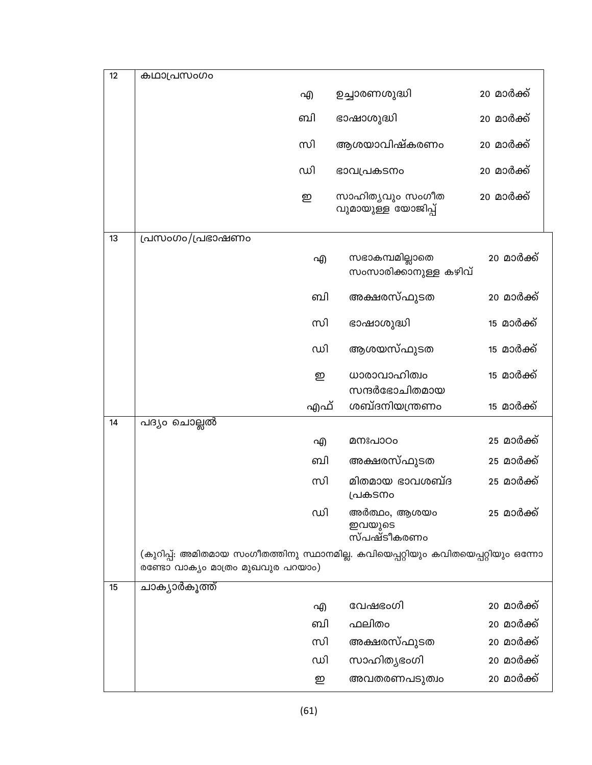| | | | | |
|---|---|---|---|---|
| 12 | കഥാപ്രസംഗം | | | |
| | | എ | ഉച്ചാരണശുദ്ധി | 20 മാർക്ക് |
| | | ബി | ഭാഷാശുദ്ധി | 20 മാർക്ക് |
| | | സി | ആശയാവിഷ്കരണം | 20 മാർക്ക് |
| | | ഡി | ഭാവപ്രകടനം | 20 മാർക്ക് |
| | | ഇ | സാഹിത്യവും സംഗീത വുമായുള്ള യോജിപ്പ് | 20 മാർക്ക് |
| 13 | പ്രസംഗം/പ്രഭാഷണം | | | |
| | | എ | സഭാകമ്പമില്ലാതെ സംസാരിക്കാനുള്ള കഴിവ് | 20 മാർക്ക് |
| | | ബി | അക്ഷരസ്ഫുടത | 20 മാർക്ക് |
| | | സി | ഭാഷാശുദ്ധി | 15 മാർക്ക് |
| | | ഡി | ആശയസ്ഫുടത | 15 മാർക്ക് |
| | | ഇ | ധാരാവാഹിത്വം | 15 മാർക്ക് |
| | | എഫ് | സന്ദർഭോചിതമായ ശബ്ദനിയന്ത്രണം | 15 മാർക്ക് |
| 14 | പദ്യം ചൊല്ലൽ | | | |
| | | എ | മനഃപാഠം | 25 മാർക്ക് |
| | | ബി | അക്ഷരസ്ഫുടത | 25 മാർക്ക് |
| | | സി | മിതമായ ഭാവശബ്ദ പ്രകടനം | 25 മാർക്ക് |
| | | ഡി | അർത്ഥം, ആശയം ഇവയുടെ സ്പഷ്ടീകരണം | 25 മാർക്ക് |
| | (കുറിപ്പ്: അമിതമായ സംഗീതത്തിനു സ്ഥാനമില്ല. കവിയെപ്പറ്റിയും കവിതയെപ്പറ്റിയും ഒന്നോ രണ്ടോ വാക്യം മാത്രം മുഖവുര പറയാം) | | | |
| 15 | ചാക്യാർകൂത്ത് | | | |
| | | എ | വേഷഭംഗി | 20 മാർക്ക് |
| | | ബി | ഫലിതം | 20 മാർക്ക് |
| | | സി | അക്ഷരസ്ഫുടത | 20 മാർക്ക് |
| | | ഡി | സാഹിത്യഭംഗി | 20 മാർക്ക് |
| | | ഇ | അവതരണപടുത്വം | 20 മാർക്ക് |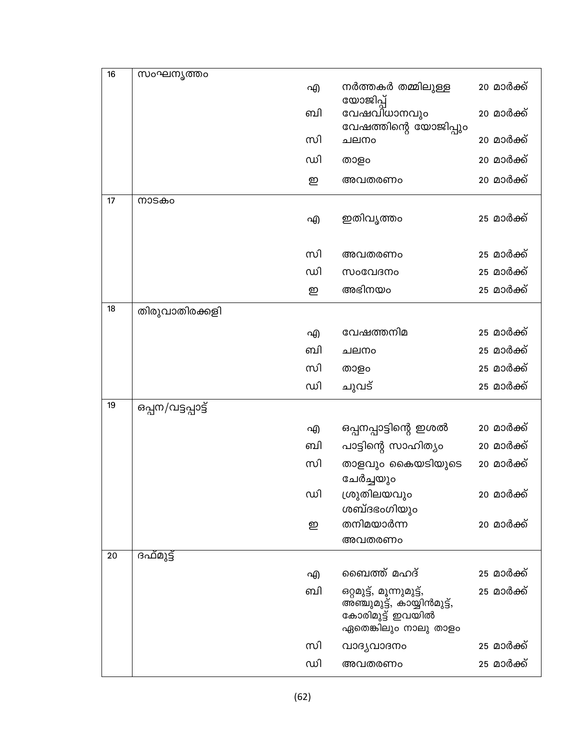| | | | | |
|---|---|---|---|---|
| 16 | സംഘനൃത്തം | | | |
| | | എ | നർത്തകർ തമ്മിലുള്ള യോജിപ്പ് | 20 മാർക്ക് |
| | | ബി | വേഷവിധാനവും വേഷത്തിന്റെ യോജിപ്പും | 20 മാർക്ക് |
| | | സി | ചലനം | 20 മാർക്ക് |
| | | ഡി | താളം | 20 മാർക്ക് |
| | | ഇ | അവതരണം | 20 മാർക്ക് |
| 17 | നാടകം | | | |
| | | എ | ഇതിവൃത്തം | 25 മാർക്ക് |
| | | സി | അവതരണം | 25 മാർക്ക് |
| | | ഡി | സംവേദനം | 25 മാർക്ക് |
| | | ഇ | അഭിനയം | 25 മാർക്ക് |
| 18 | തിരുവാതിരക്കളി | | | |
| | | എ | വേഷത്തനിമ | 25 മാർക്ക് |
| | | ബി | ചലനം | 25 മാർക്ക് |
| | | സി | താളം | 25 മാർക്ക് |
| | | ഡി | ചുവട് | 25 മാർക്ക് |
| 19 | ഒപ്പന/വട്ടപ്പാട്ട് | | | |
| | | എ | ഒപ്പനപ്പാട്ടിന്റെ ഇശൽ | 20 മാർക്ക് |
| | | ബി | പാട്ടിന്റെ സാഹിത്യം | 20 മാർക്ക് |
| | | സി | താളവും കൈയടിയുടെ ചേർച്ചയും | 20 മാർക്ക് |
| | | ഡി | ശ്രുതിലയവും ശബ്ദഭംഗിയും | 20 മാർക്ക് |
| | | ഇ | തനിമയാർന്ന അവതരണം | 20 മാർക്ക് |
| 20 | ദഫ്മുട്ട് | | | |
| | | എ | ബൈത്ത് മഹദ് | 25 മാർക്ക് |
| | | ബി | ഒറ്റമുട്ട്, മൂന്നുമുട്ട്, അഞ്ചുമുട്ട്, കായ്യിൻമുട്ട്, കോരിമുട്ട് ഇവയിൽ ഏതെങ്കിലും നാലു താളം | 25 മാർക്ക് |
| | | സി | വാദ്യവാദനം | 25 മാർക്ക് |
| | | ഡി | അവതരണം | 25 മാർക്ക് |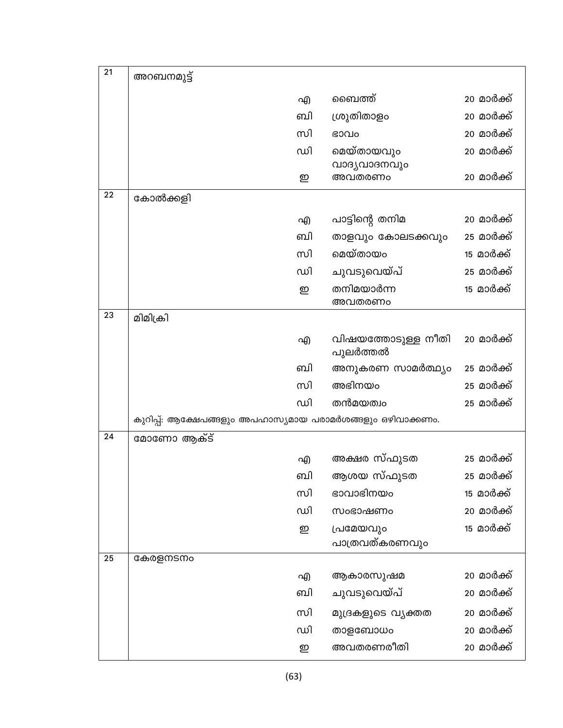| | | | | |
|---|---|---|---|---|
| 21 | അറബനമുട്ട് | | | |
| | | എ | ബൈത്ത് | 20 മാർക്ക് |
| | | ബി | ശ്രുതിതാളം | 20 മാർക്ക് |
| | | സി | ഭാവം | 20 മാർക്ക് |
| | | ഡി | മെയ്തായവും വാദ്യവാദനവും | 20 മാർക്ക് |
| | | ഇ | അവതരണം | 20 മാർക്ക് |
| 22 | കോൽക്കളി | | | |
| | | എ | പാട്ടിന്റെ തനിമ | 20 മാർക്ക് |
| | | ബി | താളവും കോലടക്കവും | 25 മാർക്ക് |
| | | സി | മെയ്തായം | 15 മാർക്ക് |
| | | ഡി | ചുവടുവെയ്പ് | 25 മാർക്ക് |
| | | ഇ | തനിമയാർന്ന അവതരണം | 15 മാർക്ക് |
| 23 | മിമിക്രി | | | |
| | | എ | വിഷയത്തോടുള്ള നീതി പുലർത്തൽ | 20 മാർക്ക് |
| | | ബി | അനുകരണ സാമർത്ഥ്യം | 25 മാർക്ക് |
| | | സി | അഭിനയം | 25 മാർക്ക് |
| | | ഡി | തൻമയത്വം | 25 മാർക്ക് |
| | കുറിപ്പ്: ആക്ഷേപങ്ങളും അപഹാസ്യമായ പരാമർശങ്ങളും ഒഴിവാക്കണം. | | | |
| 24 | മോണോ ആക്ട് | | | |
| | | എ | അക്ഷര സ്ഫുടത | 25 മാർക്ക് |
| | | ബി | ആശയ സ്ഫുടത | 25 മാർക്ക് |
| | | സി | ഭാവാഭിനയം | 15 മാർക്ക് |
| | | ഡി | സംഭാഷണം | 20 മാർക്ക് |
| | | ഇ | പ്രമേയവും പാത്രവത്കരണവും | 15 മാർക്ക് |
| 25 | കേരളനടനം | | | |
| | | എ | ആകാരസുഷമ | 20 മാർക്ക് |
| | | ബി | ചുവടുവെയ്പ് | 20 മാർക്ക് |
| | | സി | മുദ്രകളുടെ വ്യക്തത | 20 മാർക്ക് |
| | | ഡി | താളബോധം | 20 മാർക്ക് |
| | | ഇ | അവതരണരീതി | 20 മാർക്ക് |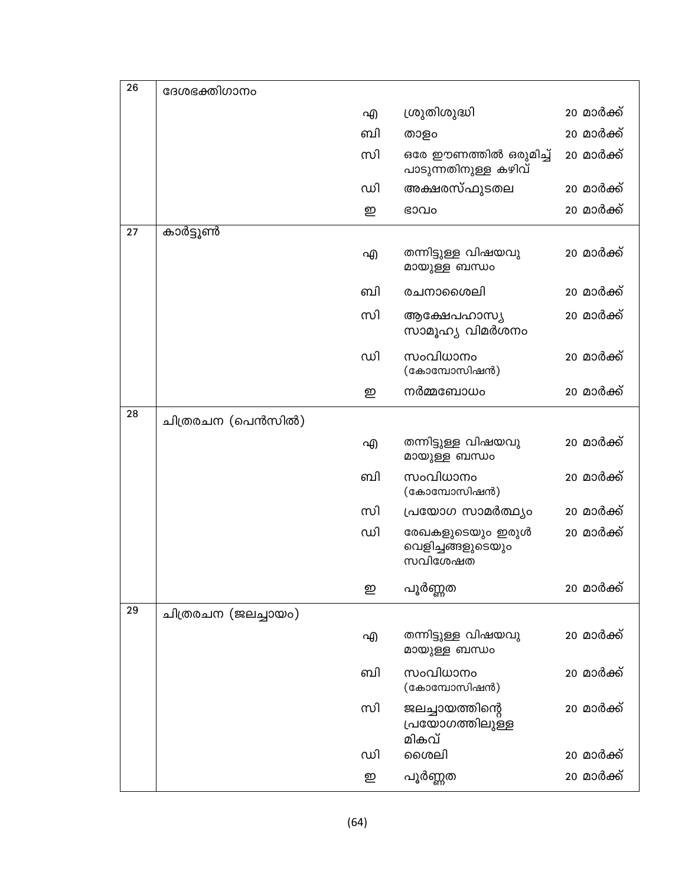| 26 | ദേശഭക്തിഗാനം | | | |
|---|---|---|---|---|
| | | എ | ശ്രുതിശുദ്ധി | 20 മാർക്ക് |
| | | ബി | താളം | 20 മാർക്ക് |
| | | സി | ഒരേ ഈണത്തിൽ ഒരുമിച്ച് പാടുന്നതിനുള്ള കഴിവ് | 20 മാർക്ക് |
| | | ഡി | അക്ഷരസ്ഫുടതല | 20 മാർക്ക് |
| | | ഇ | ഭാവം | 20 മാർക്ക് |
| 27 | കാർട്ടൂൺ | | | |
| | | എ | തന്നിട്ടുള്ള വിഷയവുമായുള്ള ബന്ധം | 20 മാർക്ക് |
| | | ബി | രചനാശൈലി | 20 മാർക്ക് |
| | | സി | ആക്ഷേപഹാസ്യ സാമൂഹ്യ വിമർശനം | 20 മാർക്ക് |
| | | ഡി | സംവിധാനം (കോമ്പോസിഷൻ) | 20 മാർക്ക് |
| | | ഇ | നർമ്മബോധം | 20 മാർക്ക് |
| 28 | ചിത്രരചന (പെൻസിൽ) | | | |
| | | എ | തന്നിട്ടുള്ള വിഷയവുമായുള്ള ബന്ധം | 20 മാർക്ക് |
| | | ബി | സംവിധാനം (കോമ്പോസിഷൻ) | 20 മാർക്ക് |
| | | സി | പ്രയോഗ സാമർത്ഥ്യം | 20 മാർക്ക് |
| | | ഡി | രേഖകളുടെയും ഇരുൾ വെളിച്ചങ്ങളുടെയും സവിശേഷത | 20 മാർക്ക് |
| | | ഇ | പൂർണ്ണത | 20 മാർക്ക് |
| 29 | ചിത്രരചന (ജലച്ചായം) | | | |
| | | എ | തന്നിട്ടുള്ള വിഷയവുമായുള്ള ബന്ധം | 20 മാർക്ക് |
| | | ബി | സംവിധാനം (കോമ്പോസിഷൻ) | 20 മാർക്ക് |
| | | സി | ജലച്ചായത്തിന്റെ പ്രയോഗത്തിലുള്ള മികവ് | 20 മാർക്ക് |
| | | ഡി | ശൈലി | 20 മാർക്ക് |
| | | ഇ | പൂർണ്ണത | 20 മാർക്ക് |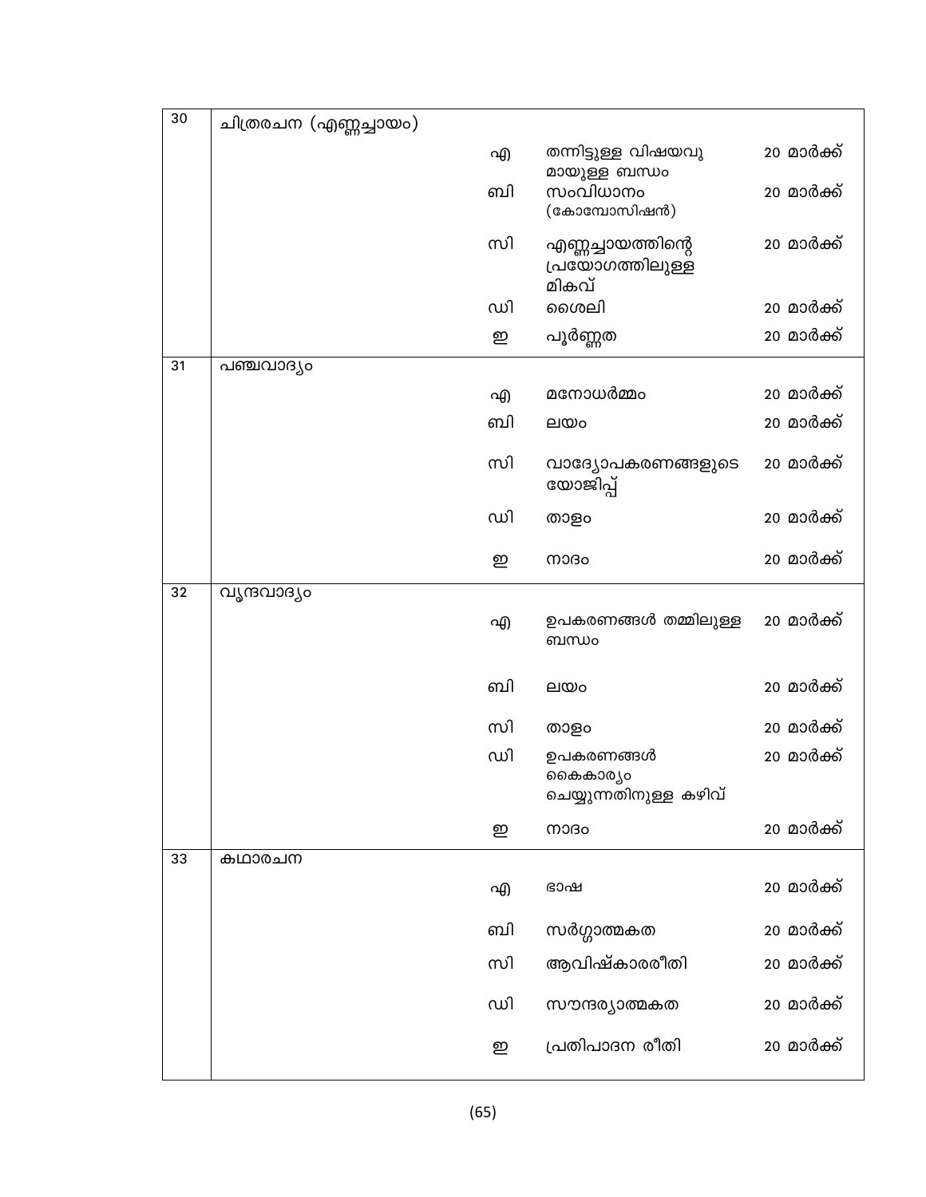| | | | | |
|---|---|---|---|---|
| 30 | ചിത്രരചന (എണ്ണച്ചായം) | | | |
| | | എ | തന്നിട്ടുള്ള വിഷയവുമായുള്ള ബന്ധം | 20 മാർക്ക് |
| | | ബി | സംവിധാനം (കോമ്പോസിഷൻ) | 20 മാർക്ക് |
| | | സി | എണ്ണച്ചായത്തിന്റെ പ്രയോഗത്തിലുള്ള മികവ് | 20 മാർക്ക് |
| | | ഡി | ശൈലി | 20 മാർക്ക് |
| | | ഇ | പൂർണ്ണത | 20 മാർക്ക് |
| 31 | പഞ്ചവാദ്യം | | | |
| | | എ | മനോധർമ്മം | 20 മാർക്ക് |
| | | ബി | ലയം | 20 മാർക്ക് |
| | | സി | വാദ്യോപകരണങ്ങളുടെ യോജിപ്പ് | 20 മാർക്ക് |
| | | ഡി | താളം | 20 മാർക്ക് |
| | | ഇ | നാദം | 20 മാർക്ക് |
| 32 | വൃന്ദവാദ്യം | | | |
| | | എ | ഉപകരണങ്ങൾ തമ്മിലുള്ള ബന്ധം | 20 മാർക്ക് |
| | | ബി | ലയം | 20 മാർക്ക് |
| | | സി | താളം | 20 മാർക്ക് |
| | | ഡി | ഉപകരണങ്ങൾ കൈകാര്യം ചെയ്യുന്നതിനുള്ള കഴിവ് | 20 മാർക്ക് |
| | | ഇ | നാദം | 20 മാർക്ക് |
| 33 | കഥാരചന | | | |
| | | എ | ഭാഷ | 20 മാർക്ക് |
| | | ബി | സർഗ്ഗാത്മകത | 20 മാർക്ക് |
| | | സി | ആവിഷ്കാരരീതി | 20 മാർക്ക് |
| | | ഡി | സൗന്ദര്യാത്മകത | 20 മാർക്ക് |
| | | ഇ | പ്രതിപാദന രീതി | 20 മാർക്ക് |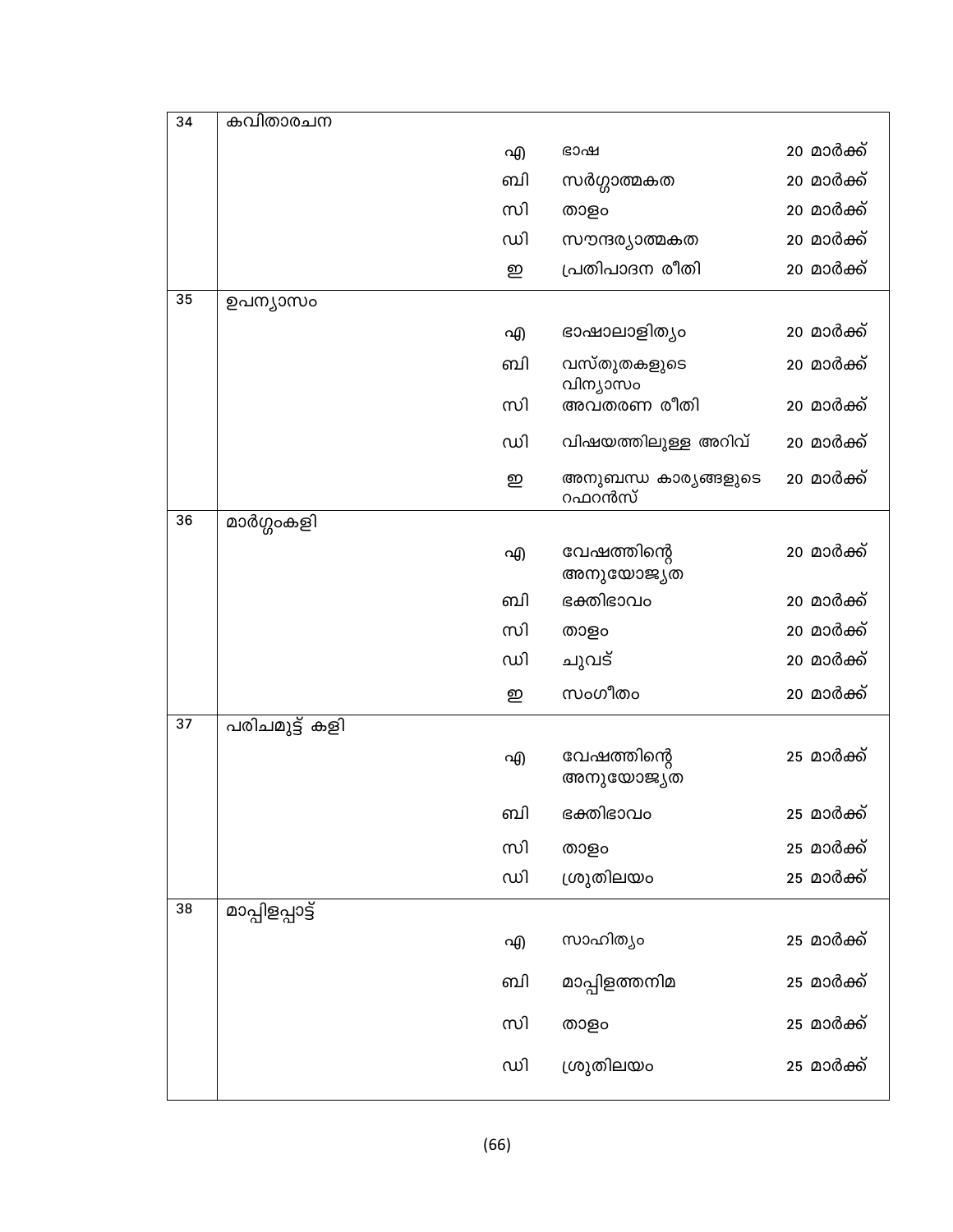| | | | | |
|---|---|---|---|---|
| 34 | കവിതാരചന | | | |
| | | എ | ഭാഷ | 20 മാർക്ക് |
| | | ബി | സർഗ്ഗാത്മകത | 20 മാർക്ക് |
| | | സി | താളം | 20 മാർക്ക് |
| | | ഡി | സൗന്ദര്യാത്മകത | 20 മാർക്ക് |
| | | ഇ | പ്രതിപാദന രീതി | 20 മാർക്ക് |
| 35 | ഉപന്യാസം | | | |
| | | എ | ഭാഷാലാളിത്യം | 20 മാർക്ക് |
| | | ബി | വസ്തുതകളുടെ വിന്യാസം | 20 മാർക്ക് |
| | | സി | അവതരണ രീതി | 20 മാർക്ക് |
| | | ഡി | വിഷയത്തിലുള്ള അറിവ് | 20 മാർക്ക് |
| | | ഇ | അനുബന്ധ കാര്യങ്ങളുടെ റഫറൻസ് | 20 മാർക്ക് |
| 36 | മാർഗ്ഗംകളി | | | |
| | | എ | വേഷത്തിന്റെ അനുയോജ്യത | 20 മാർക്ക് |
| | | ബി | ഭക്തിഭാവം | 20 മാർക്ക് |
| | | സി | താളം | 20 മാർക്ക് |
| | | ഡി | ചുവട് | 20 മാർക്ക് |
| | | ഇ | സംഗീതം | 20 മാർക്ക് |
| 37 | പരിചമുട്ട് കളി | | | |
| | | എ | വേഷത്തിന്റെ അനുയോജ്യത | 25 മാർക്ക് |
| | | ബി | ഭക്തിഭാവം | 25 മാർക്ക് |
| | | സി | താളം | 25 മാർക്ക് |
| | | ഡി | ശ്രുതിലയം | 25 മാർക്ക് |
| 38 | മാപ്പിളപ്പാട്ട് | | | |
| | | എ | സാഹിത്യം | 25 മാർക്ക് |
| | | ബി | മാപ്പിളത്തനിമ | 25 മാർക്ക് |
| | | സി | താളം | 25 മാർക്ക് |
| | | ഡി | ശ്രുതിലയം | 25 മാർക്ക് |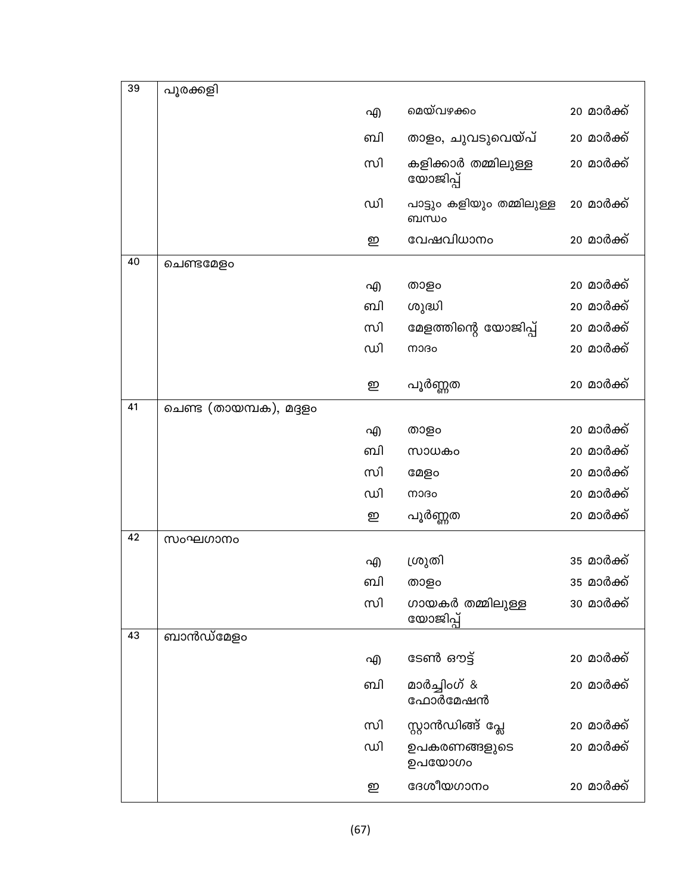| | | | | |
|---|---|---|---|---|
| 39 | പൂരക്കളി | | | |
| | | എ | മെയ്‌വഴക്കം | 20 മാർക്ക് |
| | | ബി | താളം, ചുവടുവെയ്പ് | 20 മാർക്ക് |
| | | സി | കളിക്കാർ തമ്മിലുള്ള യോജിപ്പ് | 20 മാർക്ക് |
| | | ഡി | പാട്ടും കളിയും തമ്മിലുള്ള ബന്ധം | 20 മാർക്ക് |
| | | ഇ | വേഷവിധാനം | 20 മാർക്ക് |
| 40 | ചെണ്ടമേളം | | | |
| | | എ | താളം | 20 മാർക്ക് |
| | | ബി | ശുദ്ധി | 20 മാർക്ക് |
| | | സി | മേളത്തിന്റെ യോജിപ്പ് | 20 മാർക്ക് |
| | | ഡി | നാദം | 20 മാർക്ക് |
| | | ഇ | പൂർണ്ണത | 20 മാർക്ക് |
| 41 | ചെണ്ട (തായമ്പക), മദ്ദളം | | | |
| | | എ | താളം | 20 മാർക്ക് |
| | | ബി | സാധകം | 20 മാർക്ക് |
| | | സി | മേളം | 20 മാർക്ക് |
| | | ഡി | നാദം | 20 മാർക്ക് |
| | | ഇ | പൂർണ്ണത | 20 മാർക്ക് |
| 42 | സംഘഗാനം | | | |
| | | എ | ശ്രുതി | 35 മാർക്ക് |
| | | ബി | താളം | 35 മാർക്ക് |
| | | സി | ഗായകർ തമ്മിലുള്ള യോജിപ്പ് | 30 മാർക്ക് |
| 43 | ബാൻഡ്മേളം | | | |
| | | എ | ടേൺ ഔട്ട് | 20 മാർക്ക് |
| | | ബി | മാർച്ചിംഗ് & ഫോർമേഷൻ | 20 മാർക്ക് |
| | | സി | സ്റ്റാൻഡിങ്ങ് പ്ലേ | 20 മാർക്ക് |
| | | ഡി | ഉപകരണങ്ങളുടെ ഉപയോഗം | 20 മാർക്ക് |
| | | ഇ | ദേശീയഗാനം | 20 മാർക്ക് |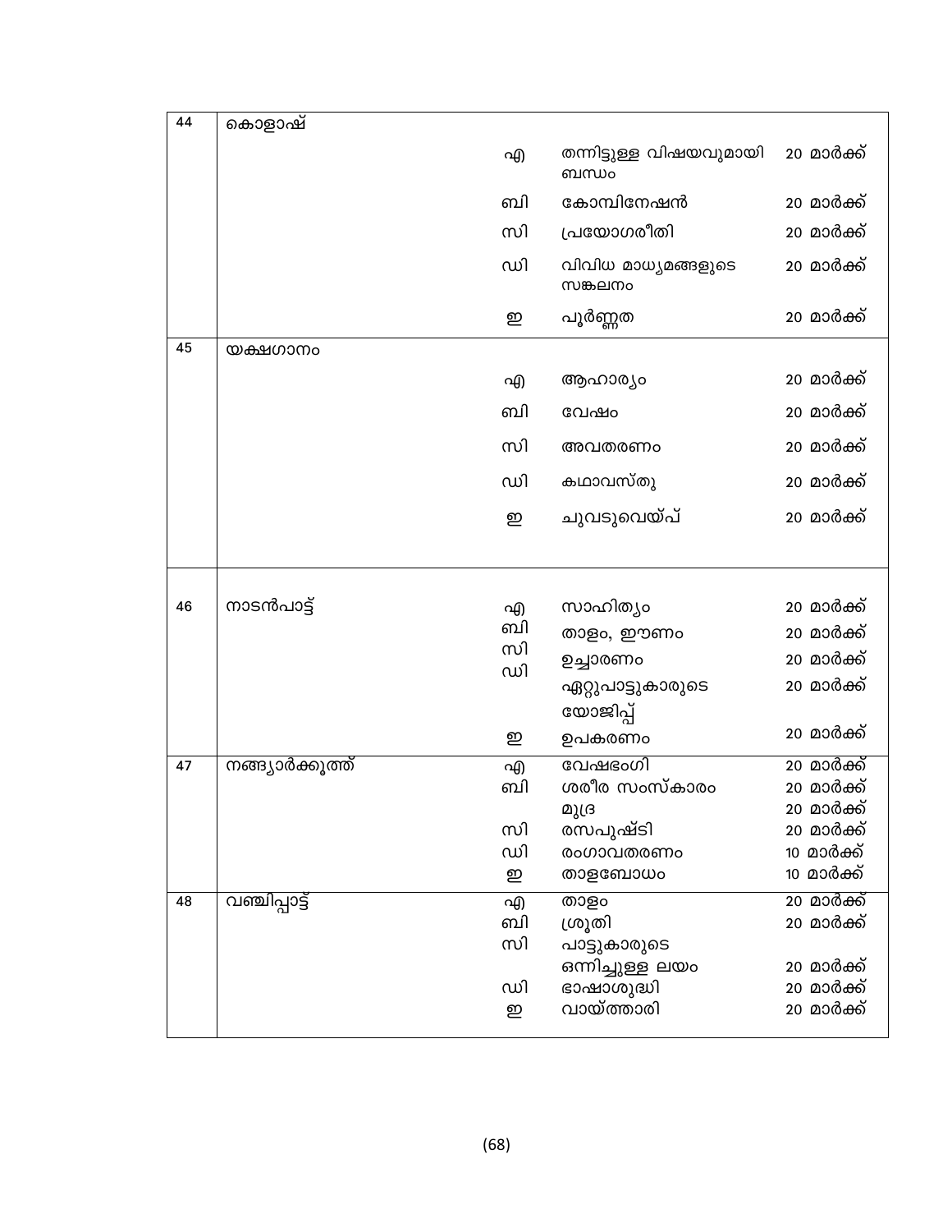| | | | | |
|---|---|---|---|---|
| 44 | കൊളാഷ് | | | |
| | | എ | തന്നിട്ടുള്ള വിഷയവുമായി ബന്ധം | 20 മാർക്ക് |
| | | ബി | കോമ്പിനേഷൻ | 20 മാർക്ക് |
| | | സി | പ്രയോഗരീതി | 20 മാർക്ക് |
| | | ഡി | വിവിധ മാധ്യമങ്ങളുടെ സങ്കലനം | 20 മാർക്ക് |
| | | ഇ | പൂർണ്ണത | 20 മാർക്ക് |
| 45 | യക്ഷഗാനം | | | |
| | | എ | ആഹാര്യം | 20 മാർക്ക് |
| | | ബി | വേഷം | 20 മാർക്ക് |
| | | സി | അവതരണം | 20 മാർക്ക് |
| | | ഡി | കഥാവസ്തു | 20 മാർക്ക് |
| | | ഇ | ചുവടുവെയ്പ് | 20 മാർക്ക് |
| 46 | നാടൻപാട്ട് | എ | സാഹിത്യം | 20 മാർക്ക് |
| | | ബി | താളം, ഈണം | 20 മാർക്ക് |
| | | സി | ഉച്ചാരണം | 20 മാർക്ക് |
| | | ഡി | ഏറ്റുപാട്ടുകാരുടെ യോജിപ്പ് | 20 മാർക്ക് |
| | | ഇ | ഉപകരണം | 20 മാർക്ക് |
| 47 | നങ്ങ്യാർക്കൂത്ത് | എ | വേഷഭംഗി | 20 മാർക്ക് |
| | | ബി | ശരീര സംസ്കാരം | 20 മാർക്ക് |
| | | | മുദ്ര | 20 മാർക്ക് |
| | | സി | രസപുഷ്ടി | 20 മാർക്ക് |
| | | ഡി | രംഗാവതരണം | 10 മാർക്ക് |
| | | ഇ | താളബോധം | 10 മാർക്ക് |
| 48 | വഞ്ചിപ്പാട്ട് | എ | താളം | 20 മാർക്ക് |
| | | ബി | ശ്രുതി | 20 മാർക്ക് |
| | | സി | പാട്ടുകാരുടെ ഒന്നിച്ചുള്ള ലയം | 20 മാർക്ക് |
| | | ഡി | ഭാഷാശുദ്ധി | 20 മാർക്ക് |
| | | ഇ | വായ്ത്താരി | 20 മാർക്ക് |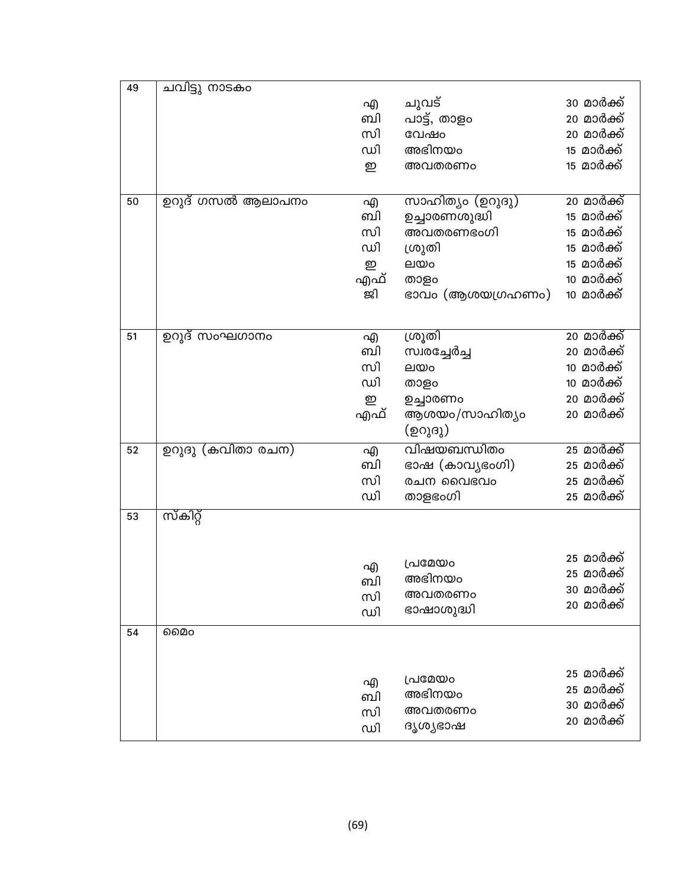| | | | | |
|---|---|---|---|---|
| 49 | ചവിട്ടു നാടകം | | | |
| | | എ | ചുവട് | 30 മാർക്ക് |
| | | ബി | പാട്ട്, താളം | 20 മാർക്ക് |
| | | സി | വേഷം | 20 മാർക്ക് |
| | | ഡി | അഭിനയം | 15 മാർക്ക് |
| | | ഇ | അവതരണം | 15 മാർക്ക് |
| 50 | ഉറുദ് ഗസൽ ആലാപനം | എ | സാഹിത്യം (ഉറുദു) | 20 മാർക്ക് |
| | | ബി | ഉച്ചാരണശുദ്ധി | 15 മാർക്ക് |
| | | സി | അവതരണഭംഗി | 15 മാർക്ക് |
| | | ഡി | ശ്രുതി | 15 മാർക്ക് |
| | | ഇ | ലയം | 15 മാർക്ക് |
| | | എഫ് | താളം | 10 മാർക്ക് |
| | | ജി | ഭാവം (ആശയഗ്രഹണം) | 10 മാർക്ക് |
| 51 | ഉറുദ് സംഘഗാനം | എ | ശ്രുതി | 20 മാർക്ക് |
| | | ബി | സ്വരച്ചേർച്ച | 20 മാർക്ക് |
| | | സി | ലയം | 10 മാർക്ക് |
| | | ഡി | താളം | 10 മാർക്ക് |
| | | ഇ | ഉച്ചാരണം | 20 മാർക്ക് |
| | | എഫ് | ആശയം/സാഹിത്യം (ഉറുദു) | 20 മാർക്ക് |
| 52 | ഉറുദു (കവിതാ രചന) | എ | വിഷയബന്ധിതം | 25 മാർക്ക് |
| | | ബി | ഭാഷ (കാവ്യഭംഗി) | 25 മാർക്ക് |
| | | സി | രചന വൈഭവം | 25 മാർക്ക് |
| | | ഡി | താളഭംഗി | 25 മാർക്ക് |
| 53 | സ്കിറ്റ് | | | |
| | | എ | പ്രമേയം | 25 മാർക്ക് |
| | | ബി | അഭിനയം | 25 മാർക്ക് |
| | | സി | അവതരണം | 30 മാർക്ക് |
| | | ഡി | ഭാഷാശുദ്ധി | 20 മാർക്ക് |
| 54 | മൈം | | | |
| | | എ | പ്രമേയം | 25 മാർക്ക് |
| | | ബി | അഭിനയം | 25 മാർക്ക് |
| | | സി | അവതരണം | 30 മാർക്ക് |
| | | ഡി | ദൃശ്യഭാഷ | 20 മാർക്ക് |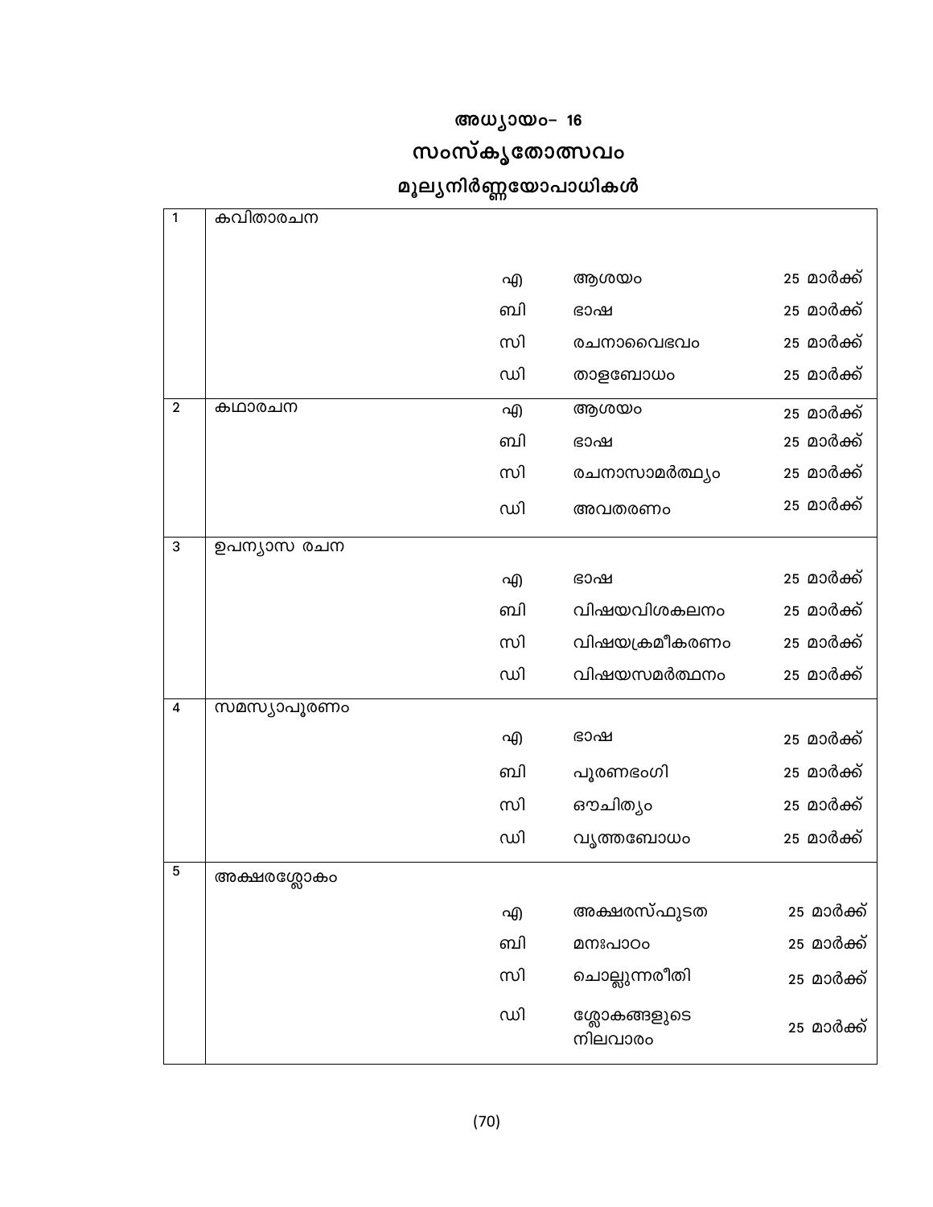# അധ്യായം– 16

## സംസ്കൃതോത്സവം

### മൂല്യനിർണ്ണയോപാധികൾ

| | | | | |
|---|---|---|---|---|
| 1 | കവിതാരചന | | | |
| | | എ | ആശയം | 25 മാർക്ക് |
| | | ബി | ഭാഷ | 25 മാർക്ക് |
| | | സി | രചനാവൈഭവം | 25 മാർക്ക് |
| | | ഡി | താളബോധം | 25 മാർക്ക് |
| 2 | കഥാരചന | എ | ആശയം | 25 മാർക്ക് |
| | | ബി | ഭാഷ | 25 മാർക്ക് |
| | | സി | രചനാസാമർത്ഥ്യം | 25 മാർക്ക് |
| | | ഡി | അവതരണം | 25 മാർക്ക് |
| 3 | ഉപന്യാസ രചന | | | |
| | | എ | ഭാഷ | 25 മാർക്ക് |
| | | ബി | വിഷയവിശകലനം | 25 മാർക്ക് |
| | | സി | വിഷയക്രമീകരണം | 25 മാർക്ക് |
| | | ഡി | വിഷയസമർത്ഥനം | 25 മാർക്ക് |
| 4 | സമസ്യാപൂരണം | | | |
| | | എ | ഭാഷ | 25 മാർക്ക് |
| | | ബി | പൂരണഭംഗി | 25 മാർക്ക് |
| | | സി | ഔചിത്യം | 25 മാർക്ക് |
| | | ഡി | വൃത്തബോധം | 25 മാർക്ക് |
| 5 | അക്ഷരശ്ലോകം | | | |
| | | എ | അക്ഷരസ്ഫുടത | 25 മാർക്ക് |
| | | ബി | മനഃപാഠം | 25 മാർക്ക് |
| | | സി | ചൊല്ലുന്നരീതി | 25 മാർക്ക് |
| | | ഡി | ശ്ലോകങ്ങളുടെ നിലവാരം | 25 മാർക്ക് |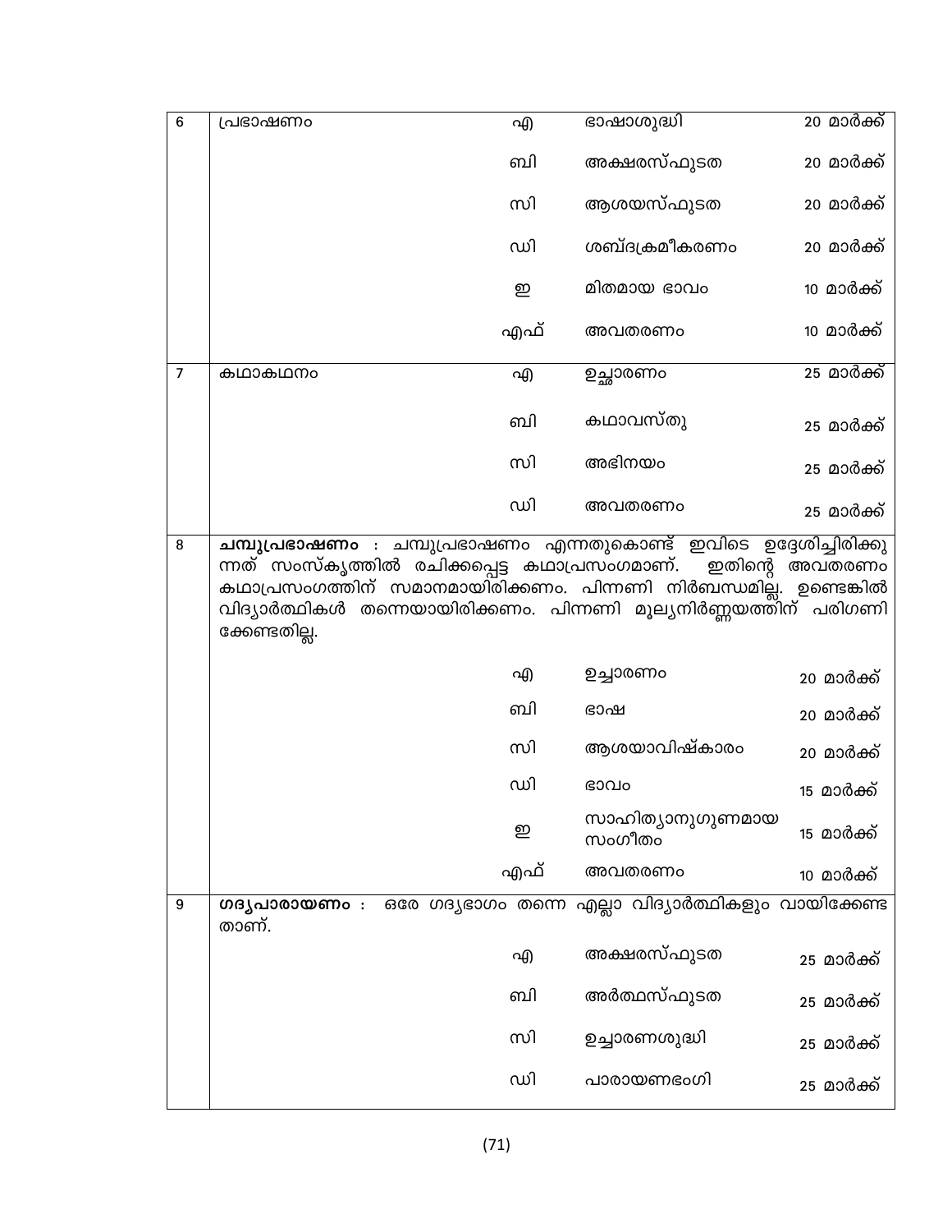| | | | | |
|---|---|---|---|---|
| 6 | പ്രഭാഷണം | എ | ഭാഷാശുദ്ധി | 20 മാർക്ക് |
| | | ബി | അക്ഷരസ്ഫുടത | 20 മാർക്ക് |
| | | സി | ആശയസ്ഫുടത | 20 മാർക്ക് |
| | | ഡി | ശബ്ദക്രമീകരണം | 20 മാർക്ക് |
| | | ഇ | മിതമായ ഭാവം | 10 മാർക്ക് |
| | | എഫ് | അവതരണം | 10 മാർക്ക് |
| 7 | കഥാകഥനം | എ | ഉച്ഛാരണം | 25 മാർക്ക് |
| | | ബി | കഥാവസ്തു | 25 മാർക്ക് |
| | | സി | അഭിനയം | 25 മാർക്ക് |
| | | ഡി | അവതരണം | 25 മാർക്ക് |
| 8 | **ചമ്പുപ്രഭാഷണം** : ചമ്പുപ്രഭാഷണം എന്നതുകൊണ്ട് ഇവിടെ ഉദ്ദേശിച്ചിരിക്കുന്നത് സംസ്കൃത്തിൽ രചിക്കപ്പെട്ട കഥാപ്രസംഗമാണ്. ഇതിന്റെ അവതരണം കഥാപ്രസംഗത്തിന് സമാനമായിരിക്കണം. പിന്നണി നിർബന്ധമില്ല. ഉണ്ടെങ്കിൽ വിദ്യാർത്ഥികൾ തന്നെയായിരിക്കണം. പിന്നണി മൂല്യനിർണ്ണയത്തിന് പരിഗണിക്കേണ്ടതില്ല. | | | |
| | | എ | ഉച്ചാരണം | 20 മാർക്ക് |
| | | ബി | ഭാഷ | 20 മാർക്ക് |
| | | സി | ആശയാവിഷ്കാരം | 20 മാർക്ക് |
| | | ഡി | ഭാവം | 15 മാർക്ക് |
| | | ഇ | സാഹിത്യാനുഗുണമായ സംഗീതം | 15 മാർക്ക് |
| | | എഫ് | അവതരണം | 10 മാർക്ക് |
| 9 | **ഗദ്യപാരായണം** : ഒരേ ഗദ്യഭാഗം തന്നെ എല്ലാ വിദ്യാർത്ഥികളും വായിക്കേണ്ടതാണ്. | | | |
| | | എ | അക്ഷരസ്ഫുടത | 25 മാർക്ക് |
| | | ബി | അർത്ഥസ്ഫുടത | 25 മാർക്ക് |
| | | സി | ഉച്ചാരണശുദ്ധി | 25 മാർക്ക് |
| | | ഡി | പാരായണഭംഗി | 25 മാർക്ക് |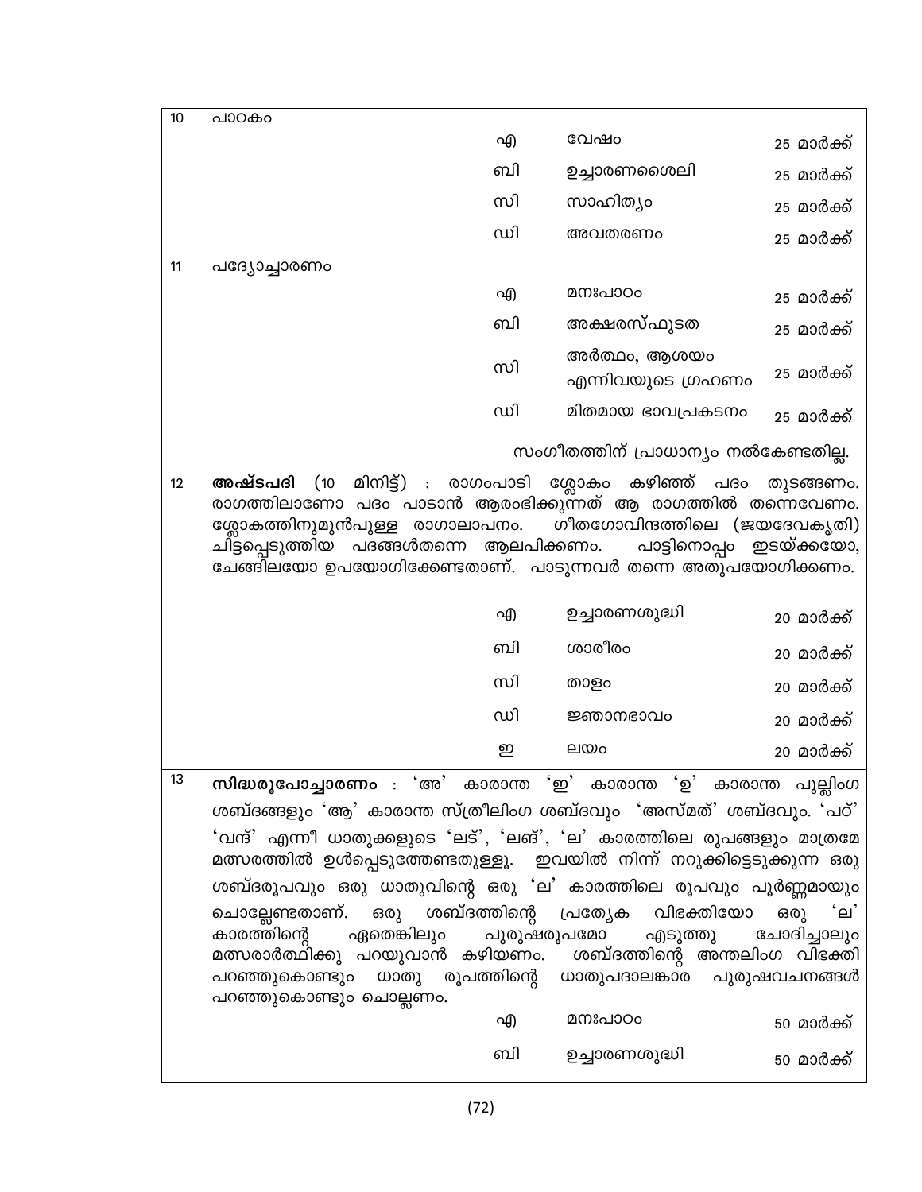| 10 | പാഠകം | | | |
|---|---|---|---|---|
| | | എ | വേഷം | 25 മാർക്ക് |
| | | ബി | ഉച്ചാരണശൈലി | 25 മാർക്ക് |
| | | സി | സാഹിത്യം | 25 മാർക്ക് |
| | | ഡി | അവതരണം | 25 മാർക്ക് |
| 11 | പദ്യോച്ചാരണം | | | |
| | | എ | മനഃപാഠം | 25 മാർക്ക് |
| | | ബി | അക്ഷരസ്ഫുടത | 25 മാർക്ക് |
| | | സി | അർത്ഥം, ആശയം എന്നിവയുടെ ഗ്രഹണം | 25 മാർക്ക് |
| | | ഡി | മിതമായ ഭാവപ്രകടനം | 25 മാർക്ക് |
| | സംഗീതത്തിന് പ്രാധാന്യം നൽകേണ്ടതില്ല. | | | |
| 12 | **അഷ്ടപദി** (10 മിനിട്ട്) : രാഗംപാടി ശ്ലോകം കഴിഞ്ഞ് പദം തുടങ്ങണം. രാഗത്തിലാണോ പദം പാടാൻ ആരംഭിക്കുന്നത് ആ രാഗത്തിൽ തന്നെവേണം. ശ്ലോകത്തിനുമുൻപുള്ള രാഗാലാപനം. ഗീതഗോവിന്ദത്തിലെ (ജയദേവകൃതി) ചിട്ടപ്പെടുത്തിയ പദങ്ങൾതന്നെ ആലപിക്കണം. പാട്ടിനൊപ്പം ഇടയ്ക്കയോ, ചേങ്ങിലയോ ഉപയോഗിക്കേണ്ടതാണ്. പാടുന്നവർ തന്നെ അതുപയോഗിക്കണം. | | | |
| | | എ | ഉച്ചാരണശുദ്ധി | 20 മാർക്ക് |
| | | ബി | ശാരീരം | 20 മാർക്ക് |
| | | സി | താളം | 20 മാർക്ക് |
| | | ഡി | ജ്ഞാനഭാവം | 20 മാർക്ക് |
| | | ഇ | ലയം | 20 മാർക്ക് |
| 13 | **സിദ്ധരൂപോച്ചാരണം** : 'അ' കാരാന്ത 'ഇ' കാരാന്ത 'ഉ' കാരാന്ത പുല്ലിംഗ ശബ്ദങ്ങളും 'ആ' കാരാന്ത സ്ത്രീലിംഗ ശബ്ദവും 'അസ്മത്' ശബ്ദവും. 'പഠ്' 'വന്ദ്' എന്നീ ധാതുക്കളുടെ 'ലട്', 'ലങ്', 'ല' കാരത്തിലെ രൂപങ്ങളും മാത്രമേ മത്സരത്തിൽ ഉൾപ്പെടുത്തേണ്ടതുള്ളൂ. ഇവയിൽ നിന്ന് നറുക്കിട്ടെടുക്കുന്ന ഒരു ശബ്ദരൂപവും ഒരു ധാതുവിന്റെ ഒരു 'ല' കാരത്തിലെ രൂപവും പൂർണ്ണമായും ചൊല്ലേണ്ടതാണ്. ഒരു ശബ്ദത്തിന്റെ പ്രത്യേക വിഭക്തിയോ ഒരു 'ല' കാരത്തിന്റെ ഏതെങ്കിലും പുരുഷരൂപമോ എടുത്തു ചോദിച്ചാലും മത്സരാർത്ഥിക്കു പറയുവാൻ കഴിയണം. ശബ്ദത്തിന്റെ അന്തലിംഗ വിഭക്തി പറഞ്ഞുകൊണ്ടും ധാതു രൂപത്തിന്റെ ധാതുപദാലങ്കാര പുരുഷവചനങ്ങൾ പറഞ്ഞുകൊണ്ടും ചൊല്ലണം. | | | |
| | | എ | മനഃപാഠം | 50 മാർക്ക് |
| | | ബി | ഉച്ചാരണശുദ്ധി | 50 മാർക്ക് |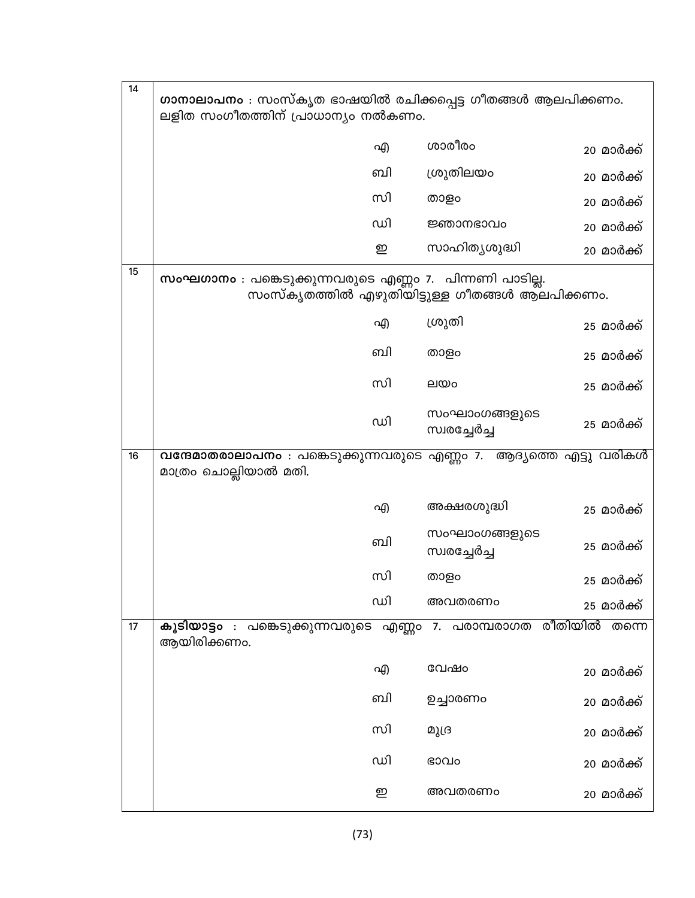| | | | | |
|---|---|---|---|---|
| 14 | **ഗാനാലാപനം** : സംസ്കൃത ഭാഷയിൽ രചിക്കപ്പെട്ട ഗീതങ്ങൾ ആലപിക്കണം. ലളിത സംഗീതത്തിന് പ്രാധാന്യം നൽകണം. | | | |
| | | എ | ശാരീരം | 20 മാർക്ക് |
| | | ബി | ശ്രുതിലയം | 20 മാർക്ക് |
| | | സി | താളം | 20 മാർക്ക് |
| | | ഡി | ജ്ഞാനഭാവം | 20 മാർക്ക് |
| | | ഇ | സാഹിത്യശുദ്ധി | 20 മാർക്ക് |
| 15 | **സംഘഗാനം** : പങ്കെടുക്കുന്നവരുടെ എണ്ണം 7. പിന്നണി പാടില്ല. സംസ്കൃതത്തിൽ എഴുതിയിട്ടുള്ള ഗീതങ്ങൾ ആലപിക്കണം. | | | |
| | | എ | ശ്രുതി | 25 മാർക്ക് |
| | | ബി | താളം | 25 മാർക്ക് |
| | | സി | ലയം | 25 മാർക്ക് |
| | | ഡി | സംഘാംഗങ്ങളുടെ സ്വരച്ചേർച്ച | 25 മാർക്ക് |
| 16 | **വന്ദേമാതരാലാപനം** : പങ്കെടുക്കുന്നവരുടെ എണ്ണം 7. ആദ്യത്തെ എട്ടു വരികൾ മാത്രം ചൊല്ലിയാൽ മതി. | | | |
| | | എ | അക്ഷരശുദ്ധി | 25 മാർക്ക് |
| | | ബി | സംഘാംഗങ്ങളുടെ സ്വരച്ചേർച്ച | 25 മാർക്ക് |
| | | സി | താളം | 25 മാർക്ക് |
| | | ഡി | അവതരണം | 25 മാർക്ക് |
| 17 | **കൂടിയാട്ടം** : പങ്കെടുക്കുന്നവരുടെ എണ്ണം 7. പരാമ്പരാഗത രീതിയിൽ തന്നെ ആയിരിക്കണം. | | | |
| | | എ | വേഷം | 20 മാർക്ക് |
| | | ബി | ഉച്ചാരണം | 20 മാർക്ക് |
| | | സി | മുദ്ര | 20 മാർക്ക് |
| | | ഡി | ഭാവം | 20 മാർക്ക് |
| | | ഇ | അവതരണം | 20 മാർക്ക് |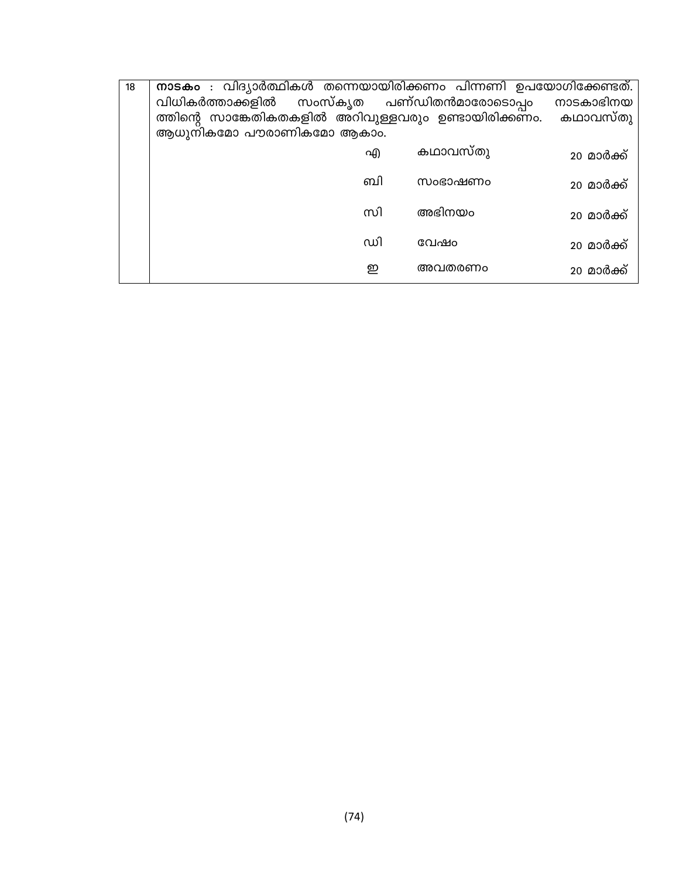| 18 | **നാടകം** : വിദ്യാർത്ഥികൾ തന്നെയായിരിക്കണം പിന്നണി ഉപയോഗിക്കേണ്ടത്. വിധികർത്താക്കളിൽ സംസ്കൃത പണ്ഡിതൻമാരോടൊപ്പം നാടകാഭിനയത്തിന്റെ സാങ്കേതികതകളിൽ അറിവുള്ളവരും ഉണ്ടായിരിക്കണം. കഥാവസ്തു ആധുനികമോ പൗരാണികമോ ആകാം. | | |
|---|---|---|---|
| | എ | കഥാവസ്തു | 20 മാർക്ക് |
| | ബി | സംഭാഷണം | 20 മാർക്ക് |
| | സി | അഭിനയം | 20 മാർക്ക് |
| | ഡി | വേഷം | 20 മാർക്ക് |
| | ഇ | അവതരണം | 20 മാർക്ക് |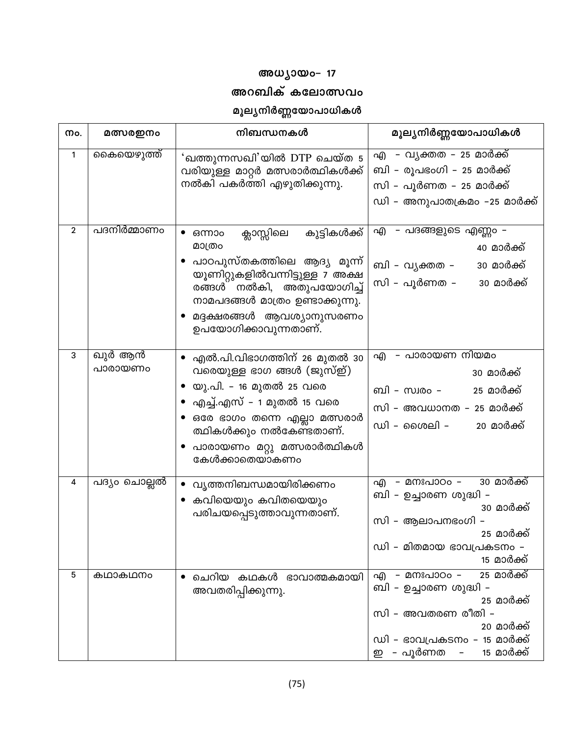# അധ്യായം– 17

## അറബിക് കലോത്സവം

### മൂല്യനിർണ്ണയോപാധികൾ

| നം. | മത്സരഇനം | നിബന്ധനകൾ | മൂല്യനിർണ്ണയോപാധികൾ |
|---|---|---|---|
| 1 | കൈയെഴുത്ത് | 'ഖത്തുന്നസഖി'യിൽ DTP ചെയ്ത 5 വരിയുള്ള മാറ്റർ മത്സരാർത്ഥികൾക്ക് നൽകി പകർത്തി എഴുതിക്കുന്നു. | എ – വ്യക്തത – 25 മാർക്ക്<br>ബി – രൂപഭംഗി – 25 മാർക്ക്<br>സി – പൂർണത – 25 മാർക്ക്<br>ഡി – അനുപാതക്രമം –25 മാർക്ക് |
| 2 | പദനിർമ്മാണം | • ഒന്നാം ക്ലാസ്സിലെ കുട്ടികൾക്ക് മാത്രം<br>• പാഠപുസ്തകത്തിലെ ആദ്യ മൂന്ന് യൂണിറ്റുകളിൽവന്നിട്ടുള്ള 7 അക്ഷരങ്ങൾ നൽകി, അതുപയോഗിച്ച് നാമപദങ്ങൾ മാത്രം ഉണ്ടാക്കുന്നു.<br>• മദ്ദക്ഷരങ്ങൾ ആവശ്യാനുസരണം ഉപയോഗിക്കാവുന്നതാണ്. | എ – പദങ്ങളുടെ എണ്ണം – 40 മാർക്ക്<br>ബി – വ്യക്തത – 30 മാർക്ക്<br>സി – പൂർണത – 30 മാർക്ക് |
| 3 | ഖുർ ആൻ പാരായണം | • എൽ.പി.വിഭാഗത്തിന് 26 മുതൽ 30 വരെയുള്ള ഭാഗ ങ്ങൾ (ജുസ്ഉ്)<br>• യു.പി. – 16 മുതൽ 25 വരെ<br>• എച്ച്.എസ് – 1 മുതൽ 15 വരെ<br>• ഒരേ ഭാഗം തന്നെ എല്ലാ മത്സരാർത്ഥികൾക്കും നൽകേണ്ടതാണ്.<br>• പാരായണം മറ്റു മത്സരാർത്ഥികൾ കേൾക്കാതെയാകണം | എ – പാരായണ നിയമം 30 മാർക്ക്<br>ബി – സ്വരം – 25 മാർക്ക്<br>സി – അവധാനത – 25 മാർക്ക്<br>ഡി – ശൈലി – 20 മാർക്ക് |
| 4 | പദ്യം ചൊല്ലൽ | • വൃത്തനിബന്ധമായിരിക്കണം<br>• കവിയെയും കവിതയെയും പരിചയപ്പെടുത്താവുന്നതാണ്. | എ – മനഃപാഠം – 30 മാർക്ക്<br>ബി – ഉച്ചാരണ ശുദ്ധി – 30 മാർക്ക്<br>സി – ആലാപനഭംഗി – 25 മാർക്ക്<br>ഡി – മിതമായ ഭാവപ്രകടനം – 15 മാർക്ക് |
| 5 | കഥാകഥനം | • ചെറിയ കഥകൾ ഭാവാത്മകമായി അവതരിപ്പിക്കുന്നു. | എ – മനഃപാഠം – 25 മാർക്ക്<br>ബി – ഉച്ചാരണ ശുദ്ധി – 25 മാർക്ക്<br>സി – അവതരണ രീതി – 20 മാർക്ക്<br>ഡി – ഭാവപ്രകടനം – 15 മാർക്ക്<br>ഇ – പൂർണത – 15 മാർക്ക് |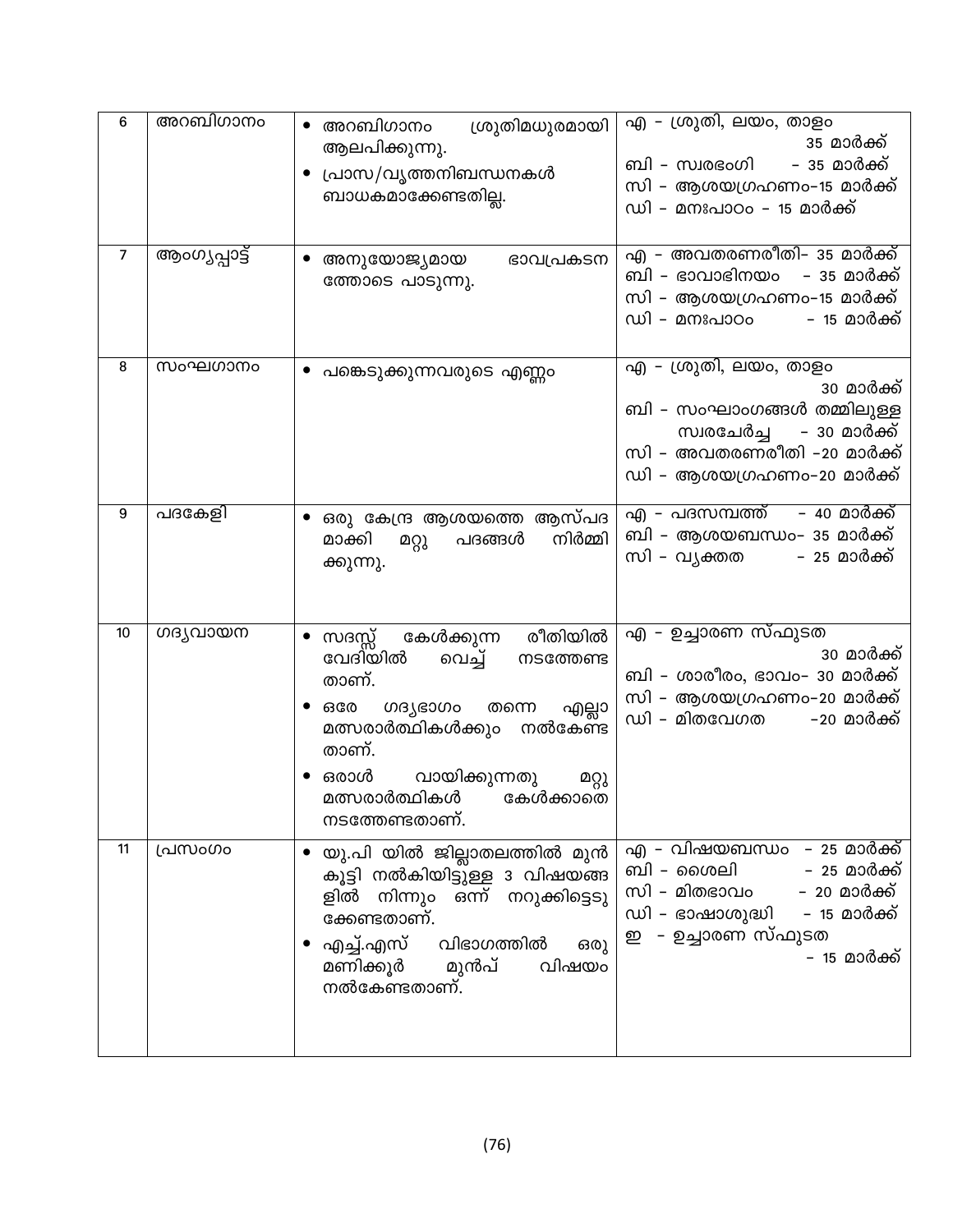| 6 | അറബിഗാനം | • അറബിഗാനം ശ്രുതിമധുരമായി ആലപിക്കുന്നു.<br>• പ്രാസ/വൃത്തനിബന്ധനകൾ ബാധകമാക്കേണ്ടതില്ല. | എ – ശ്രുതി, ലയം, താളം 35 മാർക്ക്<br>ബി – സ്വരഭംഗി – 35 മാർക്ക്<br>സി – ആശയഗ്രഹണം–15 മാർക്ക്<br>ഡി – മനഃപാഠം – 15 മാർക്ക് |
|---|---|---|---|
| 7 | ആംഗ്യപ്പാട്ട് | • അനുയോജ്യമായ ഭാവപ്രകടന ത്തോടെ പാടുന്നു. | എ – അവതരണരീതി– 35 മാർക്ക്<br>ബി – ഭാവാഭിനയം – 35 മാർക്ക്<br>സി – ആശയഗ്രഹണം–15 മാർക്ക്<br>ഡി – മനഃപാഠം – 15 മാർക്ക് |
| 8 | സംഘഗാനം | • പങ്കെടുക്കുന്നവരുടെ എണ്ണം | എ – ശ്രുതി, ലയം, താളം 30 മാർക്ക്<br>ബി – സംഘാംഗങ്ങൾ തമ്മിലുള്ള സ്വരചേർച്ച – 30 മാർക്ക്<br>സി – അവതരണരീതി –20 മാർക്ക്<br>ഡി – ആശയഗ്രഹണം–20 മാർക്ക് |
| 9 | പദകേളി | • ഒരു കേന്ദ്ര ആശയത്തെ ആസ്പദ മാക്കി മറ്റു പദങ്ങൾ നിർമ്മി ക്കുന്നു. | എ – പദസമ്പത്ത് – 40 മാർക്ക്<br>ബി – ആശയബന്ധം– 35 മാർക്ക്<br>സി – വ്യക്തത – 25 മാർക്ക് |
| 10 | ഗദ്യവായന | • സദസ്സ് കേൾക്കുന്ന രീതിയിൽ വേദിയിൽ വെച്ച് നടത്തേണ്ട താണ്.<br>• ഒരേ ഗദ്യഭാഗം തന്നെ എല്ലാ മത്സരാർത്ഥികൾക്കും നൽകേണ്ട താണ്.<br>• ഒരാൾ വായിക്കുന്നതു മറ്റു മത്സരാർത്ഥികൾ കേൾക്കാതെ നടത്തേണ്ടതാണ്. | എ – ഉച്ചാരണ സ്ഫുടത 30 മാർക്ക്<br>ബി – ശാരീരം, ഭാവം– 30 മാർക്ക്<br>സി – ആശയഗ്രഹണം–20 മാർക്ക്<br>ഡി – മിതവേഗത –20 മാർക്ക് |
| 11 | പ്രസംഗം | • യു.പി യിൽ ജില്ലാതലത്തിൽ മുൻ കൂട്ടി നൽകിയിട്ടുള്ള 3 വിഷയങ്ങ ളിൽ നിന്നും ഒന്ന് നറുക്കിട്ടെടു ക്കേണ്ടതാണ്.<br>• എച്ച്.എസ് വിഭാഗത്തിൽ ഒരു മണിക്കൂർ മുൻപ് വിഷയം നൽകേണ്ടതാണ്. | എ – വിഷയബന്ധം – 25 മാർക്ക്<br>ബി – ശൈലി – 25 മാർക്ക്<br>സി – മിതഭാവം – 20 മാർക്ക്<br>ഡി – ഭാഷാശുദ്ധി – 15 മാർക്ക്<br>ഇ – ഉച്ചാരണ സ്ഫുടത – 15 മാർക്ക് |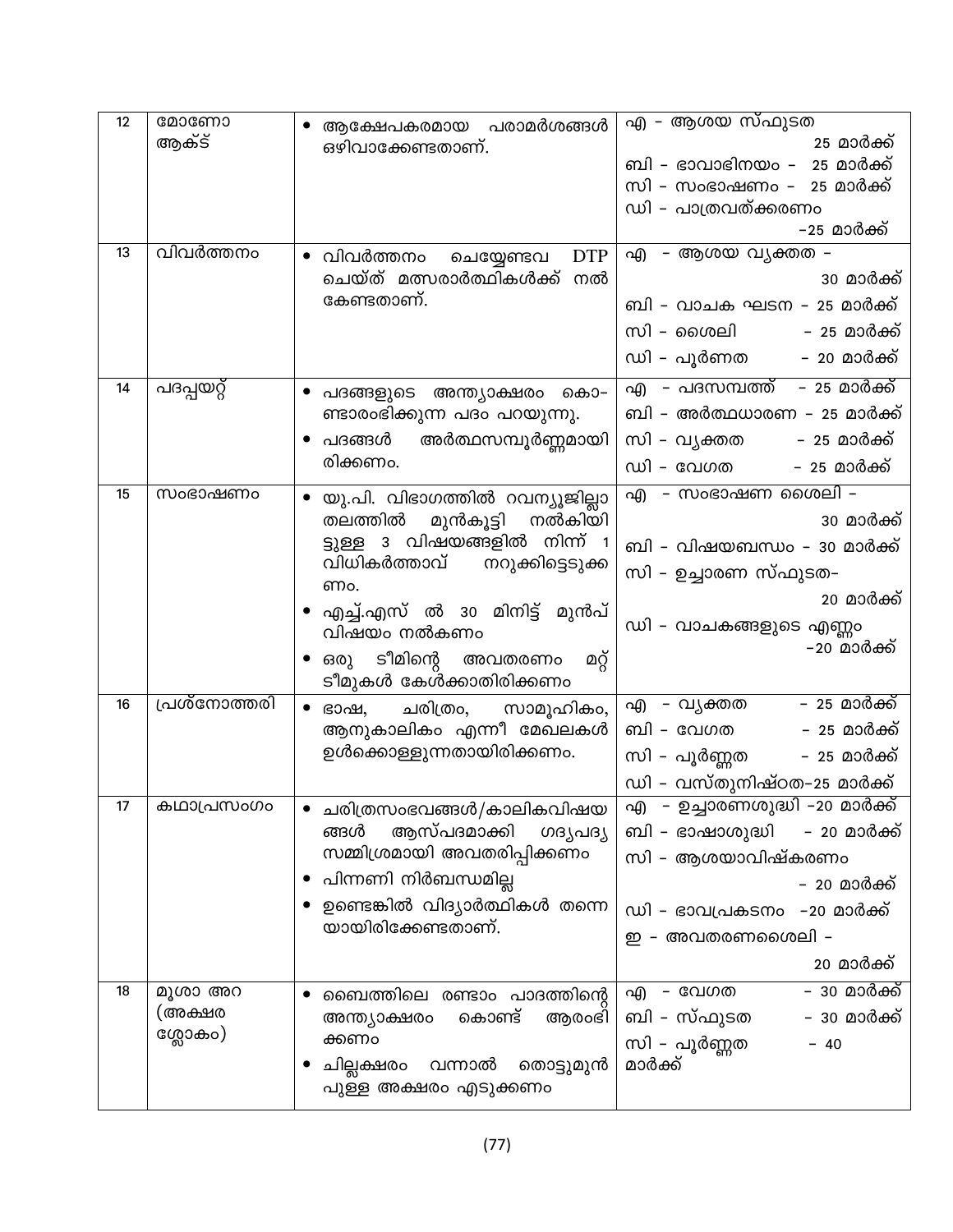| 12 | മോണോ ആക്ട് | • ആക്ഷേപകരമായ പരാമർശങ്ങൾ ഒഴിവാക്കേണ്ടതാണ്. | എ - ആശയ സ്ഫുടത 25 മാർക്ക്<br>ബി - ഭാവാഭിനയം - 25 മാർക്ക്<br>സി - സംഭാഷണം - 25 മാർക്ക്<br>ഡി - പാത്രവത്ക്കരണം -25 മാർക്ക് |
|---|---|---|---|
| 13 | വിവർത്തനം | • വിവർത്തനം ചെയ്യേണ്ടവ DTP ചെയ്ത് മത്സരാർത്ഥികൾക്ക് നൽ കേണ്ടതാണ്. | എ - ആശയ വ്യക്തത - 30 മാർക്ക്<br>ബി - വാചക ഘടന - 25 മാർക്ക്<br>സി - ശൈലി - 25 മാർക്ക്<br>ഡി - പൂർണത - 20 മാർക്ക് |
| 14 | പദപ്പയറ്റ് | • പദങ്ങളുടെ അന്ത്യാക്ഷരം കൊ-ണ്ടാരംഭിക്കുന്ന പദം പറയുന്നു.<br>• പദങ്ങൾ അർത്ഥസമ്പൂർണ്ണമായിരിക്കണം. | എ - പദസമ്പത്ത് - 25 മാർക്ക്<br>ബി - അർത്ഥധാരണ - 25 മാർക്ക്<br>സി - വ്യക്തത - 25 മാർക്ക്<br>ഡി - വേഗത - 25 മാർക്ക് |
| 15 | സംഭാഷണം | • യു.പി. വിഭാഗത്തിൽ റവന്യൂജില്ലാ തലത്തിൽ മുൻകൂട്ടി നൽകിയിട്ടുള്ള 3 വിഷയങ്ങളിൽ നിന്ന് 1 വിധികർത്താവ് നറുക്കിട്ടെടുക്കണം.<br>• എച്ച്.എസ് ൽ 30 മിനിട്ട് മുൻപ് വിഷയം നൽകണം<br>• ഒരു ടീമിന്റെ അവതരണം മറ്റ് ടീമുകൾ കേൾക്കാതിരിക്കണം | എ - സംഭാഷണ ശൈലി - 30 മാർക്ക്<br>ബി - വിഷയബന്ധം - 30 മാർക്ക്<br>സി - ഉച്ചാരണ സ്ഫുടത- 20 മാർക്ക്<br>ഡി - വാചകങ്ങളുടെ എണ്ണം -20 മാർക്ക് |
| 16 | പ്രശ്നോത്തരി | • ഭാഷ, ചരിത്രം, സാമൂഹികം, ആനുകാലികം എന്നീ മേഖലകൾ ഉൾക്കൊള്ളുന്നതായിരിക്കണം. | എ - വ്യക്തത - 25 മാർക്ക്<br>ബി - വേഗത - 25 മാർക്ക്<br>സി - പൂർണ്ണത - 25 മാർക്ക്<br>ഡി - വസ്തുനിഷ്ഠത-25 മാർക്ക് |
| 17 | കഥാപ്രസംഗം | • ചരിത്രസംഭവങ്ങൾ/കാലികവിഷയങ്ങൾ ആസ്പദമാക്കി ഗദ്യപദ്യ സമ്മിശ്രമായി അവതരിപ്പിക്കണം<br>• പിന്നണി നിർബന്ധമില്ല<br>• ഉണ്ടെങ്കിൽ വിദ്യാർത്ഥികൾ തന്നെയായിരിക്കേണ്ടതാണ്. | എ - ഉച്ചാരണശുദ്ധി -20 മാർക്ക്<br>ബി - ഭാഷാശുദ്ധി - 20 മാർക്ക്<br>സി - ആശയാവിഷ്കരണം - 20 മാർക്ക്<br>ഡി - ഭാവപ്രകടനം -20 മാർക്ക്<br>ഇ - അവതരണശൈലി - 20 മാർക്ക് |
| 18 | മൂശാ അറ (അക്ഷര ശ്ലോകം) | • ബൈത്തിലെ രണ്ടാം പാദത്തിന്റെ അന്ത്യാക്ഷരം കൊണ്ട് ആരംഭിക്കണം<br>• ചില്ലക്ഷരം വന്നാൽ തൊട്ടുമുൻപുള്ള അക്ഷരം എടുക്കണം | എ - വേഗത - 30 മാർക്ക്<br>ബി - സ്ഫുടത - 30 മാർക്ക്<br>സി - പൂർണ്ണത - 40 മാർക്ക് |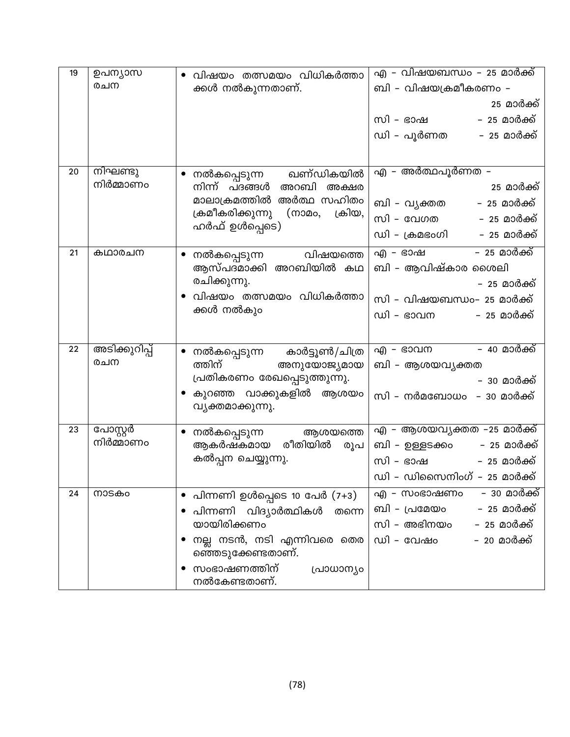| 19 | ഉപന്യാസ രചന | • വിഷയം തത്സമയം വിധികർത്താക്കൾ നൽകുന്നതാണ്. | എ - വിഷയബന്ധം - 25 മാർക്ക്<br>ബി - വിഷയക്രമീകരണം - 25 മാർക്ക്<br>സി - ഭാഷ - 25 മാർക്ക്<br>ഡി - പൂർണത - 25 മാർക്ക് |
|---|---|---|---|
| 20 | നിഘണ്ടു നിർമ്മാണം | • നൽകപ്പെടുന്ന ഖണ്ഡികയിൽ നിന്ന് പദങ്ങൾ അറബി അക്ഷര മാലാക്രമത്തിൽ അർത്ഥ സഹിതം ക്രമീകരിക്കുന്നു (നാമം, ക്രിയ, ഹർഫ് ഉൾപ്പെടെ) | എ - അർത്ഥപൂർണത - 25 മാർക്ക്<br>ബി - വ്യക്തത - 25 മാർക്ക്<br>സി - വേഗത - 25 മാർക്ക്<br>ഡി - ക്രമഭംഗി - 25 മാർക്ക് |
| 21 | കഥാരചന | • നൽകപ്പെടുന്ന വിഷയത്തെ ആസ്പദമാക്കി അറബിയിൽ കഥ രചിക്കുന്നു.<br>• വിഷയം തത്സമയം വിധികർത്താക്കൾ നൽകും | എ - ഭാഷ - 25 മാർക്ക്<br>ബി - ആവിഷ്കാര ശൈലി - 25 മാർക്ക്<br>സി - വിഷയബന്ധം- 25 മാർക്ക്<br>ഡി - ഭാവന - 25 മാർക്ക് |
| 22 | അടിക്കുറിപ്പ് രചന | • നൽകപ്പെടുന്ന കാർട്ടൂൺ/ചിത്രത്തിന് അനുയോജ്യമായ പ്രതികരണം രേഖപ്പെടുത്തുന്നു.<br>• കുറഞ്ഞ വാക്കുകളിൽ ആശയം വ്യക്തമാക്കുന്നു. | എ - ഭാവന - 40 മാർക്ക്<br>ബി - ആശയവ്യക്തത - 30 മാർക്ക്<br>സി - നർമബോധം - 30 മാർക്ക് |
| 23 | പോസ്റ്റർ നിർമ്മാണം | • നൽകപ്പെടുന്ന ആശയത്തെ ആകർഷകമായ രീതിയിൽ രൂപകൽപ്പന ചെയ്യുന്നു. | എ - ആശയവ്യക്തത -25 മാർക്ക്<br>ബി - ഉള്ളടക്കം - 25 മാർക്ക്<br>സി - ഭാഷ - 25 മാർക്ക്<br>ഡി - ഡിസൈനിംഗ് - 25 മാർക്ക് |
| 24 | നാടകം | • പിന്നണി ഉൾപ്പെടെ 10 പേർ (7+3)<br>• പിന്നണി വിദ്യാർത്ഥികൾ തന്നെയായിരിക്കണം<br>• നല്ല നടൻ, നടി എന്നിവരെ തെരഞ്ഞെടുക്കേണ്ടതാണ്.<br>• സംഭാഷണത്തിന് പ്രാധാന്യം നൽകേണ്ടതാണ്. | എ - സംഭാഷണം - 30 മാർക്ക്<br>ബി - പ്രമേയം - 25 മാർക്ക്<br>സി - അഭിനയം - 25 മാർക്ക്<br>ഡി - വേഷം - 20 മാർക്ക് |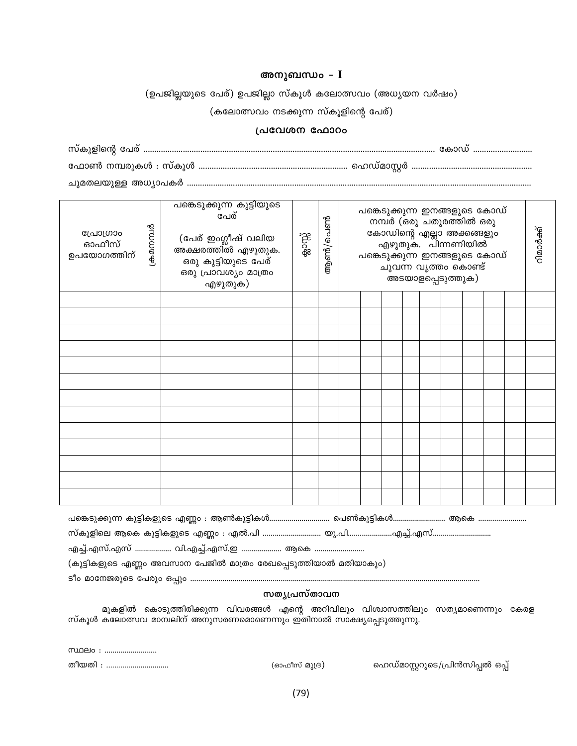## അനുബന്ധം – I

(ഉപജില്ലയുടെ പേര്) ഉപജില്ലാ സ്കൂൾ കലോത്സവം (അധ്യയന വർഷം)

(കലോത്സവം നടക്കുന്ന സ്കൂളിന്റെ പേര്)

### പ്രവേശന ഫോറം

സ്കൂളിന്റെ പേര് ............................................................................................................................... കോഡ് ..........................

ഫോൺ നമ്പരുകൾ : സ്കൂൾ .................................................................. ഹെഡ്മാസ്റ്റർ ......................................................

ചുമതലയുള്ള അധ്യാപകർ ..........................................................................................................................................

| പ്രോഗ്രാം ഓഫീസ് ഉപയോഗത്തിന് | ക്രമനമ്പർ | പങ്കെടുക്കുന്ന കുട്ടിയുടെ പേര് (പേര് ഇംഗ്ലീഷ് വലിയ അക്ഷരത്തിൽ എഴുതുക. ഒരു കുട്ടിയുടെ പേര് ഒരു പ്രാവശ്യം മാത്രം എഴുതുക) | ക്ലാസ്സ് | ആൺ/പെൺ | പങ്കെടുക്കുന്ന ഇനങ്ങളുടെ കോഡ് നമ്പർ (ഒരു ചതുരത്തിൽ ഒരു കോഡിന്റെ എല്ലാ അക്കങ്ങളും എഴുതുക. പിന്നണിയിൽ പങ്കെടുക്കുന്ന ഇനങ്ങളുടെ കോഡ് ചുവന്ന വൃത്തം കൊണ്ട് അടയാളപ്പെടുത്തുക) | | | | | | | | | റിമാർക്ക് |
|---|---|---|---|---|---|---|---|---|---|---|---|---|---|---|
| | | | | | | | | | | | | | | |
| | | | | | | | | | | | | | | |
| | | | | | | | | | | | | | | |
| | | | | | | | | | | | | | | |
| | | | | | | | | | | | | | | |
| | | | | | | | | | | | | | | |
| | | | | | | | | | | | | | | |
| | | | | | | | | | | | | | | |
| | | | | | | | | | | | | | | |
| | | | | | | | | | | | | | | |
| | | | | | | | | | | | | | | |
| | | | | | | | | | | | | | | |
| | | | | | | | | | | | | | | |

പങ്കെടുക്കുന്ന കുട്ടികളുടെ എണ്ണം : ആൺകുട്ടികൾ............................. പെൺകുട്ടികൾ.......................... ആകെ .......................

സ്കൂളിലെ ആകെ കുട്ടികളുടെ എണ്ണം : എൽ.പി ............................ യു.പി.....................എച്ച്.എസ്............................

എച്ച്.എസ്.എസ് ................. വി.എച്ച്.എസ്.ഇ ................... ആകെ .........................

(കുട്ടികളുടെ എണ്ണം അവസാന പേജിൽ മാത്രം രേഖപ്പെടുത്തിയാൽ മതിയാകും)

ടീം മാനേജരുടെ പേരും ഒപ്പും ...........................................................................................................................................

### സത്യപ്രസ്താവന

മുകളിൽ കൊടുത്തിരിക്കുന്ന വിവരങ്ങൾ എന്റെ അറിവിലും വിശ്വാസത്തിലും സത്യമാണെന്നും കേരള സ്കൂൾ കലോത്സവ മാന്വലിന് അനുസരണമാണെന്നും ഇതിനാൽ സാക്ഷ്യപ്പെടുത്തുന്നു.

സ്ഥലം : .........................

തീയതി : ..............................                (ഓഫീസ് മുദ്ര)                ഹെഡ്മാസ്റ്ററുടെ/പ്രിൻസിപ്പൽ ഒപ്പ്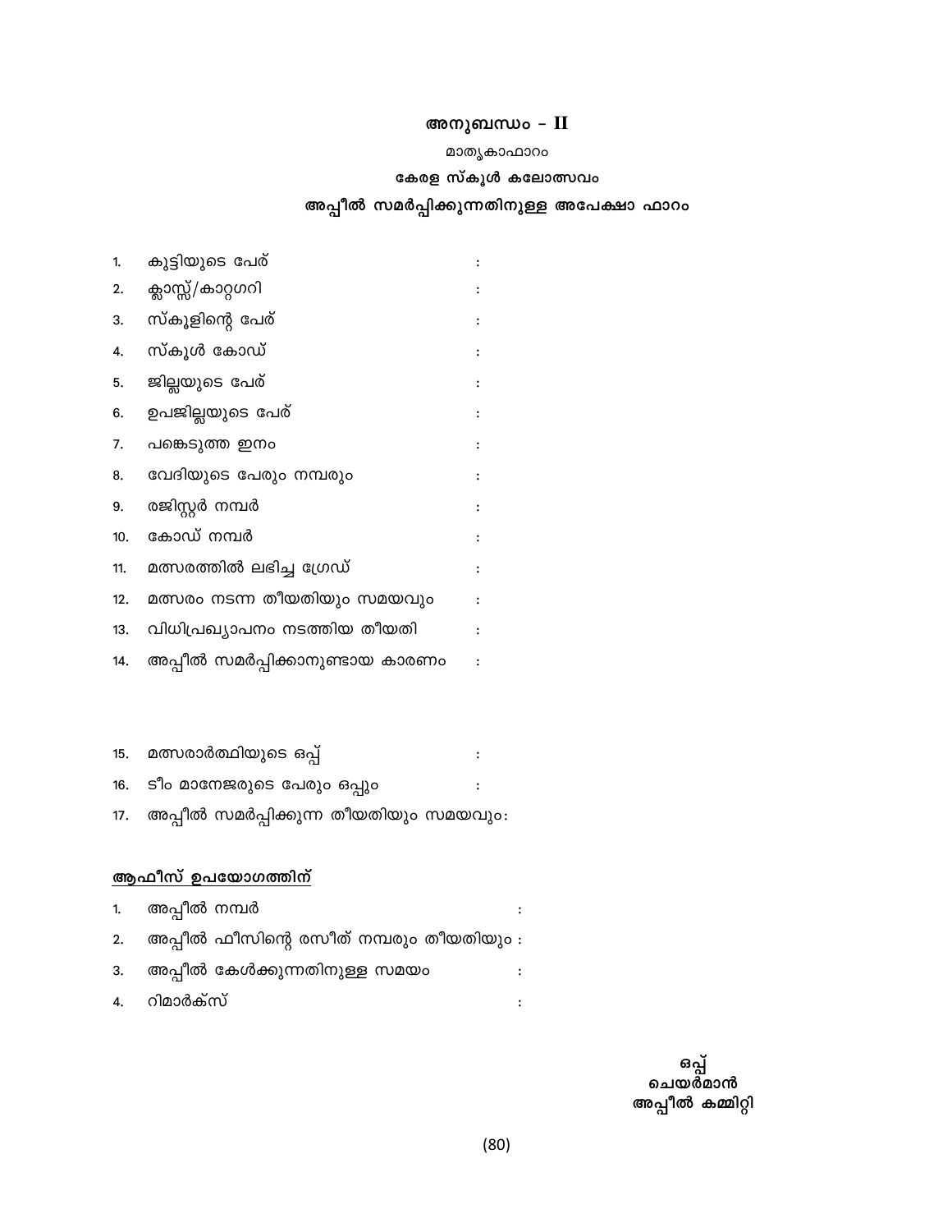## അനുബന്ധം – II

മാതൃകാഫാറം

### കേരള സ്കൂൾ കലോത്സവം

### അപ്പീൽ സമർപ്പിക്കുന്നതിനുള്ള അപേക്ഷാ ഫാറം

1. കുട്ടിയുടെ പേര് :
2. ക്ലാസ്സ്/കാറ്റഗറി :
3. സ്കൂളിന്റെ പേര് :
4. സ്കൂൾ കോഡ് :
5. ജില്ലയുടെ പേര് :
6. ഉപജില്ലയുടെ പേര് :
7. പങ്കെടുത്ത ഇനം :
8. വേദിയുടെ പേരും നമ്പരും :
9. രജിസ്റ്റർ നമ്പർ :
10. കോഡ് നമ്പർ :
11. മത്സരത്തിൽ ലഭിച്ച ഗ്രേഡ് :
12. മത്സരം നടന്ന തീയതിയും സമയവും :
13. വിധിപ്രഖ്യാപനം നടത്തിയ തീയതി :
14. അപ്പീൽ സമർപ്പിക്കാനുണ്ടായ കാരണം :

15. മത്സരാർത്ഥിയുടെ ഒപ്പ് :
16. ടീം മാനേജരുടെ പേരും ഒപ്പും :
17. അപ്പീൽ സമർപ്പിക്കുന്ന തീയതിയും സമയവും:

<u>**ആഫീസ് ഉപയോഗത്തിന്**</u>

1. അപ്പീൽ നമ്പർ :
2. അപ്പീൽ ഫീസിന്റെ രസീത് നമ്പരും തീയതിയും :
3. അപ്പീൽ കേൾക്കുന്നതിനുള്ള സമയം :
4. റിമാർക്സ് :

**ഒപ്പ്**
**ചെയർമാൻ**
**അപ്പീൽ കമ്മിറ്റി**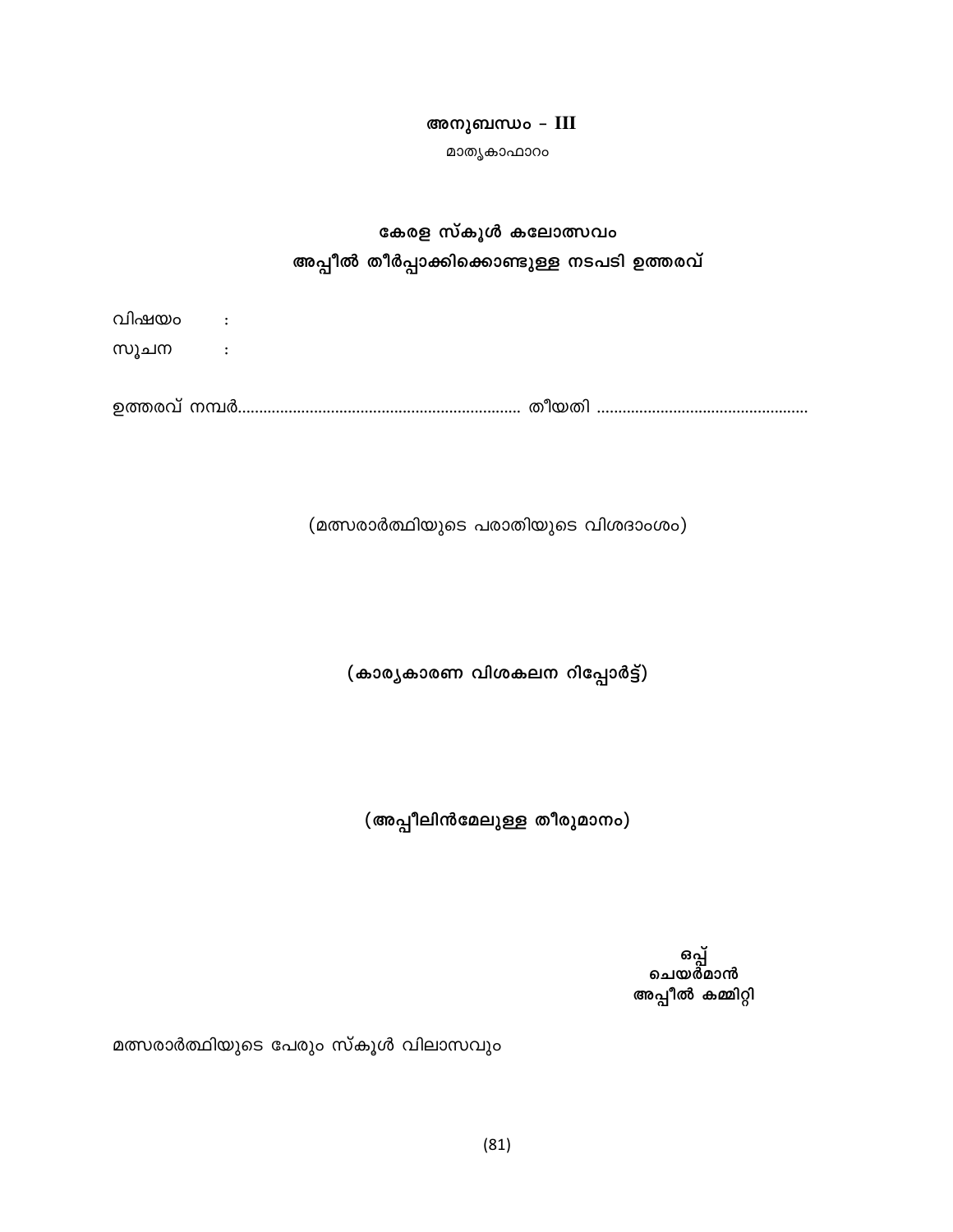**അനുബന്ധം – III**

മാതൃകാഫാറം

## കേരള സ്കൂൾ കലോത്സവം
## അപ്പീൽ തീർപ്പാക്കിക്കൊണ്ടുള്ള നടപടി ഉത്തരവ്

വിഷയം :

സൂചന :

ഉത്തരവ് നമ്പർ.................................................................. തീയതി .................................................

(മത്സരാർത്ഥിയുടെ പരാതിയുടെ വിശദാംശം)

**(കാര്യകാരണ വിശകലന റിപ്പോർട്ട്)**

**(അപ്പീലിൻമേലുള്ള തീരുമാനം)**

**ഒപ്പ്**
**ചെയർമാൻ**
**അപ്പീൽ കമ്മിറ്റി**

മത്സരാർത്ഥിയുടെ പേരും സ്കൂൾ വിലാസവും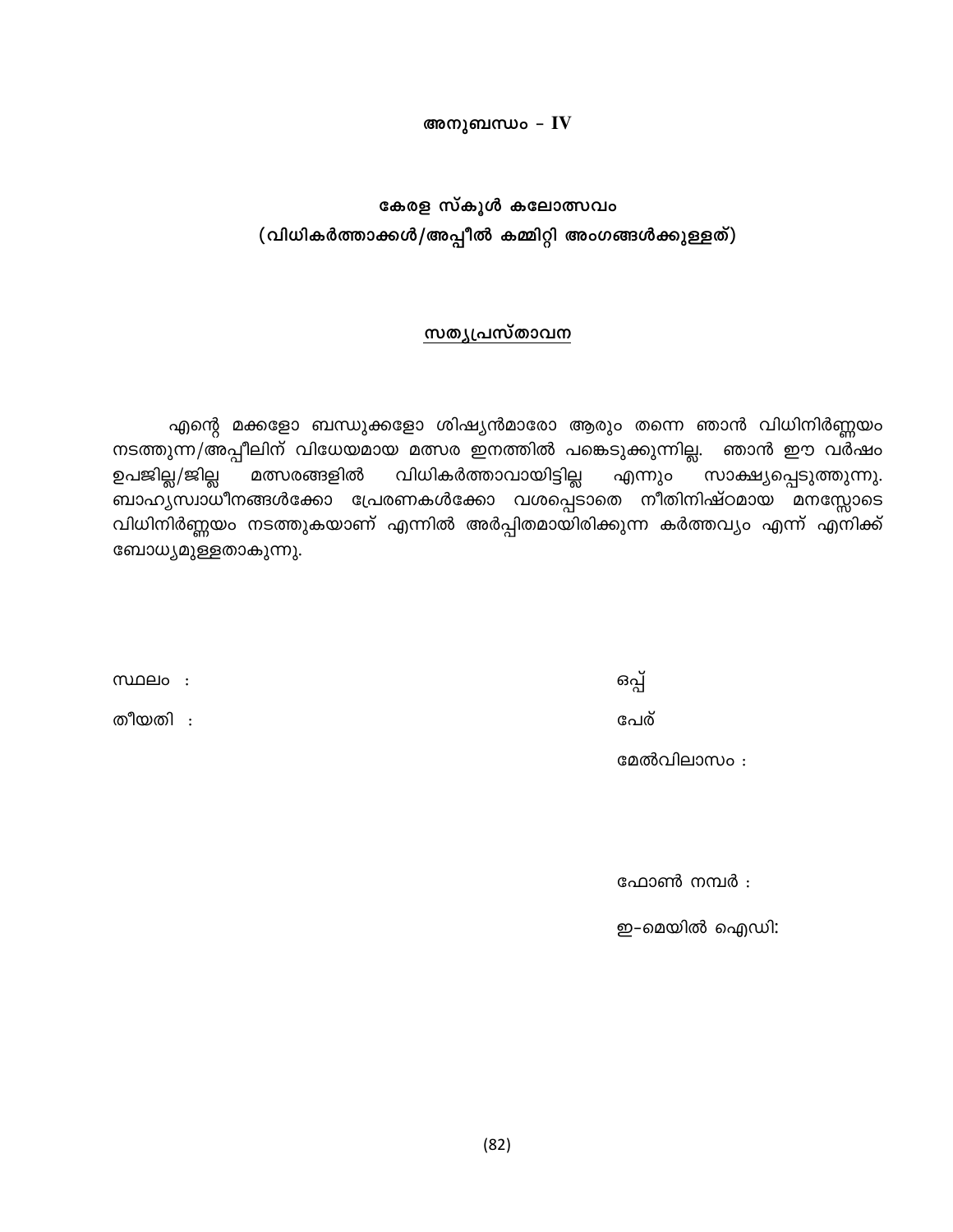**അനുബന്ധം - IV**

## കേരള സ്കൂൾ കലോത്സവം
## (വിധികർത്താക്കൾ/അപ്പീൽ കമ്മിറ്റി അംഗങ്ങൾക്കുള്ളത്)

### സത്യപ്രസ്താവന

എന്റെ മക്കളോ ബന്ധുക്കളോ ശിഷ്യൻമാരോ ആരും തന്നെ ഞാൻ വിധിനിർണ്ണയം നടത്തുന്ന/അപ്പീലിന് വിധേയമായ മത്സര ഇനത്തിൽ പങ്കെടുക്കുന്നില്ല. ഞാൻ ഈ വർഷം ഉപജില്ല/ജില്ല മത്സരങ്ങളിൽ വിധികർത്താവായിട്ടില്ല എന്നും സാക്ഷ്യപ്പെടുത്തുന്നു. ബാഹ്യസ്വാധീനങ്ങൾക്കോ പ്രേരണകൾക്കോ വശപ്പെടാതെ നീതിനിഷ്ഠമായ മനസ്സോടെ വിധിനിർണ്ണയം നടത്തുകയാണ് എന്നിൽ അർപ്പിതമായിരിക്കുന്ന കർത്തവ്യം എന്ന് എനിക്ക് ബോധ്യമുള്ളതാകുന്നു.

സ്ഥലം :

തീയതി :

ഒപ്പ്

പേര്

മേൽവിലാസം :

ഫോൺ നമ്പർ :

ഇ-മെയിൽ ഐഡി: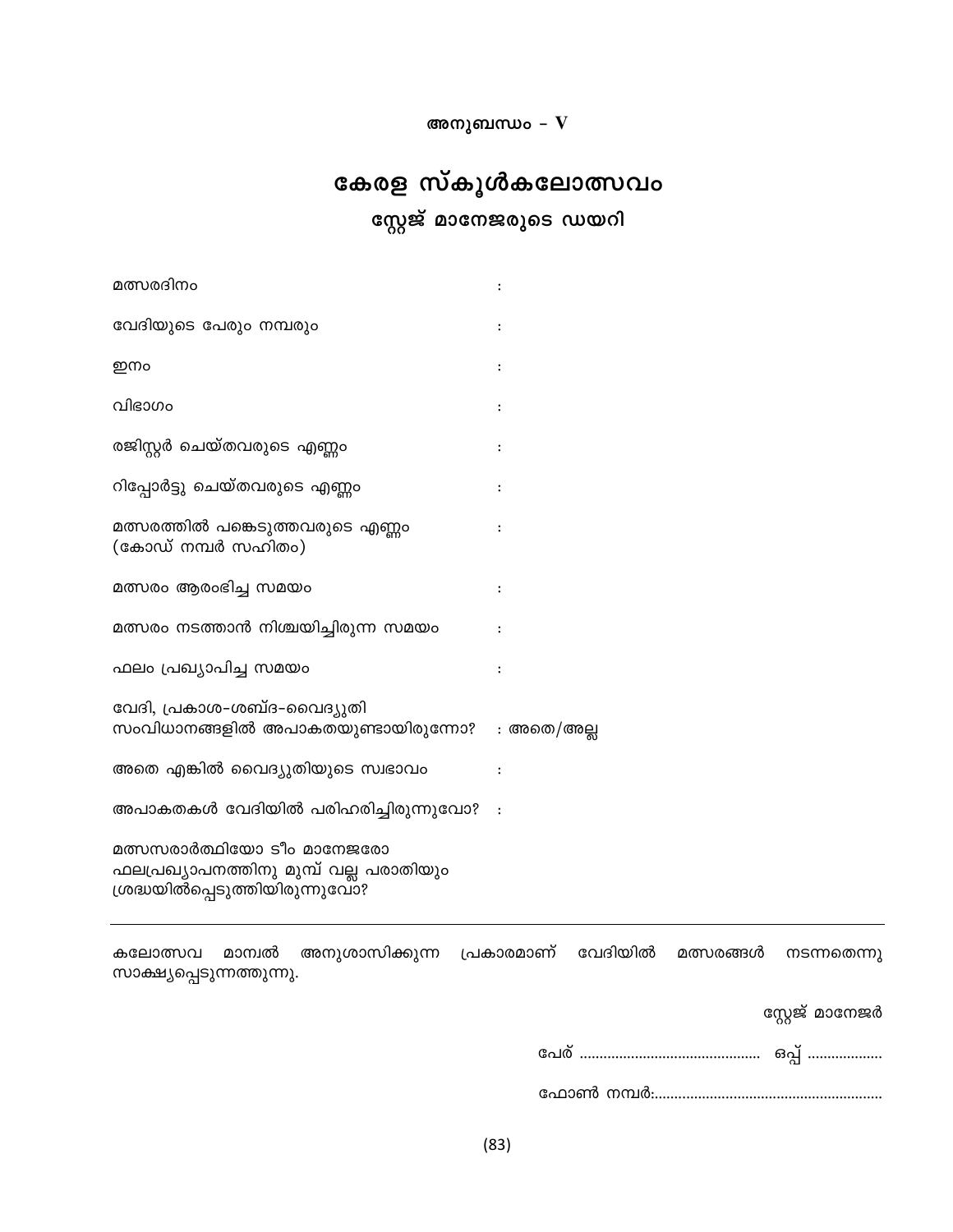**അനുബന്ധം - V**

# കേരള സ്കൂൾകലോത്സവം

## സ്റ്റേജ് മാനേജരുടെ ഡയറി

| | |
|---|---|
| മത്സരദിനം | : |
| വേദിയുടെ പേരും നമ്പരും | : |
| ഇനം | : |
| വിഭാഗം | : |
| രജിസ്റ്റർ ചെയ്തവരുടെ എണ്ണം | : |
| റിപ്പോർട്ടു ചെയ്തവരുടെ എണ്ണം | : |
| മത്സരത്തിൽ പങ്കെടുത്തവരുടെ എണ്ണം (കോഡ് നമ്പർ സഹിതം) | : |
| മത്സരം ആരംഭിച്ച സമയം | : |
| മത്സരം നടത്താൻ നിശ്ചയിച്ചിരുന്ന സമയം | : |
| ഫലം പ്രഖ്യാപിച്ച സമയം | : |
| വേദി, പ്രകാശ-ശബ്ദ-വൈദ്യുതി സംവിധാനങ്ങളിൽ അപാകതയുണ്ടായിരുന്നോ? | : അതെ/അല്ല |
| അതെ എങ്കിൽ വൈദ്യുതിയുടെ സ്വഭാവം | : |
| അപാകതകൾ വേദിയിൽ പരിഹരിച്ചിരുന്നുവോ? | : |
| മത്സസരാർത്ഥിയോ ടീം മാനേജരോ ഫലപ്രഖ്യാപനത്തിനു മുമ്പ് വല്ല പരാതിയും ശ്രദ്ധയിൽപ്പെടുത്തിയിരുന്നുവോ? | |

---

കലോത്സവ മാന്വൽ അനുശാസിക്കുന്ന പ്രകാരമാണ് വേദിയിൽ മത്സരങ്ങൾ നടന്നതെന്നു സാക്ഷ്യപ്പെടുന്നത്തുന്നു.

സ്റ്റേജ് മാനേജർ

പേര് ............................................ ഒപ്പ് ..................

ഫോൺ നമ്പർ:.........................................................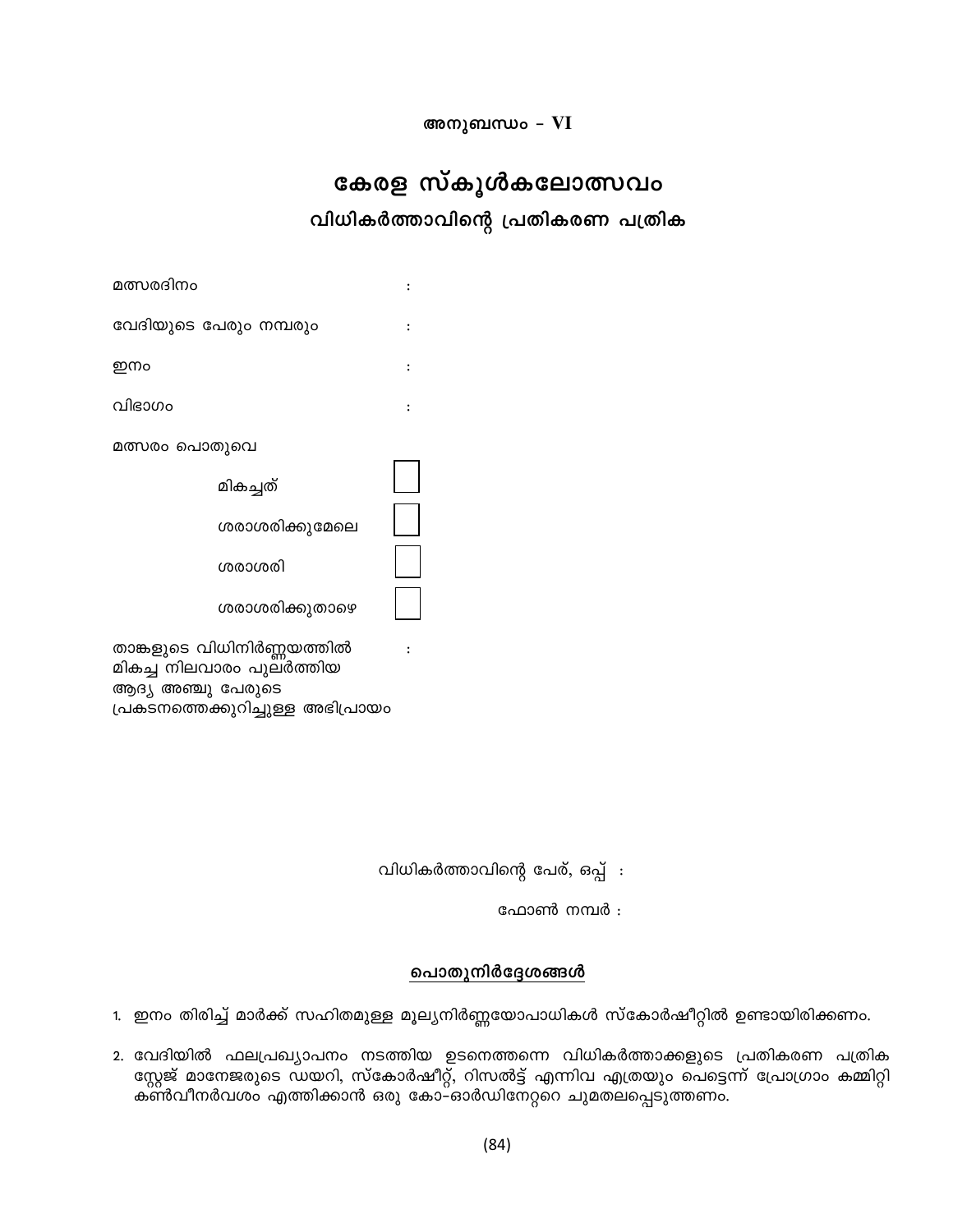അനുബന്ധം - VI

# കേരള സ്കൂൾകലോത്സവം

## വിധികർത്താവിന്റെ പ്രതികരണ പത്രിക

മത്സരദിനം :

വേദിയുടെ പേരും നമ്പരും :

ഇനം :

വിഭാഗം :

മത്സരം പൊതുവെ

- മികച്ചത് ☐
- ശരാശരിക്കുമേലെ ☐
- ശരാശരി ☐
- ശരാശരിക്കുതാഴെ ☐

താങ്കളുടെ വിധിനിർണ്ണയത്തിൽ മികച്ച നിലവാരം പുലർത്തിയ ആദ്യ അഞ്ചു പേരുടെ പ്രകടനത്തെക്കുറിച്ചുള്ള അഭിപ്രായം :

വിധികർത്താവിന്റെ പേര്, ഒപ്പ് :

ഫോൺ നമ്പർ :

### പൊതുനിർദ്ദേശങ്ങൾ

1. ഇനം തിരിച്ച് മാർക്ക് സഹിതമുള്ള മൂല്യനിർണ്ണയോപാധികൾ സ്കോർഷീറ്റിൽ ഉണ്ടായിരിക്കണം.
2. വേദിയിൽ ഫലപ്രഖ്യാപനം നടത്തിയ ഉടനെത്തന്നെ വിധികർത്താക്കളുടെ പ്രതികരണ പത്രിക സ്റ്റേജ് മാനേജരുടെ ഡയറി, സ്കോർഷീറ്റ്, റിസൽട്ട് എന്നിവ എത്രയും പെട്ടെന്ന് പ്രോഗ്രാം കമ്മിറ്റി കൺവീനർവശം എത്തിക്കാൻ ഒരു കോ-ഓർഡിനേറ്ററെ ചുമതലപ്പെടുത്തണം.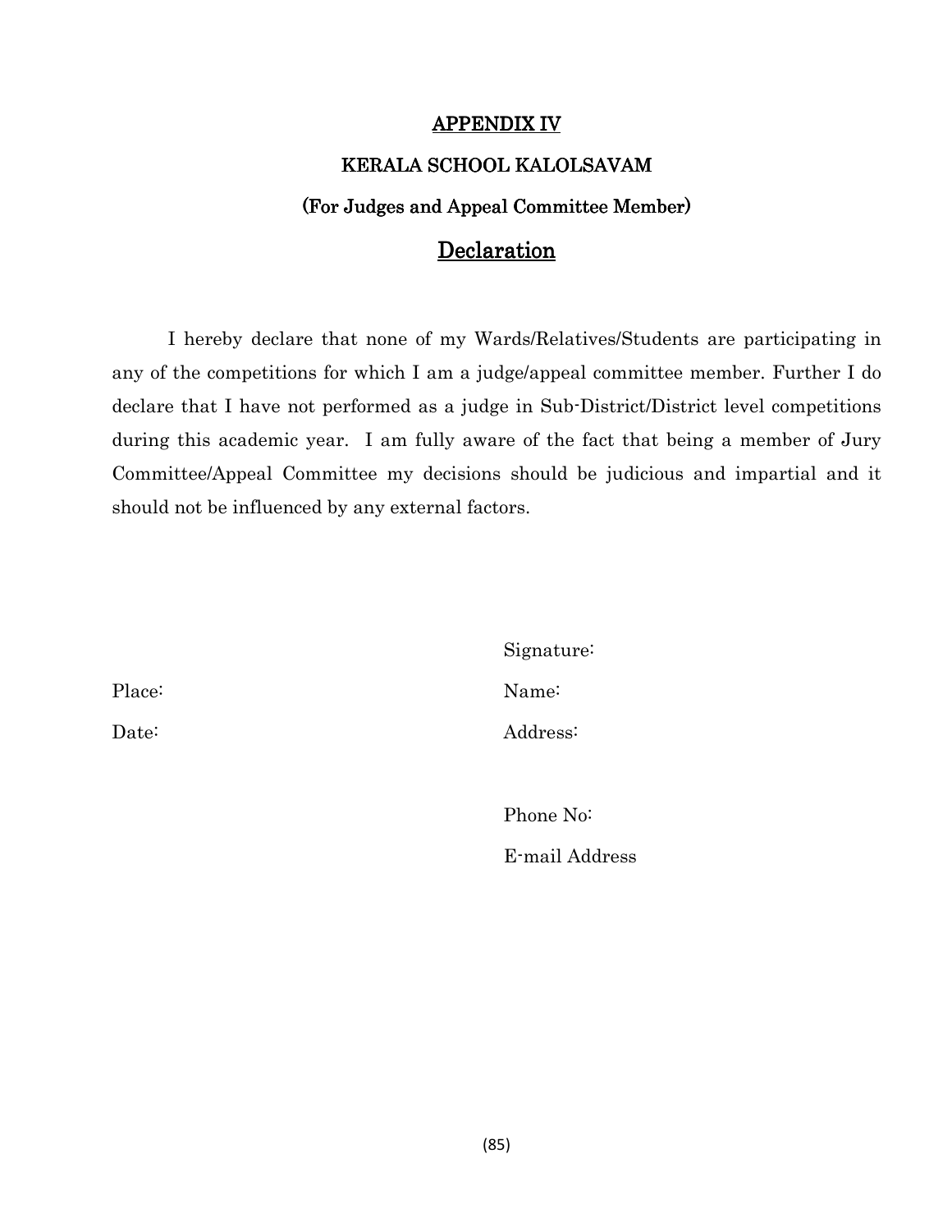# APPENDIX IV

## KERALA SCHOOL KALOLSAVAM

### (For Judges and Appeal Committee Member)

## Declaration

I hereby declare that none of my Wards/Relatives/Students are participating in any of the competitions for which I am a judge/appeal committee member. Further I do declare that I have not performed as a judge in Sub-District/District level competitions during this academic year. I am fully aware of the fact that being a member of Jury Committee/Appeal Committee my decisions should be judicious and impartial and it should not be influenced by any external factors.

Signature:

Place:

Name:

Date:

Address:

Phone No:

E-mail Address